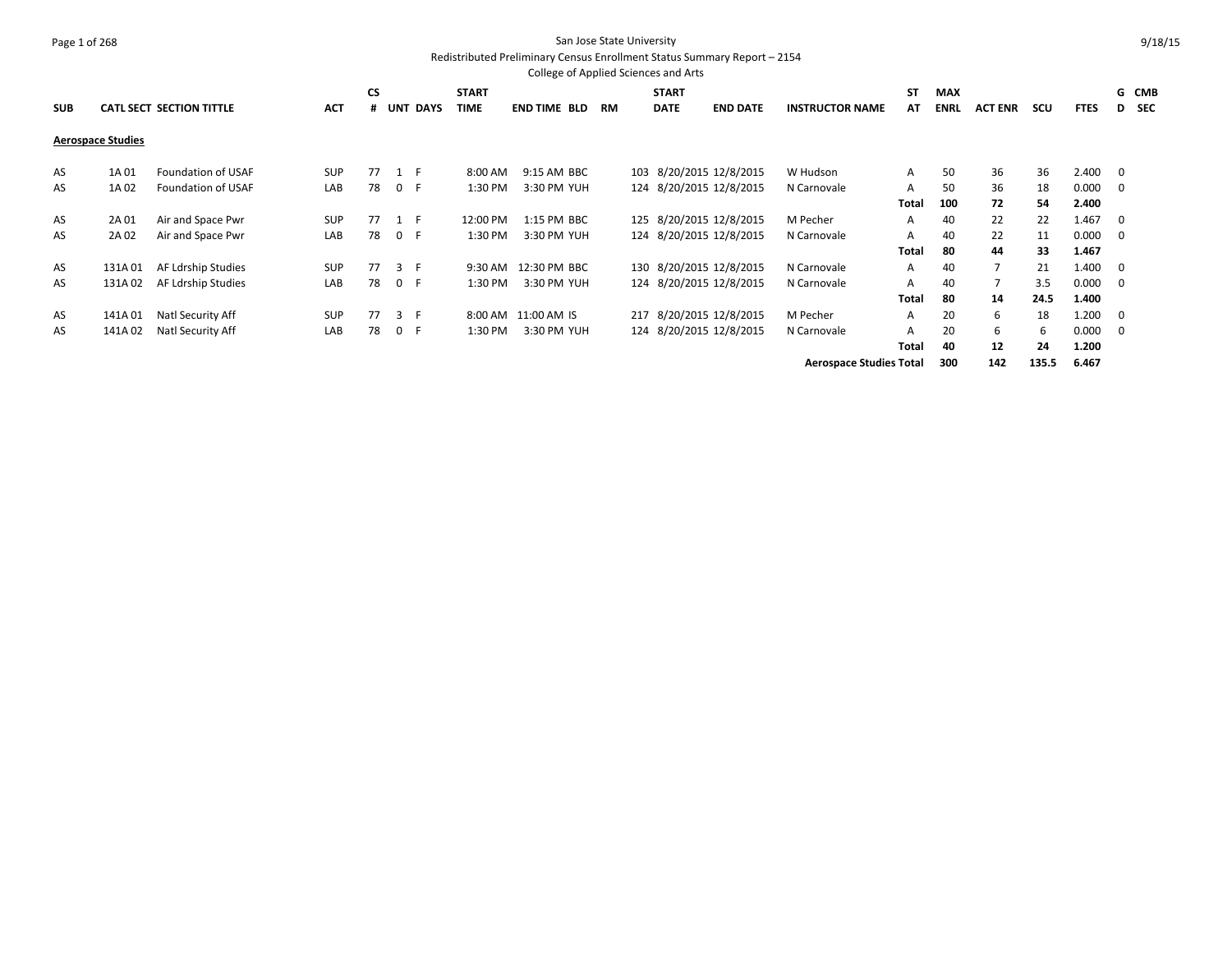# San Jose State University

## Redistributed Preliminary Census Enrollment Status Summary Report – 2154

### College of Applied Sciences and Arts

| SUB | CATL | SECT | SECTION TITTLE | ACT | CS # | UNT | DAYS | START TIME | END TIME | BLD | RM | START DATE | END DATE | INSTRUCTOR NAME | ST AT | MAX ENRL | ACT ENR | SCU | FTES | G D | CMB SEC |
|---|---|---|---|---|---|---|---|---|---|---|---|---|---|---|---|---|---|---|---|---|---|
| **Aerospace Studies** | | | | | | | | | | | | | | | | | | | | | |
| AS | 1A | 01 | Foundation of USAF | SUP | 77 | 1 | F | 8:00 AM | 9:15 AM | BBC | 103 | 8/20/2015 | 12/8/2015 | W Hudson | A | 50 | 36 | 36 | 2.400 | 0 | |
| AS | 1A | 02 | Foundation of USAF | LAB | 78 | 0 | F | 1:30 PM | 3:30 PM | YUH | 124 | 8/20/2015 | 12/8/2015 | N Carnovale | A | 50 | 36 | 18 | 0.000 | 0 | |
| | | | | | | | | | | | | | | | **Total** | **100** | **72** | **54** | **2.400** | | |
| AS | 2A | 01 | Air and Space Pwr | SUP | 77 | 1 | F | 12:00 PM | 1:15 PM | BBC | 125 | 8/20/2015 | 12/8/2015 | M Pecher | A | 40 | 22 | 22 | 1.467 | 0 | |
| AS | 2A | 02 | Air and Space Pwr | LAB | 78 | 0 | F | 1:30 PM | 3:30 PM | YUH | 124 | 8/20/2015 | 12/8/2015 | N Carnovale | A | 40 | 22 | 11 | 0.000 | 0 | |
| | | | | | | | | | | | | | | | **Total** | **80** | **44** | **33** | **1.467** | | |
| AS | 131A | 01 | AF Ldrship Studies | SUP | 77 | 3 | F | 9:30 AM | 12:30 PM | BBC | 130 | 8/20/2015 | 12/8/2015 | N Carnovale | A | 40 | 7 | 21 | 1.400 | 0 | |
| AS | 131A | 02 | AF Ldrship Studies | LAB | 78 | 0 | F | 1:30 PM | 3:30 PM | YUH | 124 | 8/20/2015 | 12/8/2015 | N Carnovale | A | 40 | 7 | 3.5 | 0.000 | 0 | |
| | | | | | | | | | | | | | | | **Total** | **80** | **14** | **24.5** | **1.400** | | |
| AS | 141A | 01 | Natl Security Aff | SUP | 77 | 3 | F | 8:00 AM | 11:00 AM | IS | 217 | 8/20/2015 | 12/8/2015 | M Pecher | A | 20 | 6 | 18 | 1.200 | 0 | |
| AS | 141A | 02 | Natl Security Aff | LAB | 78 | 0 | F | 1:30 PM | 3:30 PM | YUH | 124 | 8/20/2015 | 12/8/2015 | N Carnovale | A | 20 | 6 | 6 | 0.000 | 0 | |
| | | | | | | | | | | | | | | | **Total** | **40** | **12** | **24** | **1.200** | | |
| | | | | | | | | | | | | | | **Aerospace Studies Total** | | **300** | **142** | **135.5** | **6.467** | | |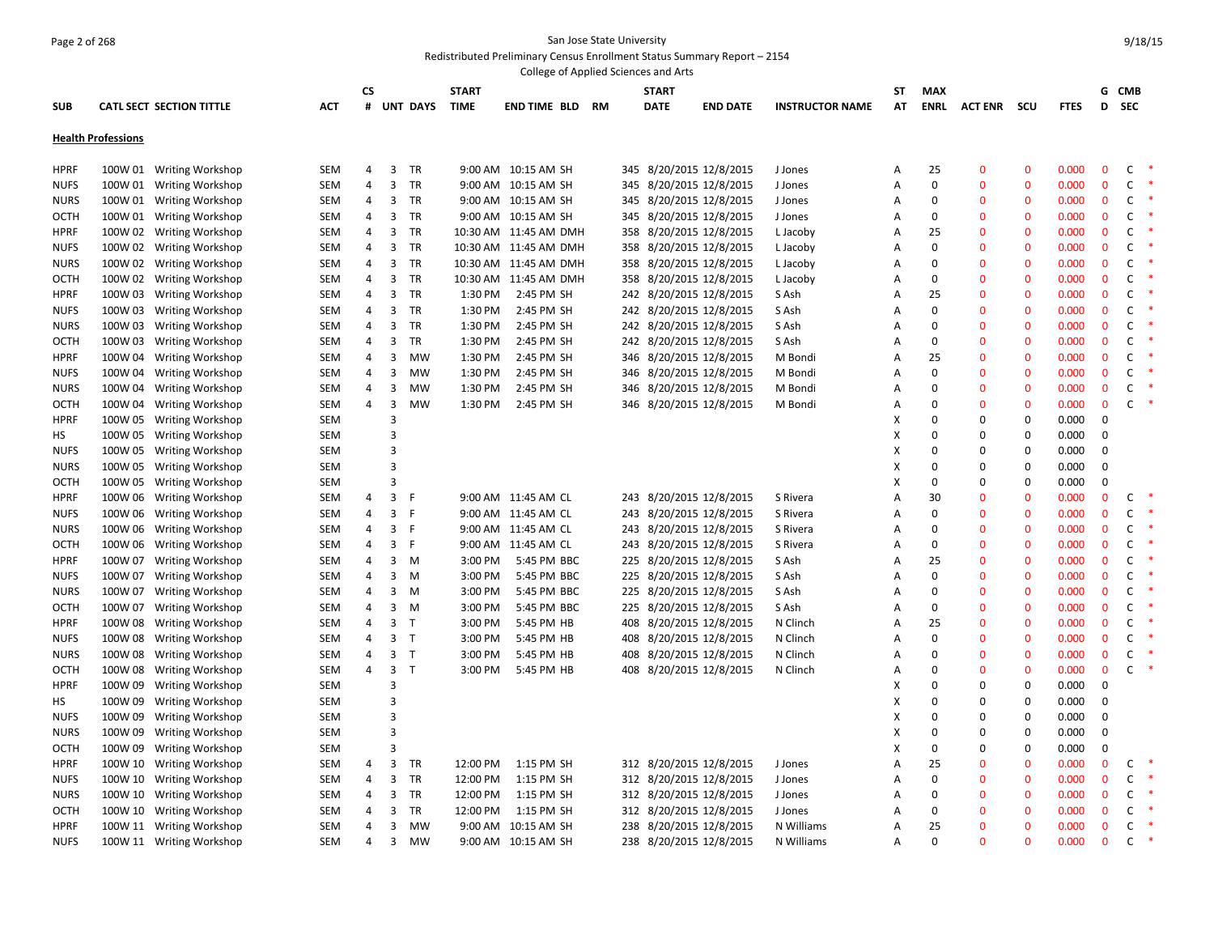San Jose State University
Redistributed Preliminary Census Enrollment Status Summary Report – 2154
College of Applied Sciences and Arts

9/18/15

## Health Professions

| SUB | CATL SECT | SECTION TITTLE | ACT | CS # | UNT | DAYS | START TIME | END TIME | BLD | RM | START DATE | END DATE | INSTRUCTOR NAME | ST AT | MAX ENRL | ACT ENR | SCU | FTES | G D | CMB SEC |
|---|---|---|---|---|---|---|---|---|---|---|---|---|---|---|---|---|---|---|---|---|
| HPRF | 100W 01 | Writing Workshop | SEM | 4 | 3 | TR | 9:00 AM | 10:15 AM | SH | 345 | 8/20/2015 | 12/8/2015 | J Jones | A | 25 | 0 | 0 | 0.000 | 0 | C * |
| NUFS | 100W 01 | Writing Workshop | SEM | 4 | 3 | TR | 9:00 AM | 10:15 AM | SH | 345 | 8/20/2015 | 12/8/2015 | J Jones | A | 0 | 0 | 0 | 0.000 | 0 | C * |
| NURS | 100W 01 | Writing Workshop | SEM | 4 | 3 | TR | 9:00 AM | 10:15 AM | SH | 345 | 8/20/2015 | 12/8/2015 | J Jones | A | 0 | 0 | 0 | 0.000 | 0 | C * |
| OCTH | 100W 01 | Writing Workshop | SEM | 4 | 3 | TR | 9:00 AM | 10:15 AM | SH | 345 | 8/20/2015 | 12/8/2015 | J Jones | A | 0 | 0 | 0 | 0.000 | 0 | C * |
| HPRF | 100W 02 | Writing Workshop | SEM | 4 | 3 | TR | 10:30 AM | 11:45 AM | DMH | 358 | 8/20/2015 | 12/8/2015 | L Jacoby | A | 25 | 0 | 0 | 0.000 | 0 | C * |
| NUFS | 100W 02 | Writing Workshop | SEM | 4 | 3 | TR | 10:30 AM | 11:45 AM | DMH | 358 | 8/20/2015 | 12/8/2015 | L Jacoby | A | 0 | 0 | 0 | 0.000 | 0 | C * |
| NURS | 100W 02 | Writing Workshop | SEM | 4 | 3 | TR | 10:30 AM | 11:45 AM | DMH | 358 | 8/20/2015 | 12/8/2015 | L Jacoby | A | 0 | 0 | 0 | 0.000 | 0 | C * |
| OCTH | 100W 02 | Writing Workshop | SEM | 4 | 3 | TR | 10:30 AM | 11:45 AM | DMH | 358 | 8/20/2015 | 12/8/2015 | L Jacoby | A | 0 | 0 | 0 | 0.000 | 0 | C * |
| HPRF | 100W 03 | Writing Workshop | SEM | 4 | 3 | TR | 1:30 PM | 2:45 PM | SH | 242 | 8/20/2015 | 12/8/2015 | S Ash | A | 25 | 0 | 0 | 0.000 | 0 | C * |
| NUFS | 100W 03 | Writing Workshop | SEM | 4 | 3 | TR | 1:30 PM | 2:45 PM | SH | 242 | 8/20/2015 | 12/8/2015 | S Ash | A | 0 | 0 | 0 | 0.000 | 0 | C * |
| NURS | 100W 03 | Writing Workshop | SEM | 4 | 3 | TR | 1:30 PM | 2:45 PM | SH | 242 | 8/20/2015 | 12/8/2015 | S Ash | A | 0 | 0 | 0 | 0.000 | 0 | C * |
| OCTH | 100W 03 | Writing Workshop | SEM | 4 | 3 | TR | 1:30 PM | 2:45 PM | SH | 242 | 8/20/2015 | 12/8/2015 | S Ash | A | 0 | 0 | 0 | 0.000 | 0 | C * |
| HPRF | 100W 04 | Writing Workshop | SEM | 4 | 3 | MW | 1:30 PM | 2:45 PM | SH | 346 | 8/20/2015 | 12/8/2015 | M Bondi | A | 25 | 0 | 0 | 0.000 | 0 | C * |
| NUFS | 100W 04 | Writing Workshop | SEM | 4 | 3 | MW | 1:30 PM | 2:45 PM | SH | 346 | 8/20/2015 | 12/8/2015 | M Bondi | A | 0 | 0 | 0 | 0.000 | 0 | C * |
| NURS | 100W 04 | Writing Workshop | SEM | 4 | 3 | MW | 1:30 PM | 2:45 PM | SH | 346 | 8/20/2015 | 12/8/2015 | M Bondi | A | 0 | 0 | 0 | 0.000 | 0 | C * |
| OCTH | 100W 04 | Writing Workshop | SEM | 4 | 3 | MW | 1:30 PM | 2:45 PM | SH | 346 | 8/20/2015 | 12/8/2015 | M Bondi | A | 0 | 0 | 0 | 0.000 | 0 | C * |
| HPRF | 100W 05 | Writing Workshop | SEM | | 3 | | | | | | | | | X | 0 | 0 | 0 | 0.000 | 0 | |
| HS | 100W 05 | Writing Workshop | SEM | | 3 | | | | | | | | | X | 0 | 0 | 0 | 0.000 | 0 | |
| NUFS | 100W 05 | Writing Workshop | SEM | | 3 | | | | | | | | | X | 0 | 0 | 0 | 0.000 | 0 | |
| NURS | 100W 05 | Writing Workshop | SEM | | 3 | | | | | | | | | X | 0 | 0 | 0 | 0.000 | 0 | |
| OCTH | 100W 05 | Writing Workshop | SEM | | 3 | | | | | | | | | X | 0 | 0 | 0 | 0.000 | 0 | |
| HPRF | 100W 06 | Writing Workshop | SEM | 4 | 3 | F | 9:00 AM | 11:45 AM | CL | 243 | 8/20/2015 | 12/8/2015 | S Rivera | A | 30 | 0 | 0 | 0.000 | 0 | C * |
| NUFS | 100W 06 | Writing Workshop | SEM | 4 | 3 | F | 9:00 AM | 11:45 AM | CL | 243 | 8/20/2015 | 12/8/2015 | S Rivera | A | 0 | 0 | 0 | 0.000 | 0 | C * |
| NURS | 100W 06 | Writing Workshop | SEM | 4 | 3 | F | 9:00 AM | 11:45 AM | CL | 243 | 8/20/2015 | 12/8/2015 | S Rivera | A | 0 | 0 | 0 | 0.000 | 0 | C * |
| OCTH | 100W 06 | Writing Workshop | SEM | 4 | 3 | F | 9:00 AM | 11:45 AM | CL | 243 | 8/20/2015 | 12/8/2015 | S Rivera | A | 0 | 0 | 0 | 0.000 | 0 | C * |
| HPRF | 100W 07 | Writing Workshop | SEM | 4 | 3 | M | 3:00 PM | 5:45 PM | BBC | 225 | 8/20/2015 | 12/8/2015 | S Ash | A | 25 | 0 | 0 | 0.000 | 0 | C * |
| NUFS | 100W 07 | Writing Workshop | SEM | 4 | 3 | M | 3:00 PM | 5:45 PM | BBC | 225 | 8/20/2015 | 12/8/2015 | S Ash | A | 0 | 0 | 0 | 0.000 | 0 | C * |
| NURS | 100W 07 | Writing Workshop | SEM | 4 | 3 | M | 3:00 PM | 5:45 PM | BBC | 225 | 8/20/2015 | 12/8/2015 | S Ash | A | 0 | 0 | 0 | 0.000 | 0 | C * |
| OCTH | 100W 07 | Writing Workshop | SEM | 4 | 3 | M | 3:00 PM | 5:45 PM | BBC | 225 | 8/20/2015 | 12/8/2015 | S Ash | A | 0 | 0 | 0 | 0.000 | 0 | C * |
| HPRF | 100W 08 | Writing Workshop | SEM | 4 | 3 | T | 3:00 PM | 5:45 PM | HB | 408 | 8/20/2015 | 12/8/2015 | N Clinch | A | 25 | 0 | 0 | 0.000 | 0 | C * |
| NUFS | 100W 08 | Writing Workshop | SEM | 4 | 3 | T | 3:00 PM | 5:45 PM | HB | 408 | 8/20/2015 | 12/8/2015 | N Clinch | A | 0 | 0 | 0 | 0.000 | 0 | C * |
| NURS | 100W 08 | Writing Workshop | SEM | 4 | 3 | T | 3:00 PM | 5:45 PM | HB | 408 | 8/20/2015 | 12/8/2015 | N Clinch | A | 0 | 0 | 0 | 0.000 | 0 | C * |
| OCTH | 100W 08 | Writing Workshop | SEM | 4 | 3 | T | 3:00 PM | 5:45 PM | HB | 408 | 8/20/2015 | 12/8/2015 | N Clinch | A | 0 | 0 | 0 | 0.000 | 0 | C * |
| HPRF | 100W 09 | Writing Workshop | SEM | | 3 | | | | | | | | | X | 0 | 0 | 0 | 0.000 | 0 | |
| HS | 100W 09 | Writing Workshop | SEM | | 3 | | | | | | | | | X | 0 | 0 | 0 | 0.000 | 0 | |
| NUFS | 100W 09 | Writing Workshop | SEM | | 3 | | | | | | | | | X | 0 | 0 | 0 | 0.000 | 0 | |
| NURS | 100W 09 | Writing Workshop | SEM | | 3 | | | | | | | | | X | 0 | 0 | 0 | 0.000 | 0 | |
| OCTH | 100W 09 | Writing Workshop | SEM | | 3 | | | | | | | | | X | 0 | 0 | 0 | 0.000 | 0 | |
| HPRF | 100W 10 | Writing Workshop | SEM | 4 | 3 | TR | 12:00 PM | 1:15 PM | SH | 312 | 8/20/2015 | 12/8/2015 | J Jones | A | 25 | 0 | 0 | 0.000 | 0 | C * |
| NUFS | 100W 10 | Writing Workshop | SEM | 4 | 3 | TR | 12:00 PM | 1:15 PM | SH | 312 | 8/20/2015 | 12/8/2015 | J Jones | A | 0 | 0 | 0 | 0.000 | 0 | C * |
| NURS | 100W 10 | Writing Workshop | SEM | 4 | 3 | TR | 12:00 PM | 1:15 PM | SH | 312 | 8/20/2015 | 12/8/2015 | J Jones | A | 0 | 0 | 0 | 0.000 | 0 | C * |
| OCTH | 100W 10 | Writing Workshop | SEM | 4 | 3 | TR | 12:00 PM | 1:15 PM | SH | 312 | 8/20/2015 | 12/8/2015 | J Jones | A | 0 | 0 | 0 | 0.000 | 0 | C * |
| HPRF | 100W 11 | Writing Workshop | SEM | 4 | 3 | MW | 9:00 AM | 10:15 AM | SH | 238 | 8/20/2015 | 12/8/2015 | N Williams | A | 25 | 0 | 0 | 0.000 | 0 | C * |
| NUFS | 100W 11 | Writing Workshop | SEM | 4 | 3 | MW | 9:00 AM | 10:15 AM | SH | 238 | 8/20/2015 | 12/8/2015 | N Williams | A | 0 | 0 | 0 | 0.000 | 0 | C * |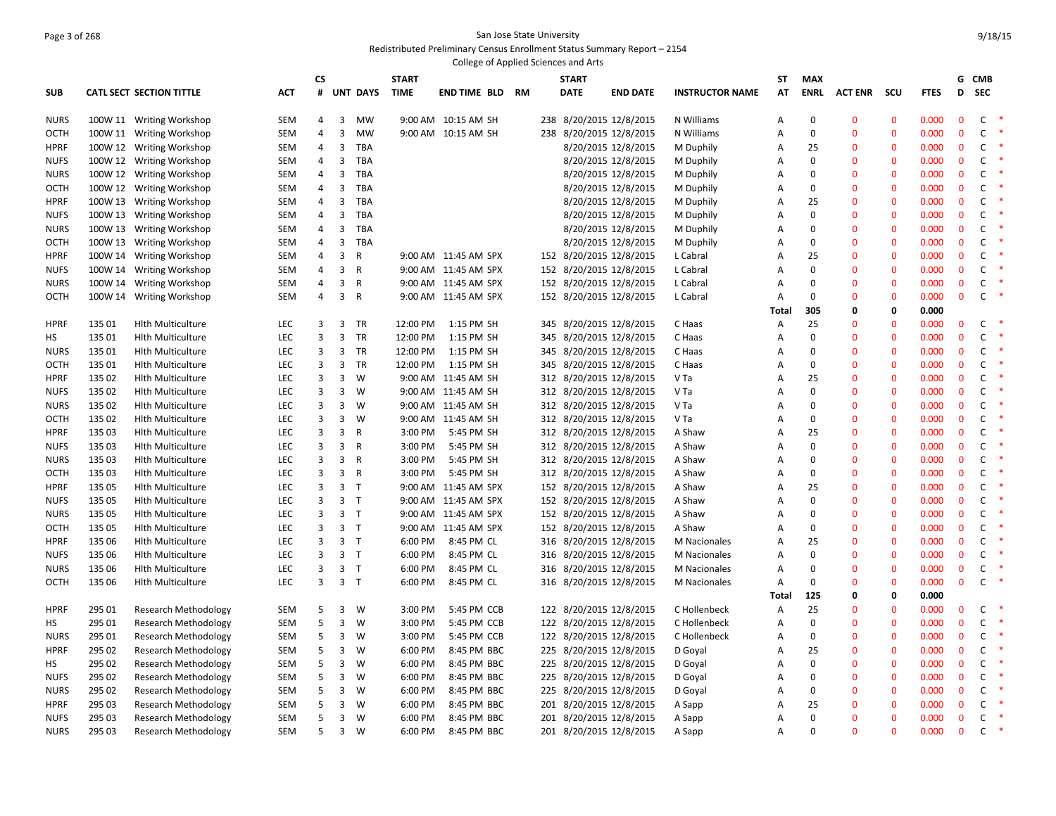San Jose State University

Redistributed Preliminary Census Enrollment Status Summary Report – 2154

College of Applied Sciences and Arts

| SUB | CATL SECT | SECTION TITTLE | ACT | CS # | UNT | DAYS | START TIME | END TIME | BLD | RM | START DATE | END DATE | INSTRUCTOR NAME | ST AT | MAX ENRL | ACT ENR | SCU | FTES | G D | CMB SEC |
|---|---|---|---|---|---|---|---|---|---|---|---|---|---|---|---|---|---|---|---|---|
| NURS | 100W 11 | Writing Workshop | SEM | 4 | 3 | MW | 9:00 AM | 10:15 AM | SH | 238 | 8/20/2015 | 12/8/2015 | N Williams | A | 0 | 0 | 0 | 0.000 | 0 | C * |
| OCTH | 100W 11 | Writing Workshop | SEM | 4 | 3 | MW | 9:00 AM | 10:15 AM | SH | 238 | 8/20/2015 | 12/8/2015 | N Williams | A | 0 | 0 | 0 | 0.000 | 0 | C * |
| HPRF | 100W 12 | Writing Workshop | SEM | 4 | 3 | TBA | | | | | 8/20/2015 | 12/8/2015 | M Duphily | A | 25 | 0 | 0 | 0.000 | 0 | C * |
| NUFS | 100W 12 | Writing Workshop | SEM | 4 | 3 | TBA | | | | | 8/20/2015 | 12/8/2015 | M Duphily | A | 0 | 0 | 0 | 0.000 | 0 | C * |
| NURS | 100W 12 | Writing Workshop | SEM | 4 | 3 | TBA | | | | | 8/20/2015 | 12/8/2015 | M Duphily | A | 0 | 0 | 0 | 0.000 | 0 | C * |
| OCTH | 100W 12 | Writing Workshop | SEM | 4 | 3 | TBA | | | | | 8/20/2015 | 12/8/2015 | M Duphily | A | 0 | 0 | 0 | 0.000 | 0 | C * |
| HPRF | 100W 13 | Writing Workshop | SEM | 4 | 3 | TBA | | | | | 8/20/2015 | 12/8/2015 | M Duphily | A | 25 | 0 | 0 | 0.000 | 0 | C * |
| NUFS | 100W 13 | Writing Workshop | SEM | 4 | 3 | TBA | | | | | 8/20/2015 | 12/8/2015 | M Duphily | A | 0 | 0 | 0 | 0.000 | 0 | C * |
| NURS | 100W 13 | Writing Workshop | SEM | 4 | 3 | TBA | | | | | 8/20/2015 | 12/8/2015 | M Duphily | A | 0 | 0 | 0 | 0.000 | 0 | C * |
| OCTH | 100W 13 | Writing Workshop | SEM | 4 | 3 | TBA | | | | | 8/20/2015 | 12/8/2015 | M Duphily | A | 0 | 0 | 0 | 0.000 | 0 | C * |
| HPRF | 100W 14 | Writing Workshop | SEM | 4 | 3 | R | 9:00 AM | 11:45 AM | SPX | 152 | 8/20/2015 | 12/8/2015 | L Cabral | A | 25 | 0 | 0 | 0.000 | 0 | C * |
| NUFS | 100W 14 | Writing Workshop | SEM | 4 | 3 | R | 9:00 AM | 11:45 AM | SPX | 152 | 8/20/2015 | 12/8/2015 | L Cabral | A | 0 | 0 | 0 | 0.000 | 0 | C * |
| NURS | 100W 14 | Writing Workshop | SEM | 4 | 3 | R | 9:00 AM | 11:45 AM | SPX | 152 | 8/20/2015 | 12/8/2015 | L Cabral | A | 0 | 0 | 0 | 0.000 | 0 | C * |
| OCTH | 100W 14 | Writing Workshop | SEM | 4 | 3 | R | 9:00 AM | 11:45 AM | SPX | 152 | 8/20/2015 | 12/8/2015 | L Cabral | A | 0 | 0 | 0 | 0.000 | 0 | C * |
| | | | | | | | | | | | | | | Total | 305 | 0 | 0 | 0.000 | | |
| HPRF | 135 01 | Hlth Multiculture | LEC | 3 | 3 | TR | 12:00 PM | 1:15 PM | SH | 345 | 8/20/2015 | 12/8/2015 | C Haas | A | 25 | 0 | 0 | 0.000 | 0 | C * |
| HS | 135 01 | Hlth Multiculture | LEC | 3 | 3 | TR | 12:00 PM | 1:15 PM | SH | 345 | 8/20/2015 | 12/8/2015 | C Haas | A | 0 | 0 | 0 | 0.000 | 0 | C * |
| NURS | 135 01 | Hlth Multiculture | LEC | 3 | 3 | TR | 12:00 PM | 1:15 PM | SH | 345 | 8/20/2015 | 12/8/2015 | C Haas | A | 0 | 0 | 0 | 0.000 | 0 | C * |
| OCTH | 135 01 | Hlth Multiculture | LEC | 3 | 3 | TR | 12:00 PM | 1:15 PM | SH | 345 | 8/20/2015 | 12/8/2015 | C Haas | A | 0 | 0 | 0 | 0.000 | 0 | C * |
| HPRF | 135 02 | Hlth Multiculture | LEC | 3 | 3 | W | 9:00 AM | 11:45 AM | SH | 312 | 8/20/2015 | 12/8/2015 | V Ta | A | 25 | 0 | 0 | 0.000 | 0 | C * |
| NUFS | 135 02 | Hlth Multiculture | LEC | 3 | 3 | W | 9:00 AM | 11:45 AM | SH | 312 | 8/20/2015 | 12/8/2015 | V Ta | A | 0 | 0 | 0 | 0.000 | 0 | C * |
| NURS | 135 02 | Hlth Multiculture | LEC | 3 | 3 | W | 9:00 AM | 11:45 AM | SH | 312 | 8/20/2015 | 12/8/2015 | V Ta | A | 0 | 0 | 0 | 0.000 | 0 | C * |
| OCTH | 135 02 | Hlth Multiculture | LEC | 3 | 3 | W | 9:00 AM | 11:45 AM | SH | 312 | 8/20/2015 | 12/8/2015 | V Ta | A | 0 | 0 | 0 | 0.000 | 0 | C * |
| HPRF | 135 03 | Hlth Multiculture | LEC | 3 | 3 | R | 3:00 PM | 5:45 PM | SH | 312 | 8/20/2015 | 12/8/2015 | A Shaw | A | 25 | 0 | 0 | 0.000 | 0 | C * |
| NUFS | 135 03 | Hlth Multiculture | LEC | 3 | 3 | R | 3:00 PM | 5:45 PM | SH | 312 | 8/20/2015 | 12/8/2015 | A Shaw | A | 0 | 0 | 0 | 0.000 | 0 | C * |
| NURS | 135 03 | Hlth Multiculture | LEC | 3 | 3 | R | 3:00 PM | 5:45 PM | SH | 312 | 8/20/2015 | 12/8/2015 | A Shaw | A | 0 | 0 | 0 | 0.000 | 0 | C * |
| OCTH | 135 03 | Hlth Multiculture | LEC | 3 | 3 | R | 3:00 PM | 5:45 PM | SH | 312 | 8/20/2015 | 12/8/2015 | A Shaw | A | 0 | 0 | 0 | 0.000 | 0 | C * |
| HPRF | 135 05 | Hlth Multiculture | LEC | 3 | 3 | T | 9:00 AM | 11:45 AM | SPX | 152 | 8/20/2015 | 12/8/2015 | A Shaw | A | 25 | 0 | 0 | 0.000 | 0 | C * |
| NUFS | 135 05 | Hlth Multiculture | LEC | 3 | 3 | T | 9:00 AM | 11:45 AM | SPX | 152 | 8/20/2015 | 12/8/2015 | A Shaw | A | 0 | 0 | 0 | 0.000 | 0 | C * |
| NURS | 135 05 | Hlth Multiculture | LEC | 3 | 3 | T | 9:00 AM | 11:45 AM | SPX | 152 | 8/20/2015 | 12/8/2015 | A Shaw | A | 0 | 0 | 0 | 0.000 | 0 | C * |
| OCTH | 135 05 | Hlth Multiculture | LEC | 3 | 3 | T | 9:00 AM | 11:45 AM | SPX | 152 | 8/20/2015 | 12/8/2015 | A Shaw | A | 0 | 0 | 0 | 0.000 | 0 | C * |
| HPRF | 135 06 | Hlth Multiculture | LEC | 3 | 3 | T | 6:00 PM | 8:45 PM | CL | 316 | 8/20/2015 | 12/8/2015 | M Nacionales | A | 25 | 0 | 0 | 0.000 | 0 | C * |
| NUFS | 135 06 | Hlth Multiculture | LEC | 3 | 3 | T | 6:00 PM | 8:45 PM | CL | 316 | 8/20/2015 | 12/8/2015 | M Nacionales | A | 0 | 0 | 0 | 0.000 | 0 | C * |
| NURS | 135 06 | Hlth Multiculture | LEC | 3 | 3 | T | 6:00 PM | 8:45 PM | CL | 316 | 8/20/2015 | 12/8/2015 | M Nacionales | A | 0 | 0 | 0 | 0.000 | 0 | C * |
| OCTH | 135 06 | Hlth Multiculture | LEC | 3 | 3 | T | 6:00 PM | 8:45 PM | CL | 316 | 8/20/2015 | 12/8/2015 | M Nacionales | A | 0 | 0 | 0 | 0.000 | 0 | C * |
| | | | | | | | | | | | | | | Total | 125 | 0 | 0 | 0.000 | | |
| HPRF | 295 01 | Research Methodology | SEM | 5 | 3 | W | 3:00 PM | 5:45 PM | CCB | 122 | 8/20/2015 | 12/8/2015 | C Hollenbeck | A | 25 | 0 | 0 | 0.000 | 0 | C * |
| HS | 295 01 | Research Methodology | SEM | 5 | 3 | W | 3:00 PM | 5:45 PM | CCB | 122 | 8/20/2015 | 12/8/2015 | C Hollenbeck | A | 0 | 0 | 0 | 0.000 | 0 | C * |
| NURS | 295 01 | Research Methodology | SEM | 5 | 3 | W | 3:00 PM | 5:45 PM | CCB | 122 | 8/20/2015 | 12/8/2015 | C Hollenbeck | A | 0 | 0 | 0 | 0.000 | 0 | C * |
| HPRF | 295 02 | Research Methodology | SEM | 5 | 3 | W | 6:00 PM | 8:45 PM | BBC | 225 | 8/20/2015 | 12/8/2015 | D Goyal | A | 25 | 0 | 0 | 0.000 | 0 | C * |
| HS | 295 02 | Research Methodology | SEM | 5 | 3 | W | 6:00 PM | 8:45 PM | BBC | 225 | 8/20/2015 | 12/8/2015 | D Goyal | A | 0 | 0 | 0 | 0.000 | 0 | C * |
| NUFS | 295 02 | Research Methodology | SEM | 5 | 3 | W | 6:00 PM | 8:45 PM | BBC | 225 | 8/20/2015 | 12/8/2015 | D Goyal | A | 0 | 0 | 0 | 0.000 | 0 | C * |
| NURS | 295 02 | Research Methodology | SEM | 5 | 3 | W | 6:00 PM | 8:45 PM | BBC | 225 | 8/20/2015 | 12/8/2015 | D Goyal | A | 0 | 0 | 0 | 0.000 | 0 | C * |
| HPRF | 295 03 | Research Methodology | SEM | 5 | 3 | W | 6:00 PM | 8:45 PM | BBC | 201 | 8/20/2015 | 12/8/2015 | A Sapp | A | 25 | 0 | 0 | 0.000 | 0 | C * |
| NUFS | 295 03 | Research Methodology | SEM | 5 | 3 | W | 6:00 PM | 8:45 PM | BBC | 201 | 8/20/2015 | 12/8/2015 | A Sapp | A | 0 | 0 | 0 | 0.000 | 0 | C * |
| NURS | 295 03 | Research Methodology | SEM | 5 | 3 | W | 6:00 PM | 8:45 PM | BBC | 201 | 8/20/2015 | 12/8/2015 | A Sapp | A | 0 | 0 | 0 | 0.000 | 0 | C * |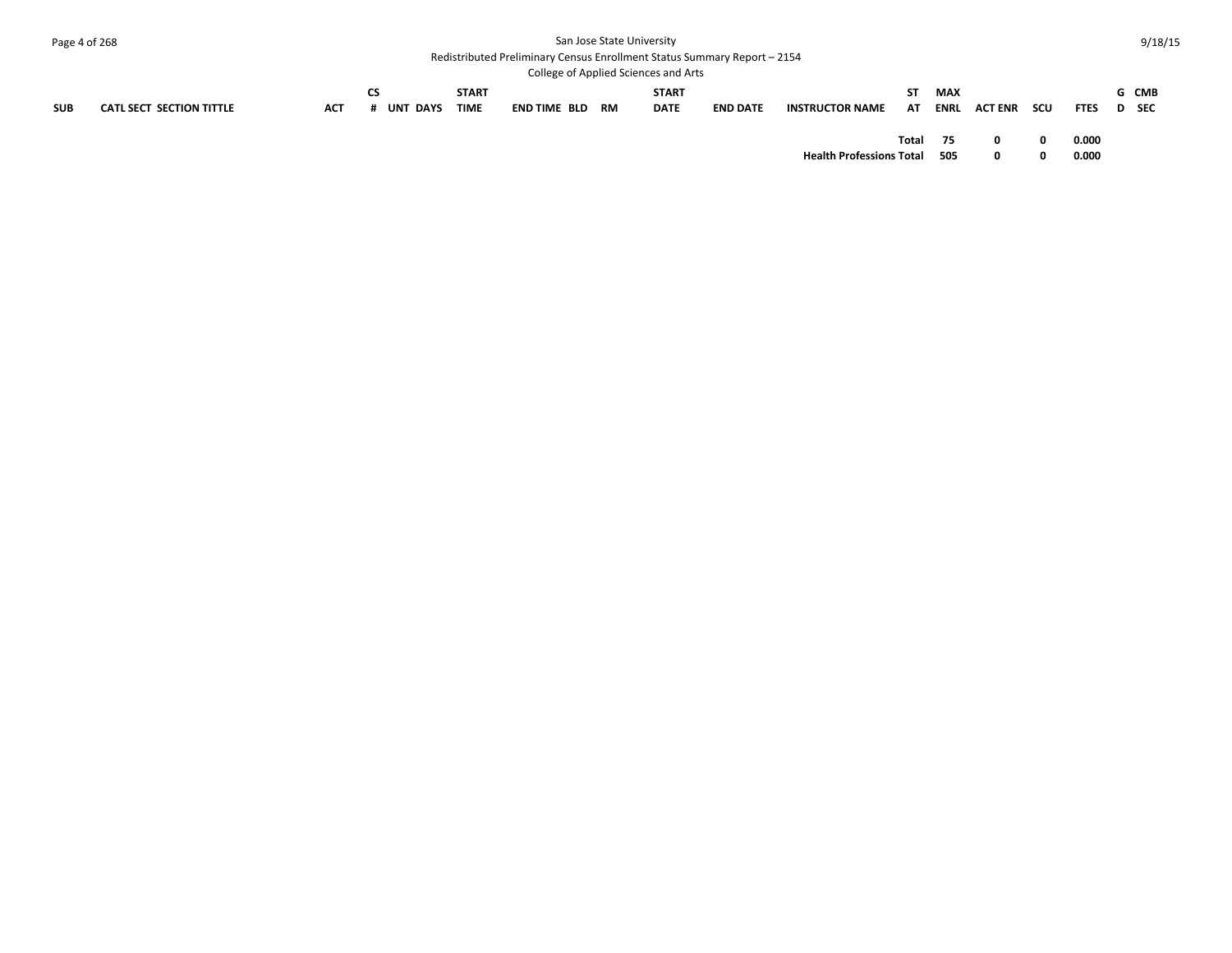| SUB | CATL SECT SECTION TITTLE | ACT | CS # | UNT DAYS | START TIME | END TIME | BLD | RM | START DATE | END DATE | INSTRUCTOR NAME | ST AT | MAX ENRL | ACT ENR | SCU | FTES | GD | CMB SEC |
|---|---|---|---|---|---|---|---|---|---|---|---|---|---|---|---|---|---|---|
| | | | | | | | | | | | | **Total** | **75** | **0** | **0** | **0.000** | | |
| | | | | | | | | | | | **Health Professions Total** | | **505** | **0** | **0** | **0.000** | | |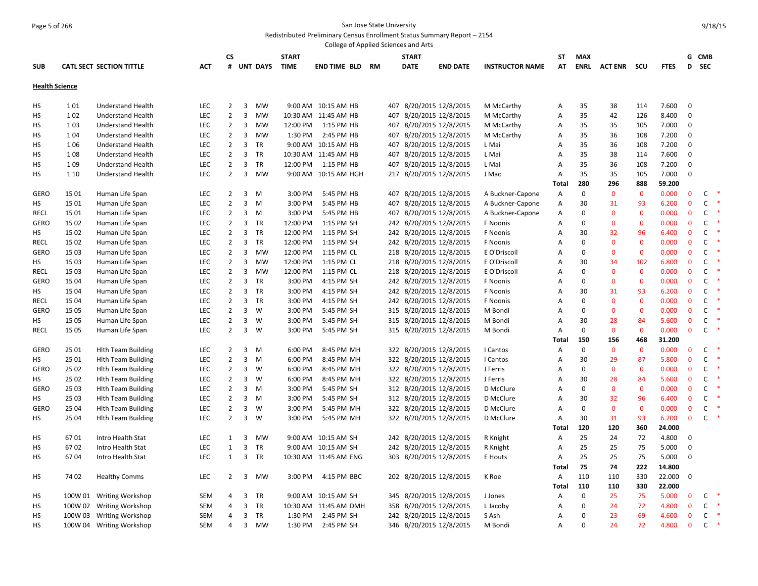San Jose State University

Redistributed Preliminary Census Enrollment Status Summary Report – 2154

College of Applied Sciences and Arts

| SUB | CATL SECT | SECTION TITTLE | ACT | CS # | UNT | DAYS | START TIME | END TIME | BLD | RM | START DATE | END DATE | INSTRUCTOR NAME | ST AT | MAX ENRL | ACT ENR | SCU | FTES | G D | CMB SEC |
|---|---|---|---|---|---|---|---|---|---|---|---|---|---|---|---|---|---|---|---|---|
| **Health Science** | | | | | | | | | | | | | | | | | | | | |
| HS | 1 01 | Understand Health | LEC | 2 | 3 | MW | 9:00 AM | 10:15 AM | HB | 407 | 8/20/2015 | 12/8/2015 | M McCarthy | A | 35 | 38 | 114 | 7.600 | 0 | |
| HS | 1 02 | Understand Health | LEC | 2 | 3 | MW | 10:30 AM | 11:45 AM | HB | 407 | 8/20/2015 | 12/8/2015 | M McCarthy | A | 35 | 42 | 126 | 8.400 | 0 | |
| HS | 1 03 | Understand Health | LEC | 2 | 3 | MW | 12:00 PM | 1:15 PM | HB | 407 | 8/20/2015 | 12/8/2015 | M McCarthy | A | 35 | 35 | 105 | 7.000 | 0 | |
| HS | 1 04 | Understand Health | LEC | 2 | 3 | MW | 1:30 PM | 2:45 PM | HB | 407 | 8/20/2015 | 12/8/2015 | M McCarthy | A | 35 | 36 | 108 | 7.200 | 0 | |
| HS | 1 06 | Understand Health | LEC | 2 | 3 | TR | 9:00 AM | 10:15 AM | HB | 407 | 8/20/2015 | 12/8/2015 | L Mai | A | 35 | 36 | 108 | 7.200 | 0 | |
| HS | 1 08 | Understand Health | LEC | 2 | 3 | TR | 10:30 AM | 11:45 AM | HB | 407 | 8/20/2015 | 12/8/2015 | L Mai | A | 35 | 38 | 114 | 7.600 | 0 | |
| HS | 1 09 | Understand Health | LEC | 2 | 3 | TR | 12:00 PM | 1:15 PM | HB | 407 | 8/20/2015 | 12/8/2015 | L Mai | A | 35 | 36 | 108 | 7.200 | 0 | |
| HS | 1 10 | Understand Health | LEC | 2 | 3 | MW | 9:00 AM | 10:15 AM | HGH | 217 | 8/20/2015 | 12/8/2015 | J Mac | A | 35 | 35 | 105 | 7.000 | 0 | |
| | | | | | | | | | | | | | | Total | 280 | 296 | 888 | 59.200 | | |
| GERO | 15 01 | Human Life Span | LEC | 2 | 3 | M | 3:00 PM | 5:45 PM | HB | 407 | 8/20/2015 | 12/8/2015 | A Buckner-Capone | A | 0 | 0 | 0 | 0.000 | 0 | C * |
| HS | 15 01 | Human Life Span | LEC | 2 | 3 | M | 3:00 PM | 5:45 PM | HB | 407 | 8/20/2015 | 12/8/2015 | A Buckner-Capone | A | 30 | 31 | 93 | 6.200 | 0 | C * |
| RECL | 15 01 | Human Life Span | LEC | 2 | 3 | M | 3:00 PM | 5:45 PM | HB | 407 | 8/20/2015 | 12/8/2015 | A Buckner-Capone | A | 0 | 0 | 0 | 0.000 | 0 | C * |
| GERO | 15 02 | Human Life Span | LEC | 2 | 3 | TR | 12:00 PM | 1:15 PM | SH | 242 | 8/20/2015 | 12/8/2015 | F Noonis | A | 0 | 0 | 0 | 0.000 | 0 | C * |
| HS | 15 02 | Human Life Span | LEC | 2 | 3 | TR | 12:00 PM | 1:15 PM | SH | 242 | 8/20/2015 | 12/8/2015 | F Noonis | A | 30 | 32 | 96 | 6.400 | 0 | C * |
| RECL | 15 02 | Human Life Span | LEC | 2 | 3 | TR | 12:00 PM | 1:15 PM | SH | 242 | 8/20/2015 | 12/8/2015 | F Noonis | A | 0 | 0 | 0 | 0.000 | 0 | C * |
| GERO | 15 03 | Human Life Span | LEC | 2 | 3 | MW | 12:00 PM | 1:15 PM | CL | 218 | 8/20/2015 | 12/8/2015 | E O'Driscoll | A | 0 | 0 | 0 | 0.000 | 0 | C * |
| HS | 15 03 | Human Life Span | LEC | 2 | 3 | MW | 12:00 PM | 1:15 PM | CL | 218 | 8/20/2015 | 12/8/2015 | E O'Driscoll | A | 30 | 34 | 102 | 6.800 | 0 | C * |
| RECL | 15 03 | Human Life Span | LEC | 2 | 3 | MW | 12:00 PM | 1:15 PM | CL | 218 | 8/20/2015 | 12/8/2015 | E O'Driscoll | A | 0 | 0 | 0 | 0.000 | 0 | C * |
| GERO | 15 04 | Human Life Span | LEC | 2 | 3 | TR | 3:00 PM | 4:15 PM | SH | 242 | 8/20/2015 | 12/8/2015 | F Noonis | A | 0 | 0 | 0 | 0.000 | 0 | C * |
| HS | 15 04 | Human Life Span | LEC | 2 | 3 | TR | 3:00 PM | 4:15 PM | SH | 242 | 8/20/2015 | 12/8/2015 | F Noonis | A | 30 | 31 | 93 | 6.200 | 0 | C * |
| RECL | 15 04 | Human Life Span | LEC | 2 | 3 | TR | 3:00 PM | 4:15 PM | SH | 242 | 8/20/2015 | 12/8/2015 | F Noonis | A | 0 | 0 | 0 | 0.000 | 0 | C * |
| GERO | 15 05 | Human Life Span | LEC | 2 | 3 | W | 3:00 PM | 5:45 PM | SH | 315 | 8/20/2015 | 12/8/2015 | M Bondi | A | 0 | 0 | 0 | 0.000 | 0 | C * |
| HS | 15 05 | Human Life Span | LEC | 2 | 3 | W | 3:00 PM | 5:45 PM | SH | 315 | 8/20/2015 | 12/8/2015 | M Bondi | A | 30 | 28 | 84 | 5.600 | 0 | C * |
| RECL | 15 05 | Human Life Span | LEC | 2 | 3 | W | 3:00 PM | 5:45 PM | SH | 315 | 8/20/2015 | 12/8/2015 | M Bondi | A | 0 | 0 | 0 | 0.000 | 0 | C * |
| | | | | | | | | | | | | | | Total | 150 | 156 | 468 | 31.200 | | |
| GERO | 25 01 | Hlth Team Building | LEC | 2 | 3 | M | 6:00 PM | 8:45 PM | MH | 322 | 8/20/2015 | 12/8/2015 | I Cantos | A | 0 | 0 | 0 | 0.000 | 0 | C * |
| HS | 25 01 | Hlth Team Building | LEC | 2 | 3 | M | 6:00 PM | 8:45 PM | MH | 322 | 8/20/2015 | 12/8/2015 | I Cantos | A | 30 | 29 | 87 | 5.800 | 0 | C * |
| GERO | 25 02 | Hlth Team Building | LEC | 2 | 3 | W | 6:00 PM | 8:45 PM | MH | 322 | 8/20/2015 | 12/8/2015 | J Ferris | A | 0 | 0 | 0 | 0.000 | 0 | C * |
| HS | 25 02 | Hlth Team Building | LEC | 2 | 3 | W | 6:00 PM | 8:45 PM | MH | 322 | 8/20/2015 | 12/8/2015 | J Ferris | A | 30 | 28 | 84 | 5.600 | 0 | C * |
| GERO | 25 03 | Hlth Team Building | LEC | 2 | 3 | M | 3:00 PM | 5:45 PM | SH | 312 | 8/20/2015 | 12/8/2015 | D McClure | A | 0 | 0 | 0 | 0.000 | 0 | C * |
| HS | 25 03 | Hlth Team Building | LEC | 2 | 3 | M | 3:00 PM | 5:45 PM | SH | 312 | 8/20/2015 | 12/8/2015 | D McClure | A | 30 | 32 | 96 | 6.400 | 0 | C * |
| GERO | 25 04 | Hlth Team Building | LEC | 2 | 3 | W | 3:00 PM | 5:45 PM | MH | 322 | 8/20/2015 | 12/8/2015 | D McClure | A | 0 | 0 | 0 | 0.000 | 0 | C * |
| HS | 25 04 | Hlth Team Building | LEC | 2 | 3 | W | 3:00 PM | 5:45 PM | MH | 322 | 8/20/2015 | 12/8/2015 | D McClure | A | 30 | 31 | 93 | 6.200 | 0 | C * |
| | | | | | | | | | | | | | | Total | 120 | 120 | 360 | 24.000 | | |
| HS | 67 01 | Intro Health Stat | LEC | 1 | 3 | MW | 9:00 AM | 10:15 AM | SH | 242 | 8/20/2015 | 12/8/2015 | R Knight | A | 25 | 24 | 72 | 4.800 | 0 | |
| HS | 67 02 | Intro Health Stat | LEC | 1 | 3 | TR | 9:00 AM | 10:15 AM | SH | 242 | 8/20/2015 | 12/8/2015 | R Knight | A | 25 | 25 | 75 | 5.000 | 0 | |
| HS | 67 04 | Intro Health Stat | LEC | 1 | 3 | TR | 10:30 AM | 11:45 AM | ENG | 303 | 8/20/2015 | 12/8/2015 | E Houts | A | 25 | 25 | 75 | 5.000 | 0 | |
| | | | | | | | | | | | | | | Total | 75 | 74 | 222 | 14.800 | | |
| HS | 74 02 | Healthy Comms | LEC | 2 | 3 | MW | 3:00 PM | 4:15 PM | BBC | 202 | 8/20/2015 | 12/8/2015 | K Roe | A | 110 | 110 | 330 | 22.000 | 0 | |
| | | | | | | | | | | | | | | Total | 110 | 110 | 330 | 22.000 | | |
| HS | 100W 01 | Writing Workshop | SEM | 4 | 3 | TR | 9:00 AM | 10:15 AM | SH | 345 | 8/20/2015 | 12/8/2015 | J Jones | A | 0 | 25 | 75 | 5.000 | 0 | C * |
| HS | 100W 02 | Writing Workshop | SEM | 4 | 3 | TR | 10:30 AM | 11:45 AM | DMH | 358 | 8/20/2015 | 12/8/2015 | L Jacoby | A | 0 | 24 | 72 | 4.800 | 0 | C * |
| HS | 100W 03 | Writing Workshop | SEM | 4 | 3 | TR | 1:30 PM | 2:45 PM | SH | 242 | 8/20/2015 | 12/8/2015 | S Ash | A | 0 | 23 | 69 | 4.600 | 0 | C * |
| HS | 100W 04 | Writing Workshop | SEM | 4 | 3 | MW | 1:30 PM | 2:45 PM | SH | 346 | 8/20/2015 | 12/8/2015 | M Bondi | A | 0 | 24 | 72 | 4.800 | 0 | C * |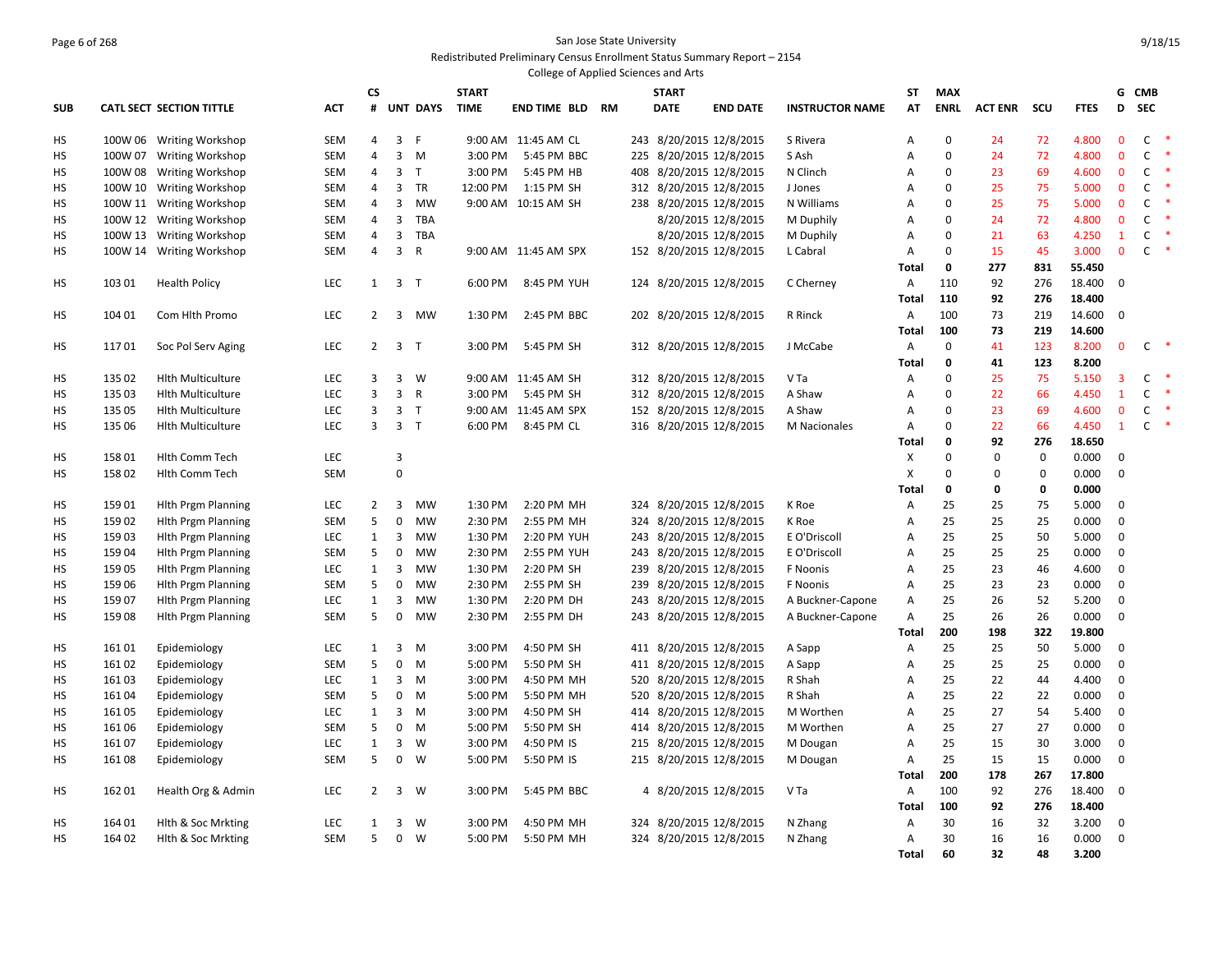San Jose State University
Redistributed Preliminary Census Enrollment Status Summary Report – 2154
College of Applied Sciences and Arts

| SUB | CATL SECT | SECTION TITTLE | ACT | CS # | UNT | DAYS | START TIME | END TIME | BLD | RM | START DATE | END DATE | INSTRUCTOR NAME | ST AT | MAX ENRL | ACT ENR | SCU | FTES | GD | CMB SEC | |
|---|---|---|---|---|---|---|---|---|---|---|---|---|---|---|---|---|---|---|---|---|---|
| HS | 100W 06 | Writing Workshop | SEM | 4 | 3 | F | 9:00 AM | 11:45 AM | CL | 243 | 8/20/2015 | 12/8/2015 | S Rivera | A | 0 | 24 | 72 | 4.800 | 0 | C | * |
| HS | 100W 07 | Writing Workshop | SEM | 4 | 3 | M | 3:00 PM | 5:45 PM | BBC | 225 | 8/20/2015 | 12/8/2015 | S Ash | A | 0 | 24 | 72 | 4.800 | 0 | C | * |
| HS | 100W 08 | Writing Workshop | SEM | 4 | 3 | T | 3:00 PM | 5:45 PM | HB | 408 | 8/20/2015 | 12/8/2015 | N Clinch | A | 0 | 23 | 69 | 4.600 | 0 | C | * |
| HS | 100W 10 | Writing Workshop | SEM | 4 | 3 | TR | 12:00 PM | 1:15 PM | SH | 312 | 8/20/2015 | 12/8/2015 | J Jones | A | 0 | 25 | 75 | 5.000 | 0 | C | * |
| HS | 100W 11 | Writing Workshop | SEM | 4 | 3 | MW | 9:00 AM | 10:15 AM | SH | 238 | 8/20/2015 | 12/8/2015 | N Williams | A | 0 | 25 | 75 | 5.000 | 0 | C | * |
| HS | 100W 12 | Writing Workshop | SEM | 4 | 3 | TBA | | | | | 8/20/2015 | 12/8/2015 | M Duphily | A | 0 | 24 | 72 | 4.800 | 0 | C | * |
| HS | 100W 13 | Writing Workshop | SEM | 4 | 3 | TBA | | | | | 8/20/2015 | 12/8/2015 | M Duphily | A | 0 | 21 | 63 | 4.250 | 1 | C | * |
| HS | 100W 14 | Writing Workshop | SEM | 4 | 3 | R | 9:00 AM | 11:45 AM | SPX | 152 | 8/20/2015 | 12/8/2015 | L Cabral | A | 0 | 15 | 45 | 3.000 | 0 | C | * |
| | | | | | | | | | | | | | | **Total** | **0** | **277** | **831** | **55.450** | | | |
| HS | 103 01 | Health Policy | LEC | 1 | 3 | T | 6:00 PM | 8:45 PM | YUH | 124 | 8/20/2015 | 12/8/2015 | C Cherney | A | 110 | 92 | 276 | 18.400 | 0 | | |
| | | | | | | | | | | | | | | **Total** | **110** | **92** | **276** | **18.400** | | | |
| HS | 104 01 | Com Hlth Promo | LEC | 2 | 3 | MW | 1:30 PM | 2:45 PM | BBC | 202 | 8/20/2015 | 12/8/2015 | R Rinck | A | 100 | 73 | 219 | 14.600 | 0 | | |
| | | | | | | | | | | | | | | **Total** | **100** | **73** | **219** | **14.600** | | | |
| HS | 117 01 | Soc Pol Serv Aging | LEC | 2 | 3 | T | 3:00 PM | 5:45 PM | SH | 312 | 8/20/2015 | 12/8/2015 | J McCabe | A | 0 | 41 | 123 | 8.200 | 0 | C | * |
| | | | | | | | | | | | | | | **Total** | **0** | **41** | **123** | **8.200** | | | |
| HS | 135 02 | Hlth Multiculture | LEC | 3 | 3 | W | 9:00 AM | 11:45 AM | SH | 312 | 8/20/2015 | 12/8/2015 | V Ta | A | 0 | 25 | 75 | 5.150 | 3 | C | * |
| HS | 135 03 | Hlth Multiculture | LEC | 3 | 3 | R | 3:00 PM | 5:45 PM | SH | 312 | 8/20/2015 | 12/8/2015 | A Shaw | A | 0 | 22 | 66 | 4.450 | 1 | C | * |
| HS | 135 05 | Hlth Multiculture | LEC | 3 | 3 | T | 9:00 AM | 11:45 AM | SPX | 152 | 8/20/2015 | 12/8/2015 | A Shaw | A | 0 | 23 | 69 | 4.600 | 0 | C | * |
| HS | 135 06 | Hlth Multiculture | LEC | 3 | 3 | T | 6:00 PM | 8:45 PM | CL | 316 | 8/20/2015 | 12/8/2015 | M Nacionales | A | 0 | 22 | 66 | 4.450 | 1 | C | * |
| | | | | | | | | | | | | | | **Total** | **0** | **92** | **276** | **18.650** | | | |
| HS | 158 01 | Hlth Comm Tech | LEC | | 3 | | | | | | | | | X | 0 | 0 | 0 | 0.000 | 0 | | |
| HS | 158 02 | Hlth Comm Tech | SEM | | 0 | | | | | | | | | X | 0 | 0 | 0 | 0.000 | 0 | | |
| | | | | | | | | | | | | | | **Total** | **0** | **0** | **0** | **0.000** | | | |
| HS | 159 01 | Hlth Prgm Planning | LEC | 2 | 3 | MW | 1:30 PM | 2:20 PM | MH | 324 | 8/20/2015 | 12/8/2015 | K Roe | A | 25 | 25 | 75 | 5.000 | 0 | | |
| HS | 159 02 | Hlth Prgm Planning | SEM | 5 | 0 | MW | 2:30 PM | 2:55 PM | MH | 324 | 8/20/2015 | 12/8/2015 | K Roe | A | 25 | 25 | 25 | 0.000 | 0 | | |
| HS | 159 03 | Hlth Prgm Planning | LEC | 1 | 3 | MW | 1:30 PM | 2:20 PM | YUH | 243 | 8/20/2015 | 12/8/2015 | E O'Driscoll | A | 25 | 25 | 50 | 5.000 | 0 | | |
| HS | 159 04 | Hlth Prgm Planning | SEM | 5 | 0 | MW | 2:30 PM | 2:55 PM | YUH | 243 | 8/20/2015 | 12/8/2015 | E O'Driscoll | A | 25 | 25 | 25 | 0.000 | 0 | | |
| HS | 159 05 | Hlth Prgm Planning | LEC | 1 | 3 | MW | 1:30 PM | 2:20 PM | SH | 239 | 8/20/2015 | 12/8/2015 | F Noonis | A | 25 | 23 | 46 | 4.600 | 0 | | |
| HS | 159 06 | Hlth Prgm Planning | SEM | 5 | 0 | MW | 2:30 PM | 2:55 PM | SH | 239 | 8/20/2015 | 12/8/2015 | F Noonis | A | 25 | 23 | 23 | 0.000 | 0 | | |
| HS | 159 07 | Hlth Prgm Planning | LEC | 1 | 3 | MW | 1:30 PM | 2:20 PM | DH | 243 | 8/20/2015 | 12/8/2015 | A Buckner-Capone | A | 25 | 26 | 52 | 5.200 | 0 | | |
| HS | 159 08 | Hlth Prgm Planning | SEM | 5 | 0 | MW | 2:30 PM | 2:55 PM | DH | 243 | 8/20/2015 | 12/8/2015 | A Buckner-Capone | A | 25 | 26 | 26 | 0.000 | 0 | | |
| | | | | | | | | | | | | | | **Total** | **200** | **198** | **322** | **19.800** | | | |
| HS | 161 01 | Epidemiology | LEC | 1 | 3 | M | 3:00 PM | 4:50 PM | SH | 411 | 8/20/2015 | 12/8/2015 | A Sapp | A | 25 | 25 | 50 | 5.000 | 0 | | |
| HS | 161 02 | Epidemiology | SEM | 5 | 0 | M | 5:00 PM | 5:50 PM | SH | 411 | 8/20/2015 | 12/8/2015 | A Sapp | A | 25 | 25 | 25 | 0.000 | 0 | | |
| HS | 161 03 | Epidemiology | LEC | 1 | 3 | M | 3:00 PM | 4:50 PM | MH | 520 | 8/20/2015 | 12/8/2015 | R Shah | A | 25 | 22 | 44 | 4.400 | 0 | | |
| HS | 161 04 | Epidemiology | SEM | 5 | 0 | M | 5:00 PM | 5:50 PM | MH | 520 | 8/20/2015 | 12/8/2015 | R Shah | A | 25 | 22 | 22 | 0.000 | 0 | | |
| HS | 161 05 | Epidemiology | LEC | 1 | 3 | M | 3:00 PM | 4:50 PM | SH | 414 | 8/20/2015 | 12/8/2015 | M Worthen | A | 25 | 27 | 54 | 5.400 | 0 | | |
| HS | 161 06 | Epidemiology | SEM | 5 | 0 | M | 5:00 PM | 5:50 PM | SH | 414 | 8/20/2015 | 12/8/2015 | M Worthen | A | 25 | 27 | 27 | 0.000 | 0 | | |
| HS | 161 07 | Epidemiology | LEC | 1 | 3 | W | 3:00 PM | 4:50 PM | IS | 215 | 8/20/2015 | 12/8/2015 | M Dougan | A | 25 | 15 | 30 | 3.000 | 0 | | |
| HS | 161 08 | Epidemiology | SEM | 5 | 0 | W | 5:00 PM | 5:50 PM | IS | 215 | 8/20/2015 | 12/8/2015 | M Dougan | A | 25 | 15 | 15 | 0.000 | 0 | | |
| | | | | | | | | | | | | | | **Total** | **200** | **178** | **267** | **17.800** | | | |
| HS | 162 01 | Health Org & Admin | LEC | 2 | 3 | W | 3:00 PM | 5:45 PM | BBC | 4 | 8/20/2015 | 12/8/2015 | V Ta | A | 100 | 92 | 276 | 18.400 | 0 | | |
| | | | | | | | | | | | | | | **Total** | **100** | **92** | **276** | **18.400** | | | |
| HS | 164 01 | Hlth & Soc Mrkting | LEC | 1 | 3 | W | 3:00 PM | 4:50 PM | MH | 324 | 8/20/2015 | 12/8/2015 | N Zhang | A | 30 | 16 | 32 | 3.200 | 0 | | |
| HS | 164 02 | Hlth & Soc Mrkting | SEM | 5 | 0 | W | 5:00 PM | 5:50 PM | MH | 324 | 8/20/2015 | 12/8/2015 | N Zhang | A | 30 | 16 | 16 | 0.000 | 0 | | |
| | | | | | | | | | | | | | | **Total** | **60** | **32** | **48** | **3.200** | | | |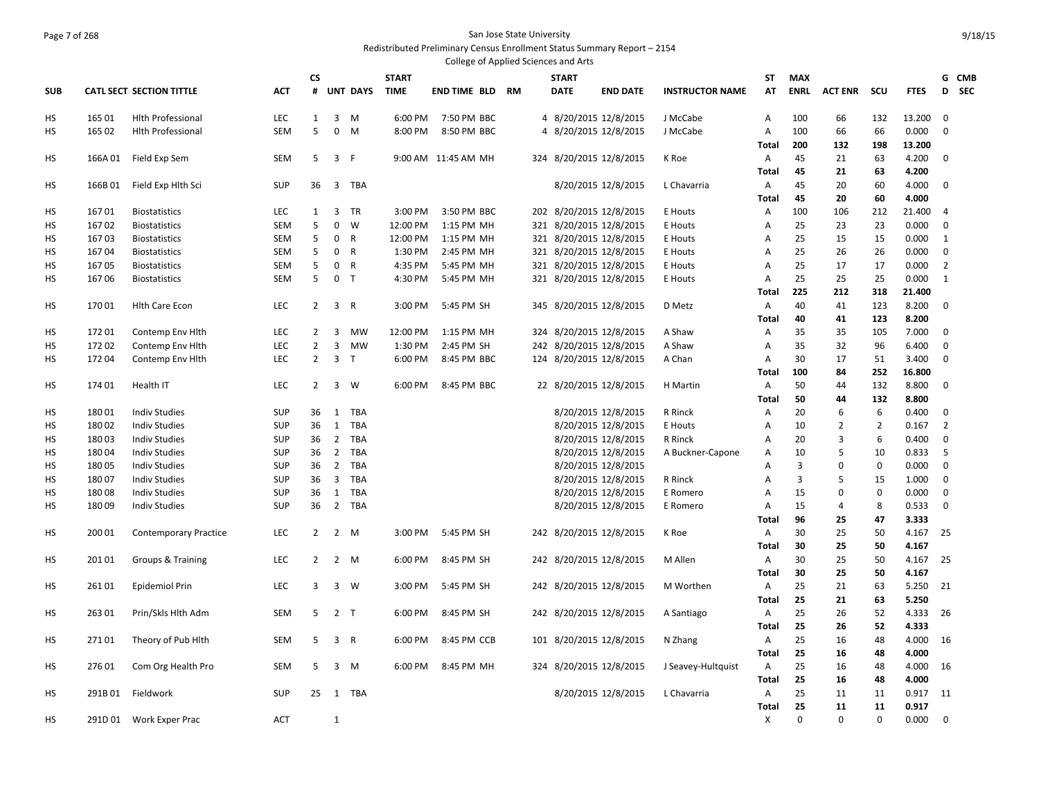San Jose State University

Redistributed Preliminary Census Enrollment Status Summary Report – 2154

College of Applied Sciences and Arts

| SUB | CATL SECT | SECTION TITTLE | ACT | CS # | UNT | DAYS | START TIME | END TIME | BLD | RM | START DATE | END DATE | INSTRUCTOR NAME | ST AT | MAX ENRL | ACT ENR | SCU | FTES | G D | CMB SEC |
|---|---|---|---|---|---|---|---|---|---|---|---|---|---|---|---|---|---|---|---|---|
| HS | 165 01 | Hlth Professional | LEC | 1 | 3 | M | 6:00 PM | 7:50 PM | BBC | 4 | 8/20/2015 | 12/8/2015 | J McCabe | A | 100 | 66 | 132 | 13.200 | 0 | |
| HS | 165 02 | Hlth Professional | SEM | 5 | 0 | M | 8:00 PM | 8:50 PM | BBC | 4 | 8/20/2015 | 12/8/2015 | J McCabe | A | 100 | 66 | 66 | 0.000 | 0 | |
| | | | | | | | | | | | | | | **Total** | **200** | **132** | **198** | **13.200** | | |
| HS | 166A 01 | Field Exp Sem | SEM | 5 | 3 | F | 9:00 AM | 11:45 AM | MH | 324 | 8/20/2015 | 12/8/2015 | K Roe | A | 45 | 21 | 63 | 4.200 | 0 | |
| | | | | | | | | | | | | | | **Total** | **45** | **21** | **63** | **4.200** | | |
| HS | 166B 01 | Field Exp Hlth Sci | SUP | 36 | 3 | TBA | | | | | 8/20/2015 | 12/8/2015 | L Chavarria | A | 45 | 20 | 60 | 4.000 | 0 | |
| | | | | | | | | | | | | | | **Total** | **45** | **20** | **60** | **4.000** | | |
| HS | 167 01 | Biostatistics | LEC | 1 | 3 | TR | 3:00 PM | 3:50 PM | BBC | 202 | 8/20/2015 | 12/8/2015 | E Houts | A | 100 | 106 | 212 | 21.400 | 4 | |
| HS | 167 02 | Biostatistics | SEM | 5 | 0 | W | 12:00 PM | 1:15 PM | MH | 321 | 8/20/2015 | 12/8/2015 | E Houts | A | 25 | 23 | 23 | 0.000 | 0 | |
| HS | 167 03 | Biostatistics | SEM | 5 | 0 | R | 12:00 PM | 1:15 PM | MH | 321 | 8/20/2015 | 12/8/2015 | E Houts | A | 25 | 15 | 15 | 0.000 | 1 | |
| HS | 167 04 | Biostatistics | SEM | 5 | 0 | R | 1:30 PM | 2:45 PM | MH | 321 | 8/20/2015 | 12/8/2015 | E Houts | A | 25 | 26 | 26 | 0.000 | 0 | |
| HS | 167 05 | Biostatistics | SEM | 5 | 0 | R | 4:35 PM | 5:45 PM | MH | 321 | 8/20/2015 | 12/8/2015 | E Houts | A | 25 | 17 | 17 | 0.000 | 2 | |
| HS | 167 06 | Biostatistics | SEM | 5 | 0 | T | 4:30 PM | 5:45 PM | MH | 321 | 8/20/2015 | 12/8/2015 | E Houts | A | 25 | 25 | 25 | 0.000 | 1 | |
| | | | | | | | | | | | | | | **Total** | **225** | **212** | **318** | **21.400** | | |
| HS | 170 01 | Hlth Care Econ | LEC | 2 | 3 | R | 3:00 PM | 5:45 PM | SH | 345 | 8/20/2015 | 12/8/2015 | D Metz | A | 40 | 41 | 123 | 8.200 | 0 | |
| | | | | | | | | | | | | | | **Total** | **40** | **41** | **123** | **8.200** | | |
| HS | 172 01 | Contemp Env Hlth | LEC | 2 | 3 | MW | 12:00 PM | 1:15 PM | MH | 324 | 8/20/2015 | 12/8/2015 | A Shaw | A | 35 | 35 | 105 | 7.000 | 0 | |
| HS | 172 02 | Contemp Env Hlth | LEC | 2 | 3 | MW | 1:30 PM | 2:45 PM | SH | 242 | 8/20/2015 | 12/8/2015 | A Shaw | A | 35 | 32 | 96 | 6.400 | 0 | |
| HS | 172 04 | Contemp Env Hlth | LEC | 2 | 3 | T | 6:00 PM | 8:45 PM | BBC | 124 | 8/20/2015 | 12/8/2015 | A Chan | A | 30 | 17 | 51 | 3.400 | 0 | |
| | | | | | | | | | | | | | | **Total** | **100** | **84** | **252** | **16.800** | | |
| HS | 174 01 | Health IT | LEC | 2 | 3 | W | 6:00 PM | 8:45 PM | BBC | 22 | 8/20/2015 | 12/8/2015 | H Martin | A | 50 | 44 | 132 | 8.800 | 0 | |
| | | | | | | | | | | | | | | **Total** | **50** | **44** | **132** | **8.800** | | |
| HS | 180 01 | Indiv Studies | SUP | 36 | 1 | TBA | | | | | 8/20/2015 | 12/8/2015 | R Rinck | A | 20 | 6 | 6 | 0.400 | 0 | |
| HS | 180 02 | Indiv Studies | SUP | 36 | 1 | TBA | | | | | 8/20/2015 | 12/8/2015 | E Houts | A | 10 | 2 | 2 | 0.167 | 2 | |
| HS | 180 03 | Indiv Studies | SUP | 36 | 2 | TBA | | | | | 8/20/2015 | 12/8/2015 | R Rinck | A | 20 | 3 | 6 | 0.400 | 0 | |
| HS | 180 04 | Indiv Studies | SUP | 36 | 2 | TBA | | | | | 8/20/2015 | 12/8/2015 | A Buckner-Capone | A | 10 | 5 | 10 | 0.833 | 5 | |
| HS | 180 05 | Indiv Studies | SUP | 36 | 2 | TBA | | | | | 8/20/2015 | 12/8/2015 | | A | 3 | 0 | 0 | 0.000 | 0 | |
| HS | 180 07 | Indiv Studies | SUP | 36 | 3 | TBA | | | | | 8/20/2015 | 12/8/2015 | R Rinck | A | 3 | 5 | 15 | 1.000 | 0 | |
| HS | 180 08 | Indiv Studies | SUP | 36 | 1 | TBA | | | | | 8/20/2015 | 12/8/2015 | E Romero | A | 15 | 0 | 0 | 0.000 | 0 | |
| HS | 180 09 | Indiv Studies | SUP | 36 | 2 | TBA | | | | | 8/20/2015 | 12/8/2015 | E Romero | A | 15 | 4 | 8 | 0.533 | 0 | |
| | | | | | | | | | | | | | | **Total** | **96** | **25** | **47** | **3.333** | | |
| HS | 200 01 | Contemporary Practice | LEC | 2 | 2 | M | 3:00 PM | 5:45 PM | SH | 242 | 8/20/2015 | 12/8/2015 | K Roe | A | 30 | 25 | 50 | 4.167 | 25 | |
| | | | | | | | | | | | | | | **Total** | **30** | **25** | **50** | **4.167** | | |
| HS | 201 01 | Groups & Training | LEC | 2 | 2 | M | 6:00 PM | 8:45 PM | SH | 242 | 8/20/2015 | 12/8/2015 | M Allen | A | 30 | 25 | 50 | 4.167 | 25 | |
| | | | | | | | | | | | | | | **Total** | **30** | **25** | **50** | **4.167** | | |
| HS | 261 01 | Epidemiol Prin | LEC | 3 | 3 | W | 3:00 PM | 5:45 PM | SH | 242 | 8/20/2015 | 12/8/2015 | M Worthen | A | 25 | 21 | 63 | 5.250 | 21 | |
| | | | | | | | | | | | | | | **Total** | **25** | **21** | **63** | **5.250** | | |
| HS | 263 01 | Prin/Skls Hlth Adm | SEM | 5 | 2 | T | 6:00 PM | 8:45 PM | SH | 242 | 8/20/2015 | 12/8/2015 | A Santiago | A | 25 | 26 | 52 | 4.333 | 26 | |
| | | | | | | | | | | | | | | **Total** | **25** | **26** | **52** | **4.333** | | |
| HS | 271 01 | Theory of Pub Hlth | SEM | 5 | 3 | R | 6:00 PM | 8:45 PM | CCB | 101 | 8/20/2015 | 12/8/2015 | N Zhang | A | 25 | 16 | 48 | 4.000 | 16 | |
| | | | | | | | | | | | | | | **Total** | **25** | **16** | **48** | **4.000** | | |
| HS | 276 01 | Com Org Health Pro | SEM | 5 | 3 | M | 6:00 PM | 8:45 PM | MH | 324 | 8/20/2015 | 12/8/2015 | J Seavey-Hultquist | A | 25 | 16 | 48 | 4.000 | 16 | |
| | | | | | | | | | | | | | | **Total** | **25** | **16** | **48** | **4.000** | | |
| HS | 291B 01 | Fieldwork | SUP | 25 | 1 | TBA | | | | | 8/20/2015 | 12/8/2015 | L Chavarria | A | 25 | 11 | 11 | 0.917 | 11 | |
| | | | | | | | | | | | | | | **Total** | **25** | **11** | **11** | **0.917** | | |
| HS | 291D 01 | Work Exper Prac | ACT | | 1 | | | | | | | | | X | 0 | 0 | 0 | 0.000 | 0 | |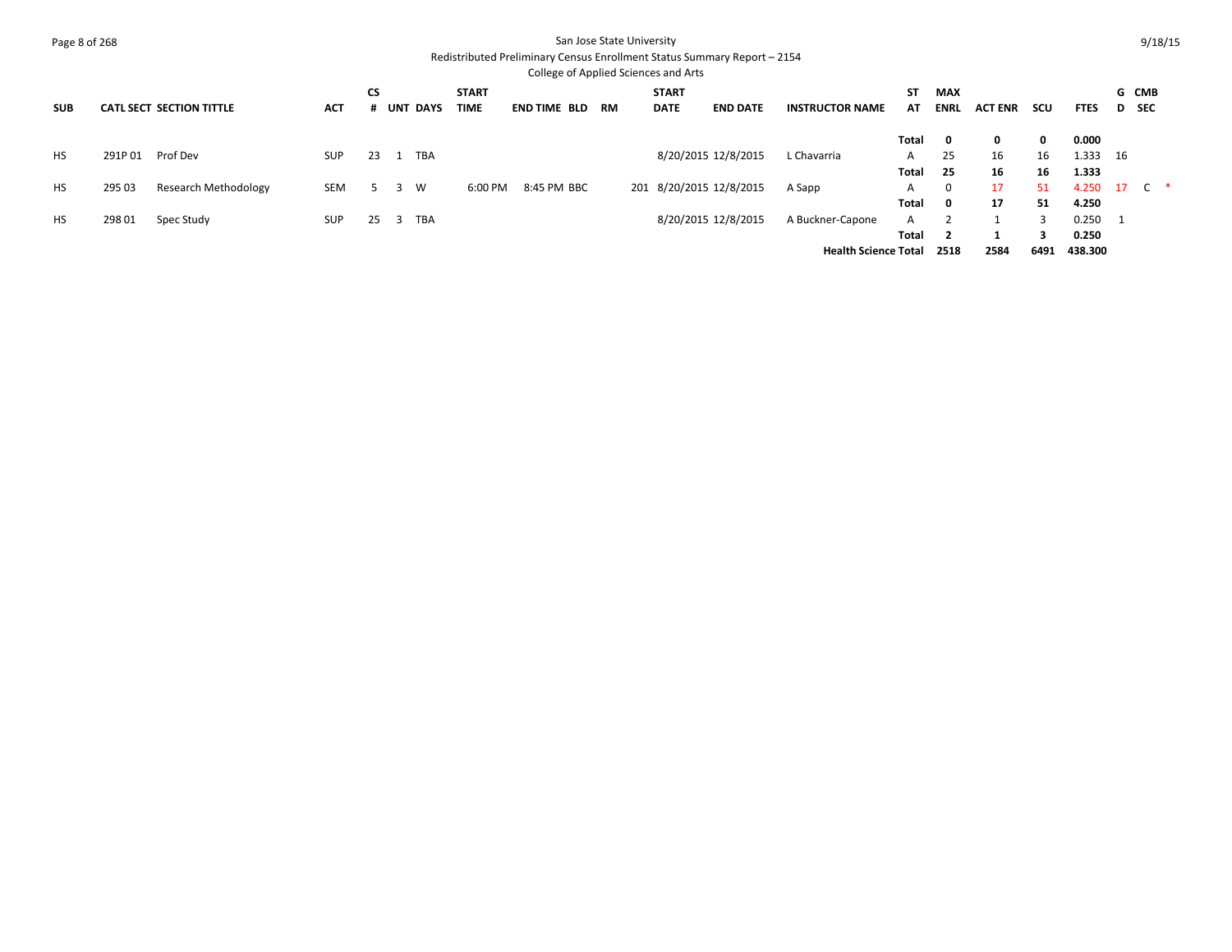San Jose State University

Redistributed Preliminary Census Enrollment Status Summary Report – 2154

College of Applied Sciences and Arts

9/18/15

| SUB | CATL SECT | SECTION TITTLE | ACT | CS # | UNT | DAYS | START TIME | END TIME | BLD | RM | START DATE | END DATE | INSTRUCTOR NAME | ST AT | MAX ENRL | ACT ENR | SCU | FTES | G D | CMB SEC | |
|---|---|---|---|---|---|---|---|---|---|---|---|---|---|---|---|---|---|---|---|---|---|
| | | | | | | | | | | | | | | **Total** | **0** | **0** | **0** | **0.000** | | | |
| HS | 291P 01 | Prof Dev | SUP | 23 | 1 | TBA | | | | | 8/20/2015 | 12/8/2015 | L Chavarria | A | 25 | 16 | 16 | 1.333 | 16 | | |
| | | | | | | | | | | | | | | **Total** | **25** | **16** | **16** | **1.333** | | | |
| HS | 295 03 | Research Methodology | SEM | 5 | 3 | W | 6:00 PM | 8:45 PM | BBC | 201 | 8/20/2015 | 12/8/2015 | A Sapp | A | 0 | 17 | 51 | 4.250 | 17 | C | * |
| | | | | | | | | | | | | | | **Total** | **0** | **17** | **51** | **4.250** | | | |
| HS | 298 01 | Spec Study | SUP | 25 | 3 | TBA | | | | | 8/20/2015 | 12/8/2015 | A Buckner-Capone | A | 2 | 1 | 3 | 0.250 | 1 | | |
| | | | | | | | | | | | | | | **Total** | **2** | **1** | **3** | **0.250** | | | |
| | | | | | | | | | | | | | **Health Science Total** | | **2518** | **2584** | **6491** | **438.300** | | | |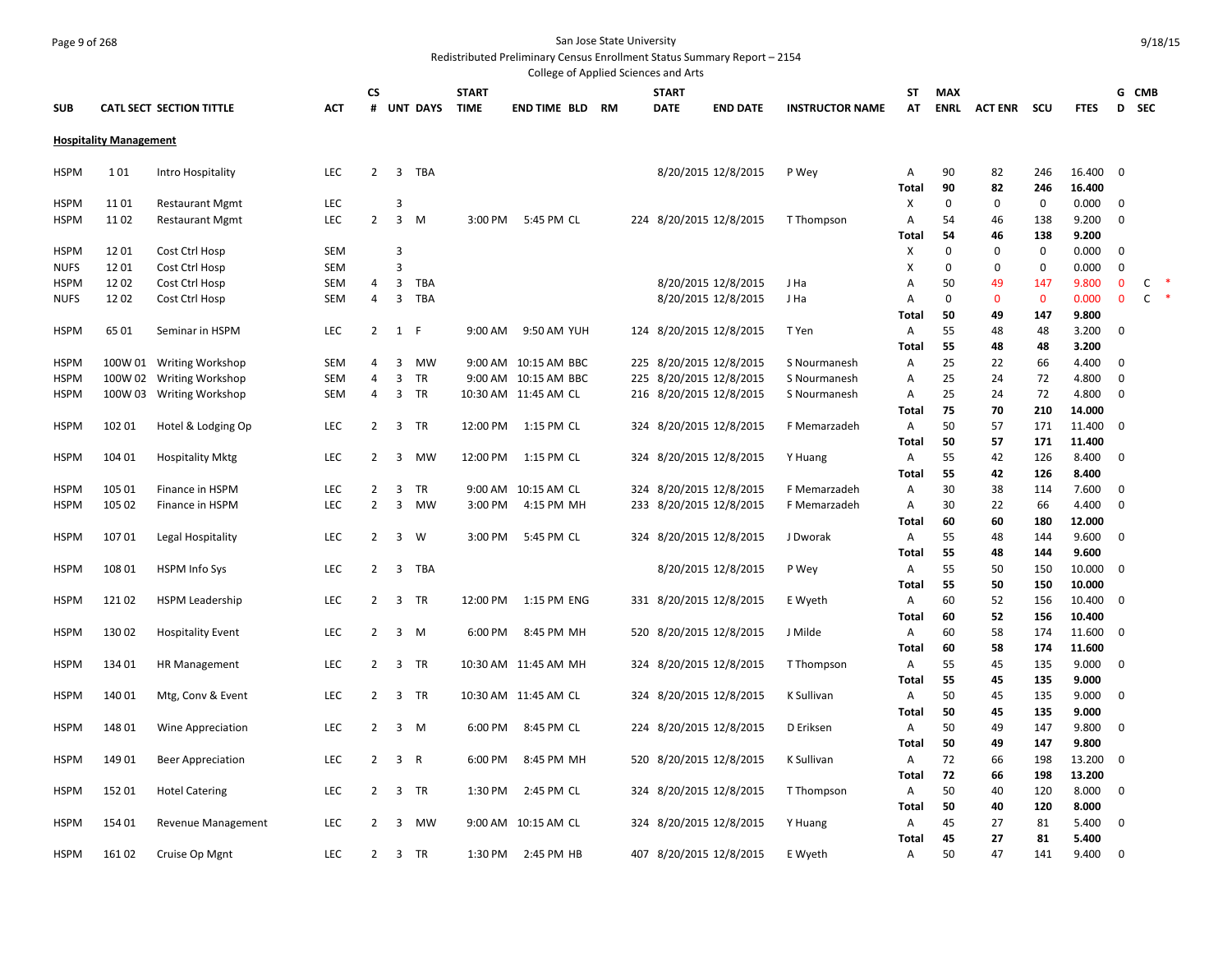San Jose State University

Redistributed Preliminary Census Enrollment Status Summary Report – 2154

College of Applied Sciences and Arts

| SUB | CATL SECT | SECTION TITTLE | ACT | CS # | UNT | DAYS | START TIME | END TIME | BLD | RM | START DATE | END DATE | INSTRUCTOR NAME | ST AT | MAX ENRL | ACT ENR | SCU | FTES | G D | CMB SEC | |
|---|---|---|---|---|---|---|---|---|---|---|---|---|---|---|---|---|---|---|---|---|---|
| **Hospitality Management** | | | | | | | | | | | | | | | | | | | | | |
| HSPM | 1 01 | Intro Hospitality | LEC | 2 | 3 | TBA | | | | | 8/20/2015 | 12/8/2015 | P Wey | A | 90 | 82 | 246 | 16.400 | 0 | | |
| | | | | | | | | | | | | | | **Total** | **90** | **82** | **246** | **16.400** | | | |
| HSPM | 11 01 | Restaurant Mgmt | LEC | | 3 | | | | | | | | | X | 0 | 0 | 0 | 0.000 | 0 | | |
| HSPM | 11 02 | Restaurant Mgmt | LEC | 2 | 3 | M | 3:00 PM | 5:45 PM | CL | 224 | 8/20/2015 | 12/8/2015 | T Thompson | A | 54 | 46 | 138 | 9.200 | 0 | | |
| | | | | | | | | | | | | | | **Total** | **54** | **46** | **138** | **9.200** | | | |
| HSPM | 12 01 | Cost Ctrl Hosp | SEM | | 3 | | | | | | | | | X | 0 | 0 | 0 | 0.000 | 0 | | |
| NUFS | 12 01 | Cost Ctrl Hosp | SEM | | 3 | | | | | | | | | X | 0 | 0 | 0 | 0.000 | 0 | | |
| HSPM | 12 02 | Cost Ctrl Hosp | SEM | 4 | 3 | TBA | | | | | 8/20/2015 | 12/8/2015 | J Ha | A | 50 | 49 | 147 | 9.800 | 0 | C | * |
| NUFS | 12 02 | Cost Ctrl Hosp | SEM | 4 | 3 | TBA | | | | | 8/20/2015 | 12/8/2015 | J Ha | A | 0 | 0 | 0 | 0.000 | 0 | C | * |
| | | | | | | | | | | | | | | **Total** | **50** | **49** | **147** | **9.800** | | | |
| HSPM | 65 01 | Seminar in HSPM | LEC | 2 | 1 | F | 9:00 AM | 9:50 AM | YUH | 124 | 8/20/2015 | 12/8/2015 | T Yen | A | 55 | 48 | 48 | 3.200 | 0 | | |
| | | | | | | | | | | | | | | **Total** | **55** | **48** | **48** | **3.200** | | | |
| HSPM | 100W 01 | Writing Workshop | SEM | 4 | 3 | MW | 9:00 AM | 10:15 AM | BBC | 225 | 8/20/2015 | 12/8/2015 | S Nourmanesh | A | 25 | 22 | 66 | 4.400 | 0 | | |
| HSPM | 100W 02 | Writing Workshop | SEM | 4 | 3 | TR | 9:00 AM | 10:15 AM | BBC | 225 | 8/20/2015 | 12/8/2015 | S Nourmanesh | A | 25 | 24 | 72 | 4.800 | 0 | | |
| HSPM | 100W 03 | Writing Workshop | SEM | 4 | 3 | TR | 10:30 AM | 11:45 AM | CL | 216 | 8/20/2015 | 12/8/2015 | S Nourmanesh | A | 25 | 24 | 72 | 4.800 | 0 | | |
| | | | | | | | | | | | | | | **Total** | **75** | **70** | **210** | **14.000** | | | |
| HSPM | 102 01 | Hotel & Lodging Op | LEC | 2 | 3 | TR | 12:00 PM | 1:15 PM | CL | 324 | 8/20/2015 | 12/8/2015 | F Memarzadeh | A | 50 | 57 | 171 | 11.400 | 0 | | |
| | | | | | | | | | | | | | | **Total** | **50** | **57** | **171** | **11.400** | | | |
| HSPM | 104 01 | Hospitality Mktg | LEC | 2 | 3 | MW | 12:00 PM | 1:15 PM | CL | 324 | 8/20/2015 | 12/8/2015 | Y Huang | A | 55 | 42 | 126 | 8.400 | 0 | | |
| | | | | | | | | | | | | | | **Total** | **55** | **42** | **126** | **8.400** | | | |
| HSPM | 105 01 | Finance in HSPM | LEC | 2 | 3 | TR | 9:00 AM | 10:15 AM | CL | 324 | 8/20/2015 | 12/8/2015 | F Memarzadeh | A | 30 | 38 | 114 | 7.600 | 0 | | |
| HSPM | 105 02 | Finance in HSPM | LEC | 2 | 3 | MW | 3:00 PM | 4:15 PM | MH | 233 | 8/20/2015 | 12/8/2015 | F Memarzadeh | A | 30 | 22 | 66 | 4.400 | 0 | | |
| | | | | | | | | | | | | | | **Total** | **60** | **60** | **180** | **12.000** | | | |
| HSPM | 107 01 | Legal Hospitality | LEC | 2 | 3 | W | 3:00 PM | 5:45 PM | CL | 324 | 8/20/2015 | 12/8/2015 | J Dworak | A | 55 | 48 | 144 | 9.600 | 0 | | |
| | | | | | | | | | | | | | | **Total** | **55** | **48** | **144** | **9.600** | | | |
| HSPM | 108 01 | HSPM Info Sys | LEC | 2 | 3 | TBA | | | | | 8/20/2015 | 12/8/2015 | P Wey | A | 55 | 50 | 150 | 10.000 | 0 | | |
| | | | | | | | | | | | | | | **Total** | **55** | **50** | **150** | **10.000** | | | |
| HSPM | 121 02 | HSPM Leadership | LEC | 2 | 3 | TR | 12:00 PM | 1:15 PM | ENG | 331 | 8/20/2015 | 12/8/2015 | E Wyeth | A | 60 | 52 | 156 | 10.400 | 0 | | |
| | | | | | | | | | | | | | | **Total** | **60** | **52** | **156** | **10.400** | | | |
| HSPM | 130 02 | Hospitality Event | LEC | 2 | 3 | M | 6:00 PM | 8:45 PM | MH | 520 | 8/20/2015 | 12/8/2015 | J Milde | A | 60 | 58 | 174 | 11.600 | 0 | | |
| | | | | | | | | | | | | | | **Total** | **60** | **58** | **174** | **11.600** | | | |
| HSPM | 134 01 | HR Management | LEC | 2 | 3 | TR | 10:30 AM | 11:45 AM | MH | 324 | 8/20/2015 | 12/8/2015 | T Thompson | A | 55 | 45 | 135 | 9.000 | 0 | | |
| | | | | | | | | | | | | | | **Total** | **55** | **45** | **135** | **9.000** | | | |
| HSPM | 140 01 | Mtg, Conv & Event | LEC | 2 | 3 | TR | 10:30 AM | 11:45 AM | CL | 324 | 8/20/2015 | 12/8/2015 | K Sullivan | A | 50 | 45 | 135 | 9.000 | 0 | | |
| | | | | | | | | | | | | | | **Total** | **50** | **45** | **135** | **9.000** | | | |
| HSPM | 148 01 | Wine Appreciation | LEC | 2 | 3 | M | 6:00 PM | 8:45 PM | CL | 224 | 8/20/2015 | 12/8/2015 | D Eriksen | A | 50 | 49 | 147 | 9.800 | 0 | | |
| | | | | | | | | | | | | | | **Total** | **50** | **49** | **147** | **9.800** | | | |
| HSPM | 149 01 | Beer Appreciation | LEC | 2 | 3 | R | 6:00 PM | 8:45 PM | MH | 520 | 8/20/2015 | 12/8/2015 | K Sullivan | A | 72 | 66 | 198 | 13.200 | 0 | | |
| | | | | | | | | | | | | | | **Total** | **72** | **66** | **198** | **13.200** | | | |
| HSPM | 152 01 | Hotel Catering | LEC | 2 | 3 | TR | 1:30 PM | 2:45 PM | CL | 324 | 8/20/2015 | 12/8/2015 | T Thompson | A | 50 | 40 | 120 | 8.000 | 0 | | |
| | | | | | | | | | | | | | | **Total** | **50** | **40** | **120** | **8.000** | | | |
| HSPM | 154 01 | Revenue Management | LEC | 2 | 3 | MW | 9:00 AM | 10:15 AM | CL | 324 | 8/20/2015 | 12/8/2015 | Y Huang | A | 45 | 27 | 81 | 5.400 | 0 | | |
| | | | | | | | | | | | | | | **Total** | **45** | **27** | **81** | **5.400** | | | |
| HSPM | 161 02 | Cruise Op Mgnt | LEC | 2 | 3 | TR | 1:30 PM | 2:45 PM | HB | 407 | 8/20/2015 | 12/8/2015 | E Wyeth | A | 50 | 47 | 141 | 9.400 | 0 | | |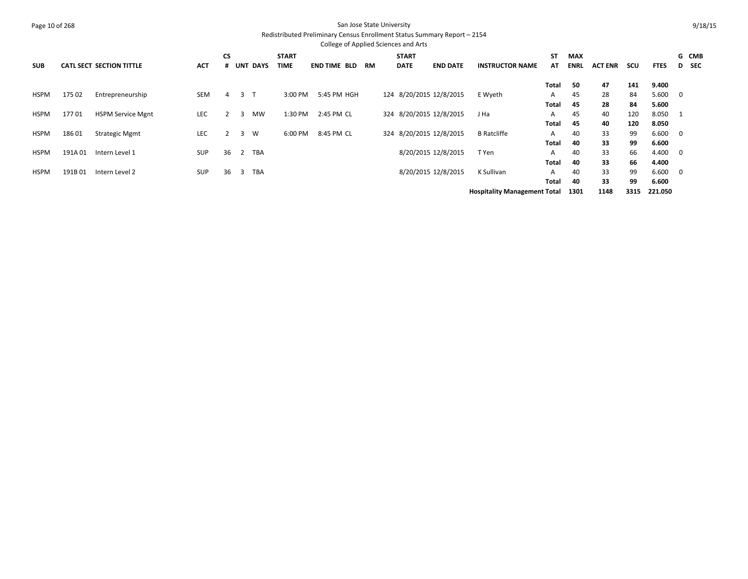San Jose State University

Redistributed Preliminary Census Enrollment Status Summary Report – 2154

College of Applied Sciences and Arts

| SUB | CATL SECT | SECTION TITTLE | ACT | CS # | UNT | DAYS | START TIME | END TIME | BLD | RM | START DATE | END DATE | INSTRUCTOR NAME | STAT | MAX ENRL | ACT ENR | SCU | FTES | GD | CMB SEC |
|---|---|---|---|---|---|---|---|---|---|---|---|---|---|---|---|---|---|---|---|---|
| | | | | | | | | | | | | | | **Total** | **50** | **47** | **141** | **9.400** | | |
| HSPM | 175 02 | Entrepreneurship | SEM | 4 | 3 | T | 3:00 PM | 5:45 PM | HGH | 124 | 8/20/2015 | 12/8/2015 | E Wyeth | A | 45 | 28 | 84 | 5.600 | 0 | |
| | | | | | | | | | | | | | | **Total** | **45** | **28** | **84** | **5.600** | | |
| HSPM | 177 01 | HSPM Service Mgnt | LEC | 2 | 3 | MW | 1:30 PM | 2:45 PM | CL | 324 | 8/20/2015 | 12/8/2015 | J Ha | A | 45 | 40 | 120 | 8.050 | 1 | |
| | | | | | | | | | | | | | | **Total** | **45** | **40** | **120** | **8.050** | | |
| HSPM | 186 01 | Strategic Mgmt | LEC | 2 | 3 | W | 6:00 PM | 8:45 PM | CL | 324 | 8/20/2015 | 12/8/2015 | B Ratcliffe | A | 40 | 33 | 99 | 6.600 | 0 | |
| | | | | | | | | | | | | | | **Total** | **40** | **33** | **99** | **6.600** | | |
| HSPM | 191A 01 | Intern Level 1 | SUP | 36 | 2 | TBA | | | | | 8/20/2015 | 12/8/2015 | T Yen | A | 40 | 33 | 66 | 4.400 | 0 | |
| | | | | | | | | | | | | | | **Total** | **40** | **33** | **66** | **4.400** | | |
| HSPM | 191B 01 | Intern Level 2 | SUP | 36 | 3 | TBA | | | | | 8/20/2015 | 12/8/2015 | K Sullivan | A | 40 | 33 | 99 | 6.600 | 0 | |
| | | | | | | | | | | | | | | **Total** | **40** | **33** | **99** | **6.600** | | |
| | | | | | | | | | | | | | **Hospitality Management Total** | | **1301** | **1148** | **3315** | **221.050** | | |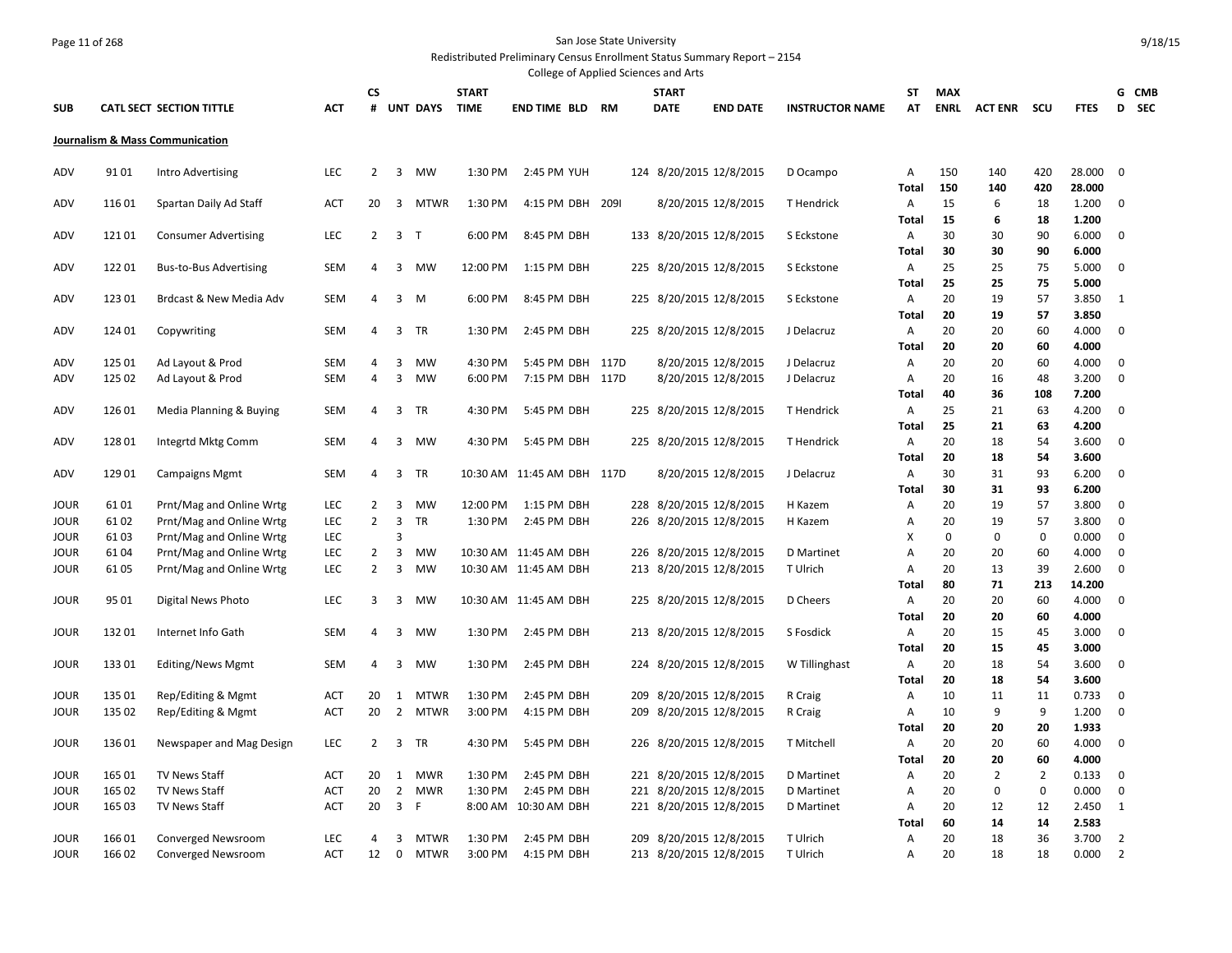San Jose State University

Redistributed Preliminary Census Enrollment Status Summary Report – 2154

College of Applied Sciences and Arts

9/18/15

## Journalism & Mass Communication

| SUB | CATL SECT | SECTION TITTLE | ACT | CS # | UNT | DAYS | START TIME | END TIME | BLD | RM | START DATE | END DATE | INSTRUCTOR NAME | ST AT | MAX ENRL | ACT ENR | SCU | FTES | G D | CMB SEC |
|---|---|---|---|---|---|---|---|---|---|---|---|---|---|---|---|---|---|---|---|---|
| ADV | 91 01 | Intro Advertising | LEC | 2 | 3 | MW | 1:30 PM | 2:45 PM | YUH | 124 | 8/20/2015 | 12/8/2015 | D Ocampo | A | 150 | 140 | 420 | 28.000 | 0 | |
| | | | | | | | | | | | | | | **Total** | **150** | **140** | **420** | **28.000** | | |
| ADV | 116 01 | Spartan Daily Ad Staff | ACT | 20 | 3 | MTWR | 1:30 PM | 4:15 PM | DBH | 209I | 8/20/2015 | 12/8/2015 | T Hendrick | A | 15 | 6 | 18 | 1.200 | 0 | |
| | | | | | | | | | | | | | | **Total** | **15** | **6** | **18** | **1.200** | | |
| ADV | 121 01 | Consumer Advertising | LEC | 2 | 3 | T | 6:00 PM | 8:45 PM | DBH | 133 | 8/20/2015 | 12/8/2015 | S Eckstone | A | 30 | 30 | 90 | 6.000 | 0 | |
| | | | | | | | | | | | | | | **Total** | **30** | **30** | **90** | **6.000** | | |
| ADV | 122 01 | Bus-to-Bus Advertising | SEM | 4 | 3 | MW | 12:00 PM | 1:15 PM | DBH | 225 | 8/20/2015 | 12/8/2015 | S Eckstone | A | 25 | 25 | 75 | 5.000 | 0 | |
| | | | | | | | | | | | | | | **Total** | **25** | **25** | **75** | **5.000** | | |
| ADV | 123 01 | Brdcast & New Media Adv | SEM | 4 | 3 | M | 6:00 PM | 8:45 PM | DBH | 225 | 8/20/2015 | 12/8/2015 | S Eckstone | A | 20 | 19 | 57 | 3.850 | 1 | |
| | | | | | | | | | | | | | | **Total** | **20** | **19** | **57** | **3.850** | | |
| ADV | 124 01 | Copywriting | SEM | 4 | 3 | TR | 1:30 PM | 2:45 PM | DBH | 225 | 8/20/2015 | 12/8/2015 | J Delacruz | A | 20 | 20 | 60 | 4.000 | 0 | |
| | | | | | | | | | | | | | | **Total** | **20** | **20** | **60** | **4.000** | | |
| ADV | 125 01 | Ad Layout & Prod | SEM | 4 | 3 | MW | 4:30 PM | 5:45 PM | DBH | 117D | 8/20/2015 | 12/8/2015 | J Delacruz | A | 20 | 20 | 60 | 4.000 | 0 | |
| ADV | 125 02 | Ad Layout & Prod | SEM | 4 | 3 | MW | 6:00 PM | 7:15 PM | DBH | 117D | 8/20/2015 | 12/8/2015 | J Delacruz | A | 20 | 16 | 48 | 3.200 | 0 | |
| | | | | | | | | | | | | | | **Total** | **40** | **36** | **108** | **7.200** | | |
| ADV | 126 01 | Media Planning & Buying | SEM | 4 | 3 | TR | 4:30 PM | 5:45 PM | DBH | 225 | 8/20/2015 | 12/8/2015 | T Hendrick | A | 25 | 21 | 63 | 4.200 | 0 | |
| | | | | | | | | | | | | | | **Total** | **25** | **21** | **63** | **4.200** | | |
| ADV | 128 01 | Integrtd Mktg Comm | SEM | 4 | 3 | MW | 4:30 PM | 5:45 PM | DBH | 225 | 8/20/2015 | 12/8/2015 | T Hendrick | A | 20 | 18 | 54 | 3.600 | 0 | |
| | | | | | | | | | | | | | | **Total** | **20** | **18** | **54** | **3.600** | | |
| ADV | 129 01 | Campaigns Mgmt | SEM | 4 | 3 | TR | 10:30 AM | 11:45 AM | DBH | 117D | 8/20/2015 | 12/8/2015 | J Delacruz | A | 30 | 31 | 93 | 6.200 | 0 | |
| | | | | | | | | | | | | | | **Total** | **30** | **31** | **93** | **6.200** | | |
| JOUR | 61 01 | Prnt/Mag and Online Wrtg | LEC | 2 | 3 | MW | 12:00 PM | 1:15 PM | DBH | 228 | 8/20/2015 | 12/8/2015 | H Kazem | A | 20 | 19 | 57 | 3.800 | 0 | |
| JOUR | 61 02 | Prnt/Mag and Online Wrtg | LEC | 2 | 3 | TR | 1:30 PM | 2:45 PM | DBH | 226 | 8/20/2015 | 12/8/2015 | H Kazem | A | 20 | 19 | 57 | 3.800 | 0 | |
| JOUR | 61 03 | Prnt/Mag and Online Wrtg | LEC | | 3 | | | | | | | | | X | 0 | 0 | 0 | 0.000 | 0 | |
| JOUR | 61 04 | Prnt/Mag and Online Wrtg | LEC | 2 | 3 | MW | 10:30 AM | 11:45 AM | DBH | 226 | 8/20/2015 | 12/8/2015 | D Martinet | A | 20 | 20 | 60 | 4.000 | 0 | |
| JOUR | 61 05 | Prnt/Mag and Online Wrtg | LEC | 2 | 3 | MW | 10:30 AM | 11:45 AM | DBH | 213 | 8/20/2015 | 12/8/2015 | T Ulrich | A | 20 | 13 | 39 | 2.600 | 0 | |
| | | | | | | | | | | | | | | **Total** | **80** | **71** | **213** | **14.200** | | |
| JOUR | 95 01 | Digital News Photo | LEC | 3 | 3 | MW | 10:30 AM | 11:45 AM | DBH | 225 | 8/20/2015 | 12/8/2015 | D Cheers | A | 20 | 20 | 60 | 4.000 | 0 | |
| | | | | | | | | | | | | | | **Total** | **20** | **20** | **60** | **4.000** | | |
| JOUR | 132 01 | Internet Info Gath | SEM | 4 | 3 | MW | 1:30 PM | 2:45 PM | DBH | 213 | 8/20/2015 | 12/8/2015 | S Fosdick | A | 20 | 15 | 45 | 3.000 | 0 | |
| | | | | | | | | | | | | | | **Total** | **20** | **15** | **45** | **3.000** | | |
| JOUR | 133 01 | Editing/News Mgmt | SEM | 4 | 3 | MW | 1:30 PM | 2:45 PM | DBH | 224 | 8/20/2015 | 12/8/2015 | W Tillinghast | A | 20 | 18 | 54 | 3.600 | 0 | |
| | | | | | | | | | | | | | | **Total** | **20** | **18** | **54** | **3.600** | | |
| JOUR | 135 01 | Rep/Editing & Mgmt | ACT | 20 | 1 | MTWR | 1:30 PM | 2:45 PM | DBH | 209 | 8/20/2015 | 12/8/2015 | R Craig | A | 10 | 11 | 11 | 0.733 | 0 | |
| JOUR | 135 02 | Rep/Editing & Mgmt | ACT | 20 | 2 | MTWR | 3:00 PM | 4:15 PM | DBH | 209 | 8/20/2015 | 12/8/2015 | R Craig | A | 10 | 9 | 9 | 1.200 | 0 | |
| | | | | | | | | | | | | | | **Total** | **20** | **20** | **20** | **1.933** | | |
| JOUR | 136 01 | Newspaper and Mag Design | LEC | 2 | 3 | TR | 4:30 PM | 5:45 PM | DBH | 226 | 8/20/2015 | 12/8/2015 | T Mitchell | A | 20 | 20 | 60 | 4.000 | 0 | |
| | | | | | | | | | | | | | | **Total** | **20** | **20** | **60** | **4.000** | | |
| JOUR | 165 01 | TV News Staff | ACT | 20 | 1 | MWR | 1:30 PM | 2:45 PM | DBH | 221 | 8/20/2015 | 12/8/2015 | D Martinet | A | 20 | 2 | 2 | 0.133 | 0 | |
| JOUR | 165 02 | TV News Staff | ACT | 20 | 2 | MWR | 1:30 PM | 2:45 PM | DBH | 221 | 8/20/2015 | 12/8/2015 | D Martinet | A | 20 | 0 | 0 | 0.000 | 0 | |
| JOUR | 165 03 | TV News Staff | ACT | 20 | 3 | F | 8:00 AM | 10:30 AM | DBH | 221 | 8/20/2015 | 12/8/2015 | D Martinet | A | 20 | 12 | 12 | 2.450 | 1 | |
| | | | | | | | | | | | | | | **Total** | **60** | **14** | **14** | **2.583** | | |
| JOUR | 166 01 | Converged Newsroom | LEC | 4 | 3 | MTWR | 1:30 PM | 2:45 PM | DBH | 209 | 8/20/2015 | 12/8/2015 | T Ulrich | A | 20 | 18 | 36 | 3.700 | 2 | |
| JOUR | 166 02 | Converged Newsroom | ACT | 12 | 0 | MTWR | 3:00 PM | 4:15 PM | DBH | 213 | 8/20/2015 | 12/8/2015 | T Ulrich | A | 20 | 18 | 18 | 0.000 | 2 | |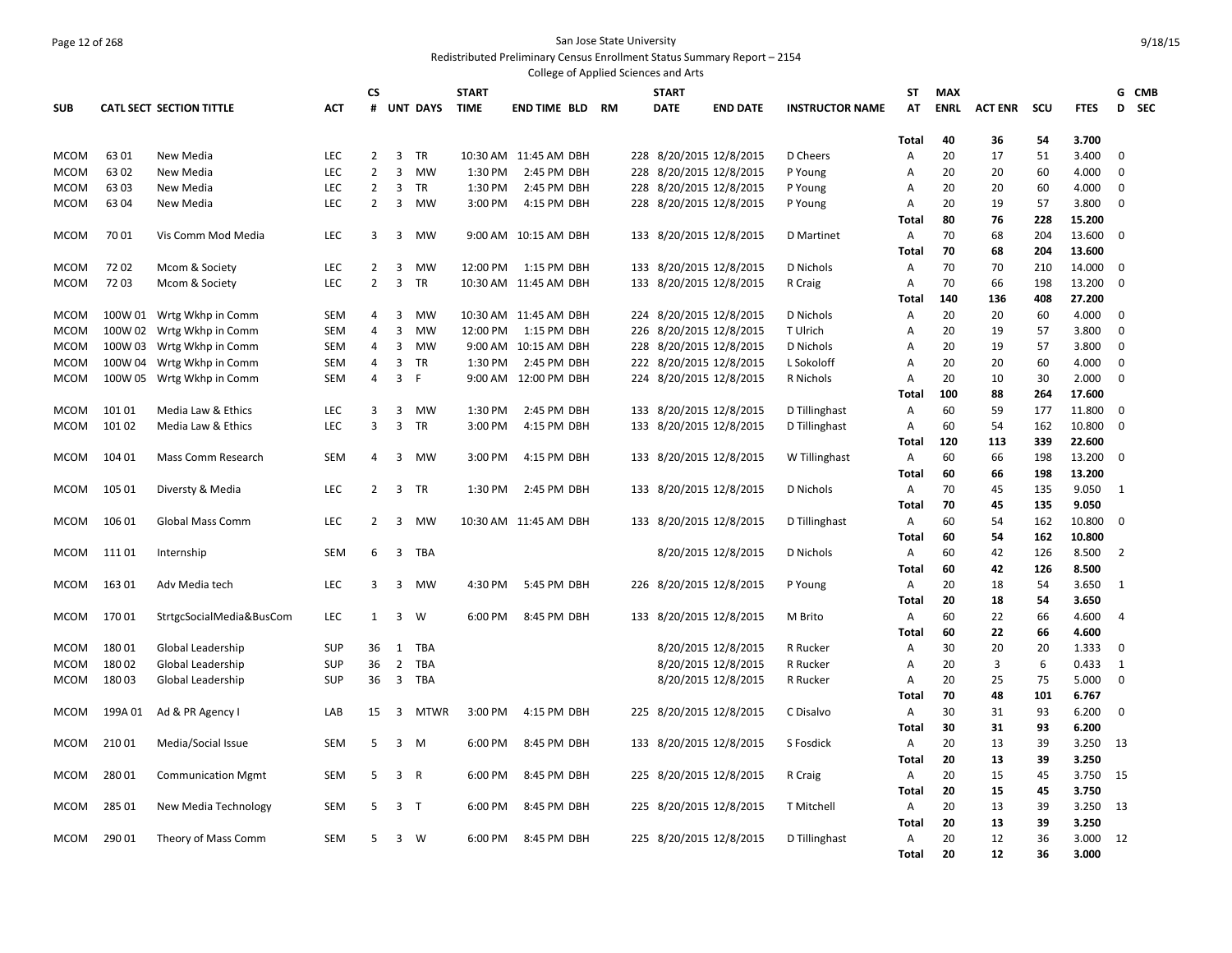San Jose State University

Redistributed Preliminary Census Enrollment Status Summary Report – 2154

College of Applied Sciences and Arts

| SUB | CATL SECT | SECTION TITTLE | ACT | CS # | UNT | DAYS | START TIME | END TIME | BLD | RM | START DATE | END DATE | INSTRUCTOR NAME | ST AT | MAX ENRL | ACT ENR | SCU | FTES | G D | CMB SEC |
|---|---|---|---|---|---|---|---|---|---|---|---|---|---|---|---|---|---|---|---|---|
| | | | | | | | | | | | | | | Total | 40 | 36 | 54 | 3.700 | | |
| MCOM | 63 01 | New Media | LEC | 2 | 3 | TR | 10:30 AM | 11:45 AM | DBH | 228 | 8/20/2015 | 12/8/2015 | D Cheers | A | 20 | 17 | 51 | 3.400 | 0 | |
| MCOM | 63 02 | New Media | LEC | 2 | 3 | MW | 1:30 PM | 2:45 PM | DBH | 228 | 8/20/2015 | 12/8/2015 | P Young | A | 20 | 20 | 60 | 4.000 | 0 | |
| MCOM | 63 03 | New Media | LEC | 2 | 3 | TR | 1:30 PM | 2:45 PM | DBH | 228 | 8/20/2015 | 12/8/2015 | P Young | A | 20 | 20 | 60 | 4.000 | 0 | |
| MCOM | 63 04 | New Media | LEC | 2 | 3 | MW | 3:00 PM | 4:15 PM | DBH | 228 | 8/20/2015 | 12/8/2015 | P Young | A | 20 | 19 | 57 | 3.800 | 0 | |
| | | | | | | | | | | | | | | Total | 80 | 76 | 228 | 15.200 | | |
| MCOM | 70 01 | Vis Comm Mod Media | LEC | 3 | 3 | MW | 9:00 AM | 10:15 AM | DBH | 133 | 8/20/2015 | 12/8/2015 | D Martinet | A | 70 | 68 | 204 | 13.600 | 0 | |
| | | | | | | | | | | | | | | Total | 70 | 68 | 204 | 13.600 | | |
| MCOM | 72 02 | Mcom & Society | LEC | 2 | 3 | MW | 12:00 PM | 1:15 PM | DBH | 133 | 8/20/2015 | 12/8/2015 | D Nichols | A | 70 | 70 | 210 | 14.000 | 0 | |
| MCOM | 72 03 | Mcom & Society | LEC | 2 | 3 | TR | 10:30 AM | 11:45 AM | DBH | 133 | 8/20/2015 | 12/8/2015 | R Craig | A | 70 | 66 | 198 | 13.200 | 0 | |
| | | | | | | | | | | | | | | Total | 140 | 136 | 408 | 27.200 | | |
| MCOM | 100W 01 | Wrtg Wkhp in Comm | SEM | 4 | 3 | MW | 10:30 AM | 11:45 AM | DBH | 224 | 8/20/2015 | 12/8/2015 | D Nichols | A | 20 | 20 | 60 | 4.000 | 0 | |
| MCOM | 100W 02 | Wrtg Wkhp in Comm | SEM | 4 | 3 | MW | 12:00 PM | 1:15 PM | DBH | 226 | 8/20/2015 | 12/8/2015 | T Ulrich | A | 20 | 19 | 57 | 3.800 | 0 | |
| MCOM | 100W 03 | Wrtg Wkhp in Comm | SEM | 4 | 3 | MW | 9:00 AM | 10:15 AM | DBH | 228 | 8/20/2015 | 12/8/2015 | D Nichols | A | 20 | 19 | 57 | 3.800 | 0 | |
| MCOM | 100W 04 | Wrtg Wkhp in Comm | SEM | 4 | 3 | TR | 1:30 PM | 2:45 PM | DBH | 222 | 8/20/2015 | 12/8/2015 | L Sokoloff | A | 20 | 20 | 60 | 4.000 | 0 | |
| MCOM | 100W 05 | Wrtg Wkhp in Comm | SEM | 4 | 3 | F | 9:00 AM | 12:00 PM | DBH | 224 | 8/20/2015 | 12/8/2015 | R Nichols | A | 20 | 10 | 30 | 2.000 | 0 | |
| | | | | | | | | | | | | | | Total | 100 | 88 | 264 | 17.600 | | |
| MCOM | 101 01 | Media Law & Ethics | LEC | 3 | 3 | MW | 1:30 PM | 2:45 PM | DBH | 133 | 8/20/2015 | 12/8/2015 | D Tillinghast | A | 60 | 59 | 177 | 11.800 | 0 | |
| MCOM | 101 02 | Media Law & Ethics | LEC | 3 | 3 | TR | 3:00 PM | 4:15 PM | DBH | 133 | 8/20/2015 | 12/8/2015 | D Tillinghast | A | 60 | 54 | 162 | 10.800 | 0 | |
| | | | | | | | | | | | | | | Total | 120 | 113 | 339 | 22.600 | | |
| MCOM | 104 01 | Mass Comm Research | SEM | 4 | 3 | MW | 3:00 PM | 4:15 PM | DBH | 133 | 8/20/2015 | 12/8/2015 | W Tillinghast | A | 60 | 66 | 198 | 13.200 | 0 | |
| | | | | | | | | | | | | | | Total | 60 | 66 | 198 | 13.200 | | |
| MCOM | 105 01 | Diversty & Media | LEC | 2 | 3 | TR | 1:30 PM | 2:45 PM | DBH | 133 | 8/20/2015 | 12/8/2015 | D Nichols | A | 70 | 45 | 135 | 9.050 | 1 | |
| | | | | | | | | | | | | | | Total | 70 | 45 | 135 | 9.050 | | |
| MCOM | 106 01 | Global Mass Comm | LEC | 2 | 3 | MW | 10:30 AM | 11:45 AM | DBH | 133 | 8/20/2015 | 12/8/2015 | D Tillinghast | A | 60 | 54 | 162 | 10.800 | 0 | |
| | | | | | | | | | | | | | | Total | 60 | 54 | 162 | 10.800 | | |
| MCOM | 111 01 | Internship | SEM | 6 | 3 | TBA | | | | | 8/20/2015 | 12/8/2015 | D Nichols | A | 60 | 42 | 126 | 8.500 | 2 | |
| | | | | | | | | | | | | | | Total | 60 | 42 | 126 | 8.500 | | |
| MCOM | 163 01 | Adv Media tech | LEC | 3 | 3 | MW | 4:30 PM | 5:45 PM | DBH | 226 | 8/20/2015 | 12/8/2015 | P Young | A | 20 | 18 | 54 | 3.650 | 1 | |
| | | | | | | | | | | | | | | Total | 20 | 18 | 54 | 3.650 | | |
| MCOM | 170 01 | StrtgcSocialMedia&BusCom | LEC | 1 | 3 | W | 6:00 PM | 8:45 PM | DBH | 133 | 8/20/2015 | 12/8/2015 | M Brito | A | 60 | 22 | 66 | 4.600 | 4 | |
| | | | | | | | | | | | | | | Total | 60 | 22 | 66 | 4.600 | | |
| MCOM | 180 01 | Global Leadership | SUP | 36 | 1 | TBA | | | | | 8/20/2015 | 12/8/2015 | R Rucker | A | 30 | 20 | 20 | 1.333 | 0 | |
| MCOM | 180 02 | Global Leadership | SUP | 36 | 2 | TBA | | | | | 8/20/2015 | 12/8/2015 | R Rucker | A | 20 | 3 | 6 | 0.433 | 1 | |
| MCOM | 180 03 | Global Leadership | SUP | 36 | 3 | TBA | | | | | 8/20/2015 | 12/8/2015 | R Rucker | A | 20 | 25 | 75 | 5.000 | 0 | |
| | | | | | | | | | | | | | | Total | 70 | 48 | 101 | 6.767 | | |
| MCOM | 199A 01 | Ad & PR Agency I | LAB | 15 | 3 | MTWR | 3:00 PM | 4:15 PM | DBH | 225 | 8/20/2015 | 12/8/2015 | C Disalvo | A | 30 | 31 | 93 | 6.200 | 0 | |
| | | | | | | | | | | | | | | Total | 30 | 31 | 93 | 6.200 | | |
| MCOM | 210 01 | Media/Social Issue | SEM | 5 | 3 | M | 6:00 PM | 8:45 PM | DBH | 133 | 8/20/2015 | 12/8/2015 | S Fosdick | A | 20 | 13 | 39 | 3.250 | 13 | |
| | | | | | | | | | | | | | | Total | 20 | 13 | 39 | 3.250 | | |
| MCOM | 280 01 | Communication Mgmt | SEM | 5 | 3 | R | 6:00 PM | 8:45 PM | DBH | 225 | 8/20/2015 | 12/8/2015 | R Craig | A | 20 | 15 | 45 | 3.750 | 15 | |
| | | | | | | | | | | | | | | Total | 20 | 15 | 45 | 3.750 | | |
| MCOM | 285 01 | New Media Technology | SEM | 5 | 3 | T | 6:00 PM | 8:45 PM | DBH | 225 | 8/20/2015 | 12/8/2015 | T Mitchell | A | 20 | 13 | 39 | 3.250 | 13 | |
| | | | | | | | | | | | | | | Total | 20 | 13 | 39 | 3.250 | | |
| MCOM | 290 01 | Theory of Mass Comm | SEM | 5 | 3 | W | 6:00 PM | 8:45 PM | DBH | 225 | 8/20/2015 | 12/8/2015 | D Tillinghast | A | 20 | 12 | 36 | 3.000 | 12 | |
| | | | | | | | | | | | | | | Total | 20 | 12 | 36 | 3.000 | | |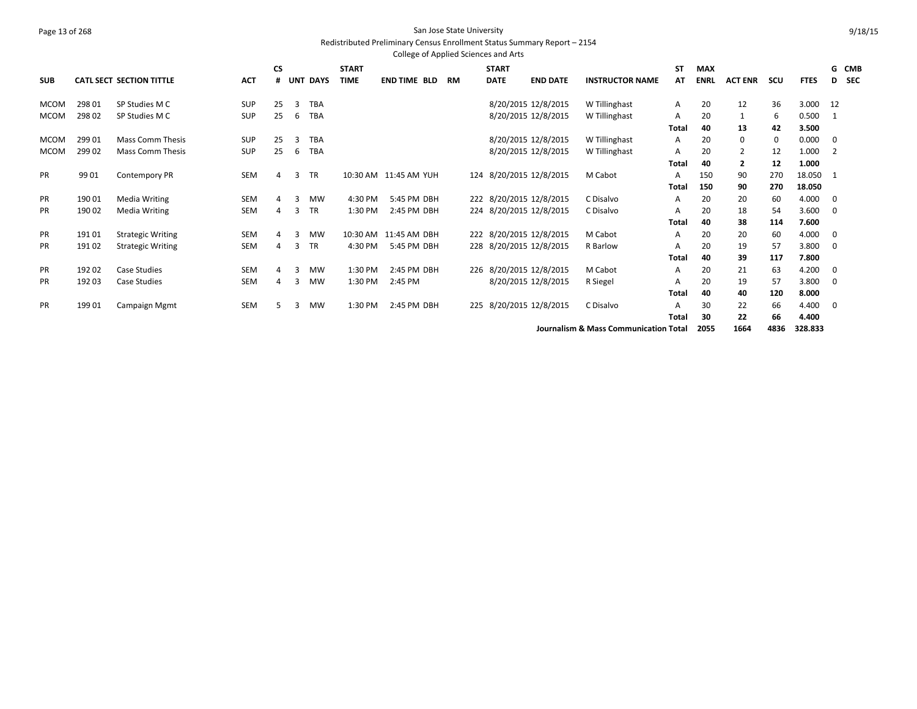San Jose State University

Redistributed Preliminary Census Enrollment Status Summary Report – 2154

College of Applied Sciences and Arts

| SUB | CATL SECT | SECTION TITTLE | ACT | CS # | UNT | DAYS | START TIME | END TIME | BLD | RM | START DATE | END DATE | INSTRUCTOR NAME | ST AT | MAX ENRL | ACT ENR | SCU | FTES | G D | CMB SEC |
|---|---|---|---|---|---|---|---|---|---|---|---|---|---|---|---|---|---|---|---|---|
| MCOM | 298 01 | SP Studies M C | SUP | 25 | 3 | TBA | | | | | 8/20/2015 | 12/8/2015 | W Tillinghast | A | 20 | 12 | 36 | 3.000 | 12 | |
| MCOM | 298 02 | SP Studies M C | SUP | 25 | 6 | TBA | | | | | 8/20/2015 | 12/8/2015 | W Tillinghast | A | 20 | 1 | 6 | 0.500 | 1 | |
| | | | | | | | | | | | | | | **Total** | **40** | **13** | **42** | **3.500** | | |
| MCOM | 299 01 | Mass Comm Thesis | SUP | 25 | 3 | TBA | | | | | 8/20/2015 | 12/8/2015 | W Tillinghast | A | 20 | 0 | 0 | 0.000 | 0 | |
| MCOM | 299 02 | Mass Comm Thesis | SUP | 25 | 6 | TBA | | | | | 8/20/2015 | 12/8/2015 | W Tillinghast | A | 20 | 2 | 12 | 1.000 | 2 | |
| | | | | | | | | | | | | | | **Total** | **40** | **2** | **12** | **1.000** | | |
| PR | 99 01 | Contempory PR | SEM | 4 | 3 | TR | 10:30 AM | 11:45 AM | YUH | 124 | 8/20/2015 | 12/8/2015 | M Cabot | A | 150 | 90 | 270 | 18.050 | 1 | |
| | | | | | | | | | | | | | | **Total** | **150** | **90** | **270** | **18.050** | | |
| PR | 190 01 | Media Writing | SEM | 4 | 3 | MW | 4:30 PM | 5:45 PM | DBH | 222 | 8/20/2015 | 12/8/2015 | C Disalvo | A | 20 | 20 | 60 | 4.000 | 0 | |
| PR | 190 02 | Media Writing | SEM | 4 | 3 | TR | 1:30 PM | 2:45 PM | DBH | 224 | 8/20/2015 | 12/8/2015 | C Disalvo | A | 20 | 18 | 54 | 3.600 | 0 | |
| | | | | | | | | | | | | | | **Total** | **40** | **38** | **114** | **7.600** | | |
| PR | 191 01 | Strategic Writing | SEM | 4 | 3 | MW | 10:30 AM | 11:45 AM | DBH | 222 | 8/20/2015 | 12/8/2015 | M Cabot | A | 20 | 20 | 60 | 4.000 | 0 | |
| PR | 191 02 | Strategic Writing | SEM | 4 | 3 | TR | 4:30 PM | 5:45 PM | DBH | 228 | 8/20/2015 | 12/8/2015 | R Barlow | A | 20 | 19 | 57 | 3.800 | 0 | |
| | | | | | | | | | | | | | | **Total** | **40** | **39** | **117** | **7.800** | | |
| PR | 192 02 | Case Studies | SEM | 4 | 3 | MW | 1:30 PM | 2:45 PM | DBH | 226 | 8/20/2015 | 12/8/2015 | M Cabot | A | 20 | 21 | 63 | 4.200 | 0 | |
| PR | 192 03 | Case Studies | SEM | 4 | 3 | MW | 1:30 PM | 2:45 PM | | | 8/20/2015 | 12/8/2015 | R Siegel | A | 20 | 19 | 57 | 3.800 | 0 | |
| | | | | | | | | | | | | | | **Total** | **40** | **40** | **120** | **8.000** | | |
| PR | 199 01 | Campaign Mgmt | SEM | 5 | 3 | MW | 1:30 PM | 2:45 PM | DBH | 225 | 8/20/2015 | 12/8/2015 | C Disalvo | A | 30 | 22 | 66 | 4.400 | 0 | |
| | | | | | | | | | | | | | | **Total** | **30** | **22** | **66** | **4.400** | | |
| | | | | | | | | | | | | | **Journalism & Mass Communication Total** | | **2055** | **1664** | **4836** | **328.833** | | |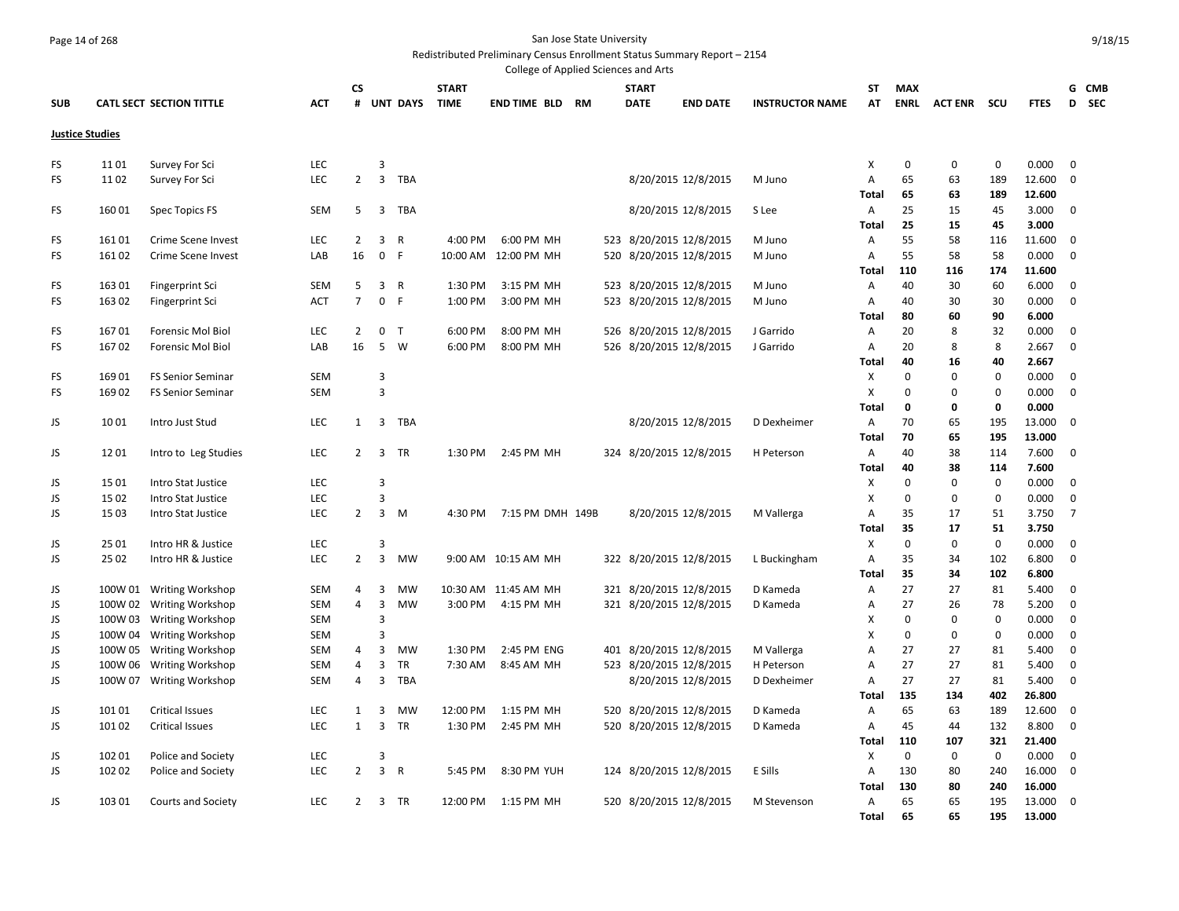San Jose State University

Redistributed Preliminary Census Enrollment Status Summary Report – 2154

College of Applied Sciences and Arts

## Justice Studies

| SUB | CATL SECT | SECTION TITTLE | ACT | CS # | UNT | DAYS | START TIME | END TIME | BLD | RM | START DATE | END DATE | INSTRUCTOR NAME | ST AT | MAX ENRL | ACT ENR | SCU | FTES | G D | CMB SEC |
|---|---|---|---|---|---|---|---|---|---|---|---|---|---|---|---|---|---|---|---|---|
| FS | 11 01 | Survey For Sci | LEC | | 3 | | | | | | | | | X | 0 | 0 | 0 | 0.000 | 0 | |
| FS | 11 02 | Survey For Sci | LEC | 2 | 3 | TBA | | | | | 8/20/2015 | 12/8/2015 | M Juno | A | 65 | 63 | 189 | 12.600 | 0 | |
| | | | | | | | | | | | | | | **Total** | **65** | **63** | **189** | **12.600** | | |
| FS | 160 01 | Spec Topics FS | SEM | 5 | 3 | TBA | | | | | 8/20/2015 | 12/8/2015 | S Lee | A | 25 | 15 | 45 | 3.000 | 0 | |
| | | | | | | | | | | | | | | **Total** | **25** | **15** | **45** | **3.000** | | |
| FS | 161 01 | Crime Scene Invest | LEC | 2 | 3 | R | 4:00 PM | 6:00 PM | MH | 523 | 8/20/2015 | 12/8/2015 | M Juno | A | 55 | 58 | 116 | 11.600 | 0 | |
| FS | 161 02 | Crime Scene Invest | LAB | 16 | 0 | F | 10:00 AM | 12:00 PM | MH | 520 | 8/20/2015 | 12/8/2015 | M Juno | A | 55 | 58 | 58 | 0.000 | 0 | |
| | | | | | | | | | | | | | | **Total** | **110** | **116** | **174** | **11.600** | | |
| FS | 163 01 | Fingerprint Sci | SEM | 5 | 3 | R | 1:30 PM | 3:15 PM | MH | 523 | 8/20/2015 | 12/8/2015 | M Juno | A | 40 | 30 | 60 | 6.000 | 0 | |
| FS | 163 02 | Fingerprint Sci | ACT | 7 | 0 | F | 1:00 PM | 3:00 PM | MH | 523 | 8/20/2015 | 12/8/2015 | M Juno | A | 40 | 30 | 30 | 0.000 | 0 | |
| | | | | | | | | | | | | | | **Total** | **80** | **60** | **90** | **6.000** | | |
| FS | 167 01 | Forensic Mol Biol | LEC | 2 | 0 | T | 6:00 PM | 8:00 PM | MH | 526 | 8/20/2015 | 12/8/2015 | J Garrido | A | 20 | 8 | 32 | 0.000 | 0 | |
| FS | 167 02 | Forensic Mol Biol | LAB | 16 | 5 | W | 6:00 PM | 8:00 PM | MH | 526 | 8/20/2015 | 12/8/2015 | J Garrido | A | 20 | 8 | 8 | 2.667 | 0 | |
| | | | | | | | | | | | | | | **Total** | **40** | **16** | **40** | **2.667** | | |
| FS | 169 01 | FS Senior Seminar | SEM | | 3 | | | | | | | | | X | 0 | 0 | 0 | 0.000 | 0 | |
| FS | 169 02 | FS Senior Seminar | SEM | | 3 | | | | | | | | | X | 0 | 0 | 0 | 0.000 | 0 | |
| | | | | | | | | | | | | | | **Total** | **0** | **0** | **0** | **0.000** | | |
| JS | 10 01 | Intro Just Stud | LEC | 1 | 3 | TBA | | | | | 8/20/2015 | 12/8/2015 | D Dexheimer | A | 70 | 65 | 195 | 13.000 | 0 | |
| | | | | | | | | | | | | | | **Total** | **70** | **65** | **195** | **13.000** | | |
| JS | 12 01 | Intro to Leg Studies | LEC | 2 | 3 | TR | 1:30 PM | 2:45 PM | MH | 324 | 8/20/2015 | 12/8/2015 | H Peterson | A | 40 | 38 | 114 | 7.600 | 0 | |
| | | | | | | | | | | | | | | **Total** | **40** | **38** | **114** | **7.600** | | |
| JS | 15 01 | Intro Stat Justice | LEC | | 3 | | | | | | | | | X | 0 | 0 | 0 | 0.000 | 0 | |
| JS | 15 02 | Intro Stat Justice | LEC | | 3 | | | | | | | | | X | 0 | 0 | 0 | 0.000 | 0 | |
| JS | 15 03 | Intro Stat Justice | LEC | 2 | 3 | M | 4:30 PM | 7:15 PM | DMH | 149B | 8/20/2015 | 12/8/2015 | M Vallerga | A | 35 | 17 | 51 | 3.750 | 7 | |
| | | | | | | | | | | | | | | **Total** | **35** | **17** | **51** | **3.750** | | |
| JS | 25 01 | Intro HR & Justice | LEC | | 3 | | | | | | | | | X | 0 | 0 | 0 | 0.000 | 0 | |
| JS | 25 02 | Intro HR & Justice | LEC | 2 | 3 | MW | 9:00 AM | 10:15 AM | MH | 322 | 8/20/2015 | 12/8/2015 | L Buckingham | A | 35 | 34 | 102 | 6.800 | 0 | |
| | | | | | | | | | | | | | | **Total** | **35** | **34** | **102** | **6.800** | | |
| JS | 100W 01 | Writing Workshop | SEM | 4 | 3 | MW | 10:30 AM | 11:45 AM | MH | 321 | 8/20/2015 | 12/8/2015 | D Kameda | A | 27 | 27 | 81 | 5.400 | 0 | |
| JS | 100W 02 | Writing Workshop | SEM | 4 | 3 | MW | 3:00 PM | 4:15 PM | MH | 321 | 8/20/2015 | 12/8/2015 | D Kameda | A | 27 | 26 | 78 | 5.200 | 0 | |
| JS | 100W 03 | Writing Workshop | SEM | | 3 | | | | | | | | | X | 0 | 0 | 0 | 0.000 | 0 | |
| JS | 100W 04 | Writing Workshop | SEM | | 3 | | | | | | | | | X | 0 | 0 | 0 | 0.000 | 0 | |
| JS | 100W 05 | Writing Workshop | SEM | 4 | 3 | MW | 1:30 PM | 2:45 PM | ENG | 401 | 8/20/2015 | 12/8/2015 | M Vallerga | A | 27 | 27 | 81 | 5.400 | 0 | |
| JS | 100W 06 | Writing Workshop | SEM | 4 | 3 | TR | 7:30 AM | 8:45 AM | MH | 523 | 8/20/2015 | 12/8/2015 | H Peterson | A | 27 | 27 | 81 | 5.400 | 0 | |
| JS | 100W 07 | Writing Workshop | SEM | 4 | 3 | TBA | | | | | 8/20/2015 | 12/8/2015 | D Dexheimer | A | 27 | 27 | 81 | 5.400 | 0 | |
| | | | | | | | | | | | | | | **Total** | **135** | **134** | **402** | **26.800** | | |
| JS | 101 01 | Critical Issues | LEC | 1 | 3 | MW | 12:00 PM | 1:15 PM | MH | 520 | 8/20/2015 | 12/8/2015 | D Kameda | A | 65 | 63 | 189 | 12.600 | 0 | |
| JS | 101 02 | Critical Issues | LEC | 1 | 3 | TR | 1:30 PM | 2:45 PM | MH | 520 | 8/20/2015 | 12/8/2015 | D Kameda | A | 45 | 44 | 132 | 8.800 | 0 | |
| | | | | | | | | | | | | | | **Total** | **110** | **107** | **321** | **21.400** | | |
| JS | 102 01 | Police and Society | LEC | | 3 | | | | | | | | | X | 0 | 0 | 0 | 0.000 | 0 | |
| JS | 102 02 | Police and Society | LEC | 2 | 3 | R | 5:45 PM | 8:30 PM | YUH | 124 | 8/20/2015 | 12/8/2015 | E Sills | A | 130 | 80 | 240 | 16.000 | 0 | |
| | | | | | | | | | | | | | | **Total** | **130** | **80** | **240** | **16.000** | | |
| JS | 103 01 | Courts and Society | LEC | 2 | 3 | TR | 12:00 PM | 1:15 PM | MH | 520 | 8/20/2015 | 12/8/2015 | M Stevenson | A | 65 | 65 | 195 | 13.000 | 0 | |
| | | | | | | | | | | | | | | **Total** | **65** | **65** | **195** | **13.000** | | |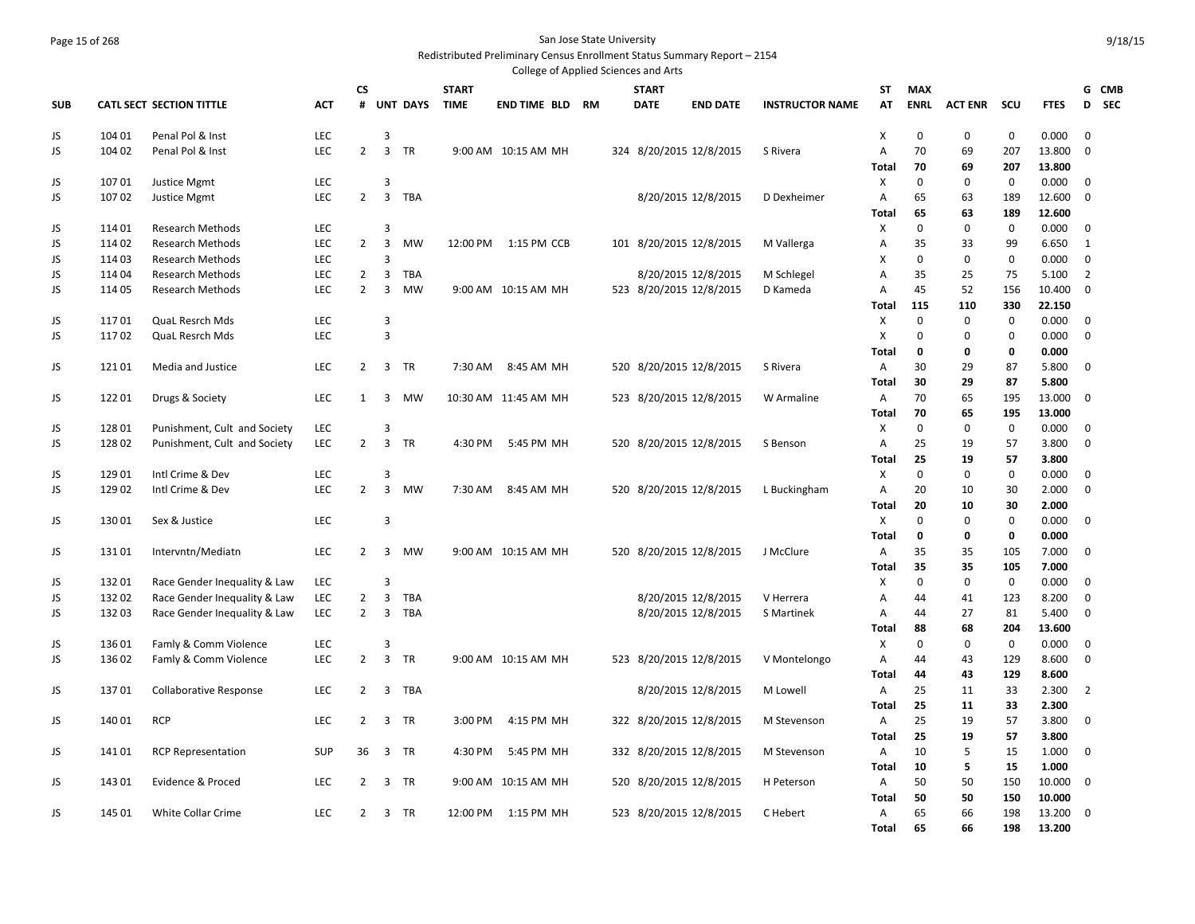San Jose State University

Redistributed Preliminary Census Enrollment Status Summary Report – 2154

College of Applied Sciences and Arts

| SUB | CATL SECT | SECTION TITTLE | ACT | CS # | UNT | DAYS | START TIME | END TIME | BLD | RM | START DATE | END DATE | INSTRUCTOR NAME | STAT | MAX ENRL | ACT ENR | SCU | FTES | GD | CMB SEC |
|---|---|---|---|---|---|---|---|---|---|---|---|---|---|---|---|---|---|---|---|---|
| JS | 104 01 | Penal Pol & Inst | LEC | | 3 | | | | | | | | | X | 0 | 0 | 0 | 0.000 | 0 | |
| JS | 104 02 | Penal Pol & Inst | LEC | 2 | 3 | TR | 9:00 AM | 10:15 AM | MH | 324 | 8/20/2015 | 12/8/2015 | S Rivera | A | 70 | 69 | 207 | 13.800 | 0 | |
| | | | | | | | | | | | | | | Total | 70 | 69 | 207 | 13.800 | | |
| JS | 107 01 | Justice Mgmt | LEC | | 3 | | | | | | | | | X | 0 | 0 | 0 | 0.000 | 0 | |
| JS | 107 02 | Justice Mgmt | LEC | 2 | 3 | TBA | | | | | 8/20/2015 | 12/8/2015 | D Dexheimer | A | 65 | 63 | 189 | 12.600 | 0 | |
| | | | | | | | | | | | | | | Total | 65 | 63 | 189 | 12.600 | | |
| JS | 114 01 | Research Methods | LEC | | 3 | | | | | | | | | X | 0 | 0 | 0 | 0.000 | 0 | |
| JS | 114 02 | Research Methods | LEC | 2 | 3 | MW | 12:00 PM | 1:15 PM | CCB | 101 | 8/20/2015 | 12/8/2015 | M Vallerga | A | 35 | 33 | 99 | 6.650 | 1 | |
| JS | 114 03 | Research Methods | LEC | | 3 | | | | | | | | | X | 0 | 0 | 0 | 0.000 | 0 | |
| JS | 114 04 | Research Methods | LEC | 2 | 3 | TBA | | | | | 8/20/2015 | 12/8/2015 | M Schlegel | A | 35 | 25 | 75 | 5.100 | 2 | |
| JS | 114 05 | Research Methods | LEC | 2 | 3 | MW | 9:00 AM | 10:15 AM | MH | 523 | 8/20/2015 | 12/8/2015 | D Kameda | A | 45 | 52 | 156 | 10.400 | 0 | |
| | | | | | | | | | | | | | | Total | 115 | 110 | 330 | 22.150 | | |
| JS | 117 01 | QuaL Resrch Mds | LEC | | 3 | | | | | | | | | X | 0 | 0 | 0 | 0.000 | 0 | |
| JS | 117 02 | QuaL Resrch Mds | LEC | | 3 | | | | | | | | | X | 0 | 0 | 0 | 0.000 | 0 | |
| | | | | | | | | | | | | | | Total | 0 | 0 | 0 | 0.000 | | |
| JS | 121 01 | Media and Justice | LEC | 2 | 3 | TR | 7:30 AM | 8:45 AM | MH | 520 | 8/20/2015 | 12/8/2015 | S Rivera | A | 30 | 29 | 87 | 5.800 | 0 | |
| | | | | | | | | | | | | | | Total | 30 | 29 | 87 | 5.800 | | |
| JS | 122 01 | Drugs & Society | LEC | 1 | 3 | MW | 10:30 AM | 11:45 AM | MH | 523 | 8/20/2015 | 12/8/2015 | W Armaline | A | 70 | 65 | 195 | 13.000 | 0 | |
| | | | | | | | | | | | | | | Total | 70 | 65 | 195 | 13.000 | | |
| JS | 128 01 | Punishment, Cult and Society | LEC | | 3 | | | | | | | | | X | 0 | 0 | 0 | 0.000 | 0 | |
| JS | 128 02 | Punishment, Cult and Society | LEC | 2 | 3 | TR | 4:30 PM | 5:45 PM | MH | 520 | 8/20/2015 | 12/8/2015 | S Benson | A | 25 | 19 | 57 | 3.800 | 0 | |
| | | | | | | | | | | | | | | Total | 25 | 19 | 57 | 3.800 | | |
| JS | 129 01 | Intl Crime & Dev | LEC | | 3 | | | | | | | | | X | 0 | 0 | 0 | 0.000 | 0 | |
| JS | 129 02 | Intl Crime & Dev | LEC | 2 | 3 | MW | 7:30 AM | 8:45 AM | MH | 520 | 8/20/2015 | 12/8/2015 | L Buckingham | A | 20 | 10 | 30 | 2.000 | 0 | |
| | | | | | | | | | | | | | | Total | 20 | 10 | 30 | 2.000 | | |
| JS | 130 01 | Sex & Justice | LEC | | 3 | | | | | | | | | X | 0 | 0 | 0 | 0.000 | 0 | |
| | | | | | | | | | | | | | | Total | 0 | 0 | 0 | 0.000 | | |
| JS | 131 01 | Intervntn/Mediatn | LEC | 2 | 3 | MW | 9:00 AM | 10:15 AM | MH | 520 | 8/20/2015 | 12/8/2015 | J McClure | A | 35 | 35 | 105 | 7.000 | 0 | |
| | | | | | | | | | | | | | | Total | 35 | 35 | 105 | 7.000 | | |
| JS | 132 01 | Race Gender Inequality & Law | LEC | | 3 | | | | | | | | | X | 0 | 0 | 0 | 0.000 | 0 | |
| JS | 132 02 | Race Gender Inequality & Law | LEC | 2 | 3 | TBA | | | | | 8/20/2015 | 12/8/2015 | V Herrera | A | 44 | 41 | 123 | 8.200 | 0 | |
| JS | 132 03 | Race Gender Inequality & Law | LEC | 2 | 3 | TBA | | | | | 8/20/2015 | 12/8/2015 | S Martinek | A | 44 | 27 | 81 | 5.400 | 0 | |
| | | | | | | | | | | | | | | Total | 88 | 68 | 204 | 13.600 | | |
| JS | 136 01 | Famly & Comm Violence | LEC | | 3 | | | | | | | | | X | 0 | 0 | 0 | 0.000 | 0 | |
| JS | 136 02 | Famly & Comm Violence | LEC | 2 | 3 | TR | 9:00 AM | 10:15 AM | MH | 523 | 8/20/2015 | 12/8/2015 | V Montelongo | A | 44 | 43 | 129 | 8.600 | 0 | |
| | | | | | | | | | | | | | | Total | 44 | 43 | 129 | 8.600 | | |
| JS | 137 01 | Collaborative Response | LEC | 2 | 3 | TBA | | | | | 8/20/2015 | 12/8/2015 | M Lowell | A | 25 | 11 | 33 | 2.300 | 2 | |
| | | | | | | | | | | | | | | Total | 25 | 11 | 33 | 2.300 | | |
| JS | 140 01 | RCP | LEC | 2 | 3 | TR | 3:00 PM | 4:15 PM | MH | 322 | 8/20/2015 | 12/8/2015 | M Stevenson | A | 25 | 19 | 57 | 3.800 | 0 | |
| | | | | | | | | | | | | | | Total | 25 | 19 | 57 | 3.800 | | |
| JS | 141 01 | RCP Representation | SUP | 36 | 3 | TR | 4:30 PM | 5:45 PM | MH | 332 | 8/20/2015 | 12/8/2015 | M Stevenson | A | 10 | 5 | 15 | 1.000 | 0 | |
| | | | | | | | | | | | | | | Total | 10 | 5 | 15 | 1.000 | | |
| JS | 143 01 | Evidence & Proced | LEC | 2 | 3 | TR | 9:00 AM | 10:15 AM | MH | 520 | 8/20/2015 | 12/8/2015 | H Peterson | A | 50 | 50 | 150 | 10.000 | 0 | |
| | | | | | | | | | | | | | | Total | 50 | 50 | 150 | 10.000 | | |
| JS | 145 01 | White Collar Crime | LEC | 2 | 3 | TR | 12:00 PM | 1:15 PM | MH | 523 | 8/20/2015 | 12/8/2015 | C Hebert | A | 65 | 66 | 198 | 13.200 | 0 | |
| | | | | | | | | | | | | | | Total | 65 | 66 | 198 | 13.200 | | |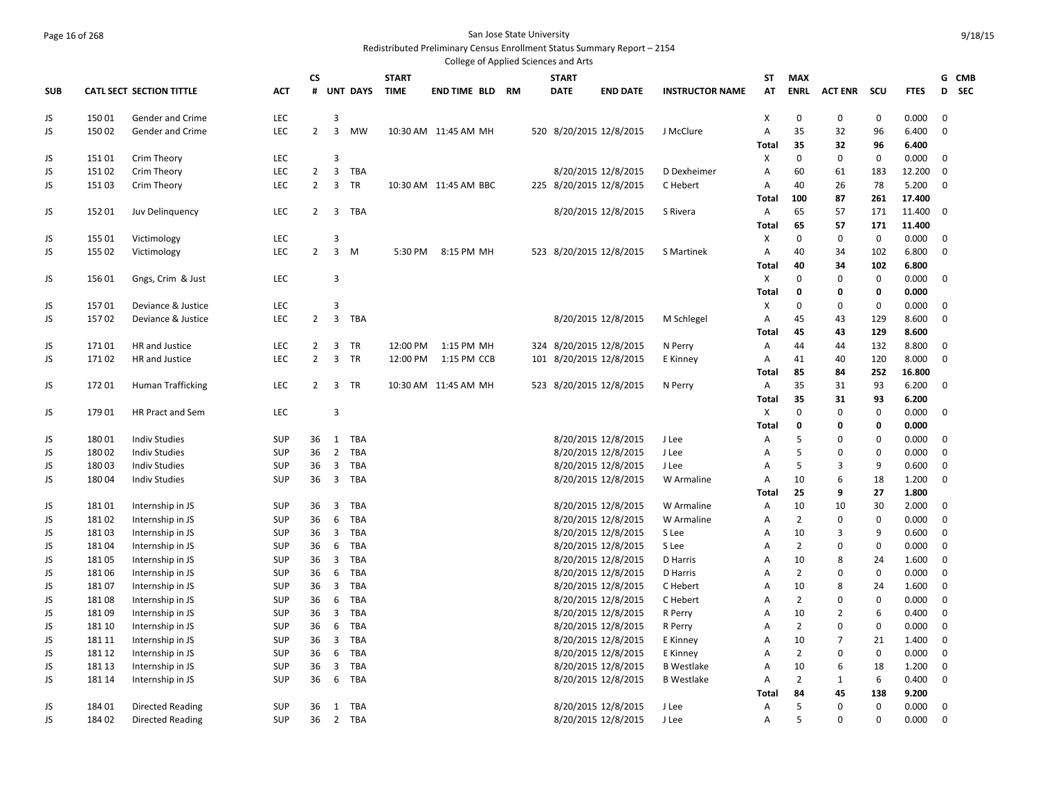San Jose State University

Redistributed Preliminary Census Enrollment Status Summary Report – 2154

College of Applied Sciences and Arts

| SUB | CATL SECT | SECTION TITTLE | ACT | CS # | UNT | DAYS | START TIME | END TIME | BLD | RM | START DATE | END DATE | INSTRUCTOR NAME | ST AT | MAX ENRL | ACT ENR | SCU | FTES | GD | CMB SEC |
|---|---|---|---|---|---|---|---|---|---|---|---|---|---|---|---|---|---|---|---|---|
| JS | 150 01 | Gender and Crime | LEC | | 3 | | | | | | | | | X | 0 | 0 | 0 | 0.000 | 0 | |
| JS | 150 02 | Gender and Crime | LEC | 2 | 3 | MW | 10:30 AM | 11:45 AM | MH | 520 | 8/20/2015 | 12/8/2015 | J McClure | A | 35 | 32 | 96 | 6.400 | 0 | |
| | | | | | | | | | | | | | | Total | 35 | 32 | 96 | 6.400 | | |
| JS | 151 01 | Crim Theory | LEC | | 3 | | | | | | | | | X | 0 | 0 | 0 | 0.000 | 0 | |
| JS | 151 02 | Crim Theory | LEC | 2 | 3 | TBA | | | | | 8/20/2015 | 12/8/2015 | D Dexheimer | A | 60 | 61 | 183 | 12.200 | 0 | |
| JS | 151 03 | Crim Theory | LEC | 2 | 3 | TR | 10:30 AM | 11:45 AM | BBC | 225 | 8/20/2015 | 12/8/2015 | C Hebert | A | 40 | 26 | 78 | 5.200 | 0 | |
| | | | | | | | | | | | | | | Total | 100 | 87 | 261 | 17.400 | | |
| JS | 152 01 | Juv Delinquency | LEC | 2 | 3 | TBA | | | | | 8/20/2015 | 12/8/2015 | S Rivera | A | 65 | 57 | 171 | 11.400 | 0 | |
| | | | | | | | | | | | | | | Total | 65 | 57 | 171 | 11.400 | | |
| JS | 155 01 | Victimology | LEC | | 3 | | | | | | | | | X | 0 | 0 | 0 | 0.000 | 0 | |
| JS | 155 02 | Victimology | LEC | 2 | 3 | M | 5:30 PM | 8:15 PM | MH | 523 | 8/20/2015 | 12/8/2015 | S Martinek | A | 40 | 34 | 102 | 6.800 | 0 | |
| | | | | | | | | | | | | | | Total | 40 | 34 | 102 | 6.800 | | |
| JS | 156 01 | Gngs, Crim & Just | LEC | | 3 | | | | | | | | | X | 0 | 0 | 0 | 0.000 | 0 | |
| | | | | | | | | | | | | | | Total | 0 | 0 | 0 | 0.000 | | |
| JS | 157 01 | Deviance & Justice | LEC | | 3 | | | | | | | | | X | 0 | 0 | 0 | 0.000 | 0 | |
| JS | 157 02 | Deviance & Justice | LEC | 2 | 3 | TBA | | | | | 8/20/2015 | 12/8/2015 | M Schlegel | A | 45 | 43 | 129 | 8.600 | 0 | |
| | | | | | | | | | | | | | | Total | 45 | 43 | 129 | 8.600 | | |
| JS | 171 01 | HR and Justice | LEC | 2 | 3 | TR | 12:00 PM | 1:15 PM | MH | 324 | 8/20/2015 | 12/8/2015 | N Perry | A | 44 | 44 | 132 | 8.800 | 0 | |
| JS | 171 02 | HR and Justice | LEC | 2 | 3 | TR | 12:00 PM | 1:15 PM | CCB | 101 | 8/20/2015 | 12/8/2015 | E Kinney | A | 41 | 40 | 120 | 8.000 | 0 | |
| | | | | | | | | | | | | | | Total | 85 | 84 | 252 | 16.800 | | |
| JS | 172 01 | Human Trafficking | LEC | 2 | 3 | TR | 10:30 AM | 11:45 AM | MH | 523 | 8/20/2015 | 12/8/2015 | N Perry | A | 35 | 31 | 93 | 6.200 | 0 | |
| | | | | | | | | | | | | | | Total | 35 | 31 | 93 | 6.200 | | |
| JS | 179 01 | HR Pract and Sem | LEC | | 3 | | | | | | | | | X | 0 | 0 | 0 | 0.000 | 0 | |
| | | | | | | | | | | | | | | Total | 0 | 0 | 0 | 0.000 | | |
| JS | 180 01 | Indiv Studies | SUP | 36 | 1 | TBA | | | | | 8/20/2015 | 12/8/2015 | J Lee | A | 5 | 0 | 0 | 0.000 | 0 | |
| JS | 180 02 | Indiv Studies | SUP | 36 | 2 | TBA | | | | | 8/20/2015 | 12/8/2015 | J Lee | A | 5 | 0 | 0 | 0.000 | 0 | |
| JS | 180 03 | Indiv Studies | SUP | 36 | 3 | TBA | | | | | 8/20/2015 | 12/8/2015 | J Lee | A | 5 | 3 | 9 | 0.600 | 0 | |
| JS | 180 04 | Indiv Studies | SUP | 36 | 3 | TBA | | | | | 8/20/2015 | 12/8/2015 | W Armaline | A | 10 | 6 | 18 | 1.200 | 0 | |
| | | | | | | | | | | | | | | Total | 25 | 9 | 27 | 1.800 | | |
| JS | 181 01 | Internship in JS | SUP | 36 | 3 | TBA | | | | | 8/20/2015 | 12/8/2015 | W Armaline | A | 10 | 10 | 30 | 2.000 | 0 | |
| JS | 181 02 | Internship in JS | SUP | 36 | 6 | TBA | | | | | 8/20/2015 | 12/8/2015 | W Armaline | A | 2 | 0 | 0 | 0.000 | 0 | |
| JS | 181 03 | Internship in JS | SUP | 36 | 3 | TBA | | | | | 8/20/2015 | 12/8/2015 | S Lee | A | 10 | 3 | 9 | 0.600 | 0 | |
| JS | 181 04 | Internship in JS | SUP | 36 | 6 | TBA | | | | | 8/20/2015 | 12/8/2015 | S Lee | A | 2 | 0 | 0 | 0.000 | 0 | |
| JS | 181 05 | Internship in JS | SUP | 36 | 3 | TBA | | | | | 8/20/2015 | 12/8/2015 | D Harris | A | 10 | 8 | 24 | 1.600 | 0 | |
| JS | 181 06 | Internship in JS | SUP | 36 | 6 | TBA | | | | | 8/20/2015 | 12/8/2015 | D Harris | A | 2 | 0 | 0 | 0.000 | 0 | |
| JS | 181 07 | Internship in JS | SUP | 36 | 3 | TBA | | | | | 8/20/2015 | 12/8/2015 | C Hebert | A | 10 | 8 | 24 | 1.600 | 0 | |
| JS | 181 08 | Internship in JS | SUP | 36 | 6 | TBA | | | | | 8/20/2015 | 12/8/2015 | C Hebert | A | 2 | 0 | 0 | 0.000 | 0 | |
| JS | 181 09 | Internship in JS | SUP | 36 | 3 | TBA | | | | | 8/20/2015 | 12/8/2015 | R Perry | A | 10 | 2 | 6 | 0.400 | 0 | |
| JS | 181 10 | Internship in JS | SUP | 36 | 6 | TBA | | | | | 8/20/2015 | 12/8/2015 | R Perry | A | 2 | 0 | 0 | 0.000 | 0 | |
| JS | 181 11 | Internship in JS | SUP | 36 | 3 | TBA | | | | | 8/20/2015 | 12/8/2015 | E Kinney | A | 10 | 7 | 21 | 1.400 | 0 | |
| JS | 181 12 | Internship in JS | SUP | 36 | 6 | TBA | | | | | 8/20/2015 | 12/8/2015 | E Kinney | A | 2 | 0 | 0 | 0.000 | 0 | |
| JS | 181 13 | Internship in JS | SUP | 36 | 3 | TBA | | | | | 8/20/2015 | 12/8/2015 | B Westlake | A | 10 | 6 | 18 | 1.200 | 0 | |
| JS | 181 14 | Internship in JS | SUP | 36 | 6 | TBA | | | | | 8/20/2015 | 12/8/2015 | B Westlake | A | 2 | 1 | 6 | 0.400 | 0 | |
| | | | | | | | | | | | | | | Total | 84 | 45 | 138 | 9.200 | | |
| JS | 184 01 | Directed Reading | SUP | 36 | 1 | TBA | | | | | 8/20/2015 | 12/8/2015 | J Lee | A | 5 | 0 | 0 | 0.000 | 0 | |
| JS | 184 02 | Directed Reading | SUP | 36 | 2 | TBA | | | | | 8/20/2015 | 12/8/2015 | J Lee | A | 5 | 0 | 0 | 0.000 | 0 | |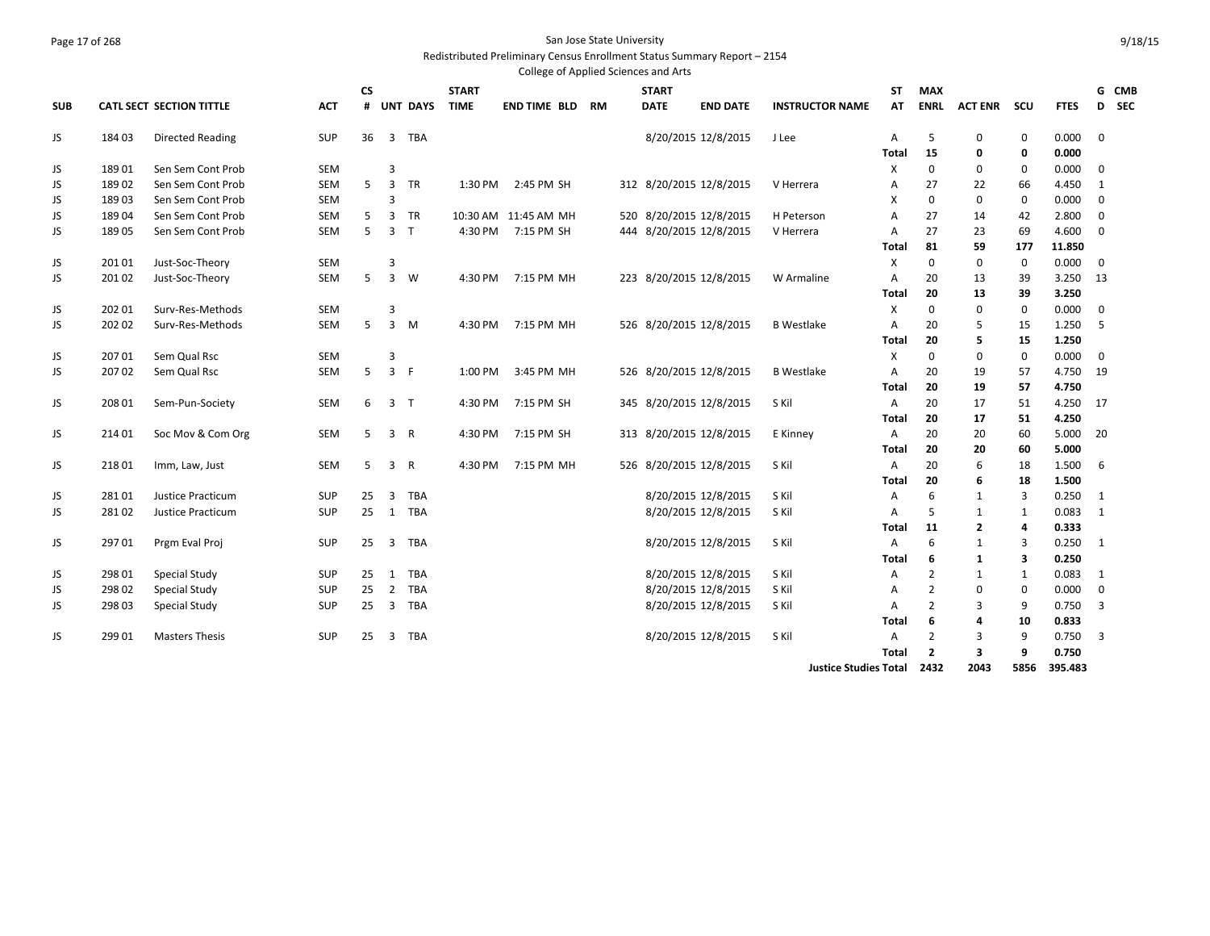San Jose State University

Redistributed Preliminary Census Enrollment Status Summary Report – 2154

College of Applied Sciences and Arts

| SUB | CATL SECT | SECTION TITTLE | ACT | CS # | UNT | DAYS | START TIME | END TIME | BLD | RM | START DATE | END DATE | INSTRUCTOR NAME | ST AT | MAX ENRL | ACT ENR | SCU | FTES | G D | CMB SEC |
|---|---|---|---|---|---|---|---|---|---|---|---|---|---|---|---|---|---|---|---|---|
| JS | 184 03 | Directed Reading | SUP | 36 | 3 | TBA | | | | | 8/20/2015 | 12/8/2015 | J Lee | A | 5 | 0 | 0 | 0.000 | 0 | |
| | | | | | | | | | | | | | | **Total** | **15** | **0** | **0** | **0.000** | | |
| JS | 189 01 | Sen Sem Cont Prob | SEM | | 3 | | | | | | | | | X | 0 | 0 | 0 | 0.000 | 0 | |
| JS | 189 02 | Sen Sem Cont Prob | SEM | 5 | 3 | TR | 1:30 PM | 2:45 PM | SH | 312 | 8/20/2015 | 12/8/2015 | V Herrera | A | 27 | 22 | 66 | 4.450 | 1 | |
| JS | 189 03 | Sen Sem Cont Prob | SEM | | 3 | | | | | | | | | X | 0 | 0 | 0 | 0.000 | 0 | |
| JS | 189 04 | Sen Sem Cont Prob | SEM | 5 | 3 | TR | 10:30 AM | 11:45 AM | MH | 520 | 8/20/2015 | 12/8/2015 | H Peterson | A | 27 | 14 | 42 | 2.800 | 0 | |
| JS | 189 05 | Sen Sem Cont Prob | SEM | 5 | 3 | T | 4:30 PM | 7:15 PM | SH | 444 | 8/20/2015 | 12/8/2015 | V Herrera | A | 27 | 23 | 69 | 4.600 | 0 | |
| | | | | | | | | | | | | | | **Total** | **81** | **59** | **177** | **11.850** | | |
| JS | 201 01 | Just-Soc-Theory | SEM | | 3 | | | | | | | | | X | 0 | 0 | 0 | 0.000 | 0 | |
| JS | 201 02 | Just-Soc-Theory | SEM | 5 | 3 | W | 4:30 PM | 7:15 PM | MH | 223 | 8/20/2015 | 12/8/2015 | W Armaline | A | 20 | 13 | 39 | 3.250 | 13 | |
| | | | | | | | | | | | | | | **Total** | **20** | **13** | **39** | **3.250** | | |
| JS | 202 01 | Surv-Res-Methods | SEM | | 3 | | | | | | | | | X | 0 | 0 | 0 | 0.000 | 0 | |
| JS | 202 02 | Surv-Res-Methods | SEM | 5 | 3 | M | 4:30 PM | 7:15 PM | MH | 526 | 8/20/2015 | 12/8/2015 | B Westlake | A | 20 | 5 | 15 | 1.250 | 5 | |
| | | | | | | | | | | | | | | **Total** | **20** | **5** | **15** | **1.250** | | |
| JS | 207 01 | Sem Qual Rsc | SEM | | 3 | | | | | | | | | X | 0 | 0 | 0 | 0.000 | 0 | |
| JS | 207 02 | Sem Qual Rsc | SEM | 5 | 3 | F | 1:00 PM | 3:45 PM | MH | 526 | 8/20/2015 | 12/8/2015 | B Westlake | A | 20 | 19 | 57 | 4.750 | 19 | |
| | | | | | | | | | | | | | | **Total** | **20** | **19** | **57** | **4.750** | | |
| JS | 208 01 | Sem-Pun-Society | SEM | 6 | 3 | T | 4:30 PM | 7:15 PM | SH | 345 | 8/20/2015 | 12/8/2015 | S Kil | A | 20 | 17 | 51 | 4.250 | 17 | |
| | | | | | | | | | | | | | | **Total** | **20** | **17** | **51** | **4.250** | | |
| JS | 214 01 | Soc Mov & Com Org | SEM | 5 | 3 | R | 4:30 PM | 7:15 PM | SH | 313 | 8/20/2015 | 12/8/2015 | E Kinney | A | 20 | 20 | 60 | 5.000 | 20 | |
| | | | | | | | | | | | | | | **Total** | **20** | **20** | **60** | **5.000** | | |
| JS | 218 01 | Imm, Law, Just | SEM | 5 | 3 | R | 4:30 PM | 7:15 PM | MH | 526 | 8/20/2015 | 12/8/2015 | S Kil | A | 20 | 6 | 18 | 1.500 | 6 | |
| | | | | | | | | | | | | | | **Total** | **20** | **6** | **18** | **1.500** | | |
| JS | 281 01 | Justice Practicum | SUP | 25 | 3 | TBA | | | | | 8/20/2015 | 12/8/2015 | S Kil | A | 6 | 1 | 3 | 0.250 | 1 | |
| JS | 281 02 | Justice Practicum | SUP | 25 | 1 | TBA | | | | | 8/20/2015 | 12/8/2015 | S Kil | A | 5 | 1 | 1 | 0.083 | 1 | |
| | | | | | | | | | | | | | | **Total** | **11** | **2** | **4** | **0.333** | | |
| JS | 297 01 | Prgm Eval Proj | SUP | 25 | 3 | TBA | | | | | 8/20/2015 | 12/8/2015 | S Kil | A | 6 | 1 | 3 | 0.250 | 1 | |
| | | | | | | | | | | | | | | **Total** | **6** | **1** | **3** | **0.250** | | |
| JS | 298 01 | Special Study | SUP | 25 | 1 | TBA | | | | | 8/20/2015 | 12/8/2015 | S Kil | A | 2 | 1 | 1 | 0.083 | 1 | |
| JS | 298 02 | Special Study | SUP | 25 | 2 | TBA | | | | | 8/20/2015 | 12/8/2015 | S Kil | A | 2 | 0 | 0 | 0.000 | 0 | |
| JS | 298 03 | Special Study | SUP | 25 | 3 | TBA | | | | | 8/20/2015 | 12/8/2015 | S Kil | A | 2 | 3 | 9 | 0.750 | 3 | |
| | | | | | | | | | | | | | | **Total** | **6** | **4** | **10** | **0.833** | | |
| JS | 299 01 | Masters Thesis | SUP | 25 | 3 | TBA | | | | | 8/20/2015 | 12/8/2015 | S Kil | A | 2 | 3 | 9 | 0.750 | 3 | |
| | | | | | | | | | | | | | | **Total** | **2** | **3** | **9** | **0.750** | | |
| | | | | | | | | | | | | | **Justice Studies Total** | | **2432** | **2043** | **5856** | **395.483** | | |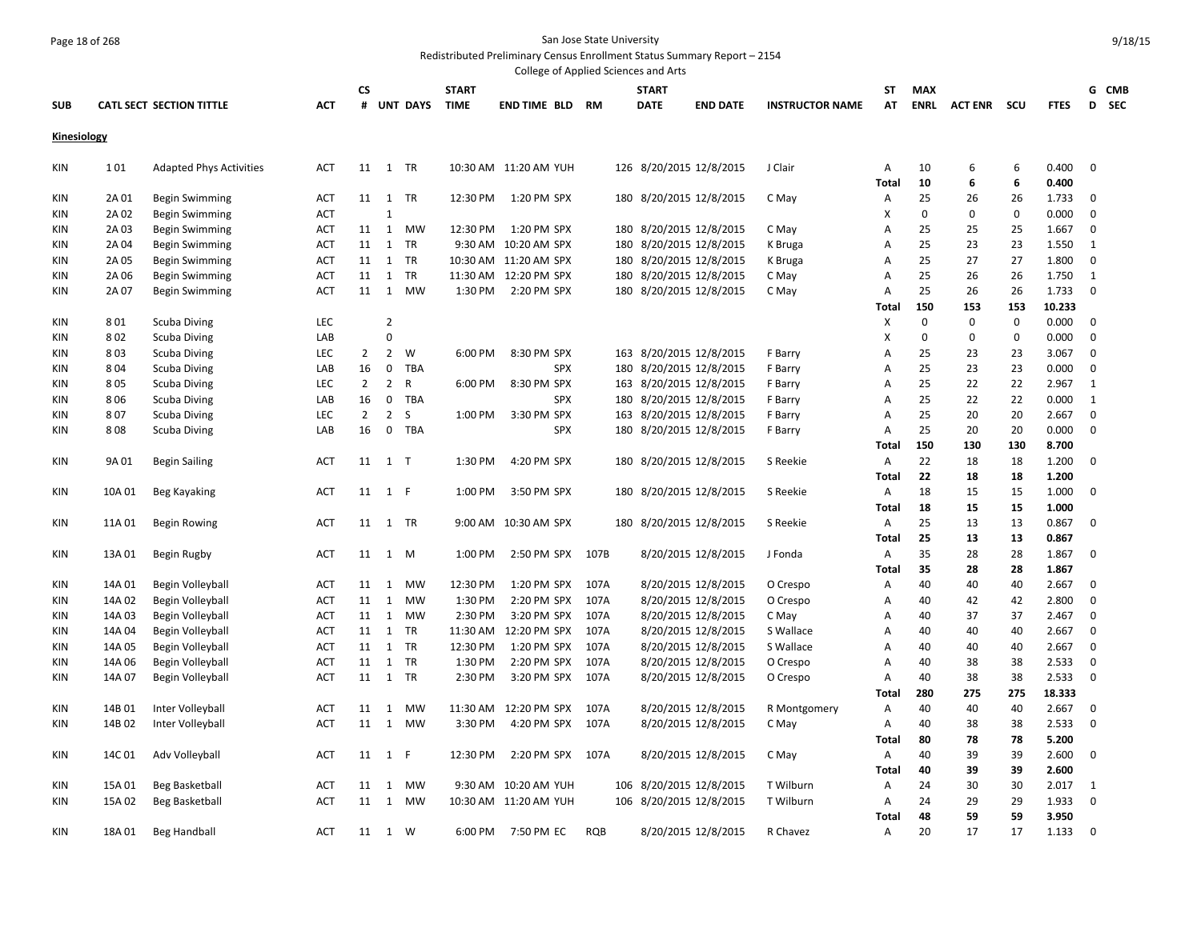San Jose State University

Redistributed Preliminary Census Enrollment Status Summary Report – 2154

College of Applied Sciences and Arts

| SUB | CATL SECT | SECTION TITTLE | ACT | CS # | UNT | DAYS | START TIME | END TIME | BLD | RM | START DATE | END DATE | INSTRUCTOR NAME | ST AT | MAX ENRL | ACT ENR | SCU | FTES | G D | CMB SEC |
|---|---|---|---|---|---|---|---|---|---|---|---|---|---|---|---|---|---|---|---|---|
| **Kinesiology** | | | | | | | | | | | | | | | | | | | | |
| KIN | 1 01 | Adapted Phys Activities | ACT | 11 | 1 | TR | 10:30 AM | 11:20 AM | YUH | 126 | 8/20/2015 | 12/8/2015 | J Clair | A | 10 | 6 | 6 | 0.400 | 0 | |
| | | | | | | | | | | | | | | **Total** | **10** | **6** | **6** | **0.400** | | |
| KIN | 2A 01 | Begin Swimming | ACT | 11 | 1 | TR | 12:30 PM | 1:20 PM | SPX | 180 | 8/20/2015 | 12/8/2015 | C May | A | 25 | 26 | 26 | 1.733 | 0 | |
| KIN | 2A 02 | Begin Swimming | ACT | | 1 | | | | | | | | | X | 0 | 0 | 0 | 0.000 | 0 | |
| KIN | 2A 03 | Begin Swimming | ACT | 11 | 1 | MW | 12:30 PM | 1:20 PM | SPX | 180 | 8/20/2015 | 12/8/2015 | C May | A | 25 | 25 | 25 | 1.667 | 0 | |
| KIN | 2A 04 | Begin Swimming | ACT | 11 | 1 | TR | 9:30 AM | 10:20 AM | SPX | 180 | 8/20/2015 | 12/8/2015 | K Bruga | A | 25 | 23 | 23 | 1.550 | 1 | |
| KIN | 2A 05 | Begin Swimming | ACT | 11 | 1 | TR | 10:30 AM | 11:20 AM | SPX | 180 | 8/20/2015 | 12/8/2015 | K Bruga | A | 25 | 27 | 27 | 1.800 | 0 | |
| KIN | 2A 06 | Begin Swimming | ACT | 11 | 1 | TR | 11:30 AM | 12:20 PM | SPX | 180 | 8/20/2015 | 12/8/2015 | C May | A | 25 | 26 | 26 | 1.750 | 1 | |
| KIN | 2A 07 | Begin Swimming | ACT | 11 | 1 | MW | 1:30 PM | 2:20 PM | SPX | 180 | 8/20/2015 | 12/8/2015 | C May | A | 25 | 26 | 26 | 1.733 | 0 | |
| | | | | | | | | | | | | | | **Total** | **150** | **153** | **153** | **10.233** | | |
| KIN | 8 01 | Scuba Diving | LEC | | 2 | | | | | | | | | X | 0 | 0 | 0 | 0.000 | 0 | |
| KIN | 8 02 | Scuba Diving | LAB | | 0 | | | | | | | | | X | 0 | 0 | 0 | 0.000 | 0 | |
| KIN | 8 03 | Scuba Diving | LEC | 2 | 2 | W | 6:00 PM | 8:30 PM | SPX | 163 | 8/20/2015 | 12/8/2015 | F Barry | A | 25 | 23 | 23 | 3.067 | 0 | |
| KIN | 8 04 | Scuba Diving | LAB | 16 | 0 | TBA | | | SPX | 180 | 8/20/2015 | 12/8/2015 | F Barry | A | 25 | 23 | 23 | 0.000 | 0 | |
| KIN | 8 05 | Scuba Diving | LEC | 2 | 2 | R | 6:00 PM | 8:30 PM | SPX | 163 | 8/20/2015 | 12/8/2015 | F Barry | A | 25 | 22 | 22 | 2.967 | 1 | |
| KIN | 8 06 | Scuba Diving | LAB | 16 | 0 | TBA | | | SPX | 180 | 8/20/2015 | 12/8/2015 | F Barry | A | 25 | 22 | 22 | 0.000 | 1 | |
| KIN | 8 07 | Scuba Diving | LEC | 2 | 2 | S | 1:00 PM | 3:30 PM | SPX | 163 | 8/20/2015 | 12/8/2015 | F Barry | A | 25 | 20 | 20 | 2.667 | 0 | |
| KIN | 8 08 | Scuba Diving | LAB | 16 | 0 | TBA | | | SPX | 180 | 8/20/2015 | 12/8/2015 | F Barry | A | 25 | 20 | 20 | 0.000 | 0 | |
| | | | | | | | | | | | | | | **Total** | **150** | **130** | **130** | **8.700** | | |
| KIN | 9A 01 | Begin Sailing | ACT | 11 | 1 | T | 1:30 PM | 4:20 PM | SPX | 180 | 8/20/2015 | 12/8/2015 | S Reekie | A | 22 | 18 | 18 | 1.200 | 0 | |
| | | | | | | | | | | | | | | **Total** | **22** | **18** | **18** | **1.200** | | |
| KIN | 10A 01 | Beg Kayaking | ACT | 11 | 1 | F | 1:00 PM | 3:50 PM | SPX | 180 | 8/20/2015 | 12/8/2015 | S Reekie | A | 18 | 15 | 15 | 1.000 | 0 | |
| | | | | | | | | | | | | | | **Total** | **18** | **15** | **15** | **1.000** | | |
| KIN | 11A 01 | Begin Rowing | ACT | 11 | 1 | TR | 9:00 AM | 10:30 AM | SPX | 180 | 8/20/2015 | 12/8/2015 | S Reekie | A | 25 | 13 | 13 | 0.867 | 0 | |
| | | | | | | | | | | | | | | **Total** | **25** | **13** | **13** | **0.867** | | |
| KIN | 13A 01 | Begin Rugby | ACT | 11 | 1 | M | 1:00 PM | 2:50 PM | SPX | 107B | 8/20/2015 | 12/8/2015 | J Fonda | A | 35 | 28 | 28 | 1.867 | 0 | |
| | | | | | | | | | | | | | | **Total** | **35** | **28** | **28** | **1.867** | | |
| KIN | 14A 01 | Begin Volleyball | ACT | 11 | 1 | MW | 12:30 PM | 1:20 PM | SPX | 107A | 8/20/2015 | 12/8/2015 | O Crespo | A | 40 | 40 | 40 | 2.667 | 0 | |
| KIN | 14A 02 | Begin Volleyball | ACT | 11 | 1 | MW | 1:30 PM | 2:20 PM | SPX | 107A | 8/20/2015 | 12/8/2015 | O Crespo | A | 40 | 42 | 42 | 2.800 | 0 | |
| KIN | 14A 03 | Begin Volleyball | ACT | 11 | 1 | MW | 2:30 PM | 3:20 PM | SPX | 107A | 8/20/2015 | 12/8/2015 | C May | A | 40 | 37 | 37 | 2.467 | 0 | |
| KIN | 14A 04 | Begin Volleyball | ACT | 11 | 1 | TR | 11:30 AM | 12:20 PM | SPX | 107A | 8/20/2015 | 12/8/2015 | S Wallace | A | 40 | 40 | 40 | 2.667 | 0 | |
| KIN | 14A 05 | Begin Volleyball | ACT | 11 | 1 | TR | 12:30 PM | 1:20 PM | SPX | 107A | 8/20/2015 | 12/8/2015 | S Wallace | A | 40 | 40 | 40 | 2.667 | 0 | |
| KIN | 14A 06 | Begin Volleyball | ACT | 11 | 1 | TR | 1:30 PM | 2:20 PM | SPX | 107A | 8/20/2015 | 12/8/2015 | O Crespo | A | 40 | 38 | 38 | 2.533 | 0 | |
| KIN | 14A 07 | Begin Volleyball | ACT | 11 | 1 | TR | 2:30 PM | 3:20 PM | SPX | 107A | 8/20/2015 | 12/8/2015 | O Crespo | A | 40 | 38 | 38 | 2.533 | 0 | |
| | | | | | | | | | | | | | | **Total** | **280** | **275** | **275** | **18.333** | | |
| KIN | 14B 01 | Inter Volleyball | ACT | 11 | 1 | MW | 11:30 AM | 12:20 PM | SPX | 107A | 8/20/2015 | 12/8/2015 | R Montgomery | A | 40 | 40 | 40 | 2.667 | 0 | |
| KIN | 14B 02 | Inter Volleyball | ACT | 11 | 1 | MW | 3:30 PM | 4:20 PM | SPX | 107A | 8/20/2015 | 12/8/2015 | C May | A | 40 | 38 | 38 | 2.533 | 0 | |
| | | | | | | | | | | | | | | **Total** | **80** | **78** | **78** | **5.200** | | |
| KIN | 14C 01 | Adv Volleyball | ACT | 11 | 1 | F | 12:30 PM | 2:20 PM | SPX | 107A | 8/20/2015 | 12/8/2015 | C May | A | 40 | 39 | 39 | 2.600 | 0 | |
| | | | | | | | | | | | | | | **Total** | **40** | **39** | **39** | **2.600** | | |
| KIN | 15A 01 | Beg Basketball | ACT | 11 | 1 | MW | 9:30 AM | 10:20 AM | YUH | 106 | 8/20/2015 | 12/8/2015 | T Wilburn | A | 24 | 30 | 30 | 2.017 | 1 | |
| KIN | 15A 02 | Beg Basketball | ACT | 11 | 1 | MW | 10:30 AM | 11:20 AM | YUH | 106 | 8/20/2015 | 12/8/2015 | T Wilburn | A | 24 | 29 | 29 | 1.933 | 0 | |
| | | | | | | | | | | | | | | **Total** | **48** | **59** | **59** | **3.950** | | |
| KIN | 18A 01 | Beg Handball | ACT | 11 | 1 | W | 6:00 PM | 7:50 PM | EC | RQB | 8/20/2015 | 12/8/2015 | R Chavez | A | 20 | 17 | 17 | 1.133 | 0 | |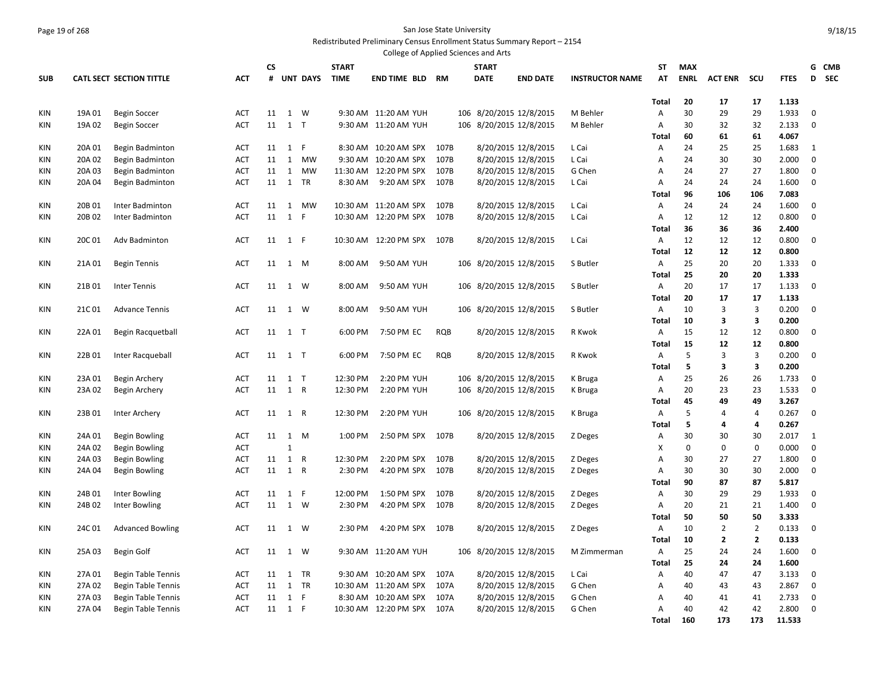San Jose State University
Redistributed Preliminary Census Enrollment Status Summary Report – 2154
College of Applied Sciences and Arts

| SUB | CATL SECT | SECTION TITTLE | ACT | CS # | UNT | DAYS | START TIME | END TIME | BLD | RM | START DATE | END DATE | INSTRUCTOR NAME | ST AT | MAX ENRL | ACT ENR | SCU | FTES | GD | CMB SEC |
|---|---|---|---|---|---|---|---|---|---|---|---|---|---|---|---|---|---|---|---|---|
| | | | | | | | | | | | | | | Total | 20 | 17 | 17 | 1.133 | | |
| KIN | 19A 01 | Begin Soccer | ACT | 11 | 1 | W | 9:30 AM | 11:20 AM | YUH | 106 | 8/20/2015 | 12/8/2015 | M Behler | A | 30 | 29 | 29 | 1.933 | 0 | |
| KIN | 19A 02 | Begin Soccer | ACT | 11 | 1 | T | 9:30 AM | 11:20 AM | YUH | 106 | 8/20/2015 | 12/8/2015 | M Behler | A | 30 | 32 | 32 | 2.133 | 0 | |
| | | | | | | | | | | | | | | Total | 60 | 61 | 61 | 4.067 | | |
| KIN | 20A 01 | Begin Badminton | ACT | 11 | 1 | F | 8:30 AM | 10:20 AM | SPX | 107B | 8/20/2015 | 12/8/2015 | L Cai | A | 24 | 25 | 25 | 1.683 | 1 | |
| KIN | 20A 02 | Begin Badminton | ACT | 11 | 1 | MW | 9:30 AM | 10:20 AM | SPX | 107B | 8/20/2015 | 12/8/2015 | L Cai | A | 24 | 30 | 30 | 2.000 | 0 | |
| KIN | 20A 03 | Begin Badminton | ACT | 11 | 1 | MW | 11:30 AM | 12:20 PM | SPX | 107B | 8/20/2015 | 12/8/2015 | G Chen | A | 24 | 27 | 27 | 1.800 | 0 | |
| KIN | 20A 04 | Begin Badminton | ACT | 11 | 1 | TR | 8:30 AM | 9:20 AM | SPX | 107B | 8/20/2015 | 12/8/2015 | L Cai | A | 24 | 24 | 24 | 1.600 | 0 | |
| | | | | | | | | | | | | | | Total | 96 | 106 | 106 | 7.083 | | |
| KIN | 20B 01 | Inter Badminton | ACT | 11 | 1 | MW | 10:30 AM | 11:20 AM | SPX | 107B | 8/20/2015 | 12/8/2015 | L Cai | A | 24 | 24 | 24 | 1.600 | 0 | |
| KIN | 20B 02 | Inter Badminton | ACT | 11 | 1 | F | 10:30 AM | 12:20 PM | SPX | 107B | 8/20/2015 | 12/8/2015 | L Cai | A | 12 | 12 | 12 | 0.800 | 0 | |
| | | | | | | | | | | | | | | Total | 36 | 36 | 36 | 2.400 | | |
| KIN | 20C 01 | Adv Badminton | ACT | 11 | 1 | F | 10:30 AM | 12:20 PM | SPX | 107B | 8/20/2015 | 12/8/2015 | L Cai | A | 12 | 12 | 12 | 0.800 | 0 | |
| | | | | | | | | | | | | | | Total | 12 | 12 | 12 | 0.800 | | |
| KIN | 21A 01 | Begin Tennis | ACT | 11 | 1 | M | 8:00 AM | 9:50 AM | YUH | 106 | 8/20/2015 | 12/8/2015 | S Butler | A | 25 | 20 | 20 | 1.333 | 0 | |
| | | | | | | | | | | | | | | Total | 25 | 20 | 20 | 1.333 | | |
| KIN | 21B 01 | Inter Tennis | ACT | 11 | 1 | W | 8:00 AM | 9:50 AM | YUH | 106 | 8/20/2015 | 12/8/2015 | S Butler | A | 20 | 17 | 17 | 1.133 | 0 | |
| | | | | | | | | | | | | | | Total | 20 | 17 | 17 | 1.133 | | |
| KIN | 21C 01 | Advance Tennis | ACT | 11 | 1 | W | 8:00 AM | 9:50 AM | YUH | 106 | 8/20/2015 | 12/8/2015 | S Butler | A | 10 | 3 | 3 | 0.200 | 0 | |
| | | | | | | | | | | | | | | Total | 10 | 3 | 3 | 0.200 | | |
| KIN | 22A 01 | Begin Racquetball | ACT | 11 | 1 | T | 6:00 PM | 7:50 PM | EC | RQB | 8/20/2015 | 12/8/2015 | R Kwok | A | 15 | 12 | 12 | 0.800 | 0 | |
| | | | | | | | | | | | | | | Total | 15 | 12 | 12 | 0.800 | | |
| KIN | 22B 01 | Inter Racqueball | ACT | 11 | 1 | T | 6:00 PM | 7:50 PM | EC | RQB | 8/20/2015 | 12/8/2015 | R Kwok | A | 5 | 3 | 3 | 0.200 | 0 | |
| | | | | | | | | | | | | | | Total | 5 | 3 | 3 | 0.200 | | |
| KIN | 23A 01 | Begin Archery | ACT | 11 | 1 | T | 12:30 PM | 2:20 PM | YUH | 106 | 8/20/2015 | 12/8/2015 | K Bruga | A | 25 | 26 | 26 | 1.733 | 0 | |
| KIN | 23A 02 | Begin Archery | ACT | 11 | 1 | R | 12:30 PM | 2:20 PM | YUH | 106 | 8/20/2015 | 12/8/2015 | K Bruga | A | 20 | 23 | 23 | 1.533 | 0 | |
| | | | | | | | | | | | | | | Total | 45 | 49 | 49 | 3.267 | | |
| KIN | 23B 01 | Inter Archery | ACT | 11 | 1 | R | 12:30 PM | 2:20 PM | YUH | 106 | 8/20/2015 | 12/8/2015 | K Bruga | A | 5 | 4 | 4 | 0.267 | 0 | |
| | | | | | | | | | | | | | | Total | 5 | 4 | 4 | 0.267 | | |
| KIN | 24A 01 | Begin Bowling | ACT | 11 | 1 | M | 1:00 PM | 2:50 PM | SPX | 107B | 8/20/2015 | 12/8/2015 | Z Deges | A | 30 | 30 | 30 | 2.017 | 1 | |
| KIN | 24A 02 | Begin Bowling | ACT | | 1 | | | | | | | | | X | 0 | 0 | 0 | 0.000 | 0 | |
| KIN | 24A 03 | Begin Bowling | ACT | 11 | 1 | R | 12:30 PM | 2:20 PM | SPX | 107B | 8/20/2015 | 12/8/2015 | Z Deges | A | 30 | 27 | 27 | 1.800 | 0 | |
| KIN | 24A 04 | Begin Bowling | ACT | 11 | 1 | R | 2:30 PM | 4:20 PM | SPX | 107B | 8/20/2015 | 12/8/2015 | Z Deges | A | 30 | 30 | 30 | 2.000 | 0 | |
| | | | | | | | | | | | | | | Total | 90 | 87 | 87 | 5.817 | | |
| KIN | 24B 01 | Inter Bowling | ACT | 11 | 1 | F | 12:00 PM | 1:50 PM | SPX | 107B | 8/20/2015 | 12/8/2015 | Z Deges | A | 30 | 29 | 29 | 1.933 | 0 | |
| KIN | 24B 02 | Inter Bowling | ACT | 11 | 1 | W | 2:30 PM | 4:20 PM | SPX | 107B | 8/20/2015 | 12/8/2015 | Z Deges | A | 20 | 21 | 21 | 1.400 | 0 | |
| | | | | | | | | | | | | | | Total | 50 | 50 | 50 | 3.333 | | |
| KIN | 24C 01 | Advanced Bowling | ACT | 11 | 1 | W | 2:30 PM | 4:20 PM | SPX | 107B | 8/20/2015 | 12/8/2015 | Z Deges | A | 10 | 2 | 2 | 0.133 | 0 | |
| | | | | | | | | | | | | | | Total | 10 | 2 | 2 | 0.133 | | |
| KIN | 25A 03 | Begin Golf | ACT | 11 | 1 | W | 9:30 AM | 11:20 AM | YUH | 106 | 8/20/2015 | 12/8/2015 | M Zimmerman | A | 25 | 24 | 24 | 1.600 | 0 | |
| | | | | | | | | | | | | | | Total | 25 | 24 | 24 | 1.600 | | |
| KIN | 27A 01 | Begin Table Tennis | ACT | 11 | 1 | TR | 9:30 AM | 10:20 AM | SPX | 107A | 8/20/2015 | 12/8/2015 | L Cai | A | 40 | 47 | 47 | 3.133 | 0 | |
| KIN | 27A 02 | Begin Table Tennis | ACT | 11 | 1 | TR | 10:30 AM | 11:20 AM | SPX | 107A | 8/20/2015 | 12/8/2015 | G Chen | A | 40 | 43 | 43 | 2.867 | 0 | |
| KIN | 27A 03 | Begin Table Tennis | ACT | 11 | 1 | F | 8:30 AM | 10:20 AM | SPX | 107A | 8/20/2015 | 12/8/2015 | G Chen | A | 40 | 41 | 41 | 2.733 | 0 | |
| KIN | 27A 04 | Begin Table Tennis | ACT | 11 | 1 | F | 10:30 AM | 12:20 PM | SPX | 107A | 8/20/2015 | 12/8/2015 | G Chen | A | 40 | 42 | 42 | 2.800 | 0 | |
| | | | | | | | | | | | | | | Total | 160 | 173 | 173 | 11.533 | | |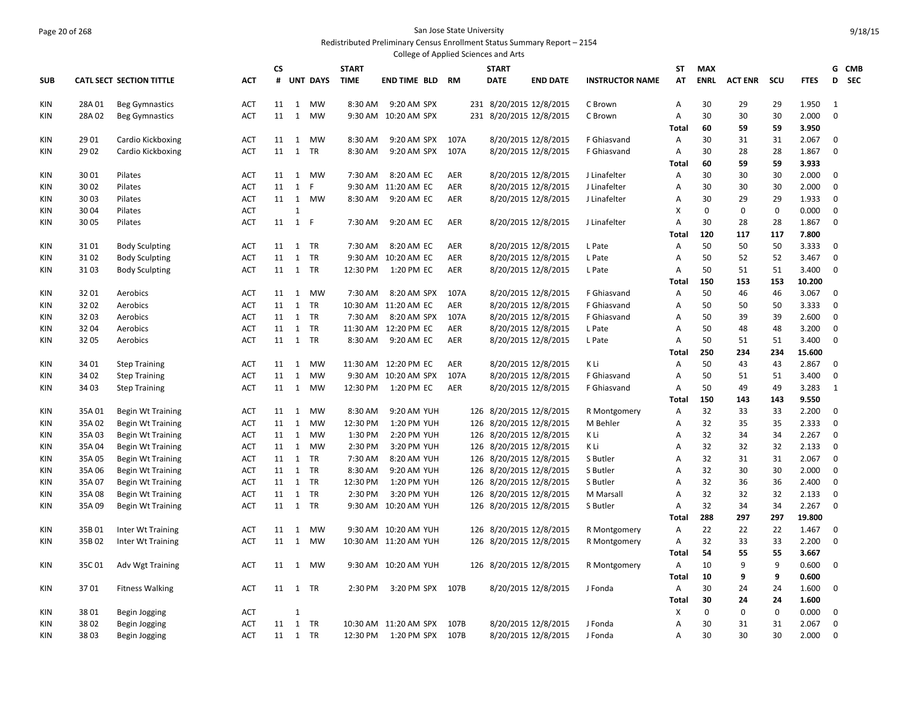San Jose State University

Redistributed Preliminary Census Enrollment Status Summary Report – 2154

College of Applied Sciences and Arts

| SUB | CATL SECT | SECTION TITTLE | ACT | CS # | UNT | DAYS | START TIME | END TIME | BLD | RM | START DATE | END DATE | INSTRUCTOR NAME | ST AT | MAX ENRL | ACT ENR | SCU | FTES | G D | CMB SEC |
|---|---|---|---|---|---|---|---|---|---|---|---|---|---|---|---|---|---|---|---|---|
| KIN | 28A 01 | Beg Gymnastics | ACT | 11 | 1 | MW | 8:30 AM | 9:20 AM | SPX | 231 | 8/20/2015 | 12/8/2015 | C Brown | A | 30 | 29 | 29 | 1.950 | 1 | |
| KIN | 28A 02 | Beg Gymnastics | ACT | 11 | 1 | MW | 9:30 AM | 10:20 AM | SPX | 231 | 8/20/2015 | 12/8/2015 | C Brown | A | 30 | 30 | 30 | 2.000 | 0 | |
| | | | | | | | | | | | | | | **Total** | **60** | **59** | **59** | **3.950** | | |
| KIN | 29 01 | Cardio Kickboxing | ACT | 11 | 1 | MW | 8:30 AM | 9:20 AM | SPX | 107A | 8/20/2015 | 12/8/2015 | F Ghiasvand | A | 30 | 31 | 31 | 2.067 | 0 | |
| KIN | 29 02 | Cardio Kickboxing | ACT | 11 | 1 | TR | 8:30 AM | 9:20 AM | SPX | 107A | 8/20/2015 | 12/8/2015 | F Ghiasvand | A | 30 | 28 | 28 | 1.867 | 0 | |
| | | | | | | | | | | | | | | **Total** | **60** | **59** | **59** | **3.933** | | |
| KIN | 30 01 | Pilates | ACT | 11 | 1 | MW | 7:30 AM | 8:20 AM | EC | AER | 8/20/2015 | 12/8/2015 | J Linafelter | A | 30 | 30 | 30 | 2.000 | 0 | |
| KIN | 30 02 | Pilates | ACT | 11 | 1 | F | 9:30 AM | 11:20 AM | EC | AER | 8/20/2015 | 12/8/2015 | J Linafelter | A | 30 | 30 | 30 | 2.000 | 0 | |
| KIN | 30 03 | Pilates | ACT | 11 | 1 | MW | 8:30 AM | 9:20 AM | EC | AER | 8/20/2015 | 12/8/2015 | J Linafelter | A | 30 | 29 | 29 | 1.933 | 0 | |
| KIN | 30 04 | Pilates | ACT | | 1 | | | | | | | | | X | 0 | 0 | 0 | 0.000 | 0 | |
| KIN | 30 05 | Pilates | ACT | 11 | 1 | F | 7:30 AM | 9:20 AM | EC | AER | 8/20/2015 | 12/8/2015 | J Linafelter | A | 30 | 28 | 28 | 1.867 | 0 | |
| | | | | | | | | | | | | | | **Total** | **120** | **117** | **117** | **7.800** | | |
| KIN | 31 01 | Body Sculpting | ACT | 11 | 1 | TR | 7:30 AM | 8:20 AM | EC | AER | 8/20/2015 | 12/8/2015 | L Pate | A | 50 | 50 | 50 | 3.333 | 0 | |
| KIN | 31 02 | Body Sculpting | ACT | 11 | 1 | TR | 9:30 AM | 10:20 AM | EC | AER | 8/20/2015 | 12/8/2015 | L Pate | A | 50 | 52 | 52 | 3.467 | 0 | |
| KIN | 31 03 | Body Sculpting | ACT | 11 | 1 | TR | 12:30 PM | 1:20 PM | EC | AER | 8/20/2015 | 12/8/2015 | L Pate | A | 50 | 51 | 51 | 3.400 | 0 | |
| | | | | | | | | | | | | | | **Total** | **150** | **153** | **153** | **10.200** | | |
| KIN | 32 01 | Aerobics | ACT | 11 | 1 | MW | 7:30 AM | 8:20 AM | SPX | 107A | 8/20/2015 | 12/8/2015 | F Ghiasvand | A | 50 | 46 | 46 | 3.067 | 0 | |
| KIN | 32 02 | Aerobics | ACT | 11 | 1 | TR | 10:30 AM | 11:20 AM | EC | AER | 8/20/2015 | 12/8/2015 | F Ghiasvand | A | 50 | 50 | 50 | 3.333 | 0 | |
| KIN | 32 03 | Aerobics | ACT | 11 | 1 | TR | 7:30 AM | 8:20 AM | SPX | 107A | 8/20/2015 | 12/8/2015 | F Ghiasvand | A | 50 | 39 | 39 | 2.600 | 0 | |
| KIN | 32 04 | Aerobics | ACT | 11 | 1 | TR | 11:30 AM | 12:20 PM | EC | AER | 8/20/2015 | 12/8/2015 | L Pate | A | 50 | 48 | 48 | 3.200 | 0 | |
| KIN | 32 05 | Aerobics | ACT | 11 | 1 | TR | 8:30 AM | 9:20 AM | EC | AER | 8/20/2015 | 12/8/2015 | L Pate | A | 50 | 51 | 51 | 3.400 | 0 | |
| | | | | | | | | | | | | | | **Total** | **250** | **234** | **234** | **15.600** | | |
| KIN | 34 01 | Step Training | ACT | 11 | 1 | MW | 11:30 AM | 12:20 PM | EC | AER | 8/20/2015 | 12/8/2015 | K Li | A | 50 | 43 | 43 | 2.867 | 0 | |
| KIN | 34 02 | Step Training | ACT | 11 | 1 | MW | 9:30 AM | 10:20 AM | SPX | 107A | 8/20/2015 | 12/8/2015 | F Ghiasvand | A | 50 | 51 | 51 | 3.400 | 0 | |
| KIN | 34 03 | Step Training | ACT | 11 | 1 | MW | 12:30 PM | 1:20 PM | EC | AER | 8/20/2015 | 12/8/2015 | F Ghiasvand | A | 50 | 49 | 49 | 3.283 | 1 | |
| | | | | | | | | | | | | | | **Total** | **150** | **143** | **143** | **9.550** | | |
| KIN | 35A 01 | Begin Wt Training | ACT | 11 | 1 | MW | 8:30 AM | 9:20 AM | YUH | 126 | 8/20/2015 | 12/8/2015 | R Montgomery | A | 32 | 33 | 33 | 2.200 | 0 | |
| KIN | 35A 02 | Begin Wt Training | ACT | 11 | 1 | MW | 12:30 PM | 1:20 PM | YUH | 126 | 8/20/2015 | 12/8/2015 | M Behler | A | 32 | 35 | 35 | 2.333 | 0 | |
| KIN | 35A 03 | Begin Wt Training | ACT | 11 | 1 | MW | 1:30 PM | 2:20 PM | YUH | 126 | 8/20/2015 | 12/8/2015 | K Li | A | 32 | 34 | 34 | 2.267 | 0 | |
| KIN | 35A 04 | Begin Wt Training | ACT | 11 | 1 | MW | 2:30 PM | 3:20 PM | YUH | 126 | 8/20/2015 | 12/8/2015 | K Li | A | 32 | 32 | 32 | 2.133 | 0 | |
| KIN | 35A 05 | Begin Wt Training | ACT | 11 | 1 | TR | 7:30 AM | 8:20 AM | YUH | 126 | 8/20/2015 | 12/8/2015 | S Butler | A | 32 | 31 | 31 | 2.067 | 0 | |
| KIN | 35A 06 | Begin Wt Training | ACT | 11 | 1 | TR | 8:30 AM | 9:20 AM | YUH | 126 | 8/20/2015 | 12/8/2015 | S Butler | A | 32 | 30 | 30 | 2.000 | 0 | |
| KIN | 35A 07 | Begin Wt Training | ACT | 11 | 1 | TR | 12:30 PM | 1:20 PM | YUH | 126 | 8/20/2015 | 12/8/2015 | S Butler | A | 32 | 36 | 36 | 2.400 | 0 | |
| KIN | 35A 08 | Begin Wt Training | ACT | 11 | 1 | TR | 2:30 PM | 3:20 PM | YUH | 126 | 8/20/2015 | 12/8/2015 | M Marsall | A | 32 | 32 | 32 | 2.133 | 0 | |
| KIN | 35A 09 | Begin Wt Training | ACT | 11 | 1 | TR | 9:30 AM | 10:20 AM | YUH | 126 | 8/20/2015 | 12/8/2015 | S Butler | A | 32 | 34 | 34 | 2.267 | 0 | |
| | | | | | | | | | | | | | | **Total** | **288** | **297** | **297** | **19.800** | | |
| KIN | 35B 01 | Inter Wt Training | ACT | 11 | 1 | MW | 9:30 AM | 10:20 AM | YUH | 126 | 8/20/2015 | 12/8/2015 | R Montgomery | A | 22 | 22 | 22 | 1.467 | 0 | |
| KIN | 35B 02 | Inter Wt Training | ACT | 11 | 1 | MW | 10:30 AM | 11:20 AM | YUH | 126 | 8/20/2015 | 12/8/2015 | R Montgomery | A | 32 | 33 | 33 | 2.200 | 0 | |
| | | | | | | | | | | | | | | **Total** | **54** | **55** | **55** | **3.667** | | |
| KIN | 35C 01 | Adv Wgt Training | ACT | 11 | 1 | MW | 9:30 AM | 10:20 AM | YUH | 126 | 8/20/2015 | 12/8/2015 | R Montgomery | A | 10 | 9 | 9 | 0.600 | 0 | |
| | | | | | | | | | | | | | | **Total** | **10** | **9** | **9** | **0.600** | | |
| KIN | 37 01 | Fitness Walking | ACT | 11 | 1 | TR | 2:30 PM | 3:20 PM | SPX | 107B | 8/20/2015 | 12/8/2015 | J Fonda | A | 30 | 24 | 24 | 1.600 | 0 | |
| | | | | | | | | | | | | | | **Total** | **30** | **24** | **24** | **1.600** | | |
| KIN | 38 01 | Begin Jogging | ACT | | 1 | | | | | | | | | X | 0 | 0 | 0 | 0.000 | 0 | |
| KIN | 38 02 | Begin Jogging | ACT | 11 | 1 | TR | 10:30 AM | 11:20 AM | SPX | 107B | 8/20/2015 | 12/8/2015 | J Fonda | A | 30 | 31 | 31 | 2.067 | 0 | |
| KIN | 38 03 | Begin Jogging | ACT | 11 | 1 | TR | 12:30 PM | 1:20 PM | SPX | 107B | 8/20/2015 | 12/8/2015 | J Fonda | A | 30 | 30 | 30 | 2.000 | 0 | |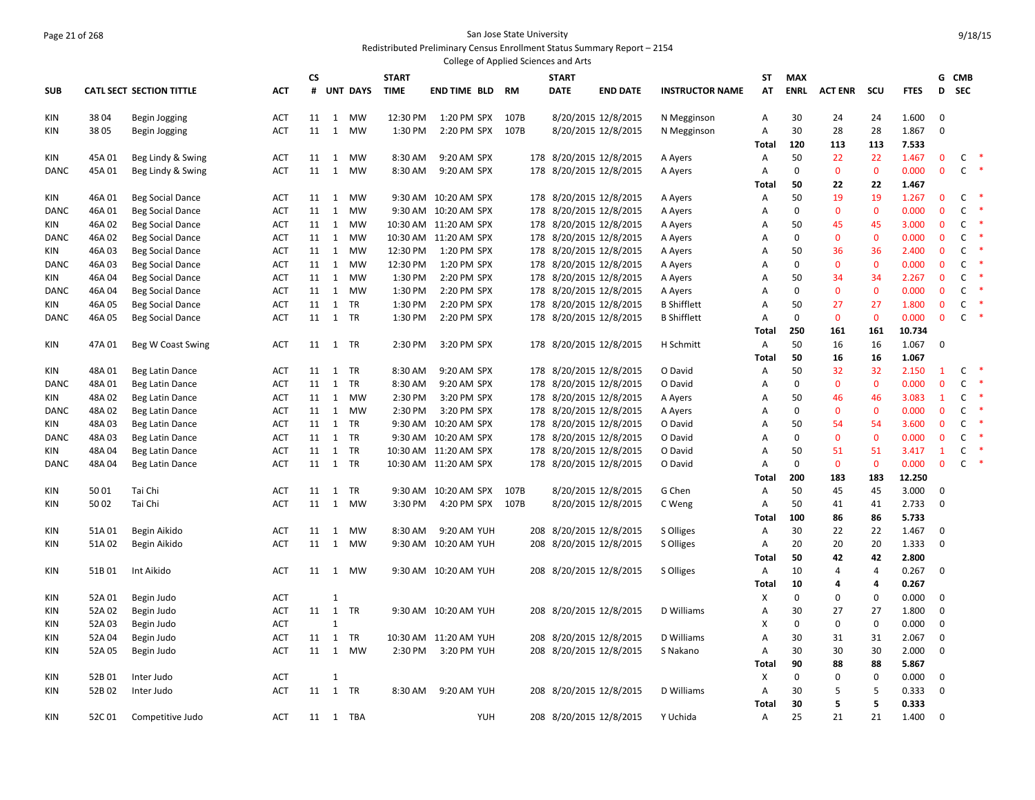San Jose State University

Redistributed Preliminary Census Enrollment Status Summary Report – 2154

College of Applied Sciences and Arts

| SUB | CATL SECT | SECTION TITTLE | ACT | CS # | UNT | DAYS | START TIME | END TIME | BLD | RM | START DATE | END DATE | INSTRUCTOR NAME | ST AT | MAX ENRL | ACT ENR | SCU | FTES | G D | CMB SEC |
|---|---|---|---|---|---|---|---|---|---|---|---|---|---|---|---|---|---|---|---|---|
| KIN | 38 04 | Begin Jogging | ACT | 11 | 1 | MW | 12:30 PM | 1:20 PM | SPX | 107B | 8/20/2015 | 12/8/2015 | N Megginson | A | 30 | 24 | 24 | 1.600 | 0 | |
| KIN | 38 05 | Begin Jogging | ACT | 11 | 1 | MW | 1:30 PM | 2:20 PM | SPX | 107B | 8/20/2015 | 12/8/2015 | N Megginson | A | 30 | 28 | 28 | 1.867 | 0 | |
| | | | | | | | | | | | | | | Total | 120 | 113 | 113 | 7.533 | | |
| KIN | 45A 01 | Beg Lindy & Swing | ACT | 11 | 1 | MW | 8:30 AM | 9:20 AM | SPX | 178 | 8/20/2015 | 12/8/2015 | A Ayers | A | 50 | 22 | 22 | 1.467 | 0 | C * |
| DANC | 45A 01 | Beg Lindy & Swing | ACT | 11 | 1 | MW | 8:30 AM | 9:20 AM | SPX | 178 | 8/20/2015 | 12/8/2015 | A Ayers | A | 0 | 0 | 0 | 0.000 | 0 | C * |
| | | | | | | | | | | | | | | Total | 50 | 22 | 22 | 1.467 | | |
| KIN | 46A 01 | Beg Social Dance | ACT | 11 | 1 | MW | 9:30 AM | 10:20 AM | SPX | 178 | 8/20/2015 | 12/8/2015 | A Ayers | A | 50 | 19 | 19 | 1.267 | 0 | C * |
| DANC | 46A 01 | Beg Social Dance | ACT | 11 | 1 | MW | 9:30 AM | 10:20 AM | SPX | 178 | 8/20/2015 | 12/8/2015 | A Ayers | A | 0 | 0 | 0 | 0.000 | 0 | C * |
| KIN | 46A 02 | Beg Social Dance | ACT | 11 | 1 | MW | 10:30 AM | 11:20 AM | SPX | 178 | 8/20/2015 | 12/8/2015 | A Ayers | A | 50 | 45 | 45 | 3.000 | 0 | C * |
| DANC | 46A 02 | Beg Social Dance | ACT | 11 | 1 | MW | 10:30 AM | 11:20 AM | SPX | 178 | 8/20/2015 | 12/8/2015 | A Ayers | A | 0 | 0 | 0 | 0.000 | 0 | C * |
| KIN | 46A 03 | Beg Social Dance | ACT | 11 | 1 | MW | 12:30 PM | 1:20 PM | SPX | 178 | 8/20/2015 | 12/8/2015 | A Ayers | A | 50 | 36 | 36 | 2.400 | 0 | C * |
| DANC | 46A 03 | Beg Social Dance | ACT | 11 | 1 | MW | 12:30 PM | 1:20 PM | SPX | 178 | 8/20/2015 | 12/8/2015 | A Ayers | A | 0 | 0 | 0 | 0.000 | 0 | C * |
| KIN | 46A 04 | Beg Social Dance | ACT | 11 | 1 | MW | 1:30 PM | 2:20 PM | SPX | 178 | 8/20/2015 | 12/8/2015 | A Ayers | A | 50 | 34 | 34 | 2.267 | 0 | C * |
| DANC | 46A 04 | Beg Social Dance | ACT | 11 | 1 | MW | 1:30 PM | 2:20 PM | SPX | 178 | 8/20/2015 | 12/8/2015 | A Ayers | A | 0 | 0 | 0 | 0.000 | 0 | C * |
| KIN | 46A 05 | Beg Social Dance | ACT | 11 | 1 | TR | 1:30 PM | 2:20 PM | SPX | 178 | 8/20/2015 | 12/8/2015 | B Shifflett | A | 50 | 27 | 27 | 1.800 | 0 | C * |
| DANC | 46A 05 | Beg Social Dance | ACT | 11 | 1 | TR | 1:30 PM | 2:20 PM | SPX | 178 | 8/20/2015 | 12/8/2015 | B Shifflett | A | 0 | 0 | 0 | 0.000 | 0 | C * |
| | | | | | | | | | | | | | | Total | 250 | 161 | 161 | 10.734 | | |
| KIN | 47A 01 | Beg W Coast Swing | ACT | 11 | 1 | TR | 2:30 PM | 3:20 PM | SPX | 178 | 8/20/2015 | 12/8/2015 | H Schmitt | A | 50 | 16 | 16 | 1.067 | 0 | |
| | | | | | | | | | | | | | | Total | 50 | 16 | 16 | 1.067 | | |
| KIN | 48A 01 | Beg Latin Dance | ACT | 11 | 1 | TR | 8:30 AM | 9:20 AM | SPX | 178 | 8/20/2015 | 12/8/2015 | O David | A | 50 | 32 | 32 | 2.150 | 1 | C * |
| DANC | 48A 01 | Beg Latin Dance | ACT | 11 | 1 | TR | 8:30 AM | 9:20 AM | SPX | 178 | 8/20/2015 | 12/8/2015 | O David | A | 0 | 0 | 0 | 0.000 | 0 | C * |
| KIN | 48A 02 | Beg Latin Dance | ACT | 11 | 1 | MW | 2:30 PM | 3:20 PM | SPX | 178 | 8/20/2015 | 12/8/2015 | A Ayers | A | 50 | 46 | 46 | 3.083 | 1 | C * |
| DANC | 48A 02 | Beg Latin Dance | ACT | 11 | 1 | MW | 2:30 PM | 3:20 PM | SPX | 178 | 8/20/2015 | 12/8/2015 | A Ayers | A | 0 | 0 | 0 | 0.000 | 0 | C * |
| KIN | 48A 03 | Beg Latin Dance | ACT | 11 | 1 | TR | 9:30 AM | 10:20 AM | SPX | 178 | 8/20/2015 | 12/8/2015 | O David | A | 50 | 54 | 54 | 3.600 | 0 | C * |
| DANC | 48A 03 | Beg Latin Dance | ACT | 11 | 1 | TR | 9:30 AM | 10:20 AM | SPX | 178 | 8/20/2015 | 12/8/2015 | O David | A | 0 | 0 | 0 | 0.000 | 0 | C * |
| KIN | 48A 04 | Beg Latin Dance | ACT | 11 | 1 | TR | 10:30 AM | 11:20 AM | SPX | 178 | 8/20/2015 | 12/8/2015 | O David | A | 50 | 51 | 51 | 3.417 | 1 | C * |
| DANC | 48A 04 | Beg Latin Dance | ACT | 11 | 1 | TR | 10:30 AM | 11:20 AM | SPX | 178 | 8/20/2015 | 12/8/2015 | O David | A | 0 | 0 | 0 | 0.000 | 0 | C * |
| | | | | | | | | | | | | | | Total | 200 | 183 | 183 | 12.250 | | |
| KIN | 50 01 | Tai Chi | ACT | 11 | 1 | TR | 9:30 AM | 10:20 AM | SPX | 107B | 8/20/2015 | 12/8/2015 | G Chen | A | 50 | 45 | 45 | 3.000 | 0 | |
| KIN | 50 02 | Tai Chi | ACT | 11 | 1 | MW | 3:30 PM | 4:20 PM | SPX | 107B | 8/20/2015 | 12/8/2015 | C Weng | A | 50 | 41 | 41 | 2.733 | 0 | |
| | | | | | | | | | | | | | | Total | 100 | 86 | 86 | 5.733 | | |
| KIN | 51A 01 | Begin Aikido | ACT | 11 | 1 | MW | 8:30 AM | 9:20 AM | YUH | 208 | 8/20/2015 | 12/8/2015 | S Olliges | A | 30 | 22 | 22 | 1.467 | 0 | |
| KIN | 51A 02 | Begin Aikido | ACT | 11 | 1 | MW | 9:30 AM | 10:20 AM | YUH | 208 | 8/20/2015 | 12/8/2015 | S Olliges | A | 20 | 20 | 20 | 1.333 | 0 | |
| | | | | | | | | | | | | | | Total | 50 | 42 | 42 | 2.800 | | |
| KIN | 51B 01 | Int Aikido | ACT | 11 | 1 | MW | 9:30 AM | 10:20 AM | YUH | 208 | 8/20/2015 | 12/8/2015 | S Olliges | A | 10 | 4 | 4 | 0.267 | 0 | |
| | | | | | | | | | | | | | | Total | 10 | 4 | 4 | 0.267 | | |
| KIN | 52A 01 | Begin Judo | ACT | | 1 | | | | | | | | | X | 0 | 0 | 0 | 0.000 | 0 | |
| KIN | 52A 02 | Begin Judo | ACT | 11 | 1 | TR | 9:30 AM | 10:20 AM | YUH | 208 | 8/20/2015 | 12/8/2015 | D Williams | A | 30 | 27 | 27 | 1.800 | 0 | |
| KIN | 52A 03 | Begin Judo | ACT | | 1 | | | | | | | | | X | 0 | 0 | 0 | 0.000 | 0 | |
| KIN | 52A 04 | Begin Judo | ACT | 11 | 1 | TR | 10:30 AM | 11:20 AM | YUH | 208 | 8/20/2015 | 12/8/2015 | D Williams | A | 30 | 31 | 31 | 2.067 | 0 | |
| KIN | 52A 05 | Begin Judo | ACT | 11 | 1 | MW | 2:30 PM | 3:20 PM | YUH | 208 | 8/20/2015 | 12/8/2015 | S Nakano | A | 30 | 30 | 30 | 2.000 | 0 | |
| | | | | | | | | | | | | | | Total | 90 | 88 | 88 | 5.867 | | |
| KIN | 52B 01 | Inter Judo | ACT | | 1 | | | | | | | | | X | 0 | 0 | 0 | 0.000 | 0 | |
| KIN | 52B 02 | Inter Judo | ACT | 11 | 1 | TR | 8:30 AM | 9:20 AM | YUH | 208 | 8/20/2015 | 12/8/2015 | D Williams | A | 30 | 5 | 5 | 0.333 | 0 | |
| | | | | | | | | | | | | | | Total | 30 | 5 | 5 | 0.333 | | |
| KIN | 52C 01 | Competitive Judo | ACT | 11 | 1 | TBA | | | YUH | 208 | 8/20/2015 | 12/8/2015 | Y Uchida | A | 25 | 21 | 21 | 1.400 | 0 | |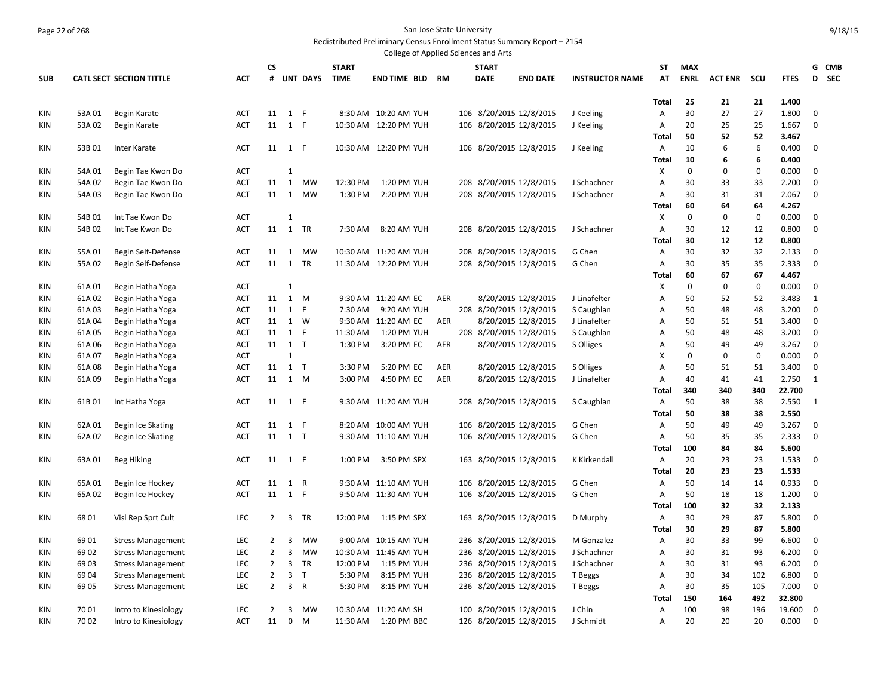San Jose State University

Redistributed Preliminary Census Enrollment Status Summary Report – 2154

College of Applied Sciences and Arts

| SUB | CATL SECT | SECTION TITTLE | ACT | CS # | UNT | DAYS | START TIME | END TIME | BLD | RM | START DATE | END DATE | INSTRUCTOR NAME | ST AT | MAX ENRL | ACT ENR | SCU | FTES | GD | CMB SEC |
|---|---|---|---|---|---|---|---|---|---|---|---|---|---|---|---|---|---|---|---|---|
| | | | | | | | | | | | | | | Total | 25 | 21 | 21 | 1.400 | | |
| KIN | 53A 01 | Begin Karate | ACT | 11 | 1 | F | 8:30 AM | 10:20 AM | YUH | 106 | 8/20/2015 | 12/8/2015 | J Keeling | A | 30 | 27 | 27 | 1.800 | 0 | |
| KIN | 53A 02 | Begin Karate | ACT | 11 | 1 | F | 10:30 AM | 12:20 PM | YUH | 106 | 8/20/2015 | 12/8/2015 | J Keeling | A | 20 | 25 | 25 | 1.667 | 0 | |
| | | | | | | | | | | | | | | Total | 50 | 52 | 52 | 3.467 | | |
| KIN | 53B 01 | Inter Karate | ACT | 11 | 1 | F | 10:30 AM | 12:20 PM | YUH | 106 | 8/20/2015 | 12/8/2015 | J Keeling | A | 10 | 6 | 6 | 0.400 | 0 | |
| | | | | | | | | | | | | | | Total | 10 | 6 | 6 | 0.400 | | |
| KIN | 54A 01 | Begin Tae Kwon Do | ACT | | 1 | | | | | | | | | X | 0 | 0 | 0 | 0.000 | 0 | |
| KIN | 54A 02 | Begin Tae Kwon Do | ACT | 11 | 1 | MW | 12:30 PM | 1:20 PM | YUH | 208 | 8/20/2015 | 12/8/2015 | J Schachner | A | 30 | 33 | 33 | 2.200 | 0 | |
| KIN | 54A 03 | Begin Tae Kwon Do | ACT | 11 | 1 | MW | 1:30 PM | 2:20 PM | YUH | 208 | 8/20/2015 | 12/8/2015 | J Schachner | A | 30 | 31 | 31 | 2.067 | 0 | |
| | | | | | | | | | | | | | | Total | 60 | 64 | 64 | 4.267 | | |
| KIN | 54B 01 | Int Tae Kwon Do | ACT | | 1 | | | | | | | | | X | 0 | 0 | 0 | 0.000 | 0 | |
| KIN | 54B 02 | Int Tae Kwon Do | ACT | 11 | 1 | TR | 7:30 AM | 8:20 AM | YUH | 208 | 8/20/2015 | 12/8/2015 | J Schachner | A | 30 | 12 | 12 | 0.800 | 0 | |
| | | | | | | | | | | | | | | Total | 30 | 12 | 12 | 0.800 | | |
| KIN | 55A 01 | Begin Self-Defense | ACT | 11 | 1 | MW | 10:30 AM | 11:20 AM | YUH | 208 | 8/20/2015 | 12/8/2015 | G Chen | A | 30 | 32 | 32 | 2.133 | 0 | |
| KIN | 55A 02 | Begin Self-Defense | ACT | 11 | 1 | TR | 11:30 AM | 12:20 PM | YUH | 208 | 8/20/2015 | 12/8/2015 | G Chen | A | 30 | 35 | 35 | 2.333 | 0 | |
| | | | | | | | | | | | | | | Total | 60 | 67 | 67 | 4.467 | | |
| KIN | 61A 01 | Begin Hatha Yoga | ACT | | 1 | | | | | | | | | X | 0 | 0 | 0 | 0.000 | 0 | |
| KIN | 61A 02 | Begin Hatha Yoga | ACT | 11 | 1 | M | 9:30 AM | 11:20 AM | EC | AER | 8/20/2015 | 12/8/2015 | J Linafelter | A | 50 | 52 | 52 | 3.483 | 1 | |
| KIN | 61A 03 | Begin Hatha Yoga | ACT | 11 | 1 | F | 7:30 AM | 9:20 AM | YUH | 208 | 8/20/2015 | 12/8/2015 | S Caughlan | A | 50 | 48 | 48 | 3.200 | 0 | |
| KIN | 61A 04 | Begin Hatha Yoga | ACT | 11 | 1 | W | 9:30 AM | 11:20 AM | EC | AER | 8/20/2015 | 12/8/2015 | J Linafelter | A | 50 | 51 | 51 | 3.400 | 0 | |
| KIN | 61A 05 | Begin Hatha Yoga | ACT | 11 | 1 | F | 11:30 AM | 1:20 PM | YUH | 208 | 8/20/2015 | 12/8/2015 | S Caughlan | A | 50 | 48 | 48 | 3.200 | 0 | |
| KIN | 61A 06 | Begin Hatha Yoga | ACT | 11 | 1 | T | 1:30 PM | 3:20 PM | EC | AER | 8/20/2015 | 12/8/2015 | S Olliges | A | 50 | 49 | 49 | 3.267 | 0 | |
| KIN | 61A 07 | Begin Hatha Yoga | ACT | | 1 | | | | | | | | | X | 0 | 0 | 0 | 0.000 | 0 | |
| KIN | 61A 08 | Begin Hatha Yoga | ACT | 11 | 1 | T | 3:30 PM | 5:20 PM | EC | AER | 8/20/2015 | 12/8/2015 | S Olliges | A | 50 | 51 | 51 | 3.400 | 0 | |
| KIN | 61A 09 | Begin Hatha Yoga | ACT | 11 | 1 | M | 3:00 PM | 4:50 PM | EC | AER | 8/20/2015 | 12/8/2015 | J Linafelter | A | 40 | 41 | 41 | 2.750 | 1 | |
| | | | | | | | | | | | | | | Total | 340 | 340 | 340 | 22.700 | | |
| KIN | 61B 01 | Int Hatha Yoga | ACT | 11 | 1 | F | 9:30 AM | 11:20 AM | YUH | 208 | 8/20/2015 | 12/8/2015 | S Caughlan | A | 50 | 38 | 38 | 2.550 | 1 | |
| | | | | | | | | | | | | | | Total | 50 | 38 | 38 | 2.550 | | |
| KIN | 62A 01 | Begin Ice Skating | ACT | 11 | 1 | F | 8:20 AM | 10:00 AM | YUH | 106 | 8/20/2015 | 12/8/2015 | G Chen | A | 50 | 49 | 49 | 3.267 | 0 | |
| KIN | 62A 02 | Begin Ice Skating | ACT | 11 | 1 | T | 9:30 AM | 11:10 AM | YUH | 106 | 8/20/2015 | 12/8/2015 | G Chen | A | 50 | 35 | 35 | 2.333 | 0 | |
| | | | | | | | | | | | | | | Total | 100 | 84 | 84 | 5.600 | | |
| KIN | 63A 01 | Beg Hiking | ACT | 11 | 1 | F | 1:00 PM | 3:50 PM | SPX | 163 | 8/20/2015 | 12/8/2015 | K Kirkendall | A | 20 | 23 | 23 | 1.533 | 0 | |
| | | | | | | | | | | | | | | Total | 20 | 23 | 23 | 1.533 | | |
| KIN | 65A 01 | Begin Ice Hockey | ACT | 11 | 1 | R | 9:30 AM | 11:10 AM | YUH | 106 | 8/20/2015 | 12/8/2015 | G Chen | A | 50 | 14 | 14 | 0.933 | 0 | |
| KIN | 65A 02 | Begin Ice Hockey | ACT | 11 | 1 | F | 9:50 AM | 11:30 AM | YUH | 106 | 8/20/2015 | 12/8/2015 | G Chen | A | 50 | 18 | 18 | 1.200 | 0 | |
| | | | | | | | | | | | | | | Total | 100 | 32 | 32 | 2.133 | | |
| KIN | 68 01 | Visl Rep Sprt Cult | LEC | 2 | 3 | TR | 12:00 PM | 1:15 PM | SPX | 163 | 8/20/2015 | 12/8/2015 | D Murphy | A | 30 | 29 | 87 | 5.800 | 0 | |
| | | | | | | | | | | | | | | Total | 30 | 29 | 87 | 5.800 | | |
| KIN | 69 01 | Stress Management | LEC | 2 | 3 | MW | 9:00 AM | 10:15 AM | YUH | 236 | 8/20/2015 | 12/8/2015 | M Gonzalez | A | 30 | 33 | 99 | 6.600 | 0 | |
| KIN | 69 02 | Stress Management | LEC | 2 | 3 | MW | 10:30 AM | 11:45 AM | YUH | 236 | 8/20/2015 | 12/8/2015 | J Schachner | A | 30 | 31 | 93 | 6.200 | 0 | |
| KIN | 69 03 | Stress Management | LEC | 2 | 3 | TR | 12:00 PM | 1:15 PM | YUH | 236 | 8/20/2015 | 12/8/2015 | J Schachner | A | 30 | 31 | 93 | 6.200 | 0 | |
| KIN | 69 04 | Stress Management | LEC | 2 | 3 | T | 5:30 PM | 8:15 PM | YUH | 236 | 8/20/2015 | 12/8/2015 | T Beggs | A | 30 | 34 | 102 | 6.800 | 0 | |
| KIN | 69 05 | Stress Management | LEC | 2 | 3 | R | 5:30 PM | 8:15 PM | YUH | 236 | 8/20/2015 | 12/8/2015 | T Beggs | A | 30 | 35 | 105 | 7.000 | 0 | |
| | | | | | | | | | | | | | | Total | 150 | 164 | 492 | 32.800 | | |
| KIN | 70 01 | Intro to Kinesiology | LEC | 2 | 3 | MW | 10:30 AM | 11:20 AM | SH | 100 | 8/20/2015 | 12/8/2015 | J Chin | A | 100 | 98 | 196 | 19.600 | 0 | |
| KIN | 70 02 | Intro to Kinesiology | ACT | 11 | 0 | M | 11:30 AM | 1:20 PM | BBC | 126 | 8/20/2015 | 12/8/2015 | J Schmidt | A | 20 | 20 | 20 | 0.000 | 0 | |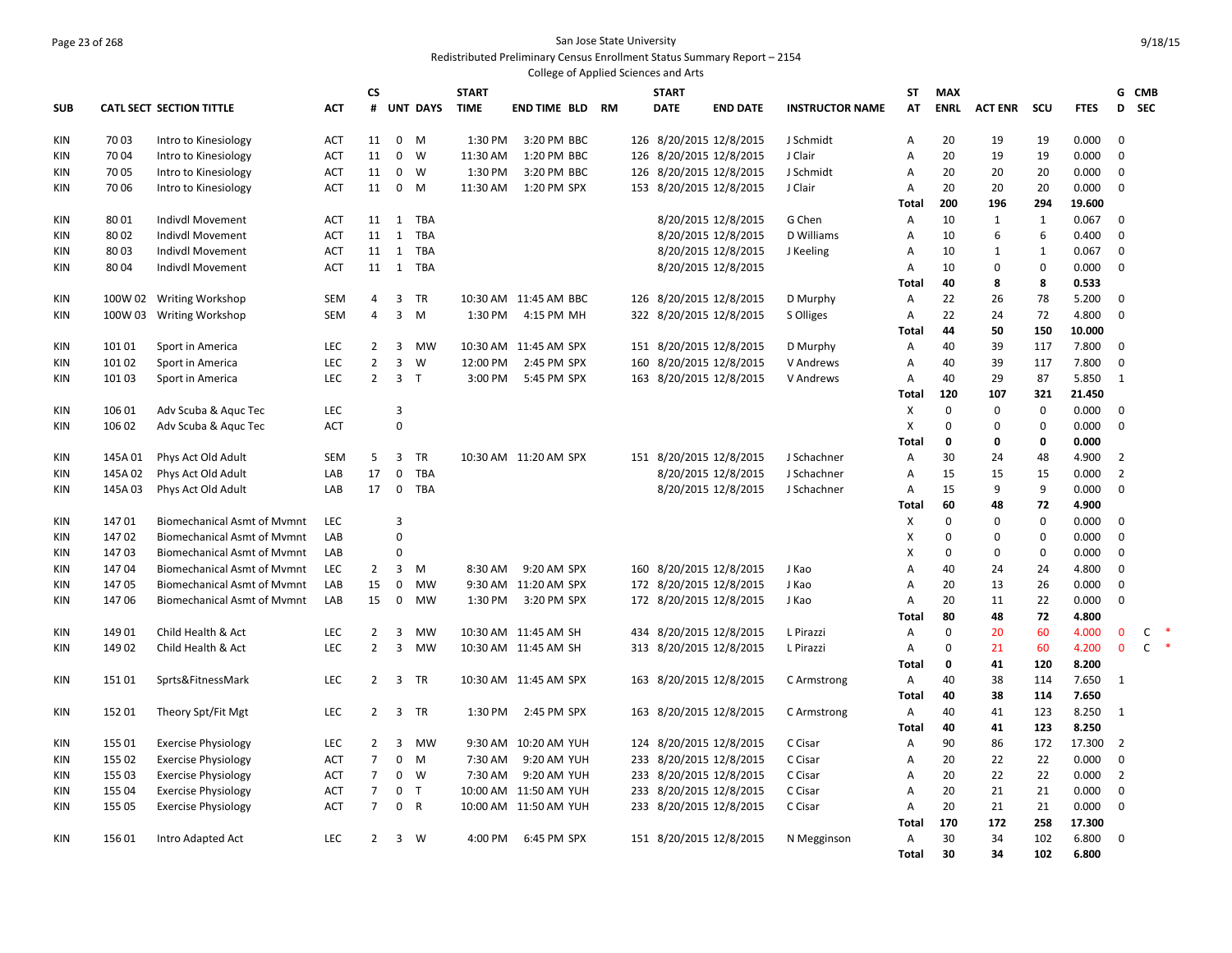San Jose State University

Redistributed Preliminary Census Enrollment Status Summary Report – 2154

College of Applied Sciences and Arts

| SUB | CATL SECT | SECTION TITTLE | ACT | CS # | UNT | DAYS | START TIME | END TIME | BLD | RM | START DATE | END DATE | INSTRUCTOR NAME | STAT | MAX ENRL | ACT ENR | SCU | FTES | GD | CMB SEC |
|---|---|---|---|---|---|---|---|---|---|---|---|---|---|---|---|---|---|---|---|---|
| KIN | 70 03 | Intro to Kinesiology | ACT | 11 | 0 | M | 1:30 PM | 3:20 PM | BBC | 126 | 8/20/2015 | 12/8/2015 | J Schmidt | A | 20 | 19 | 19 | 0.000 | 0 | |
| KIN | 70 04 | Intro to Kinesiology | ACT | 11 | 0 | W | 11:30 AM | 1:20 PM | BBC | 126 | 8/20/2015 | 12/8/2015 | J Clair | A | 20 | 19 | 19 | 0.000 | 0 | |
| KIN | 70 05 | Intro to Kinesiology | ACT | 11 | 0 | W | 1:30 PM | 3:20 PM | BBC | 126 | 8/20/2015 | 12/8/2015 | J Schmidt | A | 20 | 20 | 20 | 0.000 | 0 | |
| KIN | 70 06 | Intro to Kinesiology | ACT | 11 | 0 | M | 11:30 AM | 1:20 PM | SPX | 153 | 8/20/2015 | 12/8/2015 | J Clair | A | 20 | 20 | 20 | 0.000 | 0 | |
| | | | | | | | | | | | | | | **Total** | **200** | **196** | **294** | **19.600** | | |
| KIN | 80 01 | Indivdl Movement | ACT | 11 | 1 | TBA | | | | | 8/20/2015 | 12/8/2015 | G Chen | A | 10 | 1 | 1 | 0.067 | 0 | |
| KIN | 80 02 | Indivdl Movement | ACT | 11 | 1 | TBA | | | | | 8/20/2015 | 12/8/2015 | D Williams | A | 10 | 6 | 6 | 0.400 | 0 | |
| KIN | 80 03 | Indivdl Movement | ACT | 11 | 1 | TBA | | | | | 8/20/2015 | 12/8/2015 | J Keeling | A | 10 | 1 | 1 | 0.067 | 0 | |
| KIN | 80 04 | Indivdl Movement | ACT | 11 | 1 | TBA | | | | | 8/20/2015 | 12/8/2015 | | A | 10 | 0 | 0 | 0.000 | 0 | |
| | | | | | | | | | | | | | | **Total** | **40** | **8** | **8** | **0.533** | | |
| KIN | 100W 02 | Writing Workshop | SEM | 4 | 3 | TR | 10:30 AM | 11:45 AM | BBC | 126 | 8/20/2015 | 12/8/2015 | D Murphy | A | 22 | 26 | 78 | 5.200 | 0 | |
| KIN | 100W 03 | Writing Workshop | SEM | 4 | 3 | M | 1:30 PM | 4:15 PM | MH | 322 | 8/20/2015 | 12/8/2015 | S Olliges | A | 22 | 24 | 72 | 4.800 | 0 | |
| | | | | | | | | | | | | | | **Total** | **44** | **50** | **150** | **10.000** | | |
| KIN | 101 01 | Sport in America | LEC | 2 | 3 | MW | 10:30 AM | 11:45 AM | SPX | 151 | 8/20/2015 | 12/8/2015 | D Murphy | A | 40 | 39 | 117 | 7.800 | 0 | |
| KIN | 101 02 | Sport in America | LEC | 2 | 3 | W | 12:00 PM | 2:45 PM | SPX | 160 | 8/20/2015 | 12/8/2015 | V Andrews | A | 40 | 39 | 117 | 7.800 | 0 | |
| KIN | 101 03 | Sport in America | LEC | 2 | 3 | T | 3:00 PM | 5:45 PM | SPX | 163 | 8/20/2015 | 12/8/2015 | V Andrews | A | 40 | 29 | 87 | 5.850 | 1 | |
| | | | | | | | | | | | | | | **Total** | **120** | **107** | **321** | **21.450** | | |
| KIN | 106 01 | Adv Scuba & Aquc Tec | LEC | | 3 | | | | | | | | | X | 0 | 0 | 0 | 0.000 | 0 | |
| KIN | 106 02 | Adv Scuba & Aquc Tec | ACT | | 0 | | | | | | | | | X | 0 | 0 | 0 | 0.000 | 0 | |
| | | | | | | | | | | | | | | **Total** | **0** | **0** | **0** | **0.000** | | |
| KIN | 145A 01 | Phys Act Old Adult | SEM | 5 | 3 | TR | 10:30 AM | 11:20 AM | SPX | 151 | 8/20/2015 | 12/8/2015 | J Schachner | A | 30 | 24 | 48 | 4.900 | 2 | |
| KIN | 145A 02 | Phys Act Old Adult | LAB | 17 | 0 | TBA | | | | | 8/20/2015 | 12/8/2015 | J Schachner | A | 15 | 15 | 15 | 0.000 | 2 | |
| KIN | 145A 03 | Phys Act Old Adult | LAB | 17 | 0 | TBA | | | | | 8/20/2015 | 12/8/2015 | J Schachner | A | 15 | 9 | 9 | 0.000 | 0 | |
| | | | | | | | | | | | | | | **Total** | **60** | **48** | **72** | **4.900** | | |
| KIN | 147 01 | Biomechanical Asmt of Mvmnt | LEC | | 3 | | | | | | | | | X | 0 | 0 | 0 | 0.000 | 0 | |
| KIN | 147 02 | Biomechanical Asmt of Mvmnt | LAB | | 0 | | | | | | | | | X | 0 | 0 | 0 | 0.000 | 0 | |
| KIN | 147 03 | Biomechanical Asmt of Mvmnt | LAB | | 0 | | | | | | | | | X | 0 | 0 | 0 | 0.000 | 0 | |
| KIN | 147 04 | Biomechanical Asmt of Mvmnt | LEC | 2 | 3 | M | 8:30 AM | 9:20 AM | SPX | 160 | 8/20/2015 | 12/8/2015 | J Kao | A | 40 | 24 | 24 | 4.800 | 0 | |
| KIN | 147 05 | Biomechanical Asmt of Mvmnt | LAB | 15 | 0 | MW | 9:30 AM | 11:20 AM | SPX | 172 | 8/20/2015 | 12/8/2015 | J Kao | A | 20 | 13 | 26 | 0.000 | 0 | |
| KIN | 147 06 | Biomechanical Asmt of Mvmnt | LAB | 15 | 0 | MW | 1:30 PM | 3:20 PM | SPX | 172 | 8/20/2015 | 12/8/2015 | J Kao | A | 20 | 11 | 22 | 0.000 | 0 | |
| | | | | | | | | | | | | | | **Total** | **80** | **48** | **72** | **4.800** | | |
| KIN | 149 01 | Child Health & Act | LEC | 2 | 3 | MW | 10:30 AM | 11:45 AM | SH | 434 | 8/20/2015 | 12/8/2015 | L Pirazzi | A | 0 | 20 | 60 | 4.000 | 0 | C * |
| KIN | 149 02 | Child Health & Act | LEC | 2 | 3 | MW | 10:30 AM | 11:45 AM | SH | 313 | 8/20/2015 | 12/8/2015 | L Pirazzi | A | 0 | 21 | 60 | 4.200 | 0 | C * |
| | | | | | | | | | | | | | | **Total** | **0** | **41** | **120** | **8.200** | | |
| KIN | 151 01 | Sprts&FitnessMark | LEC | 2 | 3 | TR | 10:30 AM | 11:45 AM | SPX | 163 | 8/20/2015 | 12/8/2015 | C Armstrong | A | 40 | 38 | 114 | 7.650 | 1 | |
| | | | | | | | | | | | | | | **Total** | **40** | **38** | **114** | **7.650** | | |
| KIN | 152 01 | Theory Spt/Fit Mgt | LEC | 2 | 3 | TR | 1:30 PM | 2:45 PM | SPX | 163 | 8/20/2015 | 12/8/2015 | C Armstrong | A | 40 | 41 | 123 | 8.250 | 1 | |
| | | | | | | | | | | | | | | **Total** | **40** | **41** | **123** | **8.250** | | |
| KIN | 155 01 | Exercise Physiology | LEC | 2 | 3 | MW | 9:30 AM | 10:20 AM | YUH | 124 | 8/20/2015 | 12/8/2015 | C Cisar | A | 90 | 86 | 172 | 17.300 | 2 | |
| KIN | 155 02 | Exercise Physiology | ACT | 7 | 0 | M | 7:30 AM | 9:20 AM | YUH | 233 | 8/20/2015 | 12/8/2015 | C Cisar | A | 20 | 22 | 22 | 0.000 | 0 | |
| KIN | 155 03 | Exercise Physiology | ACT | 7 | 0 | W | 7:30 AM | 9:20 AM | YUH | 233 | 8/20/2015 | 12/8/2015 | C Cisar | A | 20 | 22 | 22 | 0.000 | 2 | |
| KIN | 155 04 | Exercise Physiology | ACT | 7 | 0 | T | 10:00 AM | 11:50 AM | YUH | 233 | 8/20/2015 | 12/8/2015 | C Cisar | A | 20 | 21 | 21 | 0.000 | 0 | |
| KIN | 155 05 | Exercise Physiology | ACT | 7 | 0 | R | 10:00 AM | 11:50 AM | YUH | 233 | 8/20/2015 | 12/8/2015 | C Cisar | A | 20 | 21 | 21 | 0.000 | 0 | |
| | | | | | | | | | | | | | | **Total** | **170** | **172** | **258** | **17.300** | | |
| KIN | 156 01 | Intro Adapted Act | LEC | 2 | 3 | W | 4:00 PM | 6:45 PM | SPX | 151 | 8/20/2015 | 12/8/2015 | N Megginson | A | 30 | 34 | 102 | 6.800 | 0 | |
| | | | | | | | | | | | | | | **Total** | **30** | **34** | **102** | **6.800** | | |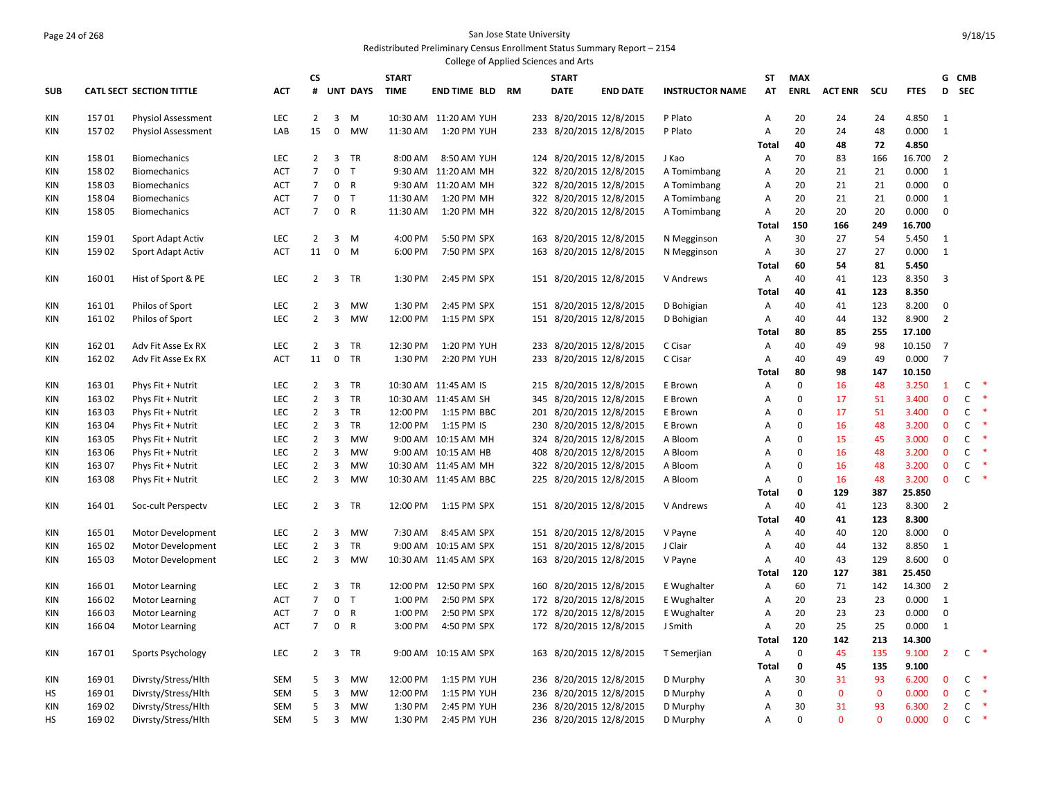San Jose State University
Redistributed Preliminary Census Enrollment Status Summary Report – 2154
College of Applied Sciences and Arts

| SUB | CATL SECT | SECTION TITTLE | ACT | CS # | UNT | DAYS | START TIME | END TIME | BLD | RM | START DATE | END DATE | INSTRUCTOR NAME | ST AT | MAX ENRL | ACT ENR | SCU | FTES | G D | CMB SEC |
|---|---|---|---|---|---|---|---|---|---|---|---|---|---|---|---|---|---|---|---|---|
| KIN | 157 01 | Physiol Assessment | LEC | 2 | 3 | M | 10:30 AM | 11:20 AM | YUH | 233 | 8/20/2015 | 12/8/2015 | P Plato | A | 20 | 24 | 24 | 4.850 | 1 | |
| KIN | 157 02 | Physiol Assessment | LAB | 15 | 0 | MW | 11:30 AM | 1:20 PM | YUH | 233 | 8/20/2015 | 12/8/2015 | P Plato | A | 20 | 24 | 48 | 0.000 | 1 | |
| | | | | | | | | | | | | | | **Total** | **40** | **48** | **72** | **4.850** | | |
| KIN | 158 01 | Biomechanics | LEC | 2 | 3 | TR | 8:00 AM | 8:50 AM | YUH | 124 | 8/20/2015 | 12/8/2015 | J Kao | A | 70 | 83 | 166 | 16.700 | 2 | |
| KIN | 158 02 | Biomechanics | ACT | 7 | 0 | T | 9:30 AM | 11:20 AM | MH | 322 | 8/20/2015 | 12/8/2015 | A Tomimbang | A | 20 | 21 | 21 | 0.000 | 1 | |
| KIN | 158 03 | Biomechanics | ACT | 7 | 0 | R | 9:30 AM | 11:20 AM | MH | 322 | 8/20/2015 | 12/8/2015 | A Tomimbang | A | 20 | 21 | 21 | 0.000 | 0 | |
| KIN | 158 04 | Biomechanics | ACT | 7 | 0 | T | 11:30 AM | 1:20 PM | MH | 322 | 8/20/2015 | 12/8/2015 | A Tomimbang | A | 20 | 21 | 21 | 0.000 | 1 | |
| KIN | 158 05 | Biomechanics | ACT | 7 | 0 | R | 11:30 AM | 1:20 PM | MH | 322 | 8/20/2015 | 12/8/2015 | A Tomimbang | A | 20 | 20 | 20 | 0.000 | 0 | |
| | | | | | | | | | | | | | | **Total** | **150** | **166** | **249** | **16.700** | | |
| KIN | 159 01 | Sport Adapt Activ | LEC | 2 | 3 | M | 4:00 PM | 5:50 PM | SPX | 163 | 8/20/2015 | 12/8/2015 | N Megginson | A | 30 | 27 | 54 | 5.450 | 1 | |
| KIN | 159 02 | Sport Adapt Activ | ACT | 11 | 0 | M | 6:00 PM | 7:50 PM | SPX | 163 | 8/20/2015 | 12/8/2015 | N Megginson | A | 30 | 27 | 27 | 0.000 | 1 | |
| | | | | | | | | | | | | | | **Total** | **60** | **54** | **81** | **5.450** | | |
| KIN | 160 01 | Hist of Sport & PE | LEC | 2 | 3 | TR | 1:30 PM | 2:45 PM | SPX | 151 | 8/20/2015 | 12/8/2015 | V Andrews | A | 40 | 41 | 123 | 8.350 | 3 | |
| | | | | | | | | | | | | | | **Total** | **40** | **41** | **123** | **8.350** | | |
| KIN | 161 01 | Philos of Sport | LEC | 2 | 3 | MW | 1:30 PM | 2:45 PM | SPX | 151 | 8/20/2015 | 12/8/2015 | D Bohigian | A | 40 | 41 | 123 | 8.200 | 0 | |
| KIN | 161 02 | Philos of Sport | LEC | 2 | 3 | MW | 12:00 PM | 1:15 PM | SPX | 151 | 8/20/2015 | 12/8/2015 | D Bohigian | A | 40 | 44 | 132 | 8.900 | 2 | |
| | | | | | | | | | | | | | | **Total** | **80** | **85** | **255** | **17.100** | | |
| KIN | 162 01 | Adv Fit Asse Ex RX | LEC | 2 | 3 | TR | 12:30 PM | 1:20 PM | YUH | 233 | 8/20/2015 | 12/8/2015 | C Cisar | A | 40 | 49 | 98 | 10.150 | 7 | |
| KIN | 162 02 | Adv Fit Asse Ex RX | ACT | 11 | 0 | TR | 1:30 PM | 2:20 PM | YUH | 233 | 8/20/2015 | 12/8/2015 | C Cisar | A | 40 | 49 | 49 | 0.000 | 7 | |
| | | | | | | | | | | | | | | **Total** | **80** | **98** | **147** | **10.150** | | |
| KIN | 163 01 | Phys Fit + Nutrit | LEC | 2 | 3 | TR | 10:30 AM | 11:45 AM | IS | 215 | 8/20/2015 | 12/8/2015 | E Brown | A | 0 | 16 | 48 | 3.250 | 1 | C * |
| KIN | 163 02 | Phys Fit + Nutrit | LEC | 2 | 3 | TR | 10:30 AM | 11:45 AM | SH | 345 | 8/20/2015 | 12/8/2015 | E Brown | A | 0 | 17 | 51 | 3.400 | 0 | C * |
| KIN | 163 03 | Phys Fit + Nutrit | LEC | 2 | 3 | TR | 12:00 PM | 1:15 PM | BBC | 201 | 8/20/2015 | 12/8/2015 | E Brown | A | 0 | 17 | 51 | 3.400 | 0 | C * |
| KIN | 163 04 | Phys Fit + Nutrit | LEC | 2 | 3 | TR | 12:00 PM | 1:15 PM | IS | 230 | 8/20/2015 | 12/8/2015 | E Brown | A | 0 | 16 | 48 | 3.200 | 0 | C * |
| KIN | 163 05 | Phys Fit + Nutrit | LEC | 2 | 3 | MW | 9:00 AM | 10:15 AM | MH | 324 | 8/20/2015 | 12/8/2015 | A Bloom | A | 0 | 15 | 45 | 3.000 | 0 | C * |
| KIN | 163 06 | Phys Fit + Nutrit | LEC | 2 | 3 | MW | 9:00 AM | 10:15 AM | HB | 408 | 8/20/2015 | 12/8/2015 | A Bloom | A | 0 | 16 | 48 | 3.200 | 0 | C * |
| KIN | 163 07 | Phys Fit + Nutrit | LEC | 2 | 3 | MW | 10:30 AM | 11:45 AM | MH | 322 | 8/20/2015 | 12/8/2015 | A Bloom | A | 0 | 16 | 48 | 3.200 | 0 | C * |
| KIN | 163 08 | Phys Fit + Nutrit | LEC | 2 | 3 | MW | 10:30 AM | 11:45 AM | BBC | 225 | 8/20/2015 | 12/8/2015 | A Bloom | A | 0 | 16 | 48 | 3.200 | 0 | C * |
| | | | | | | | | | | | | | | **Total** | **0** | **129** | **387** | **25.850** | | |
| KIN | 164 01 | Soc-cult Perspectv | LEC | 2 | 3 | TR | 12:00 PM | 1:15 PM | SPX | 151 | 8/20/2015 | 12/8/2015 | V Andrews | A | 40 | 41 | 123 | 8.300 | 2 | |
| | | | | | | | | | | | | | | **Total** | **40** | **41** | **123** | **8.300** | | |
| KIN | 165 01 | Motor Development | LEC | 2 | 3 | MW | 7:30 AM | 8:45 AM | SPX | 151 | 8/20/2015 | 12/8/2015 | V Payne | A | 40 | 40 | 120 | 8.000 | 0 | |
| KIN | 165 02 | Motor Development | LEC | 2 | 3 | TR | 9:00 AM | 10:15 AM | SPX | 151 | 8/20/2015 | 12/8/2015 | J Clair | A | 40 | 44 | 132 | 8.850 | 1 | |
| KIN | 165 03 | Motor Development | LEC | 2 | 3 | MW | 10:30 AM | 11:45 AM | SPX | 163 | 8/20/2015 | 12/8/2015 | V Payne | A | 40 | 43 | 129 | 8.600 | 0 | |
| | | | | | | | | | | | | | | **Total** | **120** | **127** | **381** | **25.450** | | |
| KIN | 166 01 | Motor Learning | LEC | 2 | 3 | TR | 12:00 PM | 12:50 PM | SPX | 160 | 8/20/2015 | 12/8/2015 | E Wughalter | A | 60 | 71 | 142 | 14.300 | 2 | |
| KIN | 166 02 | Motor Learning | ACT | 7 | 0 | T | 1:00 PM | 2:50 PM | SPX | 172 | 8/20/2015 | 12/8/2015 | E Wughalter | A | 20 | 23 | 23 | 0.000 | 1 | |
| KIN | 166 03 | Motor Learning | ACT | 7 | 0 | R | 1:00 PM | 2:50 PM | SPX | 172 | 8/20/2015 | 12/8/2015 | E Wughalter | A | 20 | 23 | 23 | 0.000 | 0 | |
| KIN | 166 04 | Motor Learning | ACT | 7 | 0 | R | 3:00 PM | 4:50 PM | SPX | 172 | 8/20/2015 | 12/8/2015 | J Smith | A | 20 | 25 | 25 | 0.000 | 1 | |
| | | | | | | | | | | | | | | **Total** | **120** | **142** | **213** | **14.300** | | |
| KIN | 167 01 | Sports Psychology | LEC | 2 | 3 | TR | 9:00 AM | 10:15 AM | SPX | 163 | 8/20/2015 | 12/8/2015 | T Semerjian | A | 0 | 45 | 135 | 9.100 | 2 | C * |
| | | | | | | | | | | | | | | **Total** | **0** | **45** | **135** | **9.100** | | |
| KIN | 169 01 | Divrsty/Stress/Hlth | SEM | 5 | 3 | MW | 12:00 PM | 1:15 PM | YUH | 236 | 8/20/2015 | 12/8/2015 | D Murphy | A | 30 | 31 | 93 | 6.200 | 0 | C * |
| HS | 169 01 | Divrsty/Stress/Hlth | SEM | 5 | 3 | MW | 12:00 PM | 1:15 PM | YUH | 236 | 8/20/2015 | 12/8/2015 | D Murphy | A | 0 | 0 | 0 | 0.000 | 0 | C * |
| KIN | 169 02 | Divrsty/Stress/Hlth | SEM | 5 | 3 | MW | 1:30 PM | 2:45 PM | YUH | 236 | 8/20/2015 | 12/8/2015 | D Murphy | A | 30 | 31 | 93 | 6.300 | 2 | C * |
| HS | 169 02 | Divrsty/Stress/Hlth | SEM | 5 | 3 | MW | 1:30 PM | 2:45 PM | YUH | 236 | 8/20/2015 | 12/8/2015 | D Murphy | A | 0 | 0 | 0 | 0.000 | 0 | C * |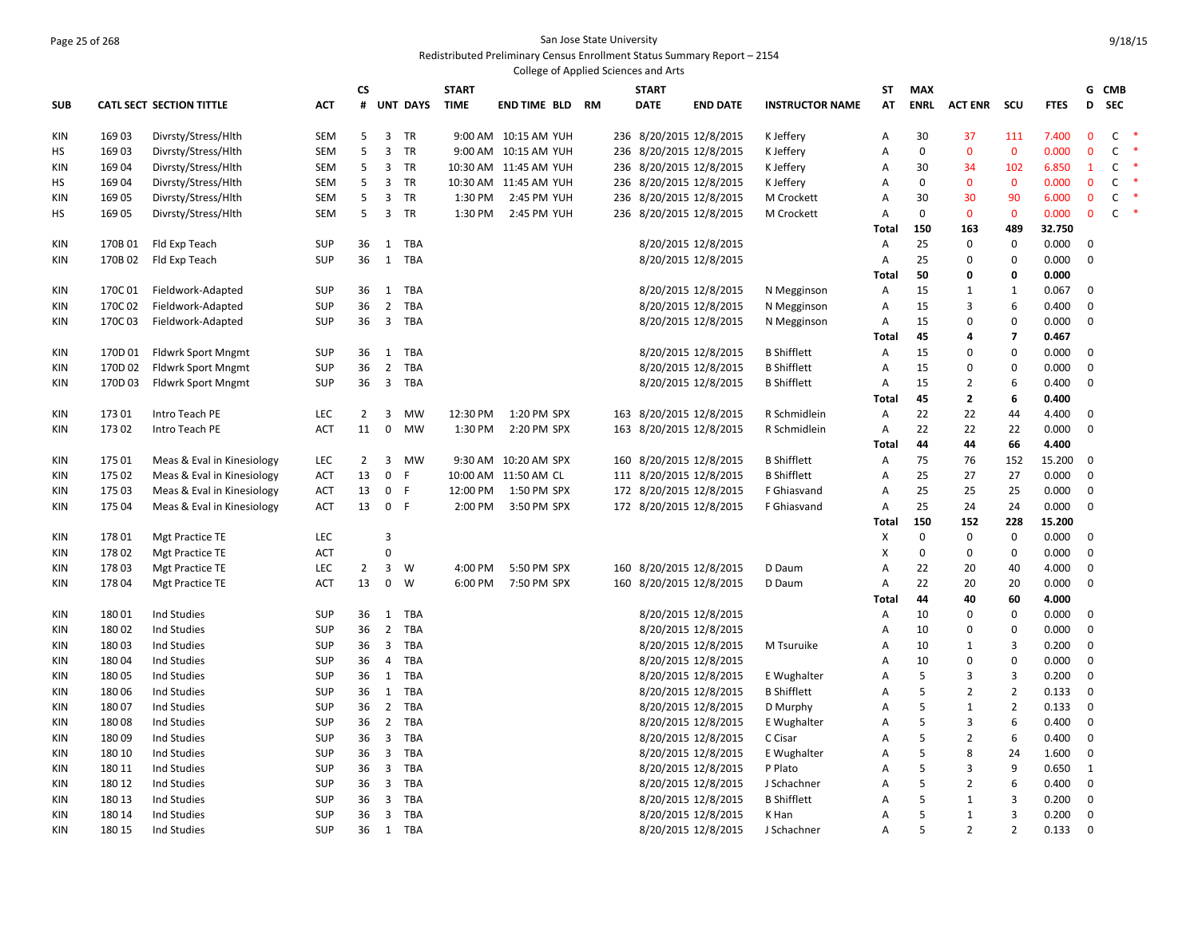San Jose State University

Redistributed Preliminary Census Enrollment Status Summary Report – 2154

College of Applied Sciences and Arts

| SUB | CATL SECT | SECTION TITTLE | ACT | CS # | UNT | DAYS | START TIME | END TIME | BLD | RM | START DATE | END DATE | INSTRUCTOR NAME | ST AT | MAX ENRL | ACT ENR | SCU | FTES | G D | CMB SEC | |
|---|---|---|---|---|---|---|---|---|---|---|---|---|---|---|---|---|---|---|---|---|---|
| KIN | 169 03 | Divrsty/Stress/Hlth | SEM | 5 | 3 | TR | 9:00 AM | 10:15 AM | YUH | 236 | 8/20/2015 | 12/8/2015 | K Jeffery | A | 30 | 37 | 111 | 7.400 | 0 | C | * |
| HS | 169 03 | Divrsty/Stress/Hlth | SEM | 5 | 3 | TR | 9:00 AM | 10:15 AM | YUH | 236 | 8/20/2015 | 12/8/2015 | K Jeffery | A | 0 | 0 | 0 | 0.000 | 0 | C | * |
| KIN | 169 04 | Divrsty/Stress/Hlth | SEM | 5 | 3 | TR | 10:30 AM | 11:45 AM | YUH | 236 | 8/20/2015 | 12/8/2015 | K Jeffery | A | 30 | 34 | 102 | 6.850 | 1 | C | * |
| HS | 169 04 | Divrsty/Stress/Hlth | SEM | 5 | 3 | TR | 10:30 AM | 11:45 AM | YUH | 236 | 8/20/2015 | 12/8/2015 | K Jeffery | A | 0 | 0 | 0 | 0.000 | 0 | C | * |
| KIN | 169 05 | Divrsty/Stress/Hlth | SEM | 5 | 3 | TR | 1:30 PM | 2:45 PM | YUH | 236 | 8/20/2015 | 12/8/2015 | M Crockett | A | 30 | 30 | 90 | 6.000 | 0 | C | * |
| HS | 169 05 | Divrsty/Stress/Hlth | SEM | 5 | 3 | TR | 1:30 PM | 2:45 PM | YUH | 236 | 8/20/2015 | 12/8/2015 | M Crockett | A | 0 | 0 | 0 | 0.000 | 0 | C | * |
| | | | | | | | | | | | | | | **Total** | **150** | **163** | **489** | **32.750** | | | |
| KIN | 170B 01 | Fld Exp Teach | SUP | 36 | 1 | TBA | | | | | 8/20/2015 | 12/8/2015 | | A | 25 | 0 | 0 | 0.000 | 0 | | |
| KIN | 170B 02 | Fld Exp Teach | SUP | 36 | 1 | TBA | | | | | 8/20/2015 | 12/8/2015 | | A | 25 | 0 | 0 | 0.000 | 0 | | |
| | | | | | | | | | | | | | | **Total** | **50** | **0** | **0** | **0.000** | | | |
| KIN | 170C 01 | Fieldwork-Adapted | SUP | 36 | 1 | TBA | | | | | 8/20/2015 | 12/8/2015 | N Megginson | A | 15 | 1 | 1 | 0.067 | 0 | | |
| KIN | 170C 02 | Fieldwork-Adapted | SUP | 36 | 2 | TBA | | | | | 8/20/2015 | 12/8/2015 | N Megginson | A | 15 | 3 | 6 | 0.400 | 0 | | |
| KIN | 170C 03 | Fieldwork-Adapted | SUP | 36 | 3 | TBA | | | | | 8/20/2015 | 12/8/2015 | N Megginson | A | 15 | 0 | 0 | 0.000 | 0 | | |
| | | | | | | | | | | | | | | **Total** | **45** | **4** | **7** | **0.467** | | | |
| KIN | 170D 01 | Fldwrk Sport Mngmt | SUP | 36 | 1 | TBA | | | | | 8/20/2015 | 12/8/2015 | B Shifflett | A | 15 | 0 | 0 | 0.000 | 0 | | |
| KIN | 170D 02 | Fldwrk Sport Mngmt | SUP | 36 | 2 | TBA | | | | | 8/20/2015 | 12/8/2015 | B Shifflett | A | 15 | 0 | 0 | 0.000 | 0 | | |
| KIN | 170D 03 | Fldwrk Sport Mngmt | SUP | 36 | 3 | TBA | | | | | 8/20/2015 | 12/8/2015 | B Shifflett | A | 15 | 2 | 6 | 0.400 | 0 | | |
| | | | | | | | | | | | | | | **Total** | **45** | **2** | **6** | **0.400** | | | |
| KIN | 173 01 | Intro Teach PE | LEC | 2 | 3 | MW | 12:30 PM | 1:20 PM | SPX | 163 | 8/20/2015 | 12/8/2015 | R Schmidlein | A | 22 | 22 | 44 | 4.400 | 0 | | |
| KIN | 173 02 | Intro Teach PE | ACT | 11 | 0 | MW | 1:30 PM | 2:20 PM | SPX | 163 | 8/20/2015 | 12/8/2015 | R Schmidlein | A | 22 | 22 | 22 | 0.000 | 0 | | |
| | | | | | | | | | | | | | | **Total** | **44** | **44** | **66** | **4.400** | | | |
| KIN | 175 01 | Meas & Eval in Kinesiology | LEC | 2 | 3 | MW | 9:30 AM | 10:20 AM | SPX | 160 | 8/20/2015 | 12/8/2015 | B Shifflett | A | 75 | 76 | 152 | 15.200 | 0 | | |
| KIN | 175 02 | Meas & Eval in Kinesiology | ACT | 13 | 0 | F | 10:00 AM | 11:50 AM | CL | 111 | 8/20/2015 | 12/8/2015 | B Shifflett | A | 25 | 27 | 27 | 0.000 | 0 | | |
| KIN | 175 03 | Meas & Eval in Kinesiology | ACT | 13 | 0 | F | 12:00 PM | 1:50 PM | SPX | 172 | 8/20/2015 | 12/8/2015 | F Ghiasvand | A | 25 | 25 | 25 | 0.000 | 0 | | |
| KIN | 175 04 | Meas & Eval in Kinesiology | ACT | 13 | 0 | F | 2:00 PM | 3:50 PM | SPX | 172 | 8/20/2015 | 12/8/2015 | F Ghiasvand | A | 25 | 24 | 24 | 0.000 | 0 | | |
| | | | | | | | | | | | | | | **Total** | **150** | **152** | **228** | **15.200** | | | |
| KIN | 178 01 | Mgt Practice TE | LEC | | 3 | | | | | | | | | X | 0 | 0 | 0 | 0.000 | 0 | | |
| KIN | 178 02 | Mgt Practice TE | ACT | | 0 | | | | | | | | | X | 0 | 0 | 0 | 0.000 | 0 | | |
| KIN | 178 03 | Mgt Practice TE | LEC | 2 | 3 | W | 4:00 PM | 5:50 PM | SPX | 160 | 8/20/2015 | 12/8/2015 | D Daum | A | 22 | 20 | 40 | 4.000 | 0 | | |
| KIN | 178 04 | Mgt Practice TE | ACT | 13 | 0 | W | 6:00 PM | 7:50 PM | SPX | 160 | 8/20/2015 | 12/8/2015 | D Daum | A | 22 | 20 | 20 | 0.000 | 0 | | |
| | | | | | | | | | | | | | | **Total** | **44** | **40** | **60** | **4.000** | | | |
| KIN | 180 01 | Ind Studies | SUP | 36 | 1 | TBA | | | | | 8/20/2015 | 12/8/2015 | | A | 10 | 0 | 0 | 0.000 | 0 | | |
| KIN | 180 02 | Ind Studies | SUP | 36 | 2 | TBA | | | | | 8/20/2015 | 12/8/2015 | | A | 10 | 0 | 0 | 0.000 | 0 | | |
| KIN | 180 03 | Ind Studies | SUP | 36 | 3 | TBA | | | | | 8/20/2015 | 12/8/2015 | M Tsuruike | A | 10 | 1 | 3 | 0.200 | 0 | | |
| KIN | 180 04 | Ind Studies | SUP | 36 | 4 | TBA | | | | | 8/20/2015 | 12/8/2015 | | A | 10 | 0 | 0 | 0.000 | 0 | | |
| KIN | 180 05 | Ind Studies | SUP | 36 | 1 | TBA | | | | | 8/20/2015 | 12/8/2015 | E Wughalter | A | 5 | 3 | 3 | 0.200 | 0 | | |
| KIN | 180 06 | Ind Studies | SUP | 36 | 1 | TBA | | | | | 8/20/2015 | 12/8/2015 | B Shifflett | A | 5 | 2 | 2 | 0.133 | 0 | | |
| KIN | 180 07 | Ind Studies | SUP | 36 | 2 | TBA | | | | | 8/20/2015 | 12/8/2015 | D Murphy | A | 5 | 1 | 2 | 0.133 | 0 | | |
| KIN | 180 08 | Ind Studies | SUP | 36 | 2 | TBA | | | | | 8/20/2015 | 12/8/2015 | E Wughalter | A | 5 | 3 | 6 | 0.400 | 0 | | |
| KIN | 180 09 | Ind Studies | SUP | 36 | 3 | TBA | | | | | 8/20/2015 | 12/8/2015 | C Cisar | A | 5 | 2 | 6 | 0.400 | 0 | | |
| KIN | 180 10 | Ind Studies | SUP | 36 | 3 | TBA | | | | | 8/20/2015 | 12/8/2015 | E Wughalter | A | 5 | 8 | 24 | 1.600 | 0 | | |
| KIN | 180 11 | Ind Studies | SUP | 36 | 3 | TBA | | | | | 8/20/2015 | 12/8/2015 | P Plato | A | 5 | 3 | 9 | 0.650 | 1 | | |
| KIN | 180 12 | Ind Studies | SUP | 36 | 3 | TBA | | | | | 8/20/2015 | 12/8/2015 | J Schachner | A | 5 | 2 | 6 | 0.400 | 0 | | |
| KIN | 180 13 | Ind Studies | SUP | 36 | 3 | TBA | | | | | 8/20/2015 | 12/8/2015 | B Shifflett | A | 5 | 1 | 3 | 0.200 | 0 | | |
| KIN | 180 14 | Ind Studies | SUP | 36 | 3 | TBA | | | | | 8/20/2015 | 12/8/2015 | K Han | A | 5 | 1 | 3 | 0.200 | 0 | | |
| KIN | 180 15 | Ind Studies | SUP | 36 | 1 | TBA | | | | | 8/20/2015 | 12/8/2015 | J Schachner | A | 5 | 2 | 2 | 0.133 | 0 | | |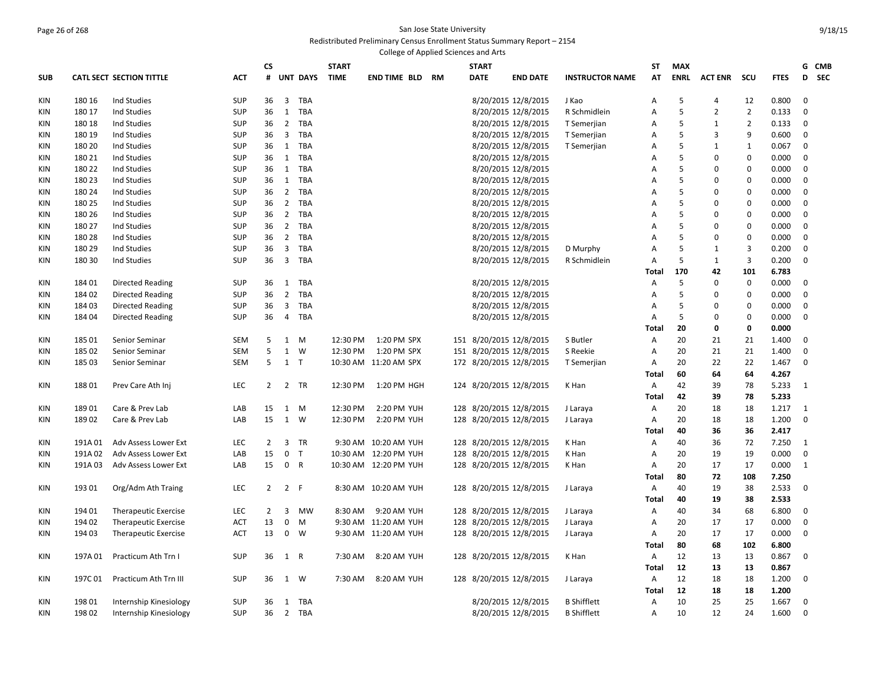San Jose State University

Redistributed Preliminary Census Enrollment Status Summary Report – 2154

College of Applied Sciences and Arts

| SUB | CATL SECT | SECTION TITTLE | ACT | CS # | UNT | DAYS | START TIME | END TIME | BLD | RM | START DATE | END DATE | INSTRUCTOR NAME | ST AT | MAX ENRL | ACT ENR | SCU | FTES | G D | CMB SEC |
|---|---|---|---|---|---|---|---|---|---|---|---|---|---|---|---|---|---|---|---|---|
| KIN | 180 16 | Ind Studies | SUP | 36 | 3 | TBA | | | | | 8/20/2015 | 12/8/2015 | J Kao | A | 5 | 4 | 12 | 0.800 | 0 | |
| KIN | 180 17 | Ind Studies | SUP | 36 | 1 | TBA | | | | | 8/20/2015 | 12/8/2015 | R Schmidlein | A | 5 | 2 | 2 | 0.133 | 0 | |
| KIN | 180 18 | Ind Studies | SUP | 36 | 2 | TBA | | | | | 8/20/2015 | 12/8/2015 | T Semerjian | A | 5 | 1 | 2 | 0.133 | 0 | |
| KIN | 180 19 | Ind Studies | SUP | 36 | 3 | TBA | | | | | 8/20/2015 | 12/8/2015 | T Semerjian | A | 5 | 3 | 9 | 0.600 | 0 | |
| KIN | 180 20 | Ind Studies | SUP | 36 | 1 | TBA | | | | | 8/20/2015 | 12/8/2015 | T Semerjian | A | 5 | 1 | 1 | 0.067 | 0 | |
| KIN | 180 21 | Ind Studies | SUP | 36 | 1 | TBA | | | | | 8/20/2015 | 12/8/2015 | | A | 5 | 0 | 0 | 0.000 | 0 | |
| KIN | 180 22 | Ind Studies | SUP | 36 | 1 | TBA | | | | | 8/20/2015 | 12/8/2015 | | A | 5 | 0 | 0 | 0.000 | 0 | |
| KIN | 180 23 | Ind Studies | SUP | 36 | 1 | TBA | | | | | 8/20/2015 | 12/8/2015 | | A | 5 | 0 | 0 | 0.000 | 0 | |
| KIN | 180 24 | Ind Studies | SUP | 36 | 2 | TBA | | | | | 8/20/2015 | 12/8/2015 | | A | 5 | 0 | 0 | 0.000 | 0 | |
| KIN | 180 25 | Ind Studies | SUP | 36 | 2 | TBA | | | | | 8/20/2015 | 12/8/2015 | | A | 5 | 0 | 0 | 0.000 | 0 | |
| KIN | 180 26 | Ind Studies | SUP | 36 | 2 | TBA | | | | | 8/20/2015 | 12/8/2015 | | A | 5 | 0 | 0 | 0.000 | 0 | |
| KIN | 180 27 | Ind Studies | SUP | 36 | 2 | TBA | | | | | 8/20/2015 | 12/8/2015 | | A | 5 | 0 | 0 | 0.000 | 0 | |
| KIN | 180 28 | Ind Studies | SUP | 36 | 2 | TBA | | | | | 8/20/2015 | 12/8/2015 | | A | 5 | 0 | 0 | 0.000 | 0 | |
| KIN | 180 29 | Ind Studies | SUP | 36 | 3 | TBA | | | | | 8/20/2015 | 12/8/2015 | D Murphy | A | 5 | 1 | 3 | 0.200 | 0 | |
| KIN | 180 30 | Ind Studies | SUP | 36 | 3 | TBA | | | | | 8/20/2015 | 12/8/2015 | R Schmidlein | A | 5 | 1 | 3 | 0.200 | 0 | |
| | | | | | | | | | | | | | | **Total** | **170** | **42** | **101** | **6.783** | | |
| KIN | 184 01 | Directed Reading | SUP | 36 | 1 | TBA | | | | | 8/20/2015 | 12/8/2015 | | A | 5 | 0 | 0 | 0.000 | 0 | |
| KIN | 184 02 | Directed Reading | SUP | 36 | 2 | TBA | | | | | 8/20/2015 | 12/8/2015 | | A | 5 | 0 | 0 | 0.000 | 0 | |
| KIN | 184 03 | Directed Reading | SUP | 36 | 3 | TBA | | | | | 8/20/2015 | 12/8/2015 | | A | 5 | 0 | 0 | 0.000 | 0 | |
| KIN | 184 04 | Directed Reading | SUP | 36 | 4 | TBA | | | | | 8/20/2015 | 12/8/2015 | | A | 5 | 0 | 0 | 0.000 | 0 | |
| | | | | | | | | | | | | | | **Total** | **20** | **0** | **0** | **0.000** | | |
| KIN | 185 01 | Senior Seminar | SEM | 5 | 1 | M | 12:30 PM | 1:20 PM | SPX | 151 | 8/20/2015 | 12/8/2015 | S Butler | A | 20 | 21 | 21 | 1.400 | 0 | |
| KIN | 185 02 | Senior Seminar | SEM | 5 | 1 | W | 12:30 PM | 1:20 PM | SPX | 151 | 8/20/2015 | 12/8/2015 | S Reekie | A | 20 | 21 | 21 | 1.400 | 0 | |
| KIN | 185 03 | Senior Seminar | SEM | 5 | 1 | T | 10:30 AM | 11:20 AM | SPX | 172 | 8/20/2015 | 12/8/2015 | T Semerjian | A | 20 | 22 | 22 | 1.467 | 0 | |
| | | | | | | | | | | | | | | **Total** | **60** | **64** | **64** | **4.267** | | |
| KIN | 188 01 | Prev Care Ath Inj | LEC | 2 | 2 | TR | 12:30 PM | 1:20 PM | HGH | 124 | 8/20/2015 | 12/8/2015 | K Han | A | 42 | 39 | 78 | 5.233 | 1 | |
| | | | | | | | | | | | | | | **Total** | **42** | **39** | **78** | **5.233** | | |
| KIN | 189 01 | Care & Prev Lab | LAB | 15 | 1 | M | 12:30 PM | 2:20 PM | YUH | 128 | 8/20/2015 | 12/8/2015 | J Laraya | A | 20 | 18 | 18 | 1.217 | 1 | |
| KIN | 189 02 | Care & Prev Lab | LAB | 15 | 1 | W | 12:30 PM | 2:20 PM | YUH | 128 | 8/20/2015 | 12/8/2015 | J Laraya | A | 20 | 18 | 18 | 1.200 | 0 | |
| | | | | | | | | | | | | | | **Total** | **40** | **36** | **36** | **2.417** | | |
| KIN | 191A 01 | Adv Assess Lower Ext | LEC | 2 | 3 | TR | 9:30 AM | 10:20 AM | YUH | 128 | 8/20/2015 | 12/8/2015 | K Han | A | 40 | 36 | 72 | 7.250 | 1 | |
| KIN | 191A 02 | Adv Assess Lower Ext | LAB | 15 | 0 | T | 10:30 AM | 12:20 PM | YUH | 128 | 8/20/2015 | 12/8/2015 | K Han | A | 20 | 19 | 19 | 0.000 | 0 | |
| KIN | 191A 03 | Adv Assess Lower Ext | LAB | 15 | 0 | R | 10:30 AM | 12:20 PM | YUH | 128 | 8/20/2015 | 12/8/2015 | K Han | A | 20 | 17 | 17 | 0.000 | 1 | |
| | | | | | | | | | | | | | | **Total** | **80** | **72** | **108** | **7.250** | | |
| KIN | 193 01 | Org/Adm Ath Traing | LEC | 2 | 2 | F | 8:30 AM | 10:20 AM | YUH | 128 | 8/20/2015 | 12/8/2015 | J Laraya | A | 40 | 19 | 38 | 2.533 | 0 | |
| | | | | | | | | | | | | | | **Total** | **40** | **19** | **38** | **2.533** | | |
| KIN | 194 01 | Therapeutic Exercise | LEC | 2 | 3 | MW | 8:30 AM | 9:20 AM | YUH | 128 | 8/20/2015 | 12/8/2015 | J Laraya | A | 40 | 34 | 68 | 6.800 | 0 | |
| KIN | 194 02 | Therapeutic Exercise | ACT | 13 | 0 | M | 9:30 AM | 11:20 AM | YUH | 128 | 8/20/2015 | 12/8/2015 | J Laraya | A | 20 | 17 | 17 | 0.000 | 0 | |
| KIN | 194 03 | Therapeutic Exercise | ACT | 13 | 0 | W | 9:30 AM | 11:20 AM | YUH | 128 | 8/20/2015 | 12/8/2015 | J Laraya | A | 20 | 17 | 17 | 0.000 | 0 | |
| | | | | | | | | | | | | | | **Total** | **80** | **68** | **102** | **6.800** | | |
| KIN | 197A 01 | Practicum Ath Trn I | SUP | 36 | 1 | R | 7:30 AM | 8:20 AM | YUH | 128 | 8/20/2015 | 12/8/2015 | K Han | A | 12 | 13 | 13 | 0.867 | 0 | |
| | | | | | | | | | | | | | | **Total** | **12** | **13** | **13** | **0.867** | | |
| KIN | 197C 01 | Practicum Ath Trn III | SUP | 36 | 1 | W | 7:30 AM | 8:20 AM | YUH | 128 | 8/20/2015 | 12/8/2015 | J Laraya | A | 12 | 18 | 18 | 1.200 | 0 | |
| | | | | | | | | | | | | | | **Total** | **12** | **18** | **18** | **1.200** | | |
| KIN | 198 01 | Internship Kinesiology | SUP | 36 | 1 | TBA | | | | | 8/20/2015 | 12/8/2015 | B Shifflett | A | 10 | 25 | 25 | 1.667 | 0 | |
| KIN | 198 02 | Internship Kinesiology | SUP | 36 | 2 | TBA | | | | | 8/20/2015 | 12/8/2015 | B Shifflett | A | 10 | 12 | 24 | 1.600 | 0 | |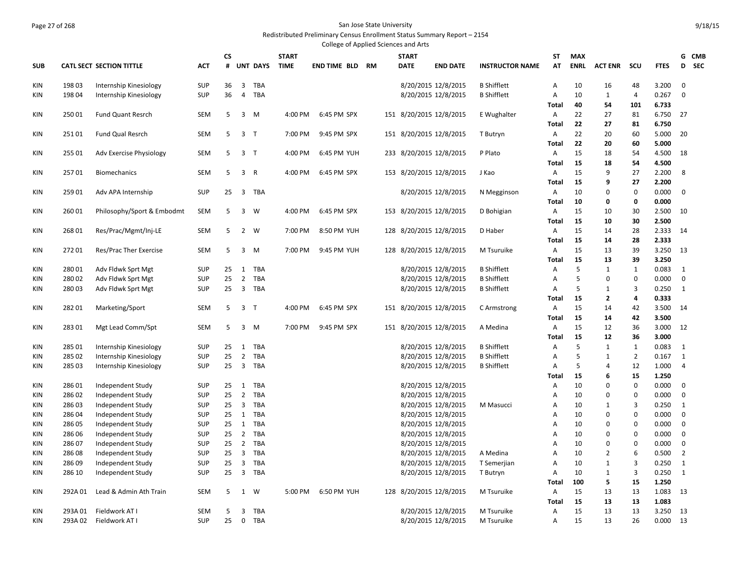San Jose State University

Redistributed Preliminary Census Enrollment Status Summary Report – 2154

College of Applied Sciences and Arts

| SUB | CATL SECT | SECTION TITTLE | ACT | CS # | UNT | DAYS | START TIME | END TIME | BLD | RM | START DATE | END DATE | INSTRUCTOR NAME | ST AT | MAX ENRL | ACT ENR | SCU | FTES | GD | CMB SEC |
|---|---|---|---|---|---|---|---|---|---|---|---|---|---|---|---|---|---|---|---|---|
| KIN | 198 03 | Internship Kinesiology | SUP | 36 | 3 | TBA | | | | | 8/20/2015 | 12/8/2015 | B Shifflett | A | 10 | 16 | 48 | 3.200 | 0 | |
| KIN | 198 04 | Internship Kinesiology | SUP | 36 | 4 | TBA | | | | | 8/20/2015 | 12/8/2015 | B Shifflett | A | 10 | 1 | 4 | 0.267 | 0 | |
| | | | | | | | | | | | | | | **Total** | **40** | **54** | **101** | **6.733** | | |
| KIN | 250 01 | Fund Quant Resrch | SEM | 5 | 3 | M | 4:00 PM | 6:45 PM | SPX | 151 | 8/20/2015 | 12/8/2015 | E Wughalter | A | 22 | 27 | 81 | 6.750 | 27 | |
| | | | | | | | | | | | | | | **Total** | **22** | **27** | **81** | **6.750** | | |
| KIN | 251 01 | Fund Qual Resrch | SEM | 5 | 3 | T | 7:00 PM | 9:45 PM | SPX | 151 | 8/20/2015 | 12/8/2015 | T Butryn | A | 22 | 20 | 60 | 5.000 | 20 | |
| | | | | | | | | | | | | | | **Total** | **22** | **20** | **60** | **5.000** | | |
| KIN | 255 01 | Adv Exercise Physiology | SEM | 5 | 3 | T | 4:00 PM | 6:45 PM | YUH | 233 | 8/20/2015 | 12/8/2015 | P Plato | A | 15 | 18 | 54 | 4.500 | 18 | |
| | | | | | | | | | | | | | | **Total** | **15** | **18** | **54** | **4.500** | | |
| KIN | 257 01 | Biomechanics | SEM | 5 | 3 | R | 4:00 PM | 6:45 PM | SPX | 153 | 8/20/2015 | 12/8/2015 | J Kao | A | 15 | 9 | 27 | 2.200 | 8 | |
| | | | | | | | | | | | | | | **Total** | **15** | **9** | **27** | **2.200** | | |
| KIN | 259 01 | Adv APA Internship | SUP | 25 | 3 | TBA | | | | | 8/20/2015 | 12/8/2015 | N Megginson | A | 10 | 0 | 0 | 0.000 | 0 | |
| | | | | | | | | | | | | | | **Total** | **10** | **0** | **0** | **0.000** | | |
| KIN | 260 01 | Philosophy/Sport & Embodmt | SEM | 5 | 3 | W | 4:00 PM | 6:45 PM | SPX | 153 | 8/20/2015 | 12/8/2015 | D Bohigian | A | 15 | 10 | 30 | 2.500 | 10 | |
| | | | | | | | | | | | | | | **Total** | **15** | **10** | **30** | **2.500** | | |
| KIN | 268 01 | Res/Prac/Mgmt/Inj-LE | SEM | 5 | 2 | W | 7:00 PM | 8:50 PM | YUH | 128 | 8/20/2015 | 12/8/2015 | D Haber | A | 15 | 14 | 28 | 2.333 | 14 | |
| | | | | | | | | | | | | | | **Total** | **15** | **14** | **28** | **2.333** | | |
| KIN | 272 01 | Res/Prac Ther Exercise | SEM | 5 | 3 | M | 7:00 PM | 9:45 PM | YUH | 128 | 8/20/2015 | 12/8/2015 | M Tsuruike | A | 15 | 13 | 39 | 3.250 | 13 | |
| | | | | | | | | | | | | | | **Total** | **15** | **13** | **39** | **3.250** | | |
| KIN | 280 01 | Adv Fldwk Sprt Mgt | SUP | 25 | 1 | TBA | | | | | 8/20/2015 | 12/8/2015 | B Shifflett | A | 5 | 1 | 1 | 0.083 | 1 | |
| KIN | 280 02 | Adv Fldwk Sprt Mgt | SUP | 25 | 2 | TBA | | | | | 8/20/2015 | 12/8/2015 | B Shifflett | A | 5 | 0 | 0 | 0.000 | 0 | |
| KIN | 280 03 | Adv Fldwk Sprt Mgt | SUP | 25 | 3 | TBA | | | | | 8/20/2015 | 12/8/2015 | B Shifflett | A | 5 | 1 | 3 | 0.250 | 1 | |
| | | | | | | | | | | | | | | **Total** | **15** | **2** | **4** | **0.333** | | |
| KIN | 282 01 | Marketing/Sport | SEM | 5 | 3 | T | 4:00 PM | 6:45 PM | SPX | 151 | 8/20/2015 | 12/8/2015 | C Armstrong | A | 15 | 14 | 42 | 3.500 | 14 | |
| | | | | | | | | | | | | | | **Total** | **15** | **14** | **42** | **3.500** | | |
| KIN | 283 01 | Mgt Lead Comm/Spt | SEM | 5 | 3 | M | 7:00 PM | 9:45 PM | SPX | 151 | 8/20/2015 | 12/8/2015 | A Medina | A | 15 | 12 | 36 | 3.000 | 12 | |
| | | | | | | | | | | | | | | **Total** | **15** | **12** | **36** | **3.000** | | |
| KIN | 285 01 | Internship Kinesiology | SUP | 25 | 1 | TBA | | | | | 8/20/2015 | 12/8/2015 | B Shifflett | A | 5 | 1 | 1 | 0.083 | 1 | |
| KIN | 285 02 | Internship Kinesiology | SUP | 25 | 2 | TBA | | | | | 8/20/2015 | 12/8/2015 | B Shifflett | A | 5 | 1 | 2 | 0.167 | 1 | |
| KIN | 285 03 | Internship Kinesiology | SUP | 25 | 3 | TBA | | | | | 8/20/2015 | 12/8/2015 | B Shifflett | A | 5 | 4 | 12 | 1.000 | 4 | |
| | | | | | | | | | | | | | | **Total** | **15** | **6** | **15** | **1.250** | | |
| KIN | 286 01 | Independent Study | SUP | 25 | 1 | TBA | | | | | 8/20/2015 | 12/8/2015 | | A | 10 | 0 | 0 | 0.000 | 0 | |
| KIN | 286 02 | Independent Study | SUP | 25 | 2 | TBA | | | | | 8/20/2015 | 12/8/2015 | | A | 10 | 0 | 0 | 0.000 | 0 | |
| KIN | 286 03 | Independent Study | SUP | 25 | 3 | TBA | | | | | 8/20/2015 | 12/8/2015 | M Masucci | A | 10 | 1 | 3 | 0.250 | 1 | |
| KIN | 286 04 | Independent Study | SUP | 25 | 1 | TBA | | | | | 8/20/2015 | 12/8/2015 | | A | 10 | 0 | 0 | 0.000 | 0 | |
| KIN | 286 05 | Independent Study | SUP | 25 | 1 | TBA | | | | | 8/20/2015 | 12/8/2015 | | A | 10 | 0 | 0 | 0.000 | 0 | |
| KIN | 286 06 | Independent Study | SUP | 25 | 2 | TBA | | | | | 8/20/2015 | 12/8/2015 | | A | 10 | 0 | 0 | 0.000 | 0 | |
| KIN | 286 07 | Independent Study | SUP | 25 | 2 | TBA | | | | | 8/20/2015 | 12/8/2015 | | A | 10 | 0 | 0 | 0.000 | 0 | |
| KIN | 286 08 | Independent Study | SUP | 25 | 3 | TBA | | | | | 8/20/2015 | 12/8/2015 | A Medina | A | 10 | 2 | 6 | 0.500 | 2 | |
| KIN | 286 09 | Independent Study | SUP | 25 | 3 | TBA | | | | | 8/20/2015 | 12/8/2015 | T Semerjian | A | 10 | 1 | 3 | 0.250 | 1 | |
| KIN | 286 10 | Independent Study | SUP | 25 | 3 | TBA | | | | | 8/20/2015 | 12/8/2015 | T Butryn | A | 10 | 1 | 3 | 0.250 | 1 | |
| | | | | | | | | | | | | | | **Total** | **100** | **5** | **15** | **1.250** | | |
| KIN | 292A 01 | Lead & Admin Ath Train | SEM | 5 | 1 | W | 5:00 PM | 6:50 PM | YUH | 128 | 8/20/2015 | 12/8/2015 | M Tsuruike | A | 15 | 13 | 13 | 1.083 | 13 | |
| | | | | | | | | | | | | | | **Total** | **15** | **13** | **13** | **1.083** | | |
| KIN | 293A 01 | Fieldwork AT I | SEM | 5 | 3 | TBA | | | | | 8/20/2015 | 12/8/2015 | M Tsuruike | A | 15 | 13 | 13 | 3.250 | 13 | |
| KIN | 293A 02 | Fieldwork AT I | SUP | 25 | 0 | TBA | | | | | 8/20/2015 | 12/8/2015 | M Tsuruike | A | 15 | 13 | 26 | 0.000 | 13 | |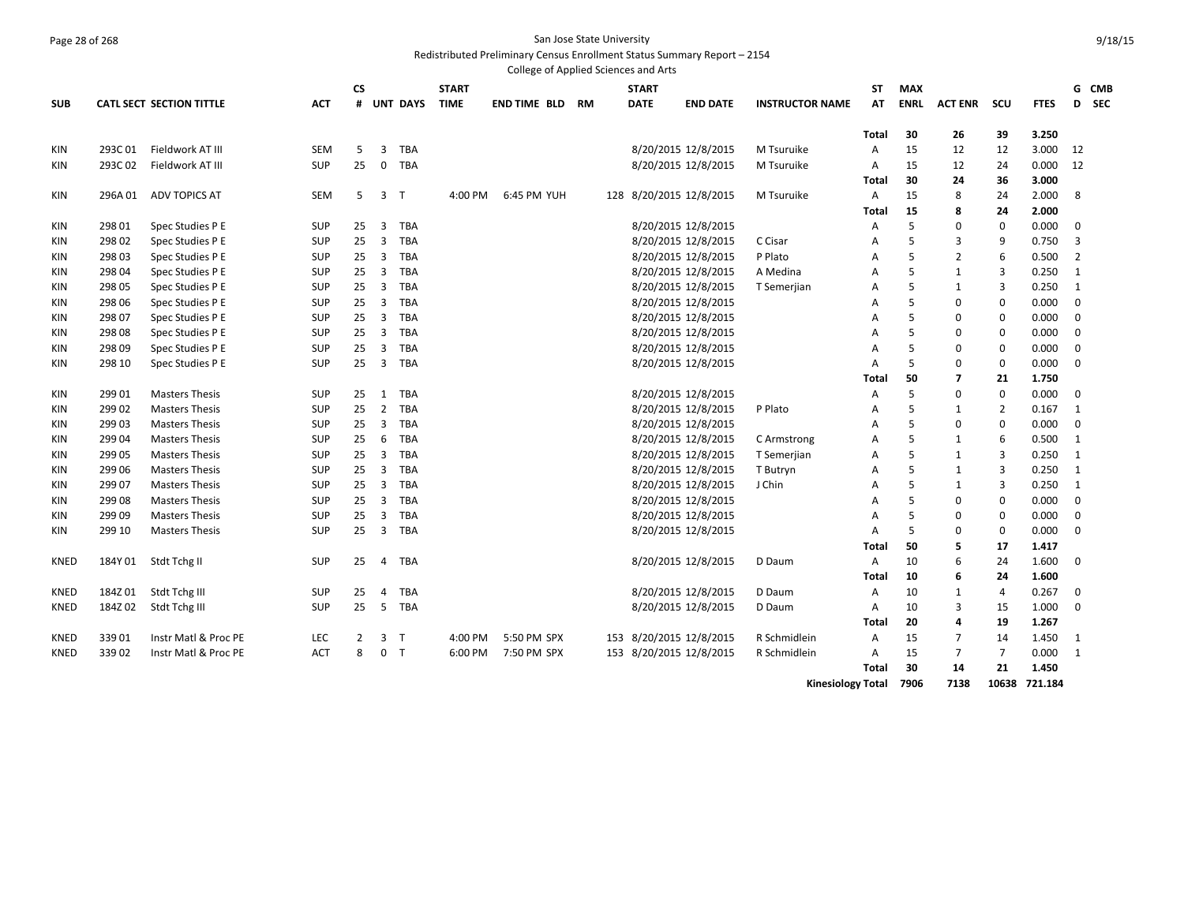San Jose State University

Redistributed Preliminary Census Enrollment Status Summary Report – 2154

College of Applied Sciences and Arts

| SUB | CATL SECT | SECTION TITTLE | ACT | CS # | UNT | DAYS | START TIME | END TIME | BLD | RM | START DATE | END DATE | INSTRUCTOR NAME | ST AT | MAX ENRL | ACT ENR | SCU | FTES | G D | CMB SEC |
|---|---|---|---|---|---|---|---|---|---|---|---|---|---|---|---|---|---|---|---|---|
| | | | | | | | | | | | | | | **Total** | **30** | **26** | **39** | **3.250** | | |
| KIN | 293C 01 | Fieldwork AT III | SEM | 5 | 3 | TBA | | | | | 8/20/2015 | 12/8/2015 | M Tsuruike | A | 15 | 12 | 12 | 3.000 | 12 | |
| KIN | 293C 02 | Fieldwork AT III | SUP | 25 | 0 | TBA | | | | | 8/20/2015 | 12/8/2015 | M Tsuruike | A | 15 | 12 | 24 | 0.000 | 12 | |
| | | | | | | | | | | | | | | **Total** | **30** | **24** | **36** | **3.000** | | |
| KIN | 296A 01 | ADV TOPICS AT | SEM | 5 | 3 | T | 4:00 PM | 6:45 PM | YUH | 128 | 8/20/2015 | 12/8/2015 | M Tsuruike | A | 15 | 8 | 24 | 2.000 | 8 | |
| | | | | | | | | | | | | | | **Total** | **15** | **8** | **24** | **2.000** | | |
| KIN | 298 01 | Spec Studies P E | SUP | 25 | 3 | TBA | | | | | 8/20/2015 | 12/8/2015 | | A | 5 | 0 | 0 | 0.000 | 0 | |
| KIN | 298 02 | Spec Studies P E | SUP | 25 | 3 | TBA | | | | | 8/20/2015 | 12/8/2015 | C Cisar | A | 5 | 3 | 9 | 0.750 | 3 | |
| KIN | 298 03 | Spec Studies P E | SUP | 25 | 3 | TBA | | | | | 8/20/2015 | 12/8/2015 | P Plato | A | 5 | 2 | 6 | 0.500 | 2 | |
| KIN | 298 04 | Spec Studies P E | SUP | 25 | 3 | TBA | | | | | 8/20/2015 | 12/8/2015 | A Medina | A | 5 | 1 | 3 | 0.250 | 1 | |
| KIN | 298 05 | Spec Studies P E | SUP | 25 | 3 | TBA | | | | | 8/20/2015 | 12/8/2015 | T Semerjian | A | 5 | 1 | 3 | 0.250 | 1 | |
| KIN | 298 06 | Spec Studies P E | SUP | 25 | 3 | TBA | | | | | 8/20/2015 | 12/8/2015 | | A | 5 | 0 | 0 | 0.000 | 0 | |
| KIN | 298 07 | Spec Studies P E | SUP | 25 | 3 | TBA | | | | | 8/20/2015 | 12/8/2015 | | A | 5 | 0 | 0 | 0.000 | 0 | |
| KIN | 298 08 | Spec Studies P E | SUP | 25 | 3 | TBA | | | | | 8/20/2015 | 12/8/2015 | | A | 5 | 0 | 0 | 0.000 | 0 | |
| KIN | 298 09 | Spec Studies P E | SUP | 25 | 3 | TBA | | | | | 8/20/2015 | 12/8/2015 | | A | 5 | 0 | 0 | 0.000 | 0 | |
| KIN | 298 10 | Spec Studies P E | SUP | 25 | 3 | TBA | | | | | 8/20/2015 | 12/8/2015 | | A | 5 | 0 | 0 | 0.000 | 0 | |
| | | | | | | | | | | | | | | **Total** | **50** | **7** | **21** | **1.750** | | |
| KIN | 299 01 | Masters Thesis | SUP | 25 | 1 | TBA | | | | | 8/20/2015 | 12/8/2015 | | A | 5 | 0 | 0 | 0.000 | 0 | |
| KIN | 299 02 | Masters Thesis | SUP | 25 | 2 | TBA | | | | | 8/20/2015 | 12/8/2015 | P Plato | A | 5 | 1 | 2 | 0.167 | 1 | |
| KIN | 299 03 | Masters Thesis | SUP | 25 | 3 | TBA | | | | | 8/20/2015 | 12/8/2015 | | A | 5 | 0 | 0 | 0.000 | 0 | |
| KIN | 299 04 | Masters Thesis | SUP | 25 | 6 | TBA | | | | | 8/20/2015 | 12/8/2015 | C Armstrong | A | 5 | 1 | 6 | 0.500 | 1 | |
| KIN | 299 05 | Masters Thesis | SUP | 25 | 3 | TBA | | | | | 8/20/2015 | 12/8/2015 | T Semerjian | A | 5 | 1 | 3 | 0.250 | 1 | |
| KIN | 299 06 | Masters Thesis | SUP | 25 | 3 | TBA | | | | | 8/20/2015 | 12/8/2015 | T Butryn | A | 5 | 1 | 3 | 0.250 | 1 | |
| KIN | 299 07 | Masters Thesis | SUP | 25 | 3 | TBA | | | | | 8/20/2015 | 12/8/2015 | J Chin | A | 5 | 1 | 3 | 0.250 | 1 | |
| KIN | 299 08 | Masters Thesis | SUP | 25 | 3 | TBA | | | | | 8/20/2015 | 12/8/2015 | | A | 5 | 0 | 0 | 0.000 | 0 | |
| KIN | 299 09 | Masters Thesis | SUP | 25 | 3 | TBA | | | | | 8/20/2015 | 12/8/2015 | | A | 5 | 0 | 0 | 0.000 | 0 | |
| KIN | 299 10 | Masters Thesis | SUP | 25 | 3 | TBA | | | | | 8/20/2015 | 12/8/2015 | | A | 5 | 0 | 0 | 0.000 | 0 | |
| | | | | | | | | | | | | | | **Total** | **50** | **5** | **17** | **1.417** | | |
| KNED | 184Y 01 | Stdt Tchg II | SUP | 25 | 4 | TBA | | | | | 8/20/2015 | 12/8/2015 | D Daum | A | 10 | 6 | 24 | 1.600 | 0 | |
| | | | | | | | | | | | | | | **Total** | **10** | **6** | **24** | **1.600** | | |
| KNED | 184Z 01 | Stdt Tchg III | SUP | 25 | 4 | TBA | | | | | 8/20/2015 | 12/8/2015 | D Daum | A | 10 | 1 | 4 | 0.267 | 0 | |
| KNED | 184Z 02 | Stdt Tchg III | SUP | 25 | 5 | TBA | | | | | 8/20/2015 | 12/8/2015 | D Daum | A | 10 | 3 | 15 | 1.000 | 0 | |
| | | | | | | | | | | | | | | **Total** | **20** | **4** | **19** | **1.267** | | |
| KNED | 339 01 | Instr Matl & Proc PE | LEC | 2 | 3 | T | 4:00 PM | 5:50 PM | SPX | 153 | 8/20/2015 | 12/8/2015 | R Schmidlein | A | 15 | 7 | 14 | 1.450 | 1 | |
| KNED | 339 02 | Instr Matl & Proc PE | ACT | 8 | 0 | T | 6:00 PM | 7:50 PM | SPX | 153 | 8/20/2015 | 12/8/2015 | R Schmidlein | A | 15 | 7 | 7 | 0.000 | 1 | |
| | | | | | | | | | | | | | | **Total** | **30** | **14** | **21** | **1.450** | | |
| | | | | | | | | | | | | | **Kinesiology Total** | | **7906** | **7138** | **10638** | **721.184** | | |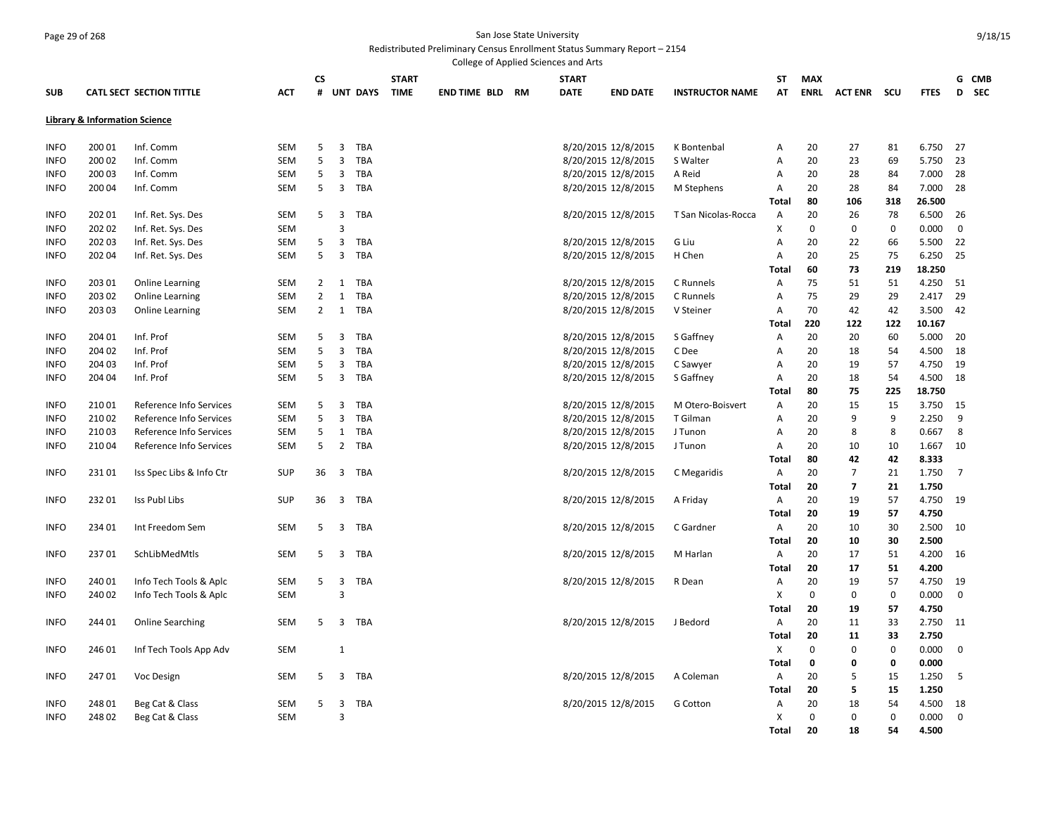San Jose State University

Redistributed Preliminary Census Enrollment Status Summary Report – 2154

College of Applied Sciences and Arts

| SUB | CATL SECT | SECTION TITTLE | ACT | CS # | UNT | DAYS | START TIME | END TIME | BLD | RM | START DATE | END DATE | INSTRUCTOR NAME | ST AT | MAX ENRL | ACT ENR | SCU | FTES | G D | CMB SEC |
|---|---|---|---|---|---|---|---|---|---|---|---|---|---|---|---|---|---|---|---|---|
| **Library & Information Science** | | | | | | | | | | | | | | | | | | | | |
| INFO | 200 01 | Inf. Comm | SEM | 5 | 3 | TBA | | | | | 8/20/2015 | 12/8/2015 | K Bontenbal | A | 20 | 27 | 81 | 6.750 | 27 | |
| INFO | 200 02 | Inf. Comm | SEM | 5 | 3 | TBA | | | | | 8/20/2015 | 12/8/2015 | S Walter | A | 20 | 23 | 69 | 5.750 | 23 | |
| INFO | 200 03 | Inf. Comm | SEM | 5 | 3 | TBA | | | | | 8/20/2015 | 12/8/2015 | A Reid | A | 20 | 28 | 84 | 7.000 | 28 | |
| INFO | 200 04 | Inf. Comm | SEM | 5 | 3 | TBA | | | | | 8/20/2015 | 12/8/2015 | M Stephens | A | 20 | 28 | 84 | 7.000 | 28 | |
| | | | | | | | | | | | | | | **Total** | **80** | **106** | **318** | **26.500** | | |
| INFO | 202 01 | Inf. Ret. Sys. Des | SEM | 5 | 3 | TBA | | | | | 8/20/2015 | 12/8/2015 | T San Nicolas-Rocca | A | 20 | 26 | 78 | 6.500 | 26 | |
| INFO | 202 02 | Inf. Ret. Sys. Des | SEM | | 3 | | | | | | | | | X | 0 | 0 | 0 | 0.000 | 0 | |
| INFO | 202 03 | Inf. Ret. Sys. Des | SEM | 5 | 3 | TBA | | | | | 8/20/2015 | 12/8/2015 | G Liu | A | 20 | 22 | 66 | 5.500 | 22 | |
| INFO | 202 04 | Inf. Ret. Sys. Des | SEM | 5 | 3 | TBA | | | | | 8/20/2015 | 12/8/2015 | H Chen | A | 20 | 25 | 75 | 6.250 | 25 | |
| | | | | | | | | | | | | | | **Total** | **60** | **73** | **219** | **18.250** | | |
| INFO | 203 01 | Online Learning | SEM | 2 | 1 | TBA | | | | | 8/20/2015 | 12/8/2015 | C Runnels | A | 75 | 51 | 51 | 4.250 | 51 | |
| INFO | 203 02 | Online Learning | SEM | 2 | 1 | TBA | | | | | 8/20/2015 | 12/8/2015 | C Runnels | A | 75 | 29 | 29 | 2.417 | 29 | |
| INFO | 203 03 | Online Learning | SEM | 2 | 1 | TBA | | | | | 8/20/2015 | 12/8/2015 | V Steiner | A | 70 | 42 | 42 | 3.500 | 42 | |
| | | | | | | | | | | | | | | **Total** | **220** | **122** | **122** | **10.167** | | |
| INFO | 204 01 | Inf. Prof | SEM | 5 | 3 | TBA | | | | | 8/20/2015 | 12/8/2015 | S Gaffney | A | 20 | 20 | 60 | 5.000 | 20 | |
| INFO | 204 02 | Inf. Prof | SEM | 5 | 3 | TBA | | | | | 8/20/2015 | 12/8/2015 | C Dee | A | 20 | 18 | 54 | 4.500 | 18 | |
| INFO | 204 03 | Inf. Prof | SEM | 5 | 3 | TBA | | | | | 8/20/2015 | 12/8/2015 | C Sawyer | A | 20 | 19 | 57 | 4.750 | 19 | |
| INFO | 204 04 | Inf. Prof | SEM | 5 | 3 | TBA | | | | | 8/20/2015 | 12/8/2015 | S Gaffney | A | 20 | 18 | 54 | 4.500 | 18 | |
| | | | | | | | | | | | | | | **Total** | **80** | **75** | **225** | **18.750** | | |
| INFO | 210 01 | Reference Info Services | SEM | 5 | 3 | TBA | | | | | 8/20/2015 | 12/8/2015 | M Otero-Boisvert | A | 20 | 15 | 15 | 3.750 | 15 | |
| INFO | 210 02 | Reference Info Services | SEM | 5 | 3 | TBA | | | | | 8/20/2015 | 12/8/2015 | T Gilman | A | 20 | 9 | 9 | 2.250 | 9 | |
| INFO | 210 03 | Reference Info Services | SEM | 5 | 1 | TBA | | | | | 8/20/2015 | 12/8/2015 | J Tunon | A | 20 | 8 | 8 | 0.667 | 8 | |
| INFO | 210 04 | Reference Info Services | SEM | 5 | 2 | TBA | | | | | 8/20/2015 | 12/8/2015 | J Tunon | A | 20 | 10 | 10 | 1.667 | 10 | |
| | | | | | | | | | | | | | | **Total** | **80** | **42** | **42** | **8.333** | | |
| INFO | 231 01 | Iss Spec Libs & Info Ctr | SUP | 36 | 3 | TBA | | | | | 8/20/2015 | 12/8/2015 | C Megaridis | A | 20 | 7 | 21 | 1.750 | 7 | |
| | | | | | | | | | | | | | | **Total** | **20** | **7** | **21** | **1.750** | | |
| INFO | 232 01 | Iss Publ Libs | SUP | 36 | 3 | TBA | | | | | 8/20/2015 | 12/8/2015 | A Friday | A | 20 | 19 | 57 | 4.750 | 19 | |
| | | | | | | | | | | | | | | **Total** | **20** | **19** | **57** | **4.750** | | |
| INFO | 234 01 | Int Freedom Sem | SEM | 5 | 3 | TBA | | | | | 8/20/2015 | 12/8/2015 | C Gardner | A | 20 | 10 | 30 | 2.500 | 10 | |
| | | | | | | | | | | | | | | **Total** | **20** | **10** | **30** | **2.500** | | |
| INFO | 237 01 | SchLibMedMtls | SEM | 5 | 3 | TBA | | | | | 8/20/2015 | 12/8/2015 | M Harlan | A | 20 | 17 | 51 | 4.200 | 16 | |
| | | | | | | | | | | | | | | **Total** | **20** | **17** | **51** | **4.200** | | |
| INFO | 240 01 | Info Tech Tools & Aplc | SEM | 5 | 3 | TBA | | | | | 8/20/2015 | 12/8/2015 | R Dean | A | 20 | 19 | 57 | 4.750 | 19 | |
| INFO | 240 02 | Info Tech Tools & Aplc | SEM | | 3 | | | | | | | | | X | 0 | 0 | 0 | 0.000 | 0 | |
| | | | | | | | | | | | | | | **Total** | **20** | **19** | **57** | **4.750** | | |
| INFO | 244 01 | Online Searching | SEM | 5 | 3 | TBA | | | | | 8/20/2015 | 12/8/2015 | J Bedord | A | 20 | 11 | 33 | 2.750 | 11 | |
| | | | | | | | | | | | | | | **Total** | **20** | **11** | **33** | **2.750** | | |
| INFO | 246 01 | Inf Tech Tools App Adv | SEM | | 1 | | | | | | | | | X | 0 | 0 | 0 | 0.000 | 0 | |
| | | | | | | | | | | | | | | **Total** | **0** | **0** | **0** | **0.000** | | |
| INFO | 247 01 | Voc Design | SEM | 5 | 3 | TBA | | | | | 8/20/2015 | 12/8/2015 | A Coleman | A | 20 | 5 | 15 | 1.250 | 5 | |
| | | | | | | | | | | | | | | **Total** | **20** | **5** | **15** | **1.250** | | |
| INFO | 248 01 | Beg Cat & Class | SEM | 5 | 3 | TBA | | | | | 8/20/2015 | 12/8/2015 | G Cotton | A | 20 | 18 | 54 | 4.500 | 18 | |
| INFO | 248 02 | Beg Cat & Class | SEM | | 3 | | | | | | | | | X | 0 | 0 | 0 | 0.000 | 0 | |
| | | | | | | | | | | | | | | **Total** | **20** | **18** | **54** | **4.500** | | |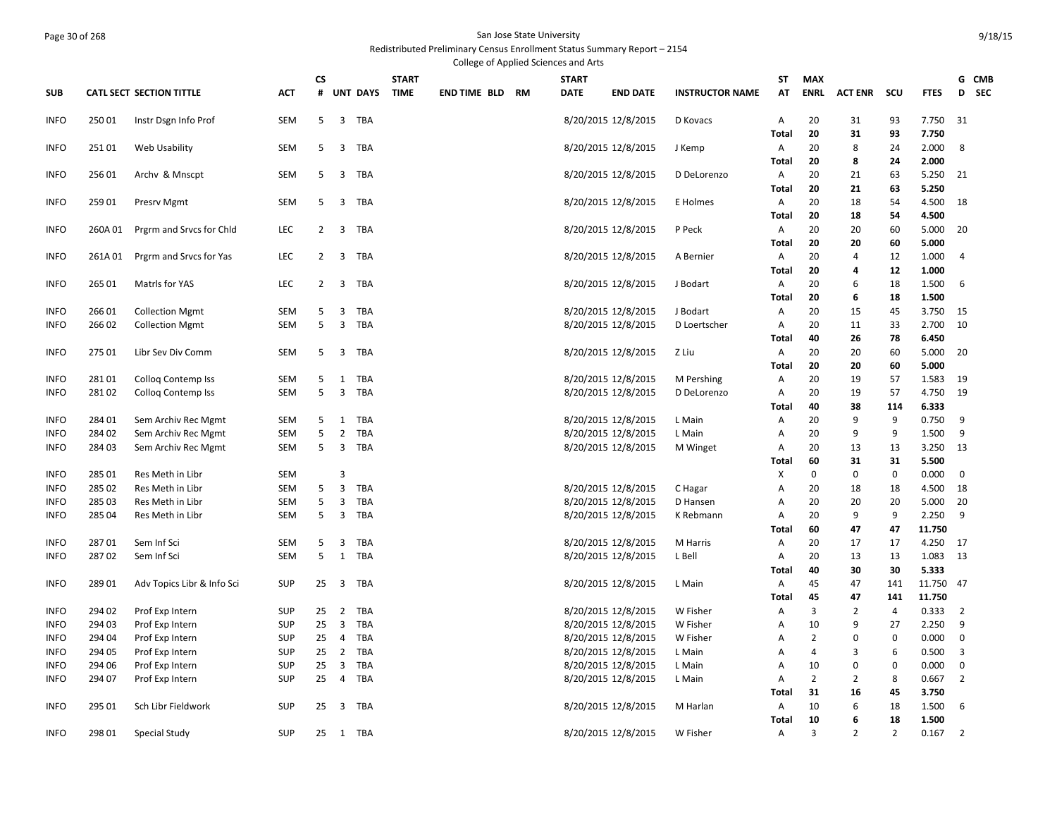San Jose State University

Redistributed Preliminary Census Enrollment Status Summary Report – 2154

College of Applied Sciences and Arts

| SUB | CATL SECT | SECTION TITTLE | ACT | CS # | UNT | DAYS | START TIME | END TIME | BLD | RM | START DATE | END DATE | INSTRUCTOR NAME | ST AT | MAX ENRL | ACT ENR | SCU | FTES | GD | CMB SEC |
|---|---|---|---|---|---|---|---|---|---|---|---|---|---|---|---|---|---|---|---|---|
| INFO | 250 01 | Instr Dsgn Info Prof | SEM | 5 | 3 | TBA | | | | | 8/20/2015 | 12/8/2015 | D Kovacs | A | 20 | 31 | 93 | 7.750 | 31 | |
| | | | | | | | | | | | | | | **Total** | **20** | **31** | **93** | **7.750** | | |
| INFO | 251 01 | Web Usability | SEM | 5 | 3 | TBA | | | | | 8/20/2015 | 12/8/2015 | J Kemp | A | 20 | 8 | 24 | 2.000 | 8 | |
| | | | | | | | | | | | | | | **Total** | **20** | **8** | **24** | **2.000** | | |
| INFO | 256 01 | Archv & Mnscpt | SEM | 5 | 3 | TBA | | | | | 8/20/2015 | 12/8/2015 | D DeLorenzo | A | 20 | 21 | 63 | 5.250 | 21 | |
| | | | | | | | | | | | | | | **Total** | **20** | **21** | **63** | **5.250** | | |
| INFO | 259 01 | Presrv Mgmt | SEM | 5 | 3 | TBA | | | | | 8/20/2015 | 12/8/2015 | E Holmes | A | 20 | 18 | 54 | 4.500 | 18 | |
| | | | | | | | | | | | | | | **Total** | **20** | **18** | **54** | **4.500** | | |
| INFO | 260A 01 | Prgrm and Srvcs for Chld | LEC | 2 | 3 | TBA | | | | | 8/20/2015 | 12/8/2015 | P Peck | A | 20 | 20 | 60 | 5.000 | 20 | |
| | | | | | | | | | | | | | | **Total** | **20** | **20** | **60** | **5.000** | | |
| INFO | 261A 01 | Prgrm and Srvcs for Yas | LEC | 2 | 3 | TBA | | | | | 8/20/2015 | 12/8/2015 | A Bernier | A | 20 | 4 | 12 | 1.000 | 4 | |
| | | | | | | | | | | | | | | **Total** | **20** | **4** | **12** | **1.000** | | |
| INFO | 265 01 | Matrls for YAS | LEC | 2 | 3 | TBA | | | | | 8/20/2015 | 12/8/2015 | J Bodart | A | 20 | 6 | 18 | 1.500 | 6 | |
| | | | | | | | | | | | | | | **Total** | **20** | **6** | **18** | **1.500** | | |
| INFO | 266 01 | Collection Mgmt | SEM | 5 | 3 | TBA | | | | | 8/20/2015 | 12/8/2015 | J Bodart | A | 20 | 15 | 45 | 3.750 | 15 | |
| INFO | 266 02 | Collection Mgmt | SEM | 5 | 3 | TBA | | | | | 8/20/2015 | 12/8/2015 | D Loertscher | A | 20 | 11 | 33 | 2.700 | 10 | |
| | | | | | | | | | | | | | | **Total** | **40** | **26** | **78** | **6.450** | | |
| INFO | 275 01 | Libr Sev Div Comm | SEM | 5 | 3 | TBA | | | | | 8/20/2015 | 12/8/2015 | Z Liu | A | 20 | 20 | 60 | 5.000 | 20 | |
| | | | | | | | | | | | | | | **Total** | **20** | **20** | **60** | **5.000** | | |
| INFO | 281 01 | Colloq Contemp Iss | SEM | 5 | 1 | TBA | | | | | 8/20/2015 | 12/8/2015 | M Pershing | A | 20 | 19 | 57 | 1.583 | 19 | |
| INFO | 281 02 | Colloq Contemp Iss | SEM | 5 | 3 | TBA | | | | | 8/20/2015 | 12/8/2015 | D DeLorenzo | A | 20 | 19 | 57 | 4.750 | 19 | |
| | | | | | | | | | | | | | | **Total** | **40** | **38** | **114** | **6.333** | | |
| INFO | 284 01 | Sem Archiv Rec Mgmt | SEM | 5 | 1 | TBA | | | | | 8/20/2015 | 12/8/2015 | L Main | A | 20 | 9 | 9 | 0.750 | 9 | |
| INFO | 284 02 | Sem Archiv Rec Mgmt | SEM | 5 | 2 | TBA | | | | | 8/20/2015 | 12/8/2015 | L Main | A | 20 | 9 | 9 | 1.500 | 9 | |
| INFO | 284 03 | Sem Archiv Rec Mgmt | SEM | 5 | 3 | TBA | | | | | 8/20/2015 | 12/8/2015 | M Winget | A | 20 | 13 | 13 | 3.250 | 13 | |
| | | | | | | | | | | | | | | **Total** | **60** | **31** | **31** | **5.500** | | |
| INFO | 285 01 | Res Meth in Libr | SEM | | 3 | | | | | | | | | X | 0 | 0 | 0 | 0.000 | 0 | |
| INFO | 285 02 | Res Meth in Libr | SEM | 5 | 3 | TBA | | | | | 8/20/2015 | 12/8/2015 | C Hagar | A | 20 | 18 | 18 | 4.500 | 18 | |
| INFO | 285 03 | Res Meth in Libr | SEM | 5 | 3 | TBA | | | | | 8/20/2015 | 12/8/2015 | D Hansen | A | 20 | 20 | 20 | 5.000 | 20 | |
| INFO | 285 04 | Res Meth in Libr | SEM | 5 | 3 | TBA | | | | | 8/20/2015 | 12/8/2015 | K Rebmann | A | 20 | 9 | 9 | 2.250 | 9 | |
| | | | | | | | | | | | | | | **Total** | **60** | **47** | **47** | **11.750** | | |
| INFO | 287 01 | Sem Inf Sci | SEM | 5 | 3 | TBA | | | | | 8/20/2015 | 12/8/2015 | M Harris | A | 20 | 17 | 17 | 4.250 | 17 | |
| INFO | 287 02 | Sem Inf Sci | SEM | 5 | 1 | TBA | | | | | 8/20/2015 | 12/8/2015 | L Bell | A | 20 | 13 | 13 | 1.083 | 13 | |
| | | | | | | | | | | | | | | **Total** | **40** | **30** | **30** | **5.333** | | |
| INFO | 289 01 | Adv Topics Libr & Info Sci | SUP | 25 | 3 | TBA | | | | | 8/20/2015 | 12/8/2015 | L Main | A | 45 | 47 | 141 | 11.750 | 47 | |
| | | | | | | | | | | | | | | **Total** | **45** | **47** | **141** | **11.750** | | |
| INFO | 294 02 | Prof Exp Intern | SUP | 25 | 2 | TBA | | | | | 8/20/2015 | 12/8/2015 | W Fisher | A | 3 | 2 | 4 | 0.333 | 2 | |
| INFO | 294 03 | Prof Exp Intern | SUP | 25 | 3 | TBA | | | | | 8/20/2015 | 12/8/2015 | W Fisher | A | 10 | 9 | 27 | 2.250 | 9 | |
| INFO | 294 04 | Prof Exp Intern | SUP | 25 | 4 | TBA | | | | | 8/20/2015 | 12/8/2015 | W Fisher | A | 2 | 0 | 0 | 0.000 | 0 | |
| INFO | 294 05 | Prof Exp Intern | SUP | 25 | 2 | TBA | | | | | 8/20/2015 | 12/8/2015 | L Main | A | 4 | 3 | 6 | 0.500 | 3 | |
| INFO | 294 06 | Prof Exp Intern | SUP | 25 | 3 | TBA | | | | | 8/20/2015 | 12/8/2015 | L Main | A | 10 | 0 | 0 | 0.000 | 0 | |
| INFO | 294 07 | Prof Exp Intern | SUP | 25 | 4 | TBA | | | | | 8/20/2015 | 12/8/2015 | L Main | A | 2 | 2 | 8 | 0.667 | 2 | |
| | | | | | | | | | | | | | | **Total** | **31** | **16** | **45** | **3.750** | | |
| INFO | 295 01 | Sch Libr Fieldwork | SUP | 25 | 3 | TBA | | | | | 8/20/2015 | 12/8/2015 | M Harlan | A | 10 | 6 | 18 | 1.500 | 6 | |
| | | | | | | | | | | | | | | **Total** | **10** | **6** | **18** | **1.500** | | |
| INFO | 298 01 | Special Study | SUP | 25 | 1 | TBA | | | | | 8/20/2015 | 12/8/2015 | W Fisher | A | 3 | 2 | 2 | 0.167 | 2 | |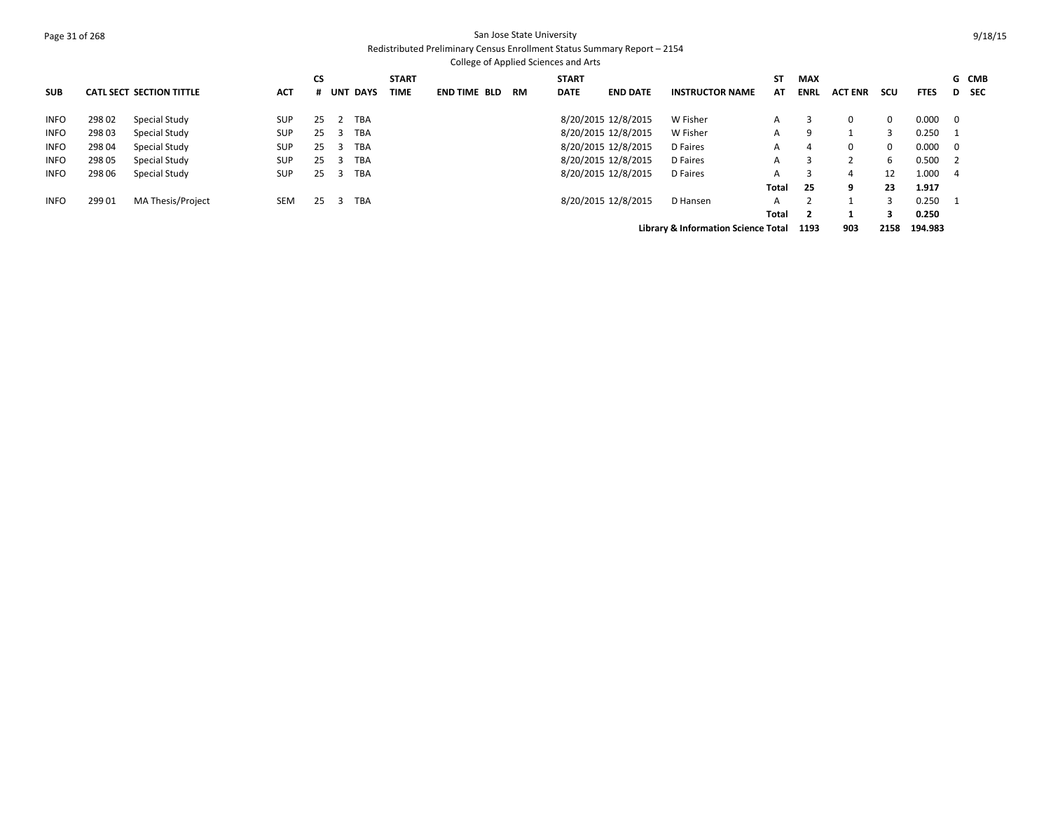San Jose State University
Redistributed Preliminary Census Enrollment Status Summary Report – 2154
College of Applied Sciences and Arts

| SUB | CATL | SECT | SECTION TITTLE | ACT | CS # | UNT | DAYS | START TIME | END TIME | BLD | RM | START DATE | END DATE | INSTRUCTOR NAME | ST AT | MAX ENRL | ACT ENR | SCU | FTES | G D | CMB SEC |
|---|---|---|---|---|---|---|---|---|---|---|---|---|---|---|---|---|---|---|---|---|---|
| INFO | 298 | 02 | Special Study | SUP | 25 | 2 | TBA | | | | | 8/20/2015 | 12/8/2015 | W Fisher | A | 3 | 0 | 0 | 0.000 | 0 | |
| INFO | 298 | 03 | Special Study | SUP | 25 | 3 | TBA | | | | | 8/20/2015 | 12/8/2015 | W Fisher | A | 9 | 1 | 3 | 0.250 | 1 | |
| INFO | 298 | 04 | Special Study | SUP | 25 | 3 | TBA | | | | | 8/20/2015 | 12/8/2015 | D Faires | A | 4 | 0 | 0 | 0.000 | 0 | |
| INFO | 298 | 05 | Special Study | SUP | 25 | 3 | TBA | | | | | 8/20/2015 | 12/8/2015 | D Faires | A | 3 | 2 | 6 | 0.500 | 2 | |
| INFO | 298 | 06 | Special Study | SUP | 25 | 3 | TBA | | | | | 8/20/2015 | 12/8/2015 | D Faires | A | 3 | 4 | 12 | 1.000 | 4 | |
| | | | | | | | | | | | | | | | **Total** | **25** | **9** | **23** | **1.917** | | |
| INFO | 299 | 01 | MA Thesis/Project | SEM | 25 | 3 | TBA | | | | | 8/20/2015 | 12/8/2015 | D Hansen | A | 2 | 1 | 3 | 0.250 | 1 | |
| | | | | | | | | | | | | | | | **Total** | **2** | **1** | **3** | **0.250** | | |
| | | | | | | | | | | | | | | **Library & Information Science Total** | | **1193** | **903** | **2158** | **194.983** | | |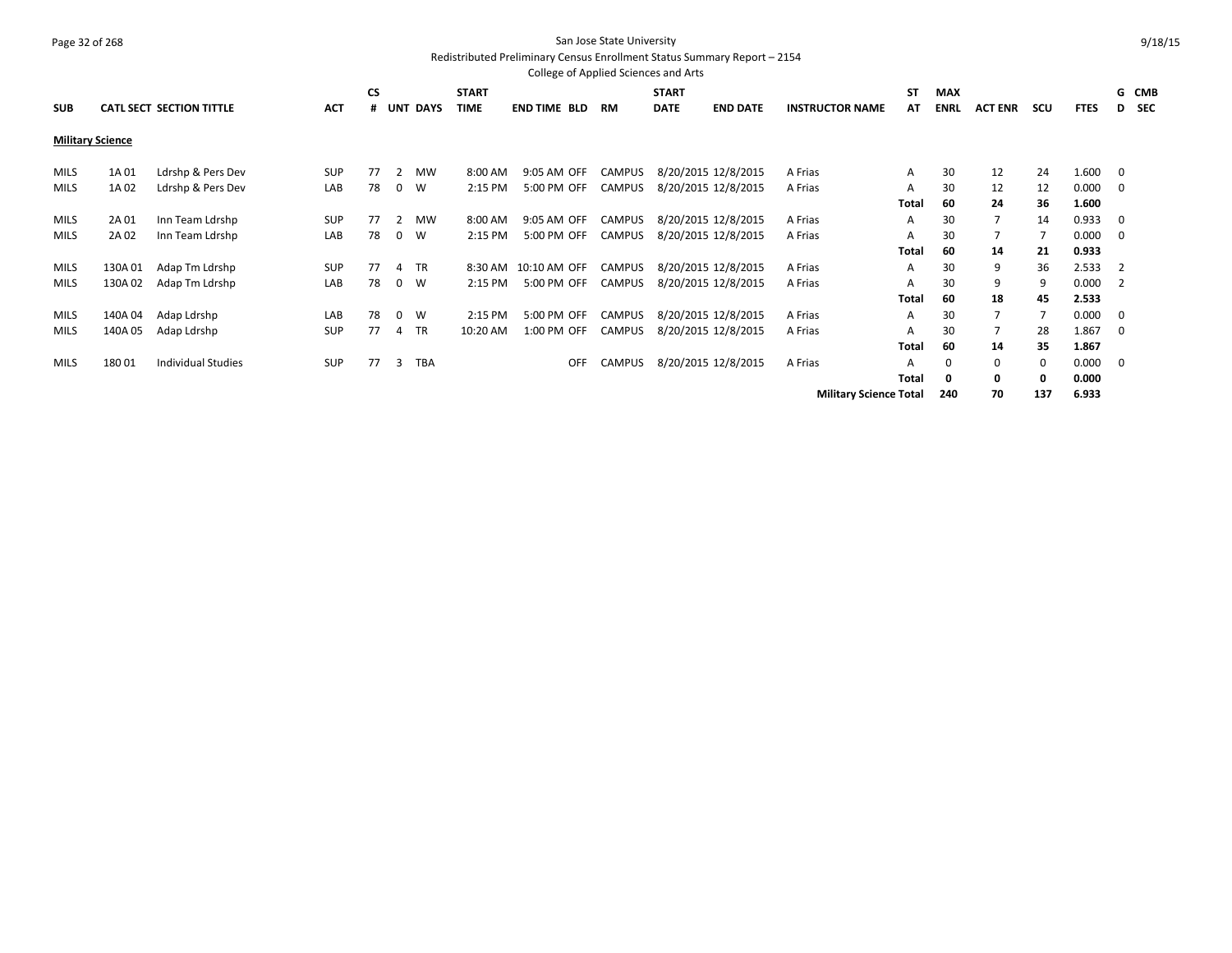San Jose State University

Redistributed Preliminary Census Enrollment Status Summary Report – 2154

College of Applied Sciences and Arts

9/18/15

| SUB | CATL SECT | SECTION TITTLE | ACT | CS # | UNT | DAYS | START TIME | END TIME | BLD | RM | START DATE | END DATE | INSTRUCTOR NAME | ST AT | MAX ENRL | ACT ENR | SCU | FTES | G D | CMB SEC |
|---|---|---|---|---|---|---|---|---|---|---|---|---|---|---|---|---|---|---|---|---|
| **Military Science** | | | | | | | | | | | | | | | | | | | | |
| MILS | 1A 01 | Ldrshp & Pers Dev | SUP | 77 | 2 | MW | 8:00 AM | 9:05 AM | OFF | CAMPUS | 8/20/2015 | 12/8/2015 | A Frias | A | 30 | 12 | 24 | 1.600 | 0 | |
| MILS | 1A 02 | Ldrshp & Pers Dev | LAB | 78 | 0 | W | 2:15 PM | 5:00 PM | OFF | CAMPUS | 8/20/2015 | 12/8/2015 | A Frias | A | 30 | 12 | 12 | 0.000 | 0 | |
| | | | | | | | | | | | | | | **Total** | **60** | **24** | **36** | **1.600** | | |
| MILS | 2A 01 | Inn Team Ldrshp | SUP | 77 | 2 | MW | 8:00 AM | 9:05 AM | OFF | CAMPUS | 8/20/2015 | 12/8/2015 | A Frias | A | 30 | 7 | 14 | 0.933 | 0 | |
| MILS | 2A 02 | Inn Team Ldrshp | LAB | 78 | 0 | W | 2:15 PM | 5:00 PM | OFF | CAMPUS | 8/20/2015 | 12/8/2015 | A Frias | A | 30 | 7 | 7 | 0.000 | 0 | |
| | | | | | | | | | | | | | | **Total** | **60** | **14** | **21** | **0.933** | | |
| MILS | 130A 01 | Adap Tm Ldrshp | SUP | 77 | 4 | TR | 8:30 AM | 10:10 AM | OFF | CAMPUS | 8/20/2015 | 12/8/2015 | A Frias | A | 30 | 9 | 36 | 2.533 | 2 | |
| MILS | 130A 02 | Adap Tm Ldrshp | LAB | 78 | 0 | W | 2:15 PM | 5:00 PM | OFF | CAMPUS | 8/20/2015 | 12/8/2015 | A Frias | A | 30 | 9 | 9 | 0.000 | 2 | |
| | | | | | | | | | | | | | | **Total** | **60** | **18** | **45** | **2.533** | | |
| MILS | 140A 04 | Adap Ldrshp | LAB | 78 | 0 | W | 2:15 PM | 5:00 PM | OFF | CAMPUS | 8/20/2015 | 12/8/2015 | A Frias | A | 30 | 7 | 7 | 0.000 | 0 | |
| MILS | 140A 05 | Adap Ldrshp | SUP | 77 | 4 | TR | 10:20 AM | 1:00 PM | OFF | CAMPUS | 8/20/2015 | 12/8/2015 | A Frias | A | 30 | 7 | 28 | 1.867 | 0 | |
| | | | | | | | | | | | | | | **Total** | **60** | **14** | **35** | **1.867** | | |
| MILS | 180 01 | Individual Studies | SUP | 77 | 3 | TBA | | | OFF | CAMPUS | 8/20/2015 | 12/8/2015 | A Frias | A | 0 | 0 | 0 | 0.000 | 0 | |
| | | | | | | | | | | | | | | **Total** | **0** | **0** | **0** | **0.000** | | |
| | | | | | | | | | | | | | **Military Science Total** | | **240** | **70** | **137** | **6.933** | | |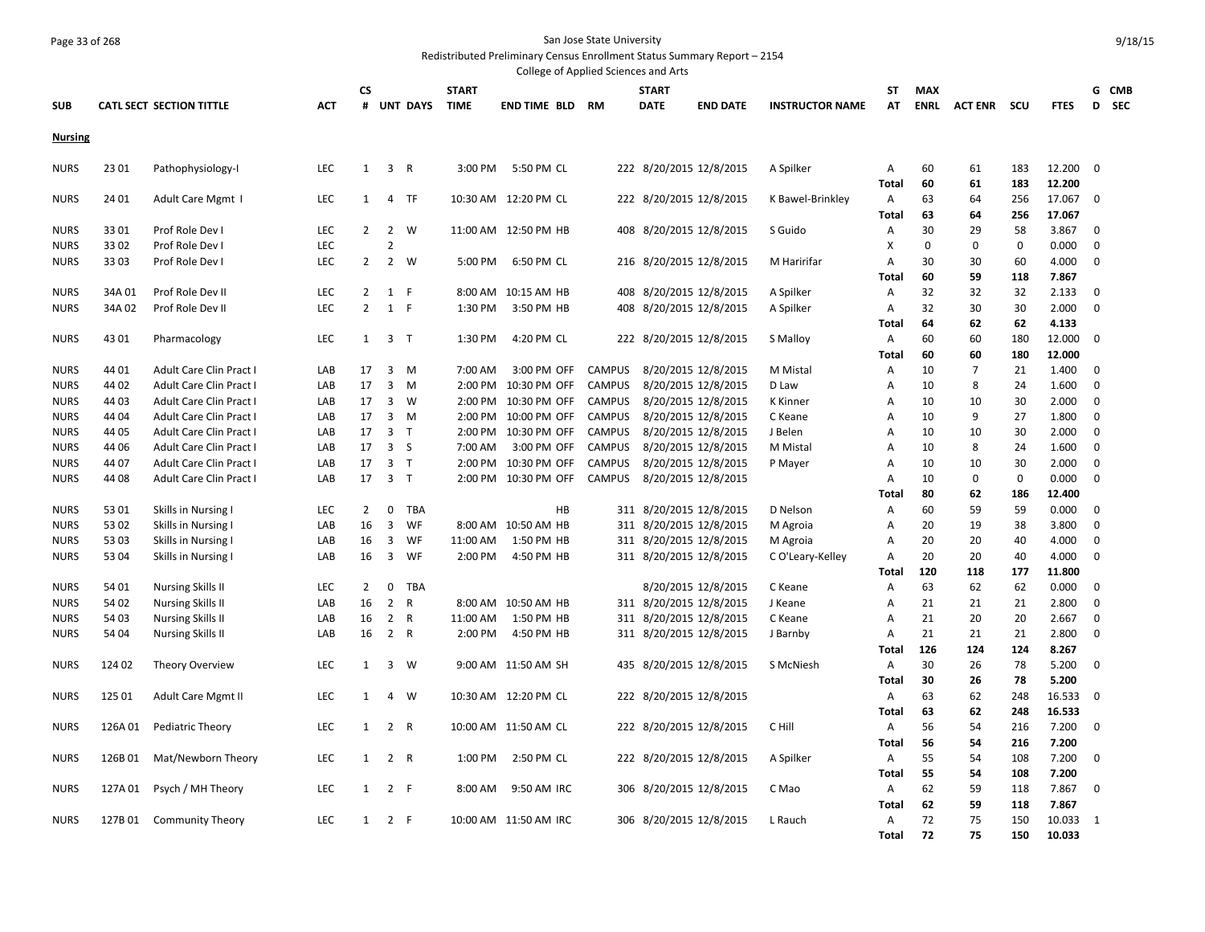San Jose State University

Redistributed Preliminary Census Enrollment Status Summary Report – 2154

College of Applied Sciences and Arts

| SUB | CATL SECT | SECTION TITTLE | ACT | CS # | UNT | DAYS | START TIME | END TIME | BLD | RM | START DATE | END DATE | INSTRUCTOR NAME | ST AT | MAX ENRL | ACT ENR | SCU | FTES | GD | CMB SEC |
|---|---|---|---|---|---|---|---|---|---|---|---|---|---|---|---|---|---|---|---|---|
| **Nursing** | | | | | | | | | | | | | | | | | | | | |
| NURS | 23 01 | Pathophysiology-I | LEC | 1 | 3 | R | 3:00 PM | 5:50 PM | CL | 222 | 8/20/2015 | 12/8/2015 | A Spilker | A | 60 | 61 | 183 | 12.200 | 0 | |
| | | | | | | | | | | | | | | **Total** | **60** | **61** | **183** | **12.200** | | |
| NURS | 24 01 | Adult Care Mgmt I | LEC | 1 | 4 | TF | 10:30 AM | 12:20 PM | CL | 222 | 8/20/2015 | 12/8/2015 | K Bawel-Brinkley | A | 63 | 64 | 256 | 17.067 | 0 | |
| | | | | | | | | | | | | | | **Total** | **63** | **64** | **256** | **17.067** | | |
| NURS | 33 01 | Prof Role Dev I | LEC | 2 | 2 | W | 11:00 AM | 12:50 PM | HB | 408 | 8/20/2015 | 12/8/2015 | S Guido | A | 30 | 29 | 58 | 3.867 | 0 | |
| NURS | 33 02 | Prof Role Dev I | LEC | | 2 | | | | | | | | | X | 0 | 0 | 0 | 0.000 | 0 | |
| NURS | 33 03 | Prof Role Dev I | LEC | 2 | 2 | W | 5:00 PM | 6:50 PM | CL | 216 | 8/20/2015 | 12/8/2015 | M Haririfar | A | 30 | 30 | 60 | 4.000 | 0 | |
| | | | | | | | | | | | | | | **Total** | **60** | **59** | **118** | **7.867** | | |
| NURS | 34A 01 | Prof Role Dev II | LEC | 2 | 1 | F | 8:00 AM | 10:15 AM | HB | 408 | 8/20/2015 | 12/8/2015 | A Spilker | A | 32 | 32 | 32 | 2.133 | 0 | |
| NURS | 34A 02 | Prof Role Dev II | LEC | 2 | 1 | F | 1:30 PM | 3:50 PM | HB | 408 | 8/20/2015 | 12/8/2015 | A Spilker | A | 32 | 30 | 30 | 2.000 | 0 | |
| | | | | | | | | | | | | | | **Total** | **64** | **62** | **62** | **4.133** | | |
| NURS | 43 01 | Pharmacology | LEC | 1 | 3 | T | 1:30 PM | 4:20 PM | CL | 222 | 8/20/2015 | 12/8/2015 | S Malloy | A | 60 | 60 | 180 | 12.000 | 0 | |
| | | | | | | | | | | | | | | **Total** | **60** | **60** | **180** | **12.000** | | |
| NURS | 44 01 | Adult Care Clin Pract I | LAB | 17 | 3 | M | 7:00 AM | 3:00 PM | OFF | CAMPUS | 8/20/2015 | 12/8/2015 | M Mistal | A | 10 | 7 | 21 | 1.400 | 0 | |
| NURS | 44 02 | Adult Care Clin Pract I | LAB | 17 | 3 | M | 2:00 PM | 10:30 PM | OFF | CAMPUS | 8/20/2015 | 12/8/2015 | D Law | A | 10 | 8 | 24 | 1.600 | 0 | |
| NURS | 44 03 | Adult Care Clin Pract I | LAB | 17 | 3 | W | 2:00 PM | 10:30 PM | OFF | CAMPUS | 8/20/2015 | 12/8/2015 | K Kinner | A | 10 | 10 | 30 | 2.000 | 0 | |
| NURS | 44 04 | Adult Care Clin Pract I | LAB | 17 | 3 | M | 2:00 PM | 10:00 PM | OFF | CAMPUS | 8/20/2015 | 12/8/2015 | C Keane | A | 10 | 9 | 27 | 1.800 | 0 | |
| NURS | 44 05 | Adult Care Clin Pract I | LAB | 17 | 3 | T | 2:00 PM | 10:30 PM | OFF | CAMPUS | 8/20/2015 | 12/8/2015 | J Belen | A | 10 | 10 | 30 | 2.000 | 0 | |
| NURS | 44 06 | Adult Care Clin Pract I | LAB | 17 | 3 | S | 7:00 AM | 3:00 PM | OFF | CAMPUS | 8/20/2015 | 12/8/2015 | M Mistal | A | 10 | 8 | 24 | 1.600 | 0 | |
| NURS | 44 07 | Adult Care Clin Pract I | LAB | 17 | 3 | T | 2:00 PM | 10:30 PM | OFF | CAMPUS | 8/20/2015 | 12/8/2015 | P Mayer | A | 10 | 10 | 30 | 2.000 | 0 | |
| NURS | 44 08 | Adult Care Clin Pract I | LAB | 17 | 3 | T | 2:00 PM | 10:30 PM | OFF | CAMPUS | 8/20/2015 | 12/8/2015 | | A | 10 | 0 | 0 | 0.000 | 0 | |
| | | | | | | | | | | | | | | **Total** | **80** | **62** | **186** | **12.400** | | |
| NURS | 53 01 | Skills in Nursing I | LEC | 2 | 0 | TBA | | | HB | 311 | 8/20/2015 | 12/8/2015 | D Nelson | A | 60 | 59 | 59 | 0.000 | 0 | |
| NURS | 53 02 | Skills in Nursing I | LAB | 16 | 3 | WF | 8:00 AM | 10:50 AM | HB | 311 | 8/20/2015 | 12/8/2015 | M Agroia | A | 20 | 19 | 38 | 3.800 | 0 | |
| NURS | 53 03 | Skills in Nursing I | LAB | 16 | 3 | WF | 11:00 AM | 1:50 PM | HB | 311 | 8/20/2015 | 12/8/2015 | M Agroia | A | 20 | 20 | 40 | 4.000 | 0 | |
| NURS | 53 04 | Skills in Nursing I | LAB | 16 | 3 | WF | 2:00 PM | 4:50 PM | HB | 311 | 8/20/2015 | 12/8/2015 | C O'Leary-Kelley | A | 20 | 20 | 40 | 4.000 | 0 | |
| | | | | | | | | | | | | | | **Total** | **120** | **118** | **177** | **11.800** | | |
| NURS | 54 01 | Nursing Skills II | LEC | 2 | 0 | TBA | | | | | 8/20/2015 | 12/8/2015 | C Keane | A | 63 | 62 | 62 | 0.000 | 0 | |
| NURS | 54 02 | Nursing Skills II | LAB | 16 | 2 | R | 8:00 AM | 10:50 AM | HB | 311 | 8/20/2015 | 12/8/2015 | J Keane | A | 21 | 21 | 21 | 2.800 | 0 | |
| NURS | 54 03 | Nursing Skills II | LAB | 16 | 2 | R | 11:00 AM | 1:50 PM | HB | 311 | 8/20/2015 | 12/8/2015 | C Keane | A | 21 | 20 | 20 | 2.667 | 0 | |
| NURS | 54 04 | Nursing Skills II | LAB | 16 | 2 | R | 2:00 PM | 4:50 PM | HB | 311 | 8/20/2015 | 12/8/2015 | J Barnby | A | 21 | 21 | 21 | 2.800 | 0 | |
| | | | | | | | | | | | | | | **Total** | **126** | **124** | **124** | **8.267** | | |
| NURS | 124 02 | Theory Overview | LEC | 1 | 3 | W | 9:00 AM | 11:50 AM | SH | 435 | 8/20/2015 | 12/8/2015 | S McNiesh | A | 30 | 26 | 78 | 5.200 | 0 | |
| | | | | | | | | | | | | | | **Total** | **30** | **26** | **78** | **5.200** | | |
| NURS | 125 01 | Adult Care Mgmt II | LEC | 1 | 4 | W | 10:30 AM | 12:20 PM | CL | 222 | 8/20/2015 | 12/8/2015 | | A | 63 | 62 | 248 | 16.533 | 0 | |
| | | | | | | | | | | | | | | **Total** | **63** | **62** | **248** | **16.533** | | |
| NURS | 126A 01 | Pediatric Theory | LEC | 1 | 2 | R | 10:00 AM | 11:50 AM | CL | 222 | 8/20/2015 | 12/8/2015 | C Hill | A | 56 | 54 | 216 | 7.200 | 0 | |
| | | | | | | | | | | | | | | **Total** | **56** | **54** | **216** | **7.200** | | |
| NURS | 126B 01 | Mat/Newborn Theory | LEC | 1 | 2 | R | 1:00 PM | 2:50 PM | CL | 222 | 8/20/2015 | 12/8/2015 | A Spilker | A | 55 | 54 | 108 | 7.200 | 0 | |
| | | | | | | | | | | | | | | **Total** | **55** | **54** | **108** | **7.200** | | |
| NURS | 127A 01 | Psych / MH Theory | LEC | 1 | 2 | F | 8:00 AM | 9:50 AM | IRC | 306 | 8/20/2015 | 12/8/2015 | C Mao | A | 62 | 59 | 118 | 7.867 | 0 | |
| | | | | | | | | | | | | | | **Total** | **62** | **59** | **118** | **7.867** | | |
| NURS | 127B 01 | Community Theory | LEC | 1 | 2 | F | 10:00 AM | 11:50 AM | IRC | 306 | 8/20/2015 | 12/8/2015 | L Rauch | A | 72 | 75 | 150 | 10.033 | 1 | |
| | | | | | | | | | | | | | | **Total** | **72** | **75** | **150** | **10.033** | | |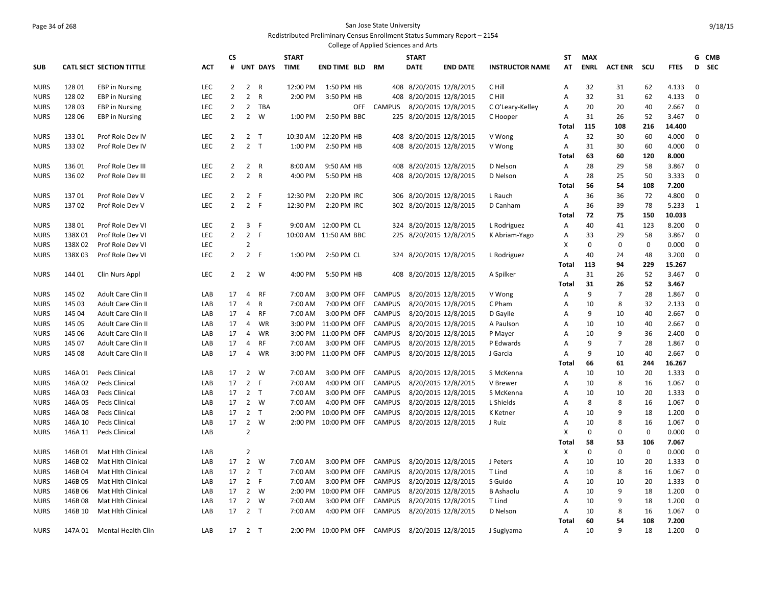San Jose State University

Redistributed Preliminary Census Enrollment Status Summary Report – 2154

College of Applied Sciences and Arts

| SUB | CATL SECT | SECTION TITTLE | ACT | CS # | UNT | DAYS | START TIME | END TIME | BLD | RM | START DATE | END DATE | INSTRUCTOR NAME | ST AT | MAX ENRL | ACT ENR | SCU | FTES | G D | CMB SEC |
|---|---|---|---|---|---|---|---|---|---|---|---|---|---|---|---|---|---|---|---|---|
| NURS | 128 01 | EBP in Nursing | LEC | 2 | 2 | R | 12:00 PM | 1:50 PM | HB | 408 | 8/20/2015 | 12/8/2015 | C Hill | A | 32 | 31 | 62 | 4.133 | 0 | |
| NURS | 128 02 | EBP in Nursing | LEC | 2 | 2 | R | 2:00 PM | 3:50 PM | HB | 408 | 8/20/2015 | 12/8/2015 | C Hill | A | 32 | 31 | 62 | 4.133 | 0 | |
| NURS | 128 03 | EBP in Nursing | LEC | 2 | 2 | TBA | | | OFF | CAMPUS | 8/20/2015 | 12/8/2015 | C O'Leary-Kelley | A | 20 | 20 | 40 | 2.667 | 0 | |
| NURS | 128 06 | EBP in Nursing | LEC | 2 | 2 | W | 1:00 PM | 2:50 PM | BBC | 225 | 8/20/2015 | 12/8/2015 | C Hooper | A | 31 | 26 | 52 | 3.467 | 0 | |
| | | | | | | | | | | | | | | Total | 115 | 108 | 216 | 14.400 | | |
| NURS | 133 01 | Prof Role Dev IV | LEC | 2 | 2 | T | 10:30 AM | 12:20 PM | HB | 408 | 8/20/2015 | 12/8/2015 | V Wong | A | 32 | 30 | 60 | 4.000 | 0 | |
| NURS | 133 02 | Prof Role Dev IV | LEC | 2 | 2 | T | 1:00 PM | 2:50 PM | HB | 408 | 8/20/2015 | 12/8/2015 | V Wong | A | 31 | 30 | 60 | 4.000 | 0 | |
| | | | | | | | | | | | | | | Total | 63 | 60 | 120 | 8.000 | | |
| NURS | 136 01 | Prof Role Dev III | LEC | 2 | 2 | R | 8:00 AM | 9:50 AM | HB | 408 | 8/20/2015 | 12/8/2015 | D Nelson | A | 28 | 29 | 58 | 3.867 | 0 | |
| NURS | 136 02 | Prof Role Dev III | LEC | 2 | 2 | R | 4:00 PM | 5:50 PM | HB | 408 | 8/20/2015 | 12/8/2015 | D Nelson | A | 28 | 25 | 50 | 3.333 | 0 | |
| | | | | | | | | | | | | | | Total | 56 | 54 | 108 | 7.200 | | |
| NURS | 137 01 | Prof Role Dev V | LEC | 2 | 2 | F | 12:30 PM | 2:20 PM | IRC | 306 | 8/20/2015 | 12/8/2015 | L Rauch | A | 36 | 36 | 72 | 4.800 | 0 | |
| NURS | 137 02 | Prof Role Dev V | LEC | 2 | 2 | F | 12:30 PM | 2:20 PM | IRC | 302 | 8/20/2015 | 12/8/2015 | D Canham | A | 36 | 39 | 78 | 5.233 | 1 | |
| | | | | | | | | | | | | | | Total | 72 | 75 | 150 | 10.033 | | |
| NURS | 138 01 | Prof Role Dev VI | LEC | 2 | 3 | F | 9:00 AM | 12:00 PM | CL | 324 | 8/20/2015 | 12/8/2015 | L Rodriguez | A | 40 | 41 | 123 | 8.200 | 0 | |
| NURS | 138X 01 | Prof Role Dev VI | LEC | 2 | 2 | F | 10:00 AM | 11:50 AM | BBC | 225 | 8/20/2015 | 12/8/2015 | K Abriam-Yago | A | 33 | 29 | 58 | 3.867 | 0 | |
| NURS | 138X 02 | Prof Role Dev VI | LEC | | 2 | | | | | | | | | X | 0 | 0 | 0 | 0.000 | 0 | |
| NURS | 138X 03 | Prof Role Dev VI | LEC | 2 | 2 | F | 1:00 PM | 2:50 PM | CL | 324 | 8/20/2015 | 12/8/2015 | L Rodriguez | A | 40 | 24 | 48 | 3.200 | 0 | |
| | | | | | | | | | | | | | | Total | 113 | 94 | 229 | 15.267 | | |
| NURS | 144 01 | Clin Nurs Appl | LEC | 2 | 2 | W | 4:00 PM | 5:50 PM | HB | 408 | 8/20/2015 | 12/8/2015 | A Spilker | A | 31 | 26 | 52 | 3.467 | 0 | |
| | | | | | | | | | | | | | | Total | 31 | 26 | 52 | 3.467 | | |
| NURS | 145 02 | Adult Care Clin II | LAB | 17 | 4 | RF | 7:00 AM | 3:00 PM | OFF | CAMPUS | 8/20/2015 | 12/8/2015 | V Wong | A | 9 | 7 | 28 | 1.867 | 0 | |
| NURS | 145 03 | Adult Care Clin II | LAB | 17 | 4 | R | 7:00 AM | 7:00 PM | OFF | CAMPUS | 8/20/2015 | 12/8/2015 | C Pham | A | 10 | 8 | 32 | 2.133 | 0 | |
| NURS | 145 04 | Adult Care Clin II | LAB | 17 | 4 | RF | 7:00 AM | 3:00 PM | OFF | CAMPUS | 8/20/2015 | 12/8/2015 | D Gaylle | A | 9 | 10 | 40 | 2.667 | 0 | |
| NURS | 145 05 | Adult Care Clin II | LAB | 17 | 4 | WR | 3:00 PM | 11:00 PM | OFF | CAMPUS | 8/20/2015 | 12/8/2015 | A Paulson | A | 10 | 10 | 40 | 2.667 | 0 | |
| NURS | 145 06 | Adult Care Clin II | LAB | 17 | 4 | WR | 3:00 PM | 11:00 PM | OFF | CAMPUS | 8/20/2015 | 12/8/2015 | P Mayer | A | 10 | 9 | 36 | 2.400 | 0 | |
| NURS | 145 07 | Adult Care Clin II | LAB | 17 | 4 | RF | 7:00 AM | 3:00 PM | OFF | CAMPUS | 8/20/2015 | 12/8/2015 | P Edwards | A | 9 | 7 | 28 | 1.867 | 0 | |
| NURS | 145 08 | Adult Care Clin II | LAB | 17 | 4 | WR | 3:00 PM | 11:00 PM | OFF | CAMPUS | 8/20/2015 | 12/8/2015 | J Garcia | A | 9 | 10 | 40 | 2.667 | 0 | |
| | | | | | | | | | | | | | | Total | 66 | 61 | 244 | 16.267 | | |
| NURS | 146A 01 | Peds Clinical | LAB | 17 | 2 | W | 7:00 AM | 3:00 PM | OFF | CAMPUS | 8/20/2015 | 12/8/2015 | S McKenna | A | 10 | 10 | 20 | 1.333 | 0 | |
| NURS | 146A 02 | Peds Clinical | LAB | 17 | 2 | F | 7:00 AM | 4:00 PM | OFF | CAMPUS | 8/20/2015 | 12/8/2015 | V Brewer | A | 10 | 8 | 16 | 1.067 | 0 | |
| NURS | 146A 03 | Peds Clinical | LAB | 17 | 2 | T | 7:00 AM | 3:00 PM | OFF | CAMPUS | 8/20/2015 | 12/8/2015 | S McKenna | A | 10 | 10 | 20 | 1.333 | 0 | |
| NURS | 146A 05 | Peds Clinical | LAB | 17 | 2 | W | 7:00 AM | 4:00 PM | OFF | CAMPUS | 8/20/2015 | 12/8/2015 | L Shields | A | 8 | 8 | 16 | 1.067 | 0 | |
| NURS | 146A 08 | Peds Clinical | LAB | 17 | 2 | T | 2:00 PM | 10:00 PM | OFF | CAMPUS | 8/20/2015 | 12/8/2015 | K Ketner | A | 10 | 9 | 18 | 1.200 | 0 | |
| NURS | 146A 10 | Peds Clinical | LAB | 17 | 2 | W | 2:00 PM | 10:00 PM | OFF | CAMPUS | 8/20/2015 | 12/8/2015 | J Ruiz | A | 10 | 8 | 16 | 1.067 | 0 | |
| NURS | 146A 11 | Peds Clinical | LAB | | 2 | | | | | | | | | X | 0 | 0 | 0 | 0.000 | 0 | |
| | | | | | | | | | | | | | | Total | 58 | 53 | 106 | 7.067 | | |
| NURS | 146B 01 | Mat Hlth Clinical | LAB | | 2 | | | | | | | | | X | 0 | 0 | 0 | 0.000 | 0 | |
| NURS | 146B 02 | Mat Hlth Clinical | LAB | 17 | 2 | W | 7:00 AM | 3:00 PM | OFF | CAMPUS | 8/20/2015 | 12/8/2015 | J Peters | A | 10 | 10 | 20 | 1.333 | 0 | |
| NURS | 146B 04 | Mat Hlth Clinical | LAB | 17 | 2 | T | 7:00 AM | 3:00 PM | OFF | CAMPUS | 8/20/2015 | 12/8/2015 | T Lind | A | 10 | 8 | 16 | 1.067 | 0 | |
| NURS | 146B 05 | Mat Hlth Clinical | LAB | 17 | 2 | F | 7:00 AM | 3:00 PM | OFF | CAMPUS | 8/20/2015 | 12/8/2015 | S Guido | A | 10 | 10 | 20 | 1.333 | 0 | |
| NURS | 146B 06 | Mat Hlth Clinical | LAB | 17 | 2 | W | 2:00 PM | 10:00 PM | OFF | CAMPUS | 8/20/2015 | 12/8/2015 | B Ashaolu | A | 10 | 9 | 18 | 1.200 | 0 | |
| NURS | 146B 08 | Mat Hlth Clinical | LAB | 17 | 2 | W | 7:00 AM | 3:00 PM | OFF | CAMPUS | 8/20/2015 | 12/8/2015 | T Lind | A | 10 | 9 | 18 | 1.200 | 0 | |
| NURS | 146B 10 | Mat Hlth Clinical | LAB | 17 | 2 | T | 7:00 AM | 4:00 PM | OFF | CAMPUS | 8/20/2015 | 12/8/2015 | D Nelson | A | 10 | 8 | 16 | 1.067 | 0 | |
| | | | | | | | | | | | | | | Total | 60 | 54 | 108 | 7.200 | | |
| NURS | 147A 01 | Mental Health Clin | LAB | 17 | 2 | T | 2:00 PM | 10:00 PM | OFF | CAMPUS | 8/20/2015 | 12/8/2015 | J Sugiyama | A | 10 | 9 | 18 | 1.200 | 0 | |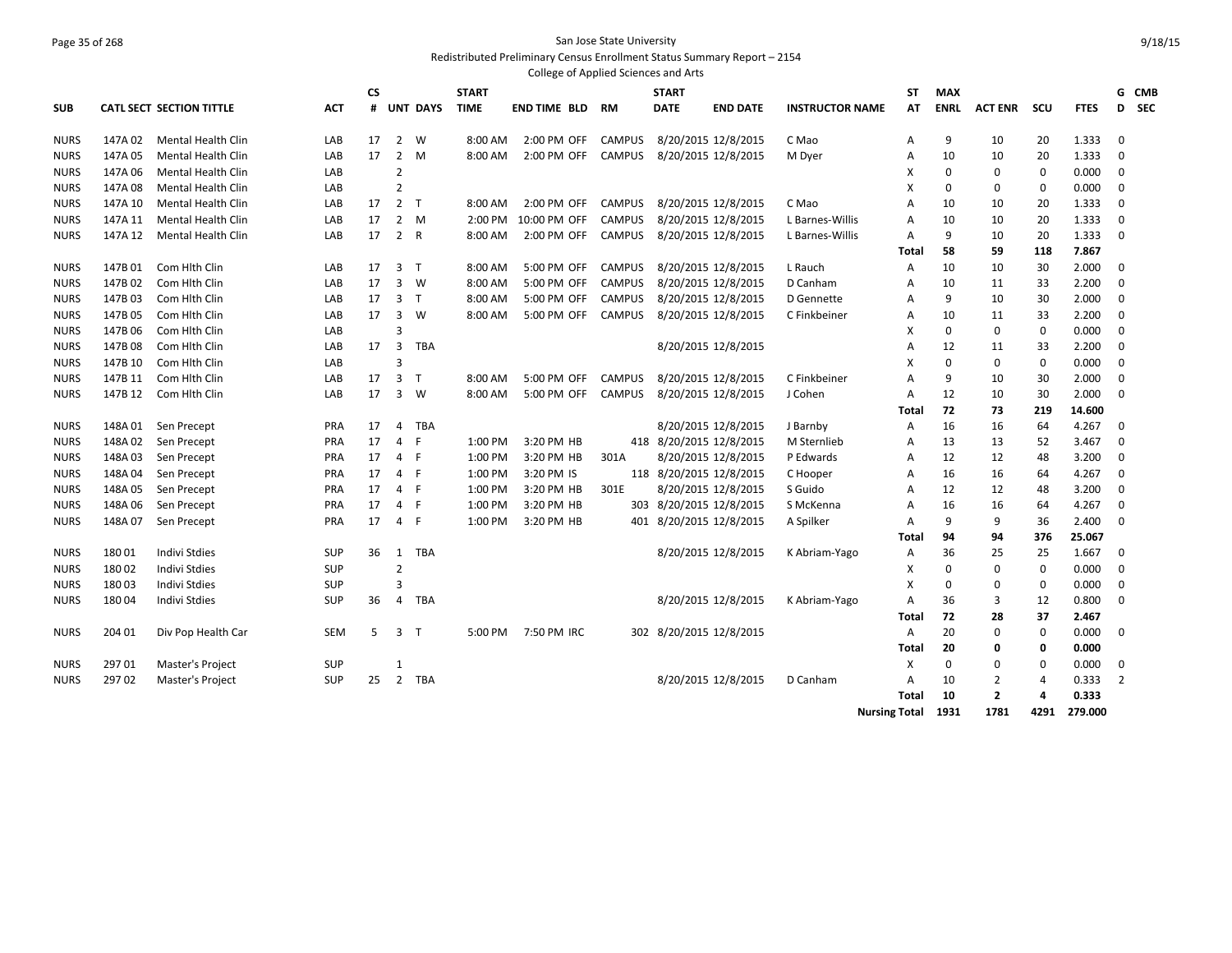San Jose State University

Redistributed Preliminary Census Enrollment Status Summary Report – 2154

College of Applied Sciences and Arts

| SUB | CATL SECT | SECTION TITTLE | ACT | CS # | UNT | DAYS | START TIME | END TIME | BLD | RM | START DATE | END DATE | INSTRUCTOR NAME | ST AT | MAX ENRL | ACT ENR | SCU | FTES | G D | CMB SEC |
|---|---|---|---|---|---|---|---|---|---|---|---|---|---|---|---|---|---|---|---|---|
| NURS | 147A 02 | Mental Health Clin | LAB | 17 | 2 | W | 8:00 AM | 2:00 PM | OFF | CAMPUS | 8/20/2015 | 12/8/2015 | C Mao | A | 9 | 10 | 20 | 1.333 | 0 | |
| NURS | 147A 05 | Mental Health Clin | LAB | 17 | 2 | M | 8:00 AM | 2:00 PM | OFF | CAMPUS | 8/20/2015 | 12/8/2015 | M Dyer | A | 10 | 10 | 20 | 1.333 | 0 | |
| NURS | 147A 06 | Mental Health Clin | LAB | | 2 | | | | | | | | | X | 0 | 0 | 0 | 0.000 | 0 | |
| NURS | 147A 08 | Mental Health Clin | LAB | | 2 | | | | | | | | | X | 0 | 0 | 0 | 0.000 | 0 | |
| NURS | 147A 10 | Mental Health Clin | LAB | 17 | 2 | T | 8:00 AM | 2:00 PM | OFF | CAMPUS | 8/20/2015 | 12/8/2015 | C Mao | A | 10 | 10 | 20 | 1.333 | 0 | |
| NURS | 147A 11 | Mental Health Clin | LAB | 17 | 2 | M | 2:00 PM | 10:00 PM | OFF | CAMPUS | 8/20/2015 | 12/8/2015 | L Barnes-Willis | A | 10 | 10 | 20 | 1.333 | 0 | |
| NURS | 147A 12 | Mental Health Clin | LAB | 17 | 2 | R | 8:00 AM | 2:00 PM | OFF | CAMPUS | 8/20/2015 | 12/8/2015 | L Barnes-Willis | A | 9 | 10 | 20 | 1.333 | 0 | |
| | | | | | | | | | | | | | | **Total** | **58** | **59** | **118** | **7.867** | | |
| NURS | 147B 01 | Com Hlth Clin | LAB | 17 | 3 | T | 8:00 AM | 5:00 PM | OFF | CAMPUS | 8/20/2015 | 12/8/2015 | L Rauch | A | 10 | 10 | 30 | 2.000 | 0 | |
| NURS | 147B 02 | Com Hlth Clin | LAB | 17 | 3 | W | 8:00 AM | 5:00 PM | OFF | CAMPUS | 8/20/2015 | 12/8/2015 | D Canham | A | 10 | 11 | 33 | 2.200 | 0 | |
| NURS | 147B 03 | Com Hlth Clin | LAB | 17 | 3 | T | 8:00 AM | 5:00 PM | OFF | CAMPUS | 8/20/2015 | 12/8/2015 | D Gennette | A | 9 | 10 | 30 | 2.000 | 0 | |
| NURS | 147B 05 | Com Hlth Clin | LAB | 17 | 3 | W | 8:00 AM | 5:00 PM | OFF | CAMPUS | 8/20/2015 | 12/8/2015 | C Finkbeiner | A | 10 | 11 | 33 | 2.200 | 0 | |
| NURS | 147B 06 | Com Hlth Clin | LAB | | 3 | | | | | | | | | X | 0 | 0 | 0 | 0.000 | 0 | |
| NURS | 147B 08 | Com Hlth Clin | LAB | 17 | 3 | TBA | | | | | 8/20/2015 | 12/8/2015 | | A | 12 | 11 | 33 | 2.200 | 0 | |
| NURS | 147B 10 | Com Hlth Clin | LAB | | 3 | | | | | | | | | X | 0 | 0 | 0 | 0.000 | 0 | |
| NURS | 147B 11 | Com Hlth Clin | LAB | 17 | 3 | T | 8:00 AM | 5:00 PM | OFF | CAMPUS | 8/20/2015 | 12/8/2015 | C Finkbeiner | A | 9 | 10 | 30 | 2.000 | 0 | |
| NURS | 147B 12 | Com Hlth Clin | LAB | 17 | 3 | W | 8:00 AM | 5:00 PM | OFF | CAMPUS | 8/20/2015 | 12/8/2015 | J Cohen | A | 12 | 10 | 30 | 2.000 | 0 | |
| | | | | | | | | | | | | | | **Total** | **72** | **73** | **219** | **14.600** | | |
| NURS | 148A 01 | Sen Precept | PRA | 17 | 4 | TBA | | | | | 8/20/2015 | 12/8/2015 | J Barnby | A | 16 | 16 | 64 | 4.267 | 0 | |
| NURS | 148A 02 | Sen Precept | PRA | 17 | 4 | F | 1:00 PM | 3:20 PM | HB | 418 | 8/20/2015 | 12/8/2015 | M Sternlieb | A | 13 | 13 | 52 | 3.467 | 0 | |
| NURS | 148A 03 | Sen Precept | PRA | 17 | 4 | F | 1:00 PM | 3:20 PM | HB | 301A | 8/20/2015 | 12/8/2015 | P Edwards | A | 12 | 12 | 48 | 3.200 | 0 | |
| NURS | 148A 04 | Sen Precept | PRA | 17 | 4 | F | 1:00 PM | 3:20 PM | IS | 118 | 8/20/2015 | 12/8/2015 | C Hooper | A | 16 | 16 | 64 | 4.267 | 0 | |
| NURS | 148A 05 | Sen Precept | PRA | 17 | 4 | F | 1:00 PM | 3:20 PM | HB | 301E | 8/20/2015 | 12/8/2015 | S Guido | A | 12 | 12 | 48 | 3.200 | 0 | |
| NURS | 148A 06 | Sen Precept | PRA | 17 | 4 | F | 1:00 PM | 3:20 PM | HB | 303 | 8/20/2015 | 12/8/2015 | S McKenna | A | 16 | 16 | 64 | 4.267 | 0 | |
| NURS | 148A 07 | Sen Precept | PRA | 17 | 4 | F | 1:00 PM | 3:20 PM | HB | 401 | 8/20/2015 | 12/8/2015 | A Spilker | A | 9 | 9 | 36 | 2.400 | 0 | |
| | | | | | | | | | | | | | | **Total** | **94** | **94** | **376** | **25.067** | | |
| NURS | 180 01 | Indivi Stdies | SUP | 36 | 1 | TBA | | | | | 8/20/2015 | 12/8/2015 | K Abriam-Yago | A | 36 | 25 | 25 | 1.667 | 0 | |
| NURS | 180 02 | Indivi Stdies | SUP | | 2 | | | | | | | | | X | 0 | 0 | 0 | 0.000 | 0 | |
| NURS | 180 03 | Indivi Stdies | SUP | | 3 | | | | | | | | | X | 0 | 0 | 0 | 0.000 | 0 | |
| NURS | 180 04 | Indivi Stdies | SUP | 36 | 4 | TBA | | | | | 8/20/2015 | 12/8/2015 | K Abriam-Yago | A | 36 | 3 | 12 | 0.800 | 0 | |
| | | | | | | | | | | | | | | **Total** | **72** | **28** | **37** | **2.467** | | |
| NURS | 204 01 | Div Pop Health Car | SEM | 5 | 3 | T | 5:00 PM | 7:50 PM | IRC | 302 | 8/20/2015 | 12/8/2015 | | A | 20 | 0 | 0 | 0.000 | 0 | |
| | | | | | | | | | | | | | | **Total** | **20** | **0** | **0** | **0.000** | | |
| NURS | 297 01 | Master's Project | SUP | | 1 | | | | | | | | | X | 0 | 0 | 0 | 0.000 | 0 | |
| NURS | 297 02 | Master's Project | SUP | 25 | 2 | TBA | | | | | 8/20/2015 | 12/8/2015 | D Canham | A | 10 | 2 | 4 | 0.333 | 2 | |
| | | | | | | | | | | | | | | **Total** | **10** | **2** | **4** | **0.333** | | |
| | | | | | | | | | | | | | **Nursing Total** | | **1931** | **1781** | **4291** | **279.000** | | |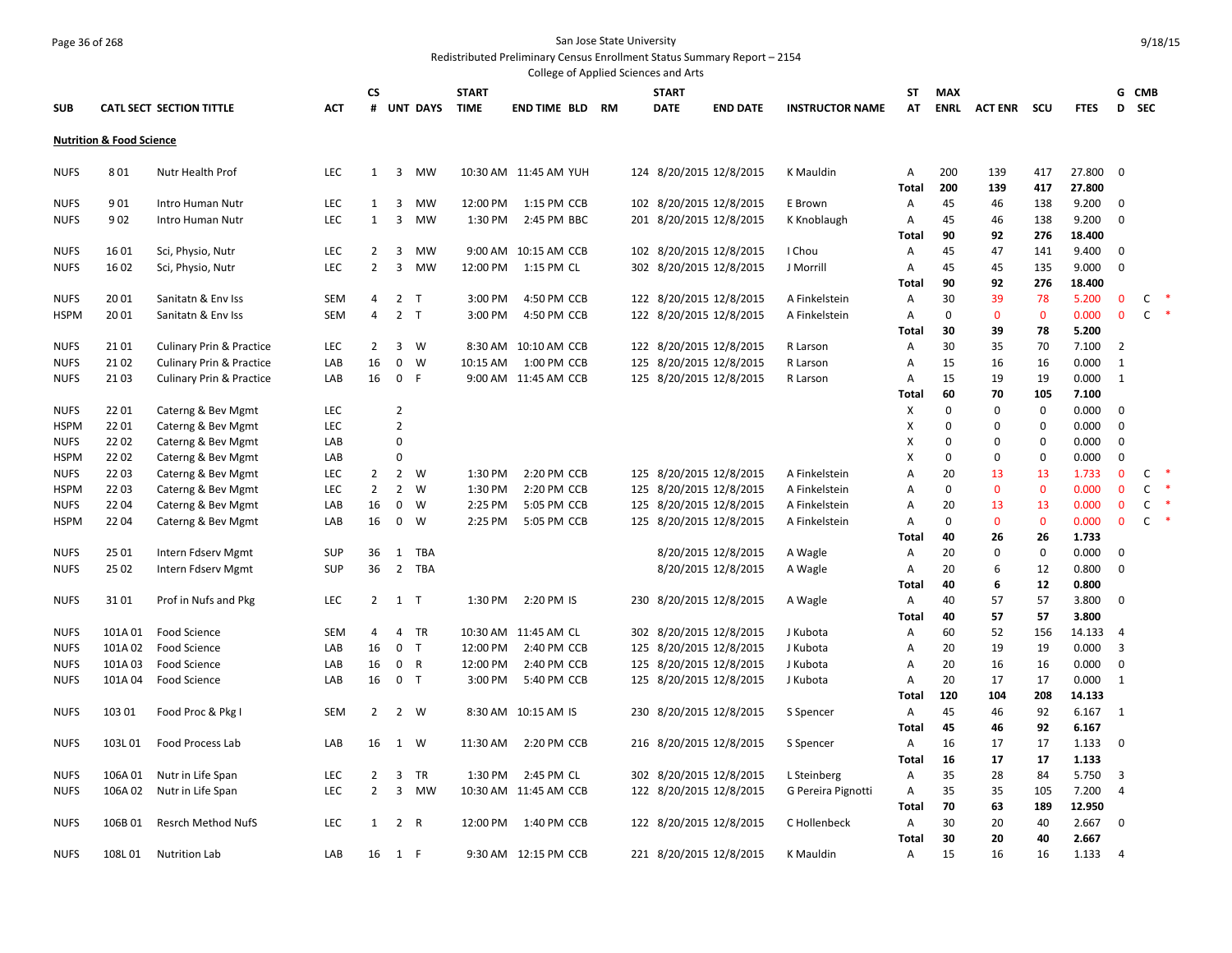San Jose State University

Redistributed Preliminary Census Enrollment Status Summary Report – 2154

College of Applied Sciences and Arts

| SUB | CATL SECT | SECTION TITTLE | ACT | CS # | UNT | DAYS | START TIME | END TIME | BLD | RM | START DATE | END DATE | INSTRUCTOR NAME | ST AT | MAX ENRL | ACT ENR | SCU | FTES | G D | CMB SEC |
|---|---|---|---|---|---|---|---|---|---|---|---|---|---|---|---|---|---|---|---|---|
| **Nutrition & Food Science** | | | | | | | | | | | | | | | | | | | | |
| NUFS | 8 01 | Nutr Health Prof | LEC | 1 | 3 | MW | 10:30 AM | 11:45 AM | YUH | 124 | 8/20/2015 | 12/8/2015 | K Mauldin | A | 200 | 139 | 417 | 27.800 | 0 | |
| | | | | | | | | | | | | | | **Total** | **200** | **139** | **417** | **27.800** | | |
| NUFS | 9 01 | Intro Human Nutr | LEC | 1 | 3 | MW | 12:00 PM | 1:15 PM | CCB | 102 | 8/20/2015 | 12/8/2015 | E Brown | A | 45 | 46 | 138 | 9.200 | 0 | |
| NUFS | 9 02 | Intro Human Nutr | LEC | 1 | 3 | MW | 1:30 PM | 2:45 PM | BBC | 201 | 8/20/2015 | 12/8/2015 | K Knoblaugh | A | 45 | 46 | 138 | 9.200 | 0 | |
| | | | | | | | | | | | | | | **Total** | **90** | **92** | **276** | **18.400** | | |
| NUFS | 16 01 | Sci, Physio, Nutr | LEC | 2 | 3 | MW | 9:00 AM | 10:15 AM | CCB | 102 | 8/20/2015 | 12/8/2015 | I Chou | A | 45 | 47 | 141 | 9.400 | 0 | |
| NUFS | 16 02 | Sci, Physio, Nutr | LEC | 2 | 3 | MW | 12:00 PM | 1:15 PM | CL | 302 | 8/20/2015 | 12/8/2015 | J Morrill | A | 45 | 45 | 135 | 9.000 | 0 | |
| | | | | | | | | | | | | | | **Total** | **90** | **92** | **276** | **18.400** | | |
| NUFS | 20 01 | Sanitatn & Env Iss | SEM | 4 | 2 | T | 3:00 PM | 4:50 PM | CCB | 122 | 8/20/2015 | 12/8/2015 | A Finkelstein | A | 30 | 39 | 78 | 5.200 | 0 | C * |
| HSPM | 20 01 | Sanitatn & Env Iss | SEM | 4 | 2 | T | 3:00 PM | 4:50 PM | CCB | 122 | 8/20/2015 | 12/8/2015 | A Finkelstein | A | 0 | 0 | 0 | 0.000 | 0 | C * |
| | | | | | | | | | | | | | | **Total** | **30** | **39** | **78** | **5.200** | | |
| NUFS | 21 01 | Culinary Prin & Practice | LEC | 2 | 3 | W | 8:30 AM | 10:10 AM | CCB | 122 | 8/20/2015 | 12/8/2015 | R Larson | A | 30 | 35 | 70 | 7.100 | 2 | |
| NUFS | 21 02 | Culinary Prin & Practice | LAB | 16 | 0 | W | 10:15 AM | 1:00 PM | CCB | 125 | 8/20/2015 | 12/8/2015 | R Larson | A | 15 | 16 | 16 | 0.000 | 1 | |
| NUFS | 21 03 | Culinary Prin & Practice | LAB | 16 | 0 | F | 9:00 AM | 11:45 AM | CCB | 125 | 8/20/2015 | 12/8/2015 | R Larson | A | 15 | 19 | 19 | 0.000 | 1 | |
| | | | | | | | | | | | | | | **Total** | **60** | **70** | **105** | **7.100** | | |
| NUFS | 22 01 | Caterng & Bev Mgmt | LEC | | 2 | | | | | | | | | X | 0 | 0 | 0 | 0.000 | 0 | |
| HSPM | 22 01 | Caterng & Bev Mgmt | LEC | | 2 | | | | | | | | | X | 0 | 0 | 0 | 0.000 | 0 | |
| NUFS | 22 02 | Caterng & Bev Mgmt | LAB | | 0 | | | | | | | | | X | 0 | 0 | 0 | 0.000 | 0 | |
| HSPM | 22 02 | Caterng & Bev Mgmt | LAB | | 0 | | | | | | | | | X | 0 | 0 | 0 | 0.000 | 0 | |
| NUFS | 22 03 | Caterng & Bev Mgmt | LEC | 2 | 2 | W | 1:30 PM | 2:20 PM | CCB | 125 | 8/20/2015 | 12/8/2015 | A Finkelstein | A | 20 | 13 | 13 | 1.733 | 0 | C * |
| HSPM | 22 03 | Caterng & Bev Mgmt | LEC | 2 | 2 | W | 1:30 PM | 2:20 PM | CCB | 125 | 8/20/2015 | 12/8/2015 | A Finkelstein | A | 0 | 0 | 0 | 0.000 | 0 | C * |
| NUFS | 22 04 | Caterng & Bev Mgmt | LAB | 16 | 0 | W | 2:25 PM | 5:05 PM | CCB | 125 | 8/20/2015 | 12/8/2015 | A Finkelstein | A | 20 | 13 | 13 | 0.000 | 0 | C * |
| HSPM | 22 04 | Caterng & Bev Mgmt | LAB | 16 | 0 | W | 2:25 PM | 5:05 PM | CCB | 125 | 8/20/2015 | 12/8/2015 | A Finkelstein | A | 0 | 0 | 0 | 0.000 | 0 | C * |
| | | | | | | | | | | | | | | **Total** | **40** | **26** | **26** | **1.733** | | |
| NUFS | 25 01 | Intern Fdserv Mgmt | SUP | 36 | 1 | TBA | | | | | 8/20/2015 | 12/8/2015 | A Wagle | A | 20 | 0 | 0 | 0.000 | 0 | |
| NUFS | 25 02 | Intern Fdserv Mgmt | SUP | 36 | 2 | TBA | | | | | 8/20/2015 | 12/8/2015 | A Wagle | A | 20 | 6 | 12 | 0.800 | 0 | |
| | | | | | | | | | | | | | | **Total** | **40** | **6** | **12** | **0.800** | | |
| NUFS | 31 01 | Prof in Nufs and Pkg | LEC | 2 | 1 | T | 1:30 PM | 2:20 PM | IS | 230 | 8/20/2015 | 12/8/2015 | A Wagle | A | 40 | 57 | 57 | 3.800 | 0 | |
| | | | | | | | | | | | | | | **Total** | **40** | **57** | **57** | **3.800** | | |
| NUFS | 101A 01 | Food Science | SEM | 4 | 4 | TR | 10:30 AM | 11:45 AM | CL | 302 | 8/20/2015 | 12/8/2015 | J Kubota | A | 60 | 52 | 156 | 14.133 | 4 | |
| NUFS | 101A 02 | Food Science | LAB | 16 | 0 | T | 12:00 PM | 2:40 PM | CCB | 125 | 8/20/2015 | 12/8/2015 | J Kubota | A | 20 | 19 | 19 | 0.000 | 3 | |
| NUFS | 101A 03 | Food Science | LAB | 16 | 0 | R | 12:00 PM | 2:40 PM | CCB | 125 | 8/20/2015 | 12/8/2015 | J Kubota | A | 20 | 16 | 16 | 0.000 | 0 | |
| NUFS | 101A 04 | Food Science | LAB | 16 | 0 | T | 3:00 PM | 5:40 PM | CCB | 125 | 8/20/2015 | 12/8/2015 | J Kubota | A | 20 | 17 | 17 | 0.000 | 1 | |
| | | | | | | | | | | | | | | **Total** | **120** | **104** | **208** | **14.133** | | |
| NUFS | 103 01 | Food Proc & Pkg I | SEM | 2 | 2 | W | 8:30 AM | 10:15 AM | IS | 230 | 8/20/2015 | 12/8/2015 | S Spencer | A | 45 | 46 | 92 | 6.167 | 1 | |
| | | | | | | | | | | | | | | **Total** | **45** | **46** | **92** | **6.167** | | |
| NUFS | 103L 01 | Food Process Lab | LAB | 16 | 1 | W | 11:30 AM | 2:20 PM | CCB | 216 | 8/20/2015 | 12/8/2015 | S Spencer | A | 16 | 17 | 17 | 1.133 | 0 | |
| | | | | | | | | | | | | | | **Total** | **16** | **17** | **17** | **1.133** | | |
| NUFS | 106A 01 | Nutr in Life Span | LEC | 2 | 3 | TR | 1:30 PM | 2:45 PM | CL | 302 | 8/20/2015 | 12/8/2015 | L Steinberg | A | 35 | 28 | 84 | 5.750 | 3 | |
| NUFS | 106A 02 | Nutr in Life Span | LEC | 2 | 3 | MW | 10:30 AM | 11:45 AM | CCB | 122 | 8/20/2015 | 12/8/2015 | G Pereira Pignotti | A | 35 | 35 | 105 | 7.200 | 4 | |
| | | | | | | | | | | | | | | **Total** | **70** | **63** | **189** | **12.950** | | |
| NUFS | 106B 01 | Resrch Method NufS | LEC | 1 | 2 | R | 12:00 PM | 1:40 PM | CCB | 122 | 8/20/2015 | 12/8/2015 | C Hollenbeck | A | 30 | 20 | 40 | 2.667 | 0 | |
| | | | | | | | | | | | | | | **Total** | **30** | **20** | **40** | **2.667** | | |
| NUFS | 108L 01 | Nutrition Lab | LAB | 16 | 1 | F | 9:30 AM | 12:15 PM | CCB | 221 | 8/20/2015 | 12/8/2015 | K Mauldin | A | 15 | 16 | 16 | 1.133 | 4 | |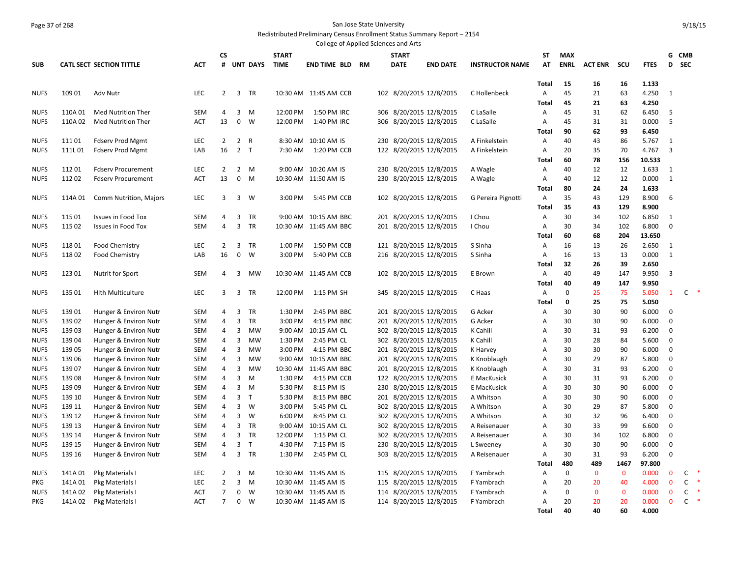San Jose State University

Redistributed Preliminary Census Enrollment Status Summary Report – 2154

College of Applied Sciences and Arts

| SUB | CATL SECT | SECTION TITTLE | ACT | CS # | UNT | DAYS | START TIME | END TIME | BLD | RM | START DATE | END DATE | INSTRUCTOR NAME | ST AT | MAX ENRL | ACT ENR | SCU | FTES | G D | CMB SEC |
|---|---|---|---|---|---|---|---|---|---|---|---|---|---|---|---|---|---|---|---|---|
| | | | | | | | | | | | | | | **Total** | **15** | **16** | **16** | **1.133** | | |
| NUFS | 109 01 | Adv Nutr | LEC | 2 | 3 | TR | 10:30 AM | 11:45 AM | CCB | 102 | 8/20/2015 | 12/8/2015 | C Hollenbeck | A | 45 | 21 | 63 | 4.250 | 1 | |
| | | | | | | | | | | | | | | **Total** | **45** | **21** | **63** | **4.250** | | |
| NUFS | 110A 01 | Med Nutrition Ther | SEM | 4 | 3 | M | 12:00 PM | 1:50 PM | IRC | 306 | 8/20/2015 | 12/8/2015 | C LaSalle | A | 45 | 31 | 62 | 6.450 | 5 | |
| NUFS | 110A 02 | Med Nutrition Ther | ACT | 13 | 0 | W | 12:00 PM | 1:40 PM | IRC | 306 | 8/20/2015 | 12/8/2015 | C LaSalle | A | 45 | 31 | 31 | 0.000 | 5 | |
| | | | | | | | | | | | | | | **Total** | **90** | **62** | **93** | **6.450** | | |
| NUFS | 111 01 | Fdserv Prod Mgmt | LEC | 2 | 2 | R | 8:30 AM | 10:10 AM | IS | 230 | 8/20/2015 | 12/8/2015 | A Finkelstein | A | 40 | 43 | 86 | 5.767 | 1 | |
| NUFS | 111L 01 | Fdserv Prod Mgmt | LAB | 16 | 2 | T | 7:30 AM | 1:20 PM | CCB | 122 | 8/20/2015 | 12/8/2015 | A Finkelstein | A | 20 | 35 | 70 | 4.767 | 3 | |
| | | | | | | | | | | | | | | **Total** | **60** | **78** | **156** | **10.533** | | |
| NUFS | 112 01 | Fdserv Procurement | LEC | 2 | 2 | M | 9:00 AM | 10:20 AM | IS | 230 | 8/20/2015 | 12/8/2015 | A Wagle | A | 40 | 12 | 12 | 1.633 | 1 | |
| NUFS | 112 02 | Fdserv Procurement | ACT | 13 | 0 | M | 10:30 AM | 11:50 AM | IS | 230 | 8/20/2015 | 12/8/2015 | A Wagle | A | 40 | 12 | 12 | 0.000 | 1 | |
| | | | | | | | | | | | | | | **Total** | **80** | **24** | **24** | **1.633** | | |
| NUFS | 114A 01 | Comm Nutrition, Majors | LEC | 3 | 3 | W | 3:00 PM | 5:45 PM | CCB | 102 | 8/20/2015 | 12/8/2015 | G Pereira Pignotti | A | 35 | 43 | 129 | 8.900 | 6 | |
| | | | | | | | | | | | | | | **Total** | **35** | **43** | **129** | **8.900** | | |
| NUFS | 115 01 | Issues in Food Tox | SEM | 4 | 3 | TR | 9:00 AM | 10:15 AM | BBC | 201 | 8/20/2015 | 12/8/2015 | I Chou | A | 30 | 34 | 102 | 6.850 | 1 | |
| NUFS | 115 02 | Issues in Food Tox | SEM | 4 | 3 | TR | 10:30 AM | 11:45 AM | BBC | 201 | 8/20/2015 | 12/8/2015 | I Chou | A | 30 | 34 | 102 | 6.800 | 0 | |
| | | | | | | | | | | | | | | **Total** | **60** | **68** | **204** | **13.650** | | |
| NUFS | 118 01 | Food Chemistry | LEC | 2 | 3 | TR | 1:00 PM | 1:50 PM | CCB | 121 | 8/20/2015 | 12/8/2015 | S Sinha | A | 16 | 13 | 26 | 2.650 | 1 | |
| NUFS | 118 02 | Food Chemistry | LAB | 16 | 0 | W | 3:00 PM | 5:40 PM | CCB | 216 | 8/20/2015 | 12/8/2015 | S Sinha | A | 16 | 13 | 13 | 0.000 | 1 | |
| | | | | | | | | | | | | | | **Total** | **32** | **26** | **39** | **2.650** | | |
| NUFS | 123 01 | Nutrit for Sport | SEM | 4 | 3 | MW | 10:30 AM | 11:45 AM | CCB | 102 | 8/20/2015 | 12/8/2015 | E Brown | A | 40 | 49 | 147 | 9.950 | 3 | |
| | | | | | | | | | | | | | | **Total** | **40** | **49** | **147** | **9.950** | | |
| NUFS | 135 01 | Hlth Multiculture | LEC | 3 | 3 | TR | 12:00 PM | 1:15 PM | SH | 345 | 8/20/2015 | 12/8/2015 | C Haas | A | 0 | 25 | 75 | 5.050 | 1 | C * |
| | | | | | | | | | | | | | | **Total** | **0** | **25** | **75** | **5.050** | | |
| NUFS | 139 01 | Hunger & Environ Nutr | SEM | 4 | 3 | TR | 1:30 PM | 2:45 PM | BBC | 201 | 8/20/2015 | 12/8/2015 | G Acker | A | 30 | 30 | 90 | 6.000 | 0 | |
| NUFS | 139 02 | Hunger & Environ Nutr | SEM | 4 | 3 | TR | 3:00 PM | 4:15 PM | BBC | 201 | 8/20/2015 | 12/8/2015 | G Acker | A | 30 | 30 | 90 | 6.000 | 0 | |
| NUFS | 139 03 | Hunger & Environ Nutr | SEM | 4 | 3 | MW | 9:00 AM | 10:15 AM | CL | 302 | 8/20/2015 | 12/8/2015 | K Cahill | A | 30 | 31 | 93 | 6.200 | 0 | |
| NUFS | 139 04 | Hunger & Environ Nutr | SEM | 4 | 3 | MW | 1:30 PM | 2:45 PM | CL | 302 | 8/20/2015 | 12/8/2015 | K Cahill | A | 30 | 28 | 84 | 5.600 | 0 | |
| NUFS | 139 05 | Hunger & Environ Nutr | SEM | 4 | 3 | MW | 3:00 PM | 4:15 PM | BBC | 201 | 8/20/2015 | 12/8/2015 | K Harvey | A | 30 | 30 | 90 | 6.000 | 0 | |
| NUFS | 139 06 | Hunger & Environ Nutr | SEM | 4 | 3 | MW | 9:00 AM | 10:15 AM | BBC | 201 | 8/20/2015 | 12/8/2015 | K Knoblaugh | A | 30 | 29 | 87 | 5.800 | 0 | |
| NUFS | 139 07 | Hunger & Environ Nutr | SEM | 4 | 3 | MW | 10:30 AM | 11:45 AM | BBC | 201 | 8/20/2015 | 12/8/2015 | K Knoblaugh | A | 30 | 31 | 93 | 6.200 | 0 | |
| NUFS | 139 08 | Hunger & Environ Nutr | SEM | 4 | 3 | M | 1:30 PM | 4:15 PM | CCB | 122 | 8/20/2015 | 12/8/2015 | E MacKusick | A | 30 | 31 | 93 | 6.200 | 0 | |
| NUFS | 139 09 | Hunger & Environ Nutr | SEM | 4 | 3 | M | 5:30 PM | 8:15 PM | IS | 230 | 8/20/2015 | 12/8/2015 | E MacKusick | A | 30 | 30 | 90 | 6.000 | 0 | |
| NUFS | 139 10 | Hunger & Environ Nutr | SEM | 4 | 3 | T | 5:30 PM | 8:15 PM | BBC | 201 | 8/20/2015 | 12/8/2015 | A Whitson | A | 30 | 30 | 90 | 6.000 | 0 | |
| NUFS | 139 11 | Hunger & Environ Nutr | SEM | 4 | 3 | W | 3:00 PM | 5:45 PM | CL | 302 | 8/20/2015 | 12/8/2015 | A Whitson | A | 30 | 29 | 87 | 5.800 | 0 | |
| NUFS | 139 12 | Hunger & Environ Nutr | SEM | 4 | 3 | W | 6:00 PM | 8:45 PM | CL | 302 | 8/20/2015 | 12/8/2015 | A Whitson | A | 30 | 32 | 96 | 6.400 | 0 | |
| NUFS | 139 13 | Hunger & Environ Nutr | SEM | 4 | 3 | TR | 9:00 AM | 10:15 AM | CL | 302 | 8/20/2015 | 12/8/2015 | A Reisenauer | A | 30 | 33 | 99 | 6.600 | 0 | |
| NUFS | 139 14 | Hunger & Environ Nutr | SEM | 4 | 3 | TR | 12:00 PM | 1:15 PM | CL | 302 | 8/20/2015 | 12/8/2015 | A Reisenauer | A | 30 | 34 | 102 | 6.800 | 0 | |
| NUFS | 139 15 | Hunger & Environ Nutr | SEM | 4 | 3 | T | 4:30 PM | 7:15 PM | IS | 230 | 8/20/2015 | 12/8/2015 | L Sweeney | A | 30 | 30 | 90 | 6.000 | 0 | |
| NUFS | 139 16 | Hunger & Environ Nutr | SEM | 4 | 3 | TR | 1:30 PM | 2:45 PM | CL | 303 | 8/20/2015 | 12/8/2015 | A Reisenauer | A | 30 | 31 | 93 | 6.200 | 0 | |
| | | | | | | | | | | | | | | **Total** | **480** | **489** | **1467** | **97.800** | | |
| NUFS | 141A 01 | Pkg Materials I | LEC | 2 | 3 | M | 10:30 AM | 11:45 AM | IS | 115 | 8/20/2015 | 12/8/2015 | F Yambrach | A | 0 | 0 | 0 | 0.000 | 0 | C * |
| PKG | 141A 01 | Pkg Materials I | LEC | 2 | 3 | M | 10:30 AM | 11:45 AM | IS | 115 | 8/20/2015 | 12/8/2015 | F Yambrach | A | 20 | 20 | 40 | 4.000 | 0 | C * |
| NUFS | 141A 02 | Pkg Materials I | ACT | 7 | 0 | W | 10:30 AM | 11:45 AM | IS | 114 | 8/20/2015 | 12/8/2015 | F Yambrach | A | 0 | 0 | 0 | 0.000 | 0 | C * |
| PKG | 141A 02 | Pkg Materials I | ACT | 7 | 0 | W | 10:30 AM | 11:45 AM | IS | 114 | 8/20/2015 | 12/8/2015 | F Yambrach | A | 20 | 20 | 20 | 0.000 | 0 | C * |
| | | | | | | | | | | | | | | **Total** | **40** | **40** | **60** | **4.000** | | |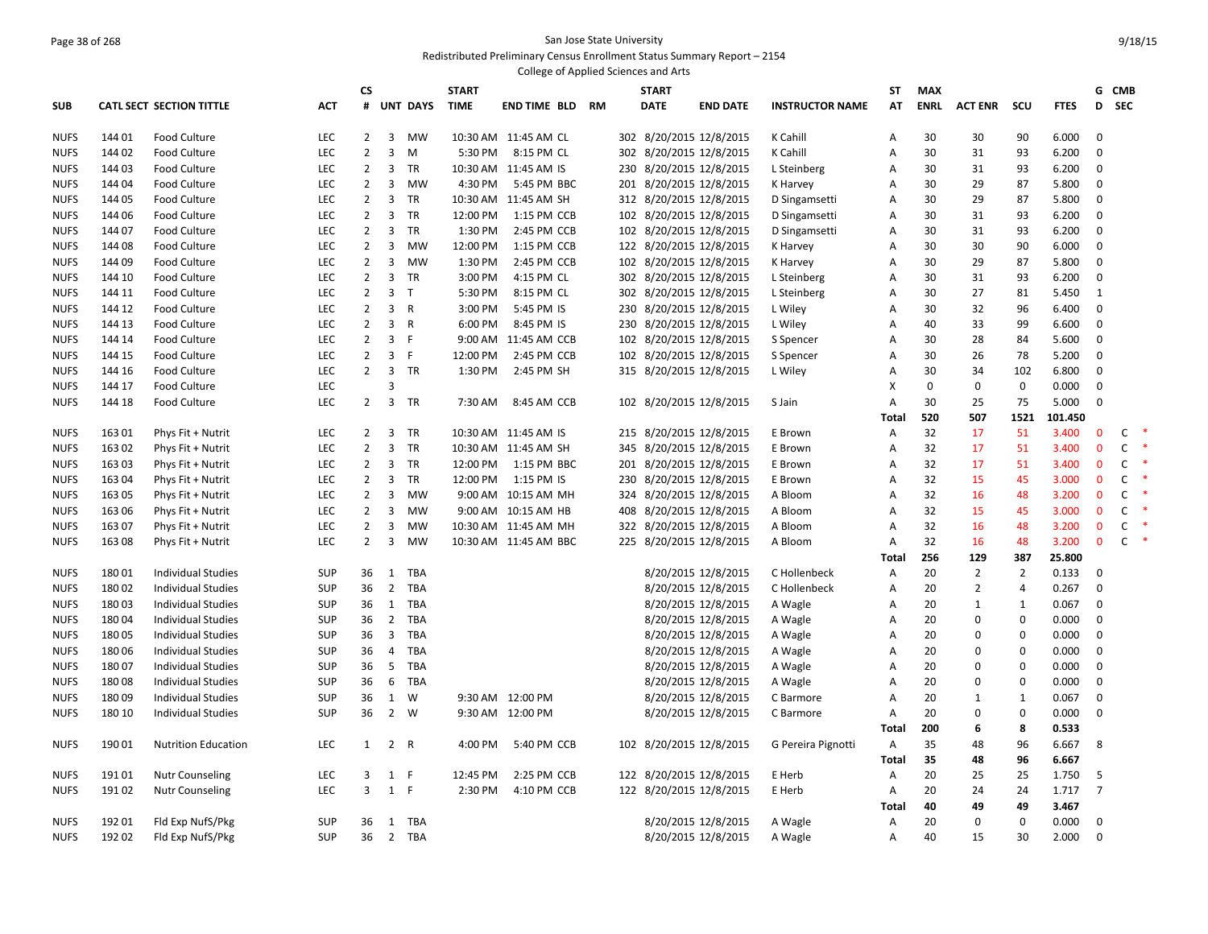# San Jose State University

Redistributed Preliminary Census Enrollment Status Summary Report – 2154

College of Applied Sciences and Arts

| SUB | CATL SECT | SECTION TITTLE | ACT | CS # | UNT | DAYS | START TIME | END TIME | BLD | RM | START DATE | END DATE | INSTRUCTOR NAME | ST AT | MAX ENRL | ACT ENR | SCU | FTES | G D | CMB SEC |
|---|---|---|---|---|---|---|---|---|---|---|---|---|---|---|---|---|---|---|---|---|
| NUFS | 144 01 | Food Culture | LEC | 2 | 3 | MW | 10:30 AM | 11:45 AM | CL | 302 | 8/20/2015 | 12/8/2015 | K Cahill | A | 30 | 30 | 90 | 6.000 | 0 | |
| NUFS | 144 02 | Food Culture | LEC | 2 | 3 | M | 5:30 PM | 8:15 PM | CL | 302 | 8/20/2015 | 12/8/2015 | K Cahill | A | 30 | 31 | 93 | 6.200 | 0 | |
| NUFS | 144 03 | Food Culture | LEC | 2 | 3 | TR | 10:30 AM | 11:45 AM | IS | 230 | 8/20/2015 | 12/8/2015 | L Steinberg | A | 30 | 31 | 93 | 6.200 | 0 | |
| NUFS | 144 04 | Food Culture | LEC | 2 | 3 | MW | 4:30 PM | 5:45 PM | BBC | 201 | 8/20/2015 | 12/8/2015 | K Harvey | A | 30 | 29 | 87 | 5.800 | 0 | |
| NUFS | 144 05 | Food Culture | LEC | 2 | 3 | TR | 10:30 AM | 11:45 AM | SH | 312 | 8/20/2015 | 12/8/2015 | D Singamsetti | A | 30 | 29 | 87 | 5.800 | 0 | |
| NUFS | 144 06 | Food Culture | LEC | 2 | 3 | TR | 12:00 PM | 1:15 PM | CCB | 102 | 8/20/2015 | 12/8/2015 | D Singamsetti | A | 30 | 31 | 93 | 6.200 | 0 | |
| NUFS | 144 07 | Food Culture | LEC | 2 | 3 | TR | 1:30 PM | 2:45 PM | CCB | 102 | 8/20/2015 | 12/8/2015 | D Singamsetti | A | 30 | 31 | 93 | 6.200 | 0 | |
| NUFS | 144 08 | Food Culture | LEC | 2 | 3 | MW | 12:00 PM | 1:15 PM | CCB | 122 | 8/20/2015 | 12/8/2015 | K Harvey | A | 30 | 30 | 90 | 6.000 | 0 | |
| NUFS | 144 09 | Food Culture | LEC | 2 | 3 | MW | 1:30 PM | 2:45 PM | CCB | 102 | 8/20/2015 | 12/8/2015 | K Harvey | A | 30 | 29 | 87 | 5.800 | 0 | |
| NUFS | 144 10 | Food Culture | LEC | 2 | 3 | TR | 3:00 PM | 4:15 PM | CL | 302 | 8/20/2015 | 12/8/2015 | L Steinberg | A | 30 | 31 | 93 | 6.200 | 0 | |
| NUFS | 144 11 | Food Culture | LEC | 2 | 3 | T | 5:30 PM | 8:15 PM | CL | 302 | 8/20/2015 | 12/8/2015 | L Steinberg | A | 30 | 27 | 81 | 5.450 | 1 | |
| NUFS | 144 12 | Food Culture | LEC | 2 | 3 | R | 3:00 PM | 5:45 PM | IS | 230 | 8/20/2015 | 12/8/2015 | L Wiley | A | 30 | 32 | 96 | 6.400 | 0 | |
| NUFS | 144 13 | Food Culture | LEC | 2 | 3 | R | 6:00 PM | 8:45 PM | IS | 230 | 8/20/2015 | 12/8/2015 | L Wiley | A | 40 | 33 | 99 | 6.600 | 0 | |
| NUFS | 144 14 | Food Culture | LEC | 2 | 3 | F | 9:00 AM | 11:45 AM | CCB | 102 | 8/20/2015 | 12/8/2015 | S Spencer | A | 30 | 28 | 84 | 5.600 | 0 | |
| NUFS | 144 15 | Food Culture | LEC | 2 | 3 | F | 12:00 PM | 2:45 PM | CCB | 102 | 8/20/2015 | 12/8/2015 | S Spencer | A | 30 | 26 | 78 | 5.200 | 0 | |
| NUFS | 144 16 | Food Culture | LEC | 2 | 3 | TR | 1:30 PM | 2:45 PM | SH | 315 | 8/20/2015 | 12/8/2015 | L Wiley | A | 30 | 34 | 102 | 6.800 | 0 | |
| NUFS | 144 17 | Food Culture | LEC | | 3 | | | | | | | | | X | 0 | 0 | 0 | 0.000 | 0 | |
| NUFS | 144 18 | Food Culture | LEC | 2 | 3 | TR | 7:30 AM | 8:45 AM | CCB | 102 | 8/20/2015 | 12/8/2015 | S Jain | A | 30 | 25 | 75 | 5.000 | 0 | |
| | | | | | | | | | | | | | | Total | 520 | 507 | 1521 | 101.450 | | |
| NUFS | 163 01 | Phys Fit + Nutrit | LEC | 2 | 3 | TR | 10:30 AM | 11:45 AM | IS | 215 | 8/20/2015 | 12/8/2015 | E Brown | A | 32 | 17 | 51 | 3.400 | 0 | C * |
| NUFS | 163 02 | Phys Fit + Nutrit | LEC | 2 | 3 | TR | 10:30 AM | 11:45 AM | SH | 345 | 8/20/2015 | 12/8/2015 | E Brown | A | 32 | 17 | 51 | 3.400 | 0 | C * |
| NUFS | 163 03 | Phys Fit + Nutrit | LEC | 2 | 3 | TR | 12:00 PM | 1:15 PM | BBC | 201 | 8/20/2015 | 12/8/2015 | E Brown | A | 32 | 17 | 51 | 3.400 | 0 | C * |
| NUFS | 163 04 | Phys Fit + Nutrit | LEC | 2 | 3 | TR | 12:00 PM | 1:15 PM | IS | 230 | 8/20/2015 | 12/8/2015 | E Brown | A | 32 | 15 | 45 | 3.000 | 0 | C * |
| NUFS | 163 05 | Phys Fit + Nutrit | LEC | 2 | 3 | MW | 9:00 AM | 10:15 AM | MH | 324 | 8/20/2015 | 12/8/2015 | A Bloom | A | 32 | 16 | 48 | 3.200 | 0 | C * |
| NUFS | 163 06 | Phys Fit + Nutrit | LEC | 2 | 3 | MW | 9:00 AM | 10:15 AM | HB | 408 | 8/20/2015 | 12/8/2015 | A Bloom | A | 32 | 15 | 45 | 3.000 | 0 | C * |
| NUFS | 163 07 | Phys Fit + Nutrit | LEC | 2 | 3 | MW | 10:30 AM | 11:45 AM | MH | 322 | 8/20/2015 | 12/8/2015 | A Bloom | A | 32 | 16 | 48 | 3.200 | 0 | C * |
| NUFS | 163 08 | Phys Fit + Nutrit | LEC | 2 | 3 | MW | 10:30 AM | 11:45 AM | BBC | 225 | 8/20/2015 | 12/8/2015 | A Bloom | A | 32 | 16 | 48 | 3.200 | 0 | C * |
| | | | | | | | | | | | | | | Total | 256 | 129 | 387 | 25.800 | | |
| NUFS | 180 01 | Individual Studies | SUP | 36 | 1 | TBA | | | | | 8/20/2015 | 12/8/2015 | C Hollenbeck | A | 20 | 2 | 2 | 0.133 | 0 | |
| NUFS | 180 02 | Individual Studies | SUP | 36 | 2 | TBA | | | | | 8/20/2015 | 12/8/2015 | C Hollenbeck | A | 20 | 2 | 4 | 0.267 | 0 | |
| NUFS | 180 03 | Individual Studies | SUP | 36 | 1 | TBA | | | | | 8/20/2015 | 12/8/2015 | A Wagle | A | 20 | 1 | 1 | 0.067 | 0 | |
| NUFS | 180 04 | Individual Studies | SUP | 36 | 2 | TBA | | | | | 8/20/2015 | 12/8/2015 | A Wagle | A | 20 | 0 | 0 | 0.000 | 0 | |
| NUFS | 180 05 | Individual Studies | SUP | 36 | 3 | TBA | | | | | 8/20/2015 | 12/8/2015 | A Wagle | A | 20 | 0 | 0 | 0.000 | 0 | |
| NUFS | 180 06 | Individual Studies | SUP | 36 | 4 | TBA | | | | | 8/20/2015 | 12/8/2015 | A Wagle | A | 20 | 0 | 0 | 0.000 | 0 | |
| NUFS | 180 07 | Individual Studies | SUP | 36 | 5 | TBA | | | | | 8/20/2015 | 12/8/2015 | A Wagle | A | 20 | 0 | 0 | 0.000 | 0 | |
| NUFS | 180 08 | Individual Studies | SUP | 36 | 6 | TBA | | | | | 8/20/2015 | 12/8/2015 | A Wagle | A | 20 | 0 | 0 | 0.000 | 0 | |
| NUFS | 180 09 | Individual Studies | SUP | 36 | 1 | W | 9:30 AM | 12:00 PM | | | 8/20/2015 | 12/8/2015 | C Barmore | A | 20 | 1 | 1 | 0.067 | 0 | |
| NUFS | 180 10 | Individual Studies | SUP | 36 | 2 | W | 9:30 AM | 12:00 PM | | | 8/20/2015 | 12/8/2015 | C Barmore | A | 20 | 0 | 0 | 0.000 | 0 | |
| | | | | | | | | | | | | | | Total | 200 | 6 | 8 | 0.533 | | |
| NUFS | 190 01 | Nutrition Education | LEC | 1 | 2 | R | 4:00 PM | 5:40 PM | CCB | 102 | 8/20/2015 | 12/8/2015 | G Pereira Pignotti | A | 35 | 48 | 96 | 6.667 | 8 | |
| | | | | | | | | | | | | | | Total | 35 | 48 | 96 | 6.667 | | |
| NUFS | 191 01 | Nutr Counseling | LEC | 3 | 1 | F | 12:45 PM | 2:25 PM | CCB | 122 | 8/20/2015 | 12/8/2015 | E Herb | A | 20 | 25 | 25 | 1.750 | 5 | |
| NUFS | 191 02 | Nutr Counseling | LEC | 3 | 1 | F | 2:30 PM | 4:10 PM | CCB | 122 | 8/20/2015 | 12/8/2015 | E Herb | A | 20 | 24 | 24 | 1.717 | 7 | |
| | | | | | | | | | | | | | | Total | 40 | 49 | 49 | 3.467 | | |
| NUFS | 192 01 | Fld Exp NufS/Pkg | SUP | 36 | 1 | TBA | | | | | 8/20/2015 | 12/8/2015 | A Wagle | A | 20 | 0 | 0 | 0.000 | 0 | |
| NUFS | 192 02 | Fld Exp NufS/Pkg | SUP | 36 | 2 | TBA | | | | | 8/20/2015 | 12/8/2015 | A Wagle | A | 40 | 15 | 30 | 2.000 | 0 | |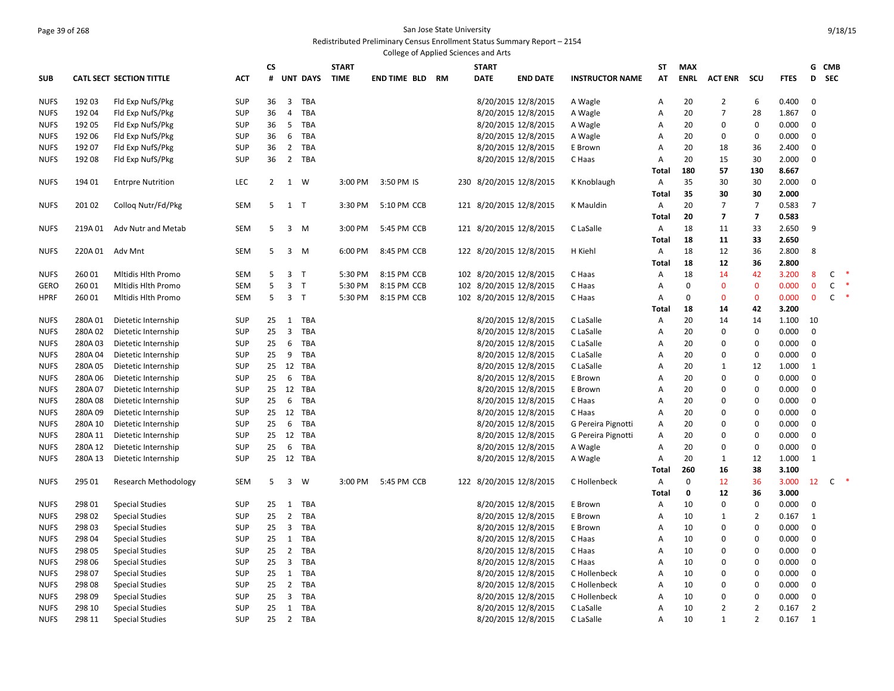San Jose State University

Redistributed Preliminary Census Enrollment Status Summary Report – 2154

College of Applied Sciences and Arts

| SUB | CATL SECT | SECTION TITTLE | ACT | CS # | UNT | DAYS | START TIME | END TIME | BLD | RM | START DATE | END DATE | INSTRUCTOR NAME | ST AT | MAX ENRL | ACT ENR | SCU | FTES | G D | CMB SEC | |
|---|---|---|---|---|---|---|---|---|---|---|---|---|---|---|---|---|---|---|---|---|---|
| NUFS | 192 03 | Fld Exp NufS/Pkg | SUP | 36 | 3 | TBA | | | | | 8/20/2015 | 12/8/2015 | A Wagle | A | 20 | 2 | 6 | 0.400 | 0 | | |
| NUFS | 192 04 | Fld Exp NufS/Pkg | SUP | 36 | 4 | TBA | | | | | 8/20/2015 | 12/8/2015 | A Wagle | A | 20 | 7 | 28 | 1.867 | 0 | | |
| NUFS | 192 05 | Fld Exp NufS/Pkg | SUP | 36 | 5 | TBA | | | | | 8/20/2015 | 12/8/2015 | A Wagle | A | 20 | 0 | 0 | 0.000 | 0 | | |
| NUFS | 192 06 | Fld Exp NufS/Pkg | SUP | 36 | 6 | TBA | | | | | 8/20/2015 | 12/8/2015 | A Wagle | A | 20 | 0 | 0 | 0.000 | 0 | | |
| NUFS | 192 07 | Fld Exp NufS/Pkg | SUP | 36 | 2 | TBA | | | | | 8/20/2015 | 12/8/2015 | E Brown | A | 20 | 18 | 36 | 2.400 | 0 | | |
| NUFS | 192 08 | Fld Exp NufS/Pkg | SUP | 36 | 2 | TBA | | | | | 8/20/2015 | 12/8/2015 | C Haas | A | 20 | 15 | 30 | 2.000 | 0 | | |
| | | | | | | | | | | | | | | **Total** | **180** | **57** | **130** | **8.667** | | | |
| NUFS | 194 01 | Entrpre Nutrition | LEC | 2 | 1 | W | 3:00 PM | 3:50 PM | IS | 230 | 8/20/2015 | 12/8/2015 | K Knoblaugh | A | 35 | 30 | 30 | 2.000 | 0 | | |
| | | | | | | | | | | | | | | **Total** | **35** | **30** | **30** | **2.000** | | | |
| NUFS | 201 02 | Colloq Nutr/Fd/Pkg | SEM | 5 | 1 | T | 3:30 PM | 5:10 PM | CCB | 121 | 8/20/2015 | 12/8/2015 | K Mauldin | A | 20 | 7 | 7 | 0.583 | 7 | | |
| | | | | | | | | | | | | | | **Total** | **20** | **7** | **7** | **0.583** | | | |
| NUFS | 219A 01 | Adv Nutr and Metab | SEM | 5 | 3 | M | 3:00 PM | 5:45 PM | CCB | 121 | 8/20/2015 | 12/8/2015 | C LaSalle | A | 18 | 11 | 33 | 2.650 | 9 | | |
| | | | | | | | | | | | | | | **Total** | **18** | **11** | **33** | **2.650** | | | |
| NUFS | 220A 01 | Adv Mnt | SEM | 5 | 3 | M | 6:00 PM | 8:45 PM | CCB | 122 | 8/20/2015 | 12/8/2015 | H Kiehl | A | 18 | 12 | 36 | 2.800 | 8 | | |
| | | | | | | | | | | | | | | **Total** | **18** | **12** | **36** | **2.800** | | | |
| NUFS | 260 01 | Mltidis Hlth Promo | SEM | 5 | 3 | T | 5:30 PM | 8:15 PM | CCB | 102 | 8/20/2015 | 12/8/2015 | C Haas | A | 18 | 14 | 42 | 3.200 | 8 | C | * |
| GERO | 260 01 | Mltidis Hlth Promo | SEM | 5 | 3 | T | 5:30 PM | 8:15 PM | CCB | 102 | 8/20/2015 | 12/8/2015 | C Haas | A | 0 | 0 | 0 | 0.000 | 0 | C | * |
| HPRF | 260 01 | Mltidis Hlth Promo | SEM | 5 | 3 | T | 5:30 PM | 8:15 PM | CCB | 102 | 8/20/2015 | 12/8/2015 | C Haas | A | 0 | 0 | 0 | 0.000 | 0 | C | * |
| | | | | | | | | | | | | | | **Total** | **18** | **14** | **42** | **3.200** | | | |
| NUFS | 280A 01 | Dietetic Internship | SUP | 25 | 1 | TBA | | | | | 8/20/2015 | 12/8/2015 | C LaSalle | A | 20 | 14 | 14 | 1.100 | 10 | | |
| NUFS | 280A 02 | Dietetic Internship | SUP | 25 | 3 | TBA | | | | | 8/20/2015 | 12/8/2015 | C LaSalle | A | 20 | 0 | 0 | 0.000 | 0 | | |
| NUFS | 280A 03 | Dietetic Internship | SUP | 25 | 6 | TBA | | | | | 8/20/2015 | 12/8/2015 | C LaSalle | A | 20 | 0 | 0 | 0.000 | 0 | | |
| NUFS | 280A 04 | Dietetic Internship | SUP | 25 | 9 | TBA | | | | | 8/20/2015 | 12/8/2015 | C LaSalle | A | 20 | 0 | 0 | 0.000 | 0 | | |
| NUFS | 280A 05 | Dietetic Internship | SUP | 25 | 12 | TBA | | | | | 8/20/2015 | 12/8/2015 | C LaSalle | A | 20 | 1 | 12 | 1.000 | 1 | | |
| NUFS | 280A 06 | Dietetic Internship | SUP | 25 | 6 | TBA | | | | | 8/20/2015 | 12/8/2015 | E Brown | A | 20 | 0 | 0 | 0.000 | 0 | | |
| NUFS | 280A 07 | Dietetic Internship | SUP | 25 | 12 | TBA | | | | | 8/20/2015 | 12/8/2015 | E Brown | A | 20 | 0 | 0 | 0.000 | 0 | | |
| NUFS | 280A 08 | Dietetic Internship | SUP | 25 | 6 | TBA | | | | | 8/20/2015 | 12/8/2015 | C Haas | A | 20 | 0 | 0 | 0.000 | 0 | | |
| NUFS | 280A 09 | Dietetic Internship | SUP | 25 | 12 | TBA | | | | | 8/20/2015 | 12/8/2015 | C Haas | A | 20 | 0 | 0 | 0.000 | 0 | | |
| NUFS | 280A 10 | Dietetic Internship | SUP | 25 | 6 | TBA | | | | | 8/20/2015 | 12/8/2015 | G Pereira Pignotti | A | 20 | 0 | 0 | 0.000 | 0 | | |
| NUFS | 280A 11 | Dietetic Internship | SUP | 25 | 12 | TBA | | | | | 8/20/2015 | 12/8/2015 | G Pereira Pignotti | A | 20 | 0 | 0 | 0.000 | 0 | | |
| NUFS | 280A 12 | Dietetic Internship | SUP | 25 | 6 | TBA | | | | | 8/20/2015 | 12/8/2015 | A Wagle | A | 20 | 0 | 0 | 0.000 | 0 | | |
| NUFS | 280A 13 | Dietetic Internship | SUP | 25 | 12 | TBA | | | | | 8/20/2015 | 12/8/2015 | A Wagle | A | 20 | 1 | 12 | 1.000 | 1 | | |
| | | | | | | | | | | | | | | **Total** | **260** | **16** | **38** | **3.100** | | | |
| NUFS | 295 01 | Research Methodology | SEM | 5 | 3 | W | 3:00 PM | 5:45 PM | CCB | 122 | 8/20/2015 | 12/8/2015 | C Hollenbeck | A | 0 | 12 | 36 | 3.000 | 12 | C | * |
| | | | | | | | | | | | | | | **Total** | **0** | **12** | **36** | **3.000** | | | |
| NUFS | 298 01 | Special Studies | SUP | 25 | 1 | TBA | | | | | 8/20/2015 | 12/8/2015 | E Brown | A | 10 | 0 | 0 | 0.000 | 0 | | |
| NUFS | 298 02 | Special Studies | SUP | 25 | 2 | TBA | | | | | 8/20/2015 | 12/8/2015 | E Brown | A | 10 | 1 | 2 | 0.167 | 1 | | |
| NUFS | 298 03 | Special Studies | SUP | 25 | 3 | TBA | | | | | 8/20/2015 | 12/8/2015 | E Brown | A | 10 | 0 | 0 | 0.000 | 0 | | |
| NUFS | 298 04 | Special Studies | SUP | 25 | 1 | TBA | | | | | 8/20/2015 | 12/8/2015 | C Haas | A | 10 | 0 | 0 | 0.000 | 0 | | |
| NUFS | 298 05 | Special Studies | SUP | 25 | 2 | TBA | | | | | 8/20/2015 | 12/8/2015 | C Haas | A | 10 | 0 | 0 | 0.000 | 0 | | |
| NUFS | 298 06 | Special Studies | SUP | 25 | 3 | TBA | | | | | 8/20/2015 | 12/8/2015 | C Haas | A | 10 | 0 | 0 | 0.000 | 0 | | |
| NUFS | 298 07 | Special Studies | SUP | 25 | 1 | TBA | | | | | 8/20/2015 | 12/8/2015 | C Hollenbeck | A | 10 | 0 | 0 | 0.000 | 0 | | |
| NUFS | 298 08 | Special Studies | SUP | 25 | 2 | TBA | | | | | 8/20/2015 | 12/8/2015 | C Hollenbeck | A | 10 | 0 | 0 | 0.000 | 0 | | |
| NUFS | 298 09 | Special Studies | SUP | 25 | 3 | TBA | | | | | 8/20/2015 | 12/8/2015 | C Hollenbeck | A | 10 | 0 | 0 | 0.000 | 0 | | |
| NUFS | 298 10 | Special Studies | SUP | 25 | 1 | TBA | | | | | 8/20/2015 | 12/8/2015 | C LaSalle | A | 10 | 2 | 2 | 0.167 | 2 | | |
| NUFS | 298 11 | Special Studies | SUP | 25 | 2 | TBA | | | | | 8/20/2015 | 12/8/2015 | C LaSalle | A | 10 | 1 | 2 | 0.167 | 1 | | |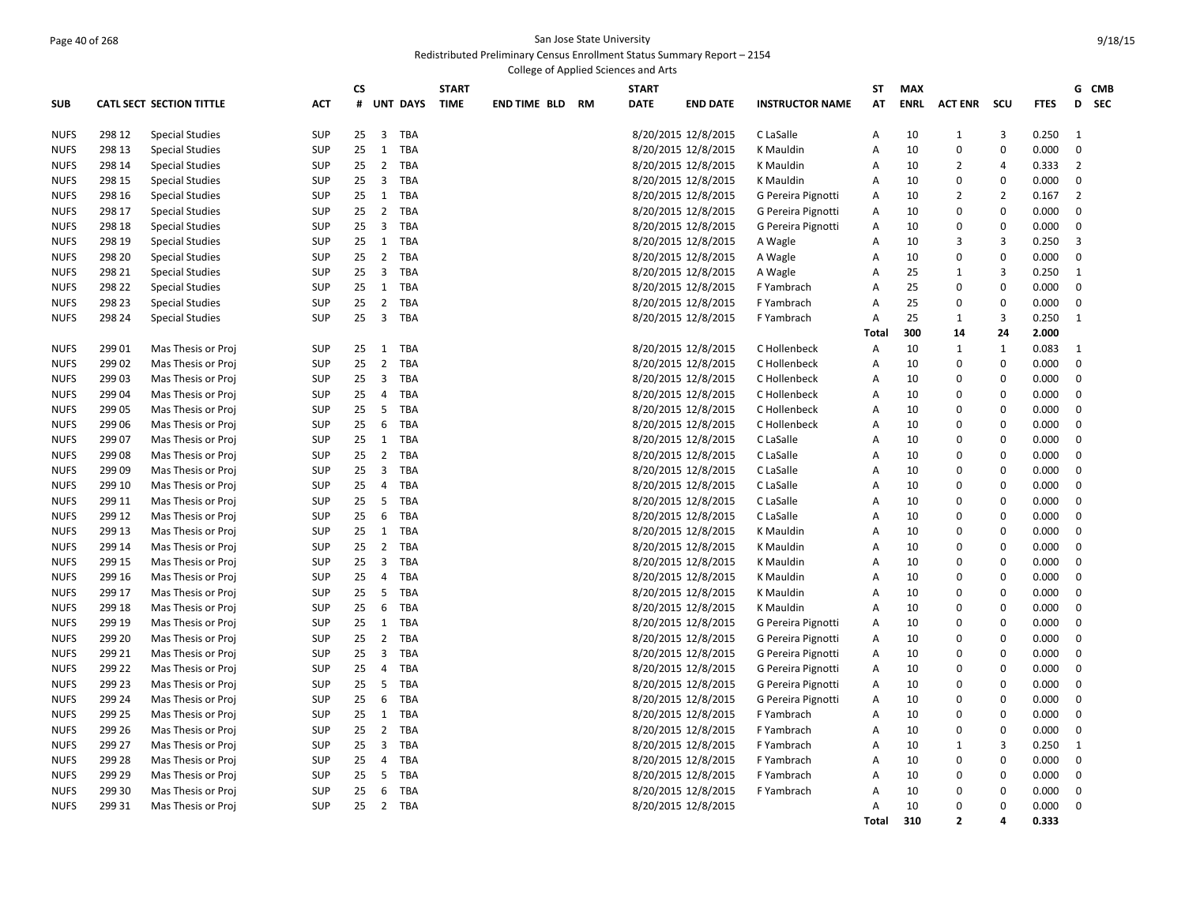San Jose State University

Redistributed Preliminary Census Enrollment Status Summary Report – 2154

College of Applied Sciences and Arts

| SUB | CATL | SECT | SECTION TITTLE | ACT | CS # | UNT | DAYS | START TIME | END TIME | BLD | RM | START DATE | END DATE | INSTRUCTOR NAME | STAT | MAX ENRL | ACT ENR | SCU | FTES | GD | CMB SEC |
|---|---|---|---|---|---|---|---|---|---|---|---|---|---|---|---|---|---|---|---|---|---|
| NUFS | 298 | 12 | Special Studies | SUP | 25 | 3 | TBA | | | | | 8/20/2015 | 12/8/2015 | C LaSalle | A | 10 | 1 | 3 | 0.250 | 1 | |
| NUFS | 298 | 13 | Special Studies | SUP | 25 | 1 | TBA | | | | | 8/20/2015 | 12/8/2015 | K Mauldin | A | 10 | 0 | 0 | 0.000 | 0 | |
| NUFS | 298 | 14 | Special Studies | SUP | 25 | 2 | TBA | | | | | 8/20/2015 | 12/8/2015 | K Mauldin | A | 10 | 2 | 4 | 0.333 | 2 | |
| NUFS | 298 | 15 | Special Studies | SUP | 25 | 3 | TBA | | | | | 8/20/2015 | 12/8/2015 | K Mauldin | A | 10 | 0 | 0 | 0.000 | 0 | |
| NUFS | 298 | 16 | Special Studies | SUP | 25 | 1 | TBA | | | | | 8/20/2015 | 12/8/2015 | G Pereira Pignotti | A | 10 | 2 | 2 | 0.167 | 2 | |
| NUFS | 298 | 17 | Special Studies | SUP | 25 | 2 | TBA | | | | | 8/20/2015 | 12/8/2015 | G Pereira Pignotti | A | 10 | 0 | 0 | 0.000 | 0 | |
| NUFS | 298 | 18 | Special Studies | SUP | 25 | 3 | TBA | | | | | 8/20/2015 | 12/8/2015 | G Pereira Pignotti | A | 10 | 0 | 0 | 0.000 | 0 | |
| NUFS | 298 | 19 | Special Studies | SUP | 25 | 1 | TBA | | | | | 8/20/2015 | 12/8/2015 | A Wagle | A | 10 | 3 | 3 | 0.250 | 3 | |
| NUFS | 298 | 20 | Special Studies | SUP | 25 | 2 | TBA | | | | | 8/20/2015 | 12/8/2015 | A Wagle | A | 10 | 0 | 0 | 0.000 | 0 | |
| NUFS | 298 | 21 | Special Studies | SUP | 25 | 3 | TBA | | | | | 8/20/2015 | 12/8/2015 | A Wagle | A | 25 | 1 | 3 | 0.250 | 1 | |
| NUFS | 298 | 22 | Special Studies | SUP | 25 | 1 | TBA | | | | | 8/20/2015 | 12/8/2015 | F Yambrach | A | 25 | 0 | 0 | 0.000 | 0 | |
| NUFS | 298 | 23 | Special Studies | SUP | 25 | 2 | TBA | | | | | 8/20/2015 | 12/8/2015 | F Yambrach | A | 25 | 0 | 0 | 0.000 | 0 | |
| NUFS | 298 | 24 | Special Studies | SUP | 25 | 3 | TBA | | | | | 8/20/2015 | 12/8/2015 | F Yambrach | A | 25 | 1 | 3 | 0.250 | 1 | |
| | | | | | | | | | | | | | | | **Total** | **300** | **14** | **24** | **2.000** | | |
| NUFS | 299 | 01 | Mas Thesis or Proj | SUP | 25 | 1 | TBA | | | | | 8/20/2015 | 12/8/2015 | C Hollenbeck | A | 10 | 1 | 1 | 0.083 | 1 | |
| NUFS | 299 | 02 | Mas Thesis or Proj | SUP | 25 | 2 | TBA | | | | | 8/20/2015 | 12/8/2015 | C Hollenbeck | A | 10 | 0 | 0 | 0.000 | 0 | |
| NUFS | 299 | 03 | Mas Thesis or Proj | SUP | 25 | 3 | TBA | | | | | 8/20/2015 | 12/8/2015 | C Hollenbeck | A | 10 | 0 | 0 | 0.000 | 0 | |
| NUFS | 299 | 04 | Mas Thesis or Proj | SUP | 25 | 4 | TBA | | | | | 8/20/2015 | 12/8/2015 | C Hollenbeck | A | 10 | 0 | 0 | 0.000 | 0 | |
| NUFS | 299 | 05 | Mas Thesis or Proj | SUP | 25 | 5 | TBA | | | | | 8/20/2015 | 12/8/2015 | C Hollenbeck | A | 10 | 0 | 0 | 0.000 | 0 | |
| NUFS | 299 | 06 | Mas Thesis or Proj | SUP | 25 | 6 | TBA | | | | | 8/20/2015 | 12/8/2015 | C Hollenbeck | A | 10 | 0 | 0 | 0.000 | 0 | |
| NUFS | 299 | 07 | Mas Thesis or Proj | SUP | 25 | 1 | TBA | | | | | 8/20/2015 | 12/8/2015 | C LaSalle | A | 10 | 0 | 0 | 0.000 | 0 | |
| NUFS | 299 | 08 | Mas Thesis or Proj | SUP | 25 | 2 | TBA | | | | | 8/20/2015 | 12/8/2015 | C LaSalle | A | 10 | 0 | 0 | 0.000 | 0 | |
| NUFS | 299 | 09 | Mas Thesis or Proj | SUP | 25 | 3 | TBA | | | | | 8/20/2015 | 12/8/2015 | C LaSalle | A | 10 | 0 | 0 | 0.000 | 0 | |
| NUFS | 299 | 10 | Mas Thesis or Proj | SUP | 25 | 4 | TBA | | | | | 8/20/2015 | 12/8/2015 | C LaSalle | A | 10 | 0 | 0 | 0.000 | 0 | |
| NUFS | 299 | 11 | Mas Thesis or Proj | SUP | 25 | 5 | TBA | | | | | 8/20/2015 | 12/8/2015 | C LaSalle | A | 10 | 0 | 0 | 0.000 | 0 | |
| NUFS | 299 | 12 | Mas Thesis or Proj | SUP | 25 | 6 | TBA | | | | | 8/20/2015 | 12/8/2015 | C LaSalle | A | 10 | 0 | 0 | 0.000 | 0 | |
| NUFS | 299 | 13 | Mas Thesis or Proj | SUP | 25 | 1 | TBA | | | | | 8/20/2015 | 12/8/2015 | K Mauldin | A | 10 | 0 | 0 | 0.000 | 0 | |
| NUFS | 299 | 14 | Mas Thesis or Proj | SUP | 25 | 2 | TBA | | | | | 8/20/2015 | 12/8/2015 | K Mauldin | A | 10 | 0 | 0 | 0.000 | 0 | |
| NUFS | 299 | 15 | Mas Thesis or Proj | SUP | 25 | 3 | TBA | | | | | 8/20/2015 | 12/8/2015 | K Mauldin | A | 10 | 0 | 0 | 0.000 | 0 | |
| NUFS | 299 | 16 | Mas Thesis or Proj | SUP | 25 | 4 | TBA | | | | | 8/20/2015 | 12/8/2015 | K Mauldin | A | 10 | 0 | 0 | 0.000 | 0 | |
| NUFS | 299 | 17 | Mas Thesis or Proj | SUP | 25 | 5 | TBA | | | | | 8/20/2015 | 12/8/2015 | K Mauldin | A | 10 | 0 | 0 | 0.000 | 0 | |
| NUFS | 299 | 18 | Mas Thesis or Proj | SUP | 25 | 6 | TBA | | | | | 8/20/2015 | 12/8/2015 | K Mauldin | A | 10 | 0 | 0 | 0.000 | 0 | |
| NUFS | 299 | 19 | Mas Thesis or Proj | SUP | 25 | 1 | TBA | | | | | 8/20/2015 | 12/8/2015 | G Pereira Pignotti | A | 10 | 0 | 0 | 0.000 | 0 | |
| NUFS | 299 | 20 | Mas Thesis or Proj | SUP | 25 | 2 | TBA | | | | | 8/20/2015 | 12/8/2015 | G Pereira Pignotti | A | 10 | 0 | 0 | 0.000 | 0 | |
| NUFS | 299 | 21 | Mas Thesis or Proj | SUP | 25 | 3 | TBA | | | | | 8/20/2015 | 12/8/2015 | G Pereira Pignotti | A | 10 | 0 | 0 | 0.000 | 0 | |
| NUFS | 299 | 22 | Mas Thesis or Proj | SUP | 25 | 4 | TBA | | | | | 8/20/2015 | 12/8/2015 | G Pereira Pignotti | A | 10 | 0 | 0 | 0.000 | 0 | |
| NUFS | 299 | 23 | Mas Thesis or Proj | SUP | 25 | 5 | TBA | | | | | 8/20/2015 | 12/8/2015 | G Pereira Pignotti | A | 10 | 0 | 0 | 0.000 | 0 | |
| NUFS | 299 | 24 | Mas Thesis or Proj | SUP | 25 | 6 | TBA | | | | | 8/20/2015 | 12/8/2015 | G Pereira Pignotti | A | 10 | 0 | 0 | 0.000 | 0 | |
| NUFS | 299 | 25 | Mas Thesis or Proj | SUP | 25 | 1 | TBA | | | | | 8/20/2015 | 12/8/2015 | F Yambrach | A | 10 | 0 | 0 | 0.000 | 0 | |
| NUFS | 299 | 26 | Mas Thesis or Proj | SUP | 25 | 2 | TBA | | | | | 8/20/2015 | 12/8/2015 | F Yambrach | A | 10 | 0 | 0 | 0.000 | 0 | |
| NUFS | 299 | 27 | Mas Thesis or Proj | SUP | 25 | 3 | TBA | | | | | 8/20/2015 | 12/8/2015 | F Yambrach | A | 10 | 1 | 3 | 0.250 | 1 | |
| NUFS | 299 | 28 | Mas Thesis or Proj | SUP | 25 | 4 | TBA | | | | | 8/20/2015 | 12/8/2015 | F Yambrach | A | 10 | 0 | 0 | 0.000 | 0 | |
| NUFS | 299 | 29 | Mas Thesis or Proj | SUP | 25 | 5 | TBA | | | | | 8/20/2015 | 12/8/2015 | F Yambrach | A | 10 | 0 | 0 | 0.000 | 0 | |
| NUFS | 299 | 30 | Mas Thesis or Proj | SUP | 25 | 6 | TBA | | | | | 8/20/2015 | 12/8/2015 | F Yambrach | A | 10 | 0 | 0 | 0.000 | 0 | |
| NUFS | 299 | 31 | Mas Thesis or Proj | SUP | 25 | 2 | TBA | | | | | 8/20/2015 | 12/8/2015 | | A | 10 | 0 | 0 | 0.000 | 0 | |
| | | | | | | | | | | | | | | | **Total** | **310** | **2** | **4** | **0.333** | | |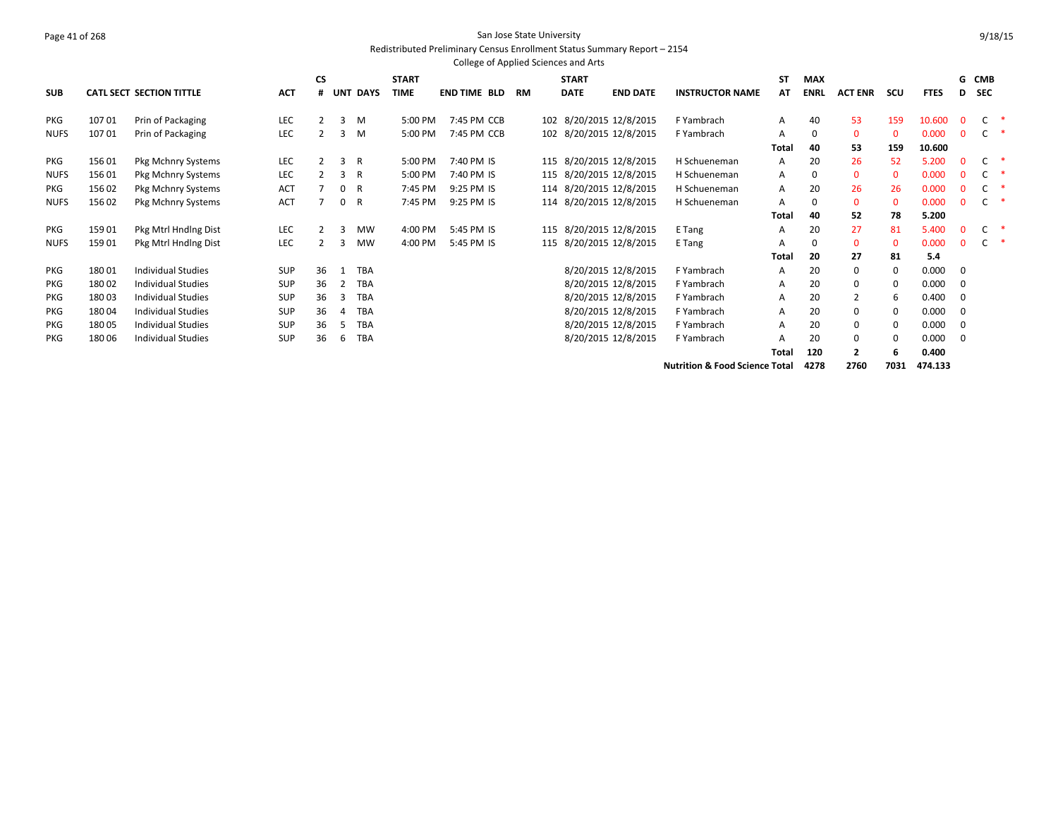San Jose State University

Redistributed Preliminary Census Enrollment Status Summary Report – 2154

College of Applied Sciences and Arts

9/18/15

| SUB | CATL SECT | SECTION TITTLE | ACT | CS # | UNT | DAYS | START TIME | END TIME | BLD | RM | START DATE | END DATE | INSTRUCTOR NAME | ST AT | MAX ENRL | ACT ENR | SCU | FTES | G D | CMB SEC | |
|---|---|---|---|---|---|---|---|---|---|---|---|---|---|---|---|---|---|---|---|---|---|
| PKG | 107 01 | Prin of Packaging | LEC | 2 | 3 | M | 5:00 PM | 7:45 PM | CCB | 102 | 8/20/2015 | 12/8/2015 | F Yambrach | A | 40 | 53 | 159 | 10.600 | 0 | C | * |
| NUFS | 107 01 | Prin of Packaging | LEC | 2 | 3 | M | 5:00 PM | 7:45 PM | CCB | 102 | 8/20/2015 | 12/8/2015 | F Yambrach | A | 0 | 0 | 0 | 0.000 | 0 | C | * |
| | | | | | | | | | | | | | | Total | 40 | 53 | 159 | 10.600 | | | |
| PKG | 156 01 | Pkg Mchnry Systems | LEC | 2 | 3 | R | 5:00 PM | 7:40 PM | IS | 115 | 8/20/2015 | 12/8/2015 | H Schueneman | A | 20 | 26 | 52 | 5.200 | 0 | C | * |
| NUFS | 156 01 | Pkg Mchnry Systems | LEC | 2 | 3 | R | 5:00 PM | 7:40 PM | IS | 115 | 8/20/2015 | 12/8/2015 | H Schueneman | A | 0 | 0 | 0 | 0.000 | 0 | C | * |
| PKG | 156 02 | Pkg Mchnry Systems | ACT | 7 | 0 | R | 7:45 PM | 9:25 PM | IS | 114 | 8/20/2015 | 12/8/2015 | H Schueneman | A | 20 | 26 | 26 | 0.000 | 0 | C | * |
| NUFS | 156 02 | Pkg Mchnry Systems | ACT | 7 | 0 | R | 7:45 PM | 9:25 PM | IS | 114 | 8/20/2015 | 12/8/2015 | H Schueneman | A | 0 | 0 | 0 | 0.000 | 0 | C | * |
| | | | | | | | | | | | | | | Total | 40 | 52 | 78 | 5.200 | | | |
| PKG | 159 01 | Pkg Mtrl Hndlng Dist | LEC | 2 | 3 | MW | 4:00 PM | 5:45 PM | IS | 115 | 8/20/2015 | 12/8/2015 | E Tang | A | 20 | 27 | 81 | 5.400 | 0 | C | * |
| NUFS | 159 01 | Pkg Mtrl Hndlng Dist | LEC | 2 | 3 | MW | 4:00 PM | 5:45 PM | IS | 115 | 8/20/2015 | 12/8/2015 | E Tang | A | 0 | 0 | 0 | 0.000 | 0 | C | * |
| | | | | | | | | | | | | | | Total | 20 | 27 | 81 | 5.4 | | | |
| PKG | 180 01 | Individual Studies | SUP | 36 | 1 | TBA | | | | | 8/20/2015 | 12/8/2015 | F Yambrach | A | 20 | 0 | 0 | 0.000 | 0 | | |
| PKG | 180 02 | Individual Studies | SUP | 36 | 2 | TBA | | | | | 8/20/2015 | 12/8/2015 | F Yambrach | A | 20 | 0 | 0 | 0.000 | 0 | | |
| PKG | 180 03 | Individual Studies | SUP | 36 | 3 | TBA | | | | | 8/20/2015 | 12/8/2015 | F Yambrach | A | 20 | 2 | 6 | 0.400 | 0 | | |
| PKG | 180 04 | Individual Studies | SUP | 36 | 4 | TBA | | | | | 8/20/2015 | 12/8/2015 | F Yambrach | A | 20 | 0 | 0 | 0.000 | 0 | | |
| PKG | 180 05 | Individual Studies | SUP | 36 | 5 | TBA | | | | | 8/20/2015 | 12/8/2015 | F Yambrach | A | 20 | 0 | 0 | 0.000 | 0 | | |
| PKG | 180 06 | Individual Studies | SUP | 36 | 6 | TBA | | | | | 8/20/2015 | 12/8/2015 | F Yambrach | A | 20 | 0 | 0 | 0.000 | 0 | | |
| | | | | | | | | | | | | | | Total | 120 | 2 | 6 | 0.400 | | | |
| | | | | | | | | | | | | | Nutrition & Food Science Total | | 4278 | 2760 | 7031 | 474.133 | | | |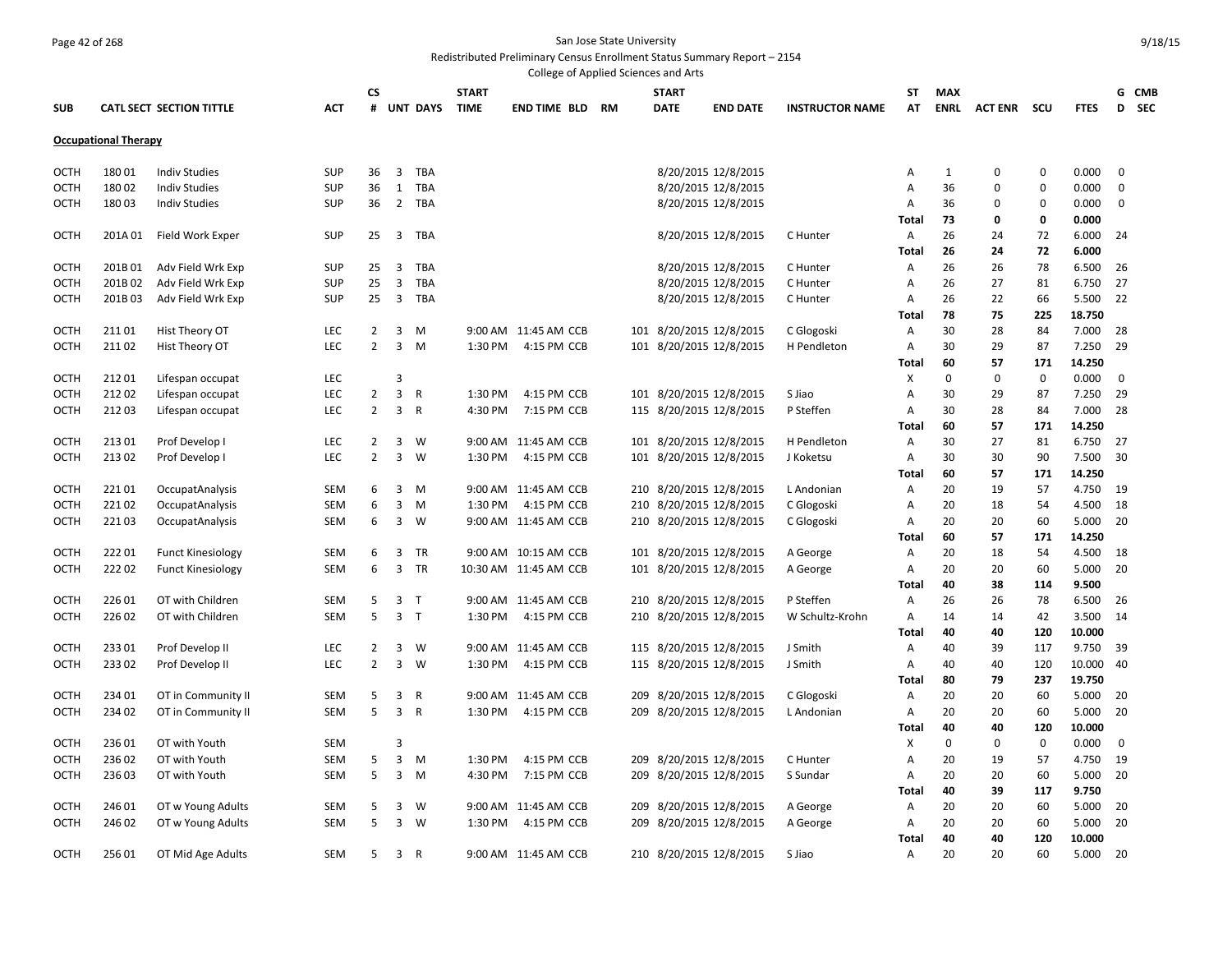San Jose State University

Redistributed Preliminary Census Enrollment Status Summary Report – 2154

College of Applied Sciences and Arts

| SUB | CATL SECT | SECTION TITTLE | ACT | CS # | UNT | DAYS | START TIME | END TIME | BLD | RM | START DATE | END DATE | INSTRUCTOR NAME | ST AT | MAX ENRL | ACT ENR | SCU | FTES | G D | CMB SEC |
|---|---|---|---|---|---|---|---|---|---|---|---|---|---|---|---|---|---|---|---|---|
| **Occupational Therapy** | | | | | | | | | | | | | | | | | | | | |
| OCTH | 180 01 | Indiv Studies | SUP | 36 | 3 | TBA | | | | | 8/20/2015 | 12/8/2015 | | A | 1 | 0 | 0 | 0.000 | 0 | |
| OCTH | 180 02 | Indiv Studies | SUP | 36 | 1 | TBA | | | | | 8/20/2015 | 12/8/2015 | | A | 36 | 0 | 0 | 0.000 | 0 | |
| OCTH | 180 03 | Indiv Studies | SUP | 36 | 2 | TBA | | | | | 8/20/2015 | 12/8/2015 | | A | 36 | 0 | 0 | 0.000 | 0 | |
| | | | | | | | | | | | | | | **Total** | **73** | **0** | **0** | **0.000** | | |
| OCTH | 201A 01 | Field Work Exper | SUP | 25 | 3 | TBA | | | | | 8/20/2015 | 12/8/2015 | C Hunter | A | 26 | 24 | 72 | 6.000 | 24 | |
| | | | | | | | | | | | | | | **Total** | **26** | **24** | **72** | **6.000** | | |
| OCTH | 201B 01 | Adv Field Wrk Exp | SUP | 25 | 3 | TBA | | | | | 8/20/2015 | 12/8/2015 | C Hunter | A | 26 | 26 | 78 | 6.500 | 26 | |
| OCTH | 201B 02 | Adv Field Wrk Exp | SUP | 25 | 3 | TBA | | | | | 8/20/2015 | 12/8/2015 | C Hunter | A | 26 | 27 | 81 | 6.750 | 27 | |
| OCTH | 201B 03 | Adv Field Wrk Exp | SUP | 25 | 3 | TBA | | | | | 8/20/2015 | 12/8/2015 | C Hunter | A | 26 | 22 | 66 | 5.500 | 22 | |
| | | | | | | | | | | | | | | **Total** | **78** | **75** | **225** | **18.750** | | |
| OCTH | 211 01 | Hist Theory OT | LEC | 2 | 3 | M | 9:00 AM | 11:45 AM | CCB | 101 | 8/20/2015 | 12/8/2015 | C Glogoski | A | 30 | 28 | 84 | 7.000 | 28 | |
| OCTH | 211 02 | Hist Theory OT | LEC | 2 | 3 | M | 1:30 PM | 4:15 PM | CCB | 101 | 8/20/2015 | 12/8/2015 | H Pendleton | A | 30 | 29 | 87 | 7.250 | 29 | |
| | | | | | | | | | | | | | | **Total** | **60** | **57** | **171** | **14.250** | | |
| OCTH | 212 01 | Lifespan occupat | LEC | | 3 | | | | | | | | | X | 0 | 0 | 0 | 0.000 | 0 | |
| OCTH | 212 02 | Lifespan occupat | LEC | 2 | 3 | R | 1:30 PM | 4:15 PM | CCB | 101 | 8/20/2015 | 12/8/2015 | S Jiao | A | 30 | 29 | 87 | 7.250 | 29 | |
| OCTH | 212 03 | Lifespan occupat | LEC | 2 | 3 | R | 4:30 PM | 7:15 PM | CCB | 115 | 8/20/2015 | 12/8/2015 | P Steffen | A | 30 | 28 | 84 | 7.000 | 28 | |
| | | | | | | | | | | | | | | **Total** | **60** | **57** | **171** | **14.250** | | |
| OCTH | 213 01 | Prof Develop I | LEC | 2 | 3 | W | 9:00 AM | 11:45 AM | CCB | 101 | 8/20/2015 | 12/8/2015 | H Pendleton | A | 30 | 27 | 81 | 6.750 | 27 | |
| OCTH | 213 02 | Prof Develop I | LEC | 2 | 3 | W | 1:30 PM | 4:15 PM | CCB | 101 | 8/20/2015 | 12/8/2015 | J Koketsu | A | 30 | 30 | 90 | 7.500 | 30 | |
| | | | | | | | | | | | | | | **Total** | **60** | **57** | **171** | **14.250** | | |
| OCTH | 221 01 | OccupatAnalysis | SEM | 6 | 3 | M | 9:00 AM | 11:45 AM | CCB | 210 | 8/20/2015 | 12/8/2015 | L Andonian | A | 20 | 19 | 57 | 4.750 | 19 | |
| OCTH | 221 02 | OccupatAnalysis | SEM | 6 | 3 | M | 1:30 PM | 4:15 PM | CCB | 210 | 8/20/2015 | 12/8/2015 | C Glogoski | A | 20 | 18 | 54 | 4.500 | 18 | |
| OCTH | 221 03 | OccupatAnalysis | SEM | 6 | 3 | W | 9:00 AM | 11:45 AM | CCB | 210 | 8/20/2015 | 12/8/2015 | C Glogoski | A | 20 | 20 | 60 | 5.000 | 20 | |
| | | | | | | | | | | | | | | **Total** | **60** | **57** | **171** | **14.250** | | |
| OCTH | 222 01 | Funct Kinesiology | SEM | 6 | 3 | TR | 9:00 AM | 10:15 AM | CCB | 101 | 8/20/2015 | 12/8/2015 | A George | A | 20 | 18 | 54 | 4.500 | 18 | |
| OCTH | 222 02 | Funct Kinesiology | SEM | 6 | 3 | TR | 10:30 AM | 11:45 AM | CCB | 101 | 8/20/2015 | 12/8/2015 | A George | A | 20 | 20 | 60 | 5.000 | 20 | |
| | | | | | | | | | | | | | | **Total** | **40** | **38** | **114** | **9.500** | | |
| OCTH | 226 01 | OT with Children | SEM | 5 | 3 | T | 9:00 AM | 11:45 AM | CCB | 210 | 8/20/2015 | 12/8/2015 | P Steffen | A | 26 | 26 | 78 | 6.500 | 26 | |
| OCTH | 226 02 | OT with Children | SEM | 5 | 3 | T | 1:30 PM | 4:15 PM | CCB | 210 | 8/20/2015 | 12/8/2015 | W Schultz-Krohn | A | 14 | 14 | 42 | 3.500 | 14 | |
| | | | | | | | | | | | | | | **Total** | **40** | **40** | **120** | **10.000** | | |
| OCTH | 233 01 | Prof Develop II | LEC | 2 | 3 | W | 9:00 AM | 11:45 AM | CCB | 115 | 8/20/2015 | 12/8/2015 | J Smith | A | 40 | 39 | 117 | 9.750 | 39 | |
| OCTH | 233 02 | Prof Develop II | LEC | 2 | 3 | W | 1:30 PM | 4:15 PM | CCB | 115 | 8/20/2015 | 12/8/2015 | J Smith | A | 40 | 40 | 120 | 10.000 | 40 | |
| | | | | | | | | | | | | | | **Total** | **80** | **79** | **237** | **19.750** | | |
| OCTH | 234 01 | OT in Community II | SEM | 5 | 3 | R | 9:00 AM | 11:45 AM | CCB | 209 | 8/20/2015 | 12/8/2015 | C Glogoski | A | 20 | 20 | 60 | 5.000 | 20 | |
| OCTH | 234 02 | OT in Community II | SEM | 5 | 3 | R | 1:30 PM | 4:15 PM | CCB | 209 | 8/20/2015 | 12/8/2015 | L Andonian | A | 20 | 20 | 60 | 5.000 | 20 | |
| | | | | | | | | | | | | | | **Total** | **40** | **40** | **120** | **10.000** | | |
| OCTH | 236 01 | OT with Youth | SEM | | 3 | | | | | | | | | X | 0 | 0 | 0 | 0.000 | 0 | |
| OCTH | 236 02 | OT with Youth | SEM | 5 | 3 | M | 1:30 PM | 4:15 PM | CCB | 209 | 8/20/2015 | 12/8/2015 | C Hunter | A | 20 | 19 | 57 | 4.750 | 19 | |
| OCTH | 236 03 | OT with Youth | SEM | 5 | 3 | M | 4:30 PM | 7:15 PM | CCB | 209 | 8/20/2015 | 12/8/2015 | S Sundar | A | 20 | 20 | 60 | 5.000 | 20 | |
| | | | | | | | | | | | | | | **Total** | **40** | **39** | **117** | **9.750** | | |
| OCTH | 246 01 | OT w Young Adults | SEM | 5 | 3 | W | 9:00 AM | 11:45 AM | CCB | 209 | 8/20/2015 | 12/8/2015 | A George | A | 20 | 20 | 60 | 5.000 | 20 | |
| OCTH | 246 02 | OT w Young Adults | SEM | 5 | 3 | W | 1:30 PM | 4:15 PM | CCB | 209 | 8/20/2015 | 12/8/2015 | A George | A | 20 | 20 | 60 | 5.000 | 20 | |
| | | | | | | | | | | | | | | **Total** | **40** | **40** | **120** | **10.000** | | |
| OCTH | 256 01 | OT Mid Age Adults | SEM | 5 | 3 | R | 9:00 AM | 11:45 AM | CCB | 210 | 8/20/2015 | 12/8/2015 | S Jiao | A | 20 | 20 | 60 | 5.000 | 20 | |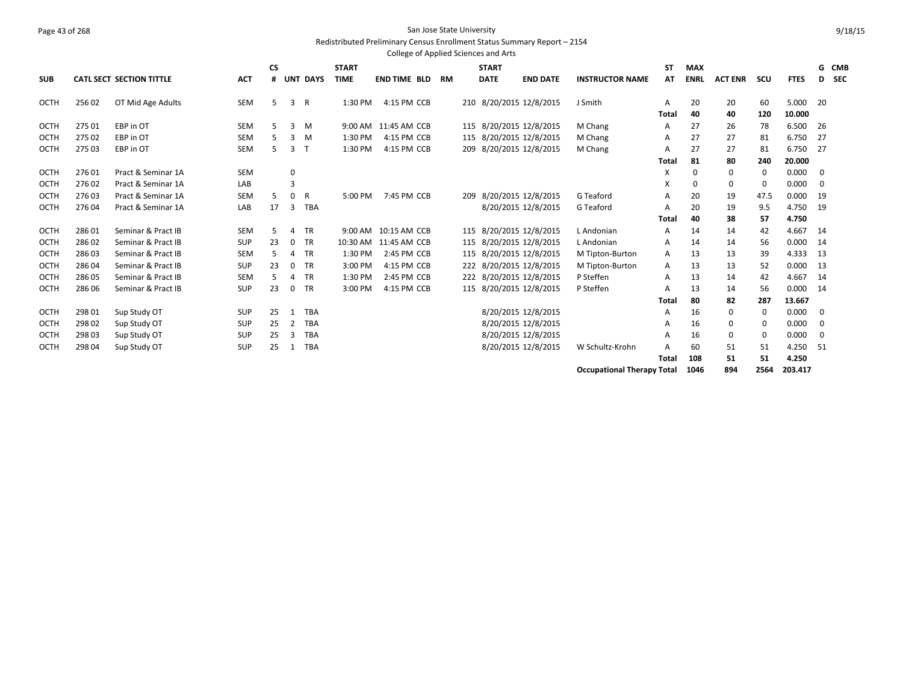San Jose State University
Redistributed Preliminary Census Enrollment Status Summary Report – 2154
College of Applied Sciences and Arts

| SUB | CATL SECT | SECTION TITTLE | ACT | CS # | UNT | DAYS | START TIME | END TIME | BLD | RM | START DATE | END DATE | INSTRUCTOR NAME | ST AT | MAX ENRL | ACT ENR | SCU | FTES | GD | CMB SEC |
|---|---|---|---|---|---|---|---|---|---|---|---|---|---|---|---|---|---|---|---|---|
| OCTH | 256 02 | OT Mid Age Adults | SEM | 5 | 3 | R | 1:30 PM | 4:15 PM | CCB | 210 | 8/20/2015 | 12/8/2015 | J Smith | A | 20 | 20 | 60 | 5.000 | 20 | |
| | | | | | | | | | | | | | | **Total** | **40** | **40** | **120** | **10.000** | | |
| OCTH | 275 01 | EBP in OT | SEM | 5 | 3 | M | 9:00 AM | 11:45 AM | CCB | 115 | 8/20/2015 | 12/8/2015 | M Chang | A | 27 | 26 | 78 | 6.500 | 26 | |
| OCTH | 275 02 | EBP in OT | SEM | 5 | 3 | M | 1:30 PM | 4:15 PM | CCB | 115 | 8/20/2015 | 12/8/2015 | M Chang | A | 27 | 27 | 81 | 6.750 | 27 | |
| OCTH | 275 03 | EBP in OT | SEM | 5 | 3 | T | 1:30 PM | 4:15 PM | CCB | 209 | 8/20/2015 | 12/8/2015 | M Chang | A | 27 | 27 | 81 | 6.750 | 27 | |
| | | | | | | | | | | | | | | **Total** | **81** | **80** | **240** | **20.000** | | |
| OCTH | 276 01 | Pract & Seminar 1A | SEM | | 0 | | | | | | | | | X | 0 | 0 | 0 | 0.000 | 0 | |
| OCTH | 276 02 | Pract & Seminar 1A | LAB | | 3 | | | | | | | | | X | 0 | 0 | 0 | 0.000 | 0 | |
| OCTH | 276 03 | Pract & Seminar 1A | SEM | 5 | 0 | R | 5:00 PM | 7:45 PM | CCB | 209 | 8/20/2015 | 12/8/2015 | G Teaford | A | 20 | 19 | 47.5 | 0.000 | 19 | |
| OCTH | 276 04 | Pract & Seminar 1A | LAB | 17 | 3 | TBA | | | | | 8/20/2015 | 12/8/2015 | G Teaford | A | 20 | 19 | 9.5 | 4.750 | 19 | |
| | | | | | | | | | | | | | | **Total** | **40** | **38** | **57** | **4.750** | | |
| OCTH | 286 01 | Seminar & Pract IB | SEM | 5 | 4 | TR | 9:00 AM | 10:15 AM | CCB | 115 | 8/20/2015 | 12/8/2015 | L Andonian | A | 14 | 14 | 42 | 4.667 | 14 | |
| OCTH | 286 02 | Seminar & Pract IB | SUP | 23 | 0 | TR | 10:30 AM | 11:45 AM | CCB | 115 | 8/20/2015 | 12/8/2015 | L Andonian | A | 14 | 14 | 56 | 0.000 | 14 | |
| OCTH | 286 03 | Seminar & Pract IB | SEM | 5 | 4 | TR | 1:30 PM | 2:45 PM | CCB | 115 | 8/20/2015 | 12/8/2015 | M Tipton-Burton | A | 13 | 13 | 39 | 4.333 | 13 | |
| OCTH | 286 04 | Seminar & Pract IB | SUP | 23 | 0 | TR | 3:00 PM | 4:15 PM | CCB | 222 | 8/20/2015 | 12/8/2015 | M Tipton-Burton | A | 13 | 13 | 52 | 0.000 | 13 | |
| OCTH | 286 05 | Seminar & Pract IB | SEM | 5 | 4 | TR | 1:30 PM | 2:45 PM | CCB | 222 | 8/20/2015 | 12/8/2015 | P Steffen | A | 13 | 14 | 42 | 4.667 | 14 | |
| OCTH | 286 06 | Seminar & Pract IB | SUP | 23 | 0 | TR | 3:00 PM | 4:15 PM | CCB | 115 | 8/20/2015 | 12/8/2015 | P Steffen | A | 13 | 14 | 56 | 0.000 | 14 | |
| | | | | | | | | | | | | | | **Total** | **80** | **82** | **287** | **13.667** | | |
| OCTH | 298 01 | Sup Study OT | SUP | 25 | 1 | TBA | | | | | 8/20/2015 | 12/8/2015 | | A | 16 | 0 | 0 | 0.000 | 0 | |
| OCTH | 298 02 | Sup Study OT | SUP | 25 | 2 | TBA | | | | | 8/20/2015 | 12/8/2015 | | A | 16 | 0 | 0 | 0.000 | 0 | |
| OCTH | 298 03 | Sup Study OT | SUP | 25 | 3 | TBA | | | | | 8/20/2015 | 12/8/2015 | | A | 16 | 0 | 0 | 0.000 | 0 | |
| OCTH | 298 04 | Sup Study OT | SUP | 25 | 1 | TBA | | | | | 8/20/2015 | 12/8/2015 | W Schultz-Krohn | A | 60 | 51 | 51 | 4.250 | 51 | |
| | | | | | | | | | | | | | | **Total** | **108** | **51** | **51** | **4.250** | | |
| | | | | | | | | | | | | | **Occupational Therapy Total** | | **1046** | **894** | **2564** | **203.417** | | |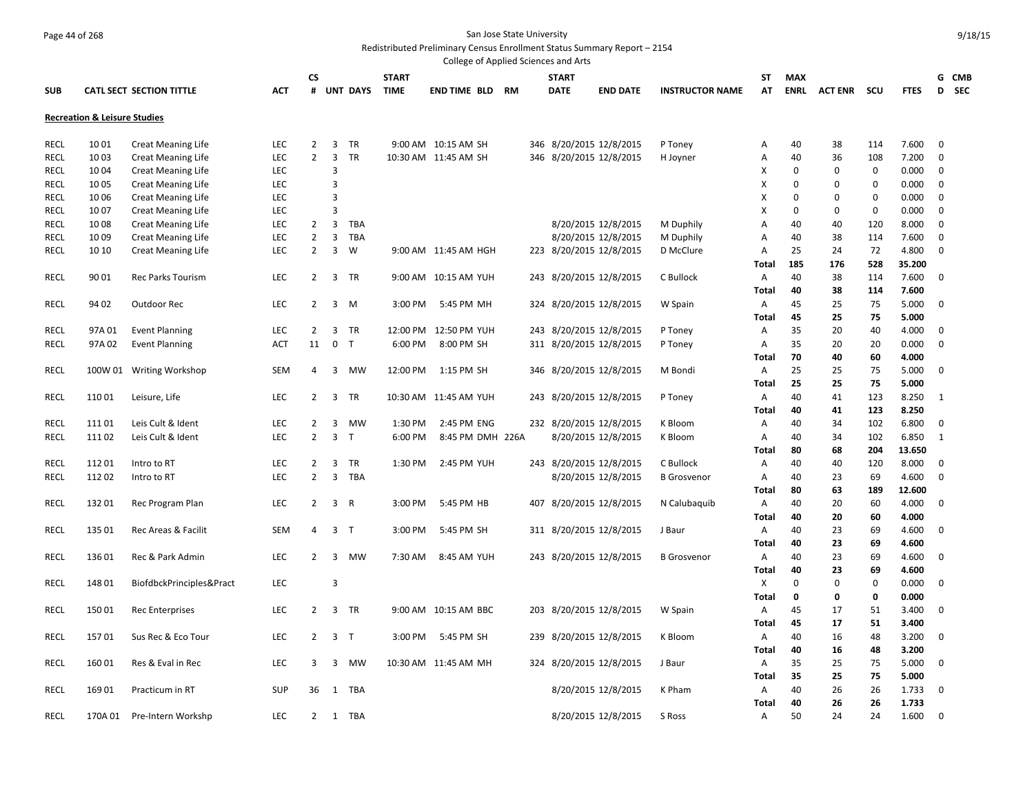San Jose State University

Redistributed Preliminary Census Enrollment Status Summary Report – 2154

College of Applied Sciences and Arts

| SUB | CATL SECT | SECTION TITTLE | ACT | CS # | UNT | DAYS | START TIME | END TIME | BLD | RM | START DATE | END DATE | INSTRUCTOR NAME | ST AT | MAX ENRL | ACT ENR | SCU | FTES | G D | CMB SEC |
|---|---|---|---|---|---|---|---|---|---|---|---|---|---|---|---|---|---|---|---|---|
| **Recreation & Leisure Studies** | | | | | | | | | | | | | | | | | | | | |
| RECL | 10 01 | Creat Meaning Life | LEC | 2 | 3 | TR | 9:00 AM | 10:15 AM | SH | 346 | 8/20/2015 | 12/8/2015 | P Toney | A | 40 | 38 | 114 | 7.600 | 0 | |
| RECL | 10 03 | Creat Meaning Life | LEC | 2 | 3 | TR | 10:30 AM | 11:45 AM | SH | 346 | 8/20/2015 | 12/8/2015 | H Joyner | A | 40 | 36 | 108 | 7.200 | 0 | |
| RECL | 10 04 | Creat Meaning Life | LEC | | 3 | | | | | | | | | X | 0 | 0 | 0 | 0.000 | 0 | |
| RECL | 10 05 | Creat Meaning Life | LEC | | 3 | | | | | | | | | X | 0 | 0 | 0 | 0.000 | 0 | |
| RECL | 10 06 | Creat Meaning Life | LEC | | 3 | | | | | | | | | X | 0 | 0 | 0 | 0.000 | 0 | |
| RECL | 10 07 | Creat Meaning Life | LEC | | 3 | | | | | | | | | X | 0 | 0 | 0 | 0.000 | 0 | |
| RECL | 10 08 | Creat Meaning Life | LEC | 2 | 3 | TBA | | | | | 8/20/2015 | 12/8/2015 | M Duphily | A | 40 | 40 | 120 | 8.000 | 0 | |
| RECL | 10 09 | Creat Meaning Life | LEC | 2 | 3 | TBA | | | | | 8/20/2015 | 12/8/2015 | M Duphily | A | 40 | 38 | 114 | 7.600 | 0 | |
| RECL | 10 10 | Creat Meaning Life | LEC | 2 | 3 | W | 9:00 AM | 11:45 AM | HGH | 223 | 8/20/2015 | 12/8/2015 | D McClure | A | 25 | 24 | 72 | 4.800 | 0 | |
| | | | | | | | | | | | | | | **Total** | **185** | **176** | **528** | **35.200** | | |
| RECL | 90 01 | Rec Parks Tourism | LEC | 2 | 3 | TR | 9:00 AM | 10:15 AM | YUH | 243 | 8/20/2015 | 12/8/2015 | C Bullock | A | 40 | 38 | 114 | 7.600 | 0 | |
| | | | | | | | | | | | | | | **Total** | **40** | **38** | **114** | **7.600** | | |
| RECL | 94 02 | Outdoor Rec | LEC | 2 | 3 | M | 3:00 PM | 5:45 PM | MH | 324 | 8/20/2015 | 12/8/2015 | W Spain | A | 45 | 25 | 75 | 5.000 | 0 | |
| | | | | | | | | | | | | | | **Total** | **45** | **25** | **75** | **5.000** | | |
| RECL | 97A 01 | Event Planning | LEC | 2 | 3 | TR | 12:00 PM | 12:50 PM | YUH | 243 | 8/20/2015 | 12/8/2015 | P Toney | A | 35 | 20 | 40 | 4.000 | 0 | |
| RECL | 97A 02 | Event Planning | ACT | 11 | 0 | T | 6:00 PM | 8:00 PM | SH | 311 | 8/20/2015 | 12/8/2015 | P Toney | A | 35 | 20 | 20 | 0.000 | 0 | |
| | | | | | | | | | | | | | | **Total** | **70** | **40** | **60** | **4.000** | | |
| RECL | 100W 01 | Writing Workshop | SEM | 4 | 3 | MW | 12:00 PM | 1:15 PM | SH | 346 | 8/20/2015 | 12/8/2015 | M Bondi | A | 25 | 25 | 75 | 5.000 | 0 | |
| | | | | | | | | | | | | | | **Total** | **25** | **25** | **75** | **5.000** | | |
| RECL | 110 01 | Leisure, Life | LEC | 2 | 3 | TR | 10:30 AM | 11:45 AM | YUH | 243 | 8/20/2015 | 12/8/2015 | P Toney | A | 40 | 41 | 123 | 8.250 | 1 | |
| | | | | | | | | | | | | | | **Total** | **40** | **41** | **123** | **8.250** | | |
| RECL | 111 01 | Leis Cult & Ident | LEC | 2 | 3 | MW | 1:30 PM | 2:45 PM | ENG | 232 | 8/20/2015 | 12/8/2015 | K Bloom | A | 40 | 34 | 102 | 6.800 | 0 | |
| RECL | 111 02 | Leis Cult & Ident | LEC | 2 | 3 | T | 6:00 PM | 8:45 PM | DMH | 226A | 8/20/2015 | 12/8/2015 | K Bloom | A | 40 | 34 | 102 | 6.850 | 1 | |
| | | | | | | | | | | | | | | **Total** | **80** | **68** | **204** | **13.650** | | |
| RECL | 112 01 | Intro to RT | LEC | 2 | 3 | TR | 1:30 PM | 2:45 PM | YUH | 243 | 8/20/2015 | 12/8/2015 | C Bullock | A | 40 | 40 | 120 | 8.000 | 0 | |
| RECL | 112 02 | Intro to RT | LEC | 2 | 3 | TBA | | | | | 8/20/2015 | 12/8/2015 | B Grosvenor | A | 40 | 23 | 69 | 4.600 | 0 | |
| | | | | | | | | | | | | | | **Total** | **80** | **63** | **189** | **12.600** | | |
| RECL | 132 01 | Rec Program Plan | LEC | 2 | 3 | R | 3:00 PM | 5:45 PM | HB | 407 | 8/20/2015 | 12/8/2015 | N Calubaquib | A | 40 | 20 | 60 | 4.000 | 0 | |
| | | | | | | | | | | | | | | **Total** | **40** | **20** | **60** | **4.000** | | |
| RECL | 135 01 | Rec Areas & Facilit | SEM | 4 | 3 | T | 3:00 PM | 5:45 PM | SH | 311 | 8/20/2015 | 12/8/2015 | J Baur | A | 40 | 23 | 69 | 4.600 | 0 | |
| | | | | | | | | | | | | | | **Total** | **40** | **23** | **69** | **4.600** | | |
| RECL | 136 01 | Rec & Park Admin | LEC | 2 | 3 | MW | 7:30 AM | 8:45 AM | YUH | 243 | 8/20/2015 | 12/8/2015 | B Grosvenor | A | 40 | 23 | 69 | 4.600 | 0 | |
| | | | | | | | | | | | | | | **Total** | **40** | **23** | **69** | **4.600** | | |
| RECL | 148 01 | BiofdbckPrinciples&Pract | LEC | | 3 | | | | | | | | | X | 0 | 0 | 0 | 0.000 | 0 | |
| | | | | | | | | | | | | | | **Total** | **0** | **0** | **0** | **0.000** | | |
| RECL | 150 01 | Rec Enterprises | LEC | 2 | 3 | TR | 9:00 AM | 10:15 AM | BBC | 203 | 8/20/2015 | 12/8/2015 | W Spain | A | 45 | 17 | 51 | 3.400 | 0 | |
| | | | | | | | | | | | | | | **Total** | **45** | **17** | **51** | **3.400** | | |
| RECL | 157 01 | Sus Rec & Eco Tour | LEC | 2 | 3 | T | 3:00 PM | 5:45 PM | SH | 239 | 8/20/2015 | 12/8/2015 | K Bloom | A | 40 | 16 | 48 | 3.200 | 0 | |
| | | | | | | | | | | | | | | **Total** | **40** | **16** | **48** | **3.200** | | |
| RECL | 160 01 | Res & Eval in Rec | LEC | 3 | 3 | MW | 10:30 AM | 11:45 AM | MH | 324 | 8/20/2015 | 12/8/2015 | J Baur | A | 35 | 25 | 75 | 5.000 | 0 | |
| | | | | | | | | | | | | | | **Total** | **35** | **25** | **75** | **5.000** | | |
| RECL | 169 01 | Practicum in RT | SUP | 36 | 1 | TBA | | | | | 8/20/2015 | 12/8/2015 | K Pham | A | 40 | 26 | 26 | 1.733 | 0 | |
| | | | | | | | | | | | | | | **Total** | **40** | **26** | **26** | **1.733** | | |
| RECL | 170A 01 | Pre-Intern Workshp | LEC | 2 | 1 | TBA | | | | | 8/20/2015 | 12/8/2015 | S Ross | A | 50 | 24 | 24 | 1.600 | 0 | |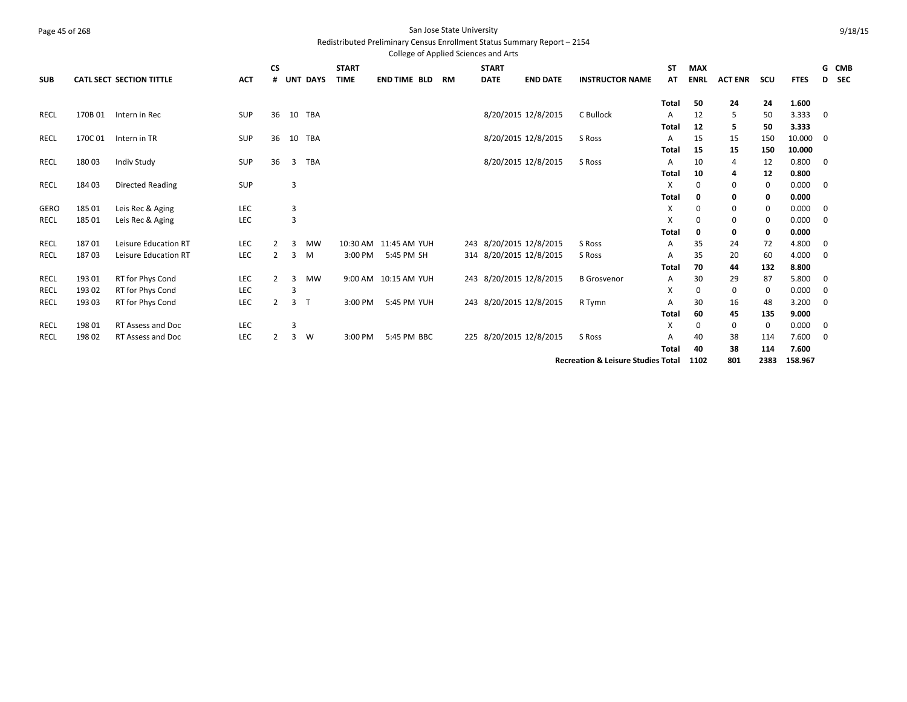San Jose State University

Redistributed Preliminary Census Enrollment Status Summary Report – 2154

College of Applied Sciences and Arts

| SUB | CATL SECT | SECTION TITTLE | ACT | CS # | UNT | DAYS | START TIME | END TIME | BLD | RM | START DATE | END DATE | INSTRUCTOR NAME | ST AT | MAX ENRL | ACT ENR | SCU | FTES | G D | CMB SEC |
|---|---|---|---|---|---|---|---|---|---|---|---|---|---|---|---|---|---|---|---|---|
| | | | | | | | | | | | | | | **Total** | **50** | **24** | **24** | **1.600** | | |
| RECL | 170B 01 | Intern in Rec | SUP | 36 | 10 | TBA | | | | | 8/20/2015 | 12/8/2015 | C Bullock | A | 12 | 5 | 50 | 3.333 | 0 | |
| | | | | | | | | | | | | | | **Total** | **12** | **5** | **50** | **3.333** | | |
| RECL | 170C 01 | Intern in TR | SUP | 36 | 10 | TBA | | | | | 8/20/2015 | 12/8/2015 | S Ross | A | 15 | 15 | 150 | 10.000 | 0 | |
| | | | | | | | | | | | | | | **Total** | **15** | **15** | **150** | **10.000** | | |
| RECL | 180 03 | Indiv Study | SUP | 36 | 3 | TBA | | | | | 8/20/2015 | 12/8/2015 | S Ross | A | 10 | 4 | 12 | 0.800 | 0 | |
| | | | | | | | | | | | | | | **Total** | **10** | **4** | **12** | **0.800** | | |
| RECL | 184 03 | Directed Reading | SUP | | 3 | | | | | | | | | X | 0 | 0 | 0 | 0.000 | 0 | |
| | | | | | | | | | | | | | | **Total** | **0** | **0** | **0** | **0.000** | | |
| GERO | 185 01 | Leis Rec & Aging | LEC | | 3 | | | | | | | | | X | 0 | 0 | 0 | 0.000 | 0 | |
| RECL | 185 01 | Leis Rec & Aging | LEC | | 3 | | | | | | | | | X | 0 | 0 | 0 | 0.000 | 0 | |
| | | | | | | | | | | | | | | **Total** | **0** | **0** | **0** | **0.000** | | |
| RECL | 187 01 | Leisure Education RT | LEC | 2 | 3 | MW | 10:30 AM | 11:45 AM | YUH | 243 | 8/20/2015 | 12/8/2015 | S Ross | A | 35 | 24 | 72 | 4.800 | 0 | |
| RECL | 187 03 | Leisure Education RT | LEC | 2 | 3 | M | 3:00 PM | 5:45 PM | SH | 314 | 8/20/2015 | 12/8/2015 | S Ross | A | 35 | 20 | 60 | 4.000 | 0 | |
| | | | | | | | | | | | | | | **Total** | **70** | **44** | **132** | **8.800** | | |
| RECL | 193 01 | RT for Phys Cond | LEC | 2 | 3 | MW | 9:00 AM | 10:15 AM | YUH | 243 | 8/20/2015 | 12/8/2015 | B Grosvenor | A | 30 | 29 | 87 | 5.800 | 0 | |
| RECL | 193 02 | RT for Phys Cond | LEC | | 3 | | | | | | | | | X | 0 | 0 | 0 | 0.000 | 0 | |
| RECL | 193 03 | RT for Phys Cond | LEC | 2 | 3 | T | 3:00 PM | 5:45 PM | YUH | 243 | 8/20/2015 | 12/8/2015 | R Tymn | A | 30 | 16 | 48 | 3.200 | 0 | |
| | | | | | | | | | | | | | | **Total** | **60** | **45** | **135** | **9.000** | | |
| RECL | 198 01 | RT Assess and Doc | LEC | | 3 | | | | | | | | | X | 0 | 0 | 0 | 0.000 | 0 | |
| RECL | 198 02 | RT Assess and Doc | LEC | 2 | 3 | W | 3:00 PM | 5:45 PM | BBC | 225 | 8/20/2015 | 12/8/2015 | S Ross | A | 40 | 38 | 114 | 7.600 | 0 | |
| | | | | | | | | | | | | | | **Total** | **40** | **38** | **114** | **7.600** | | |
| | | | | | | | | | | | | | **Recreation & Leisure Studies Total** | | **1102** | **801** | **2383** | **158.967** | | |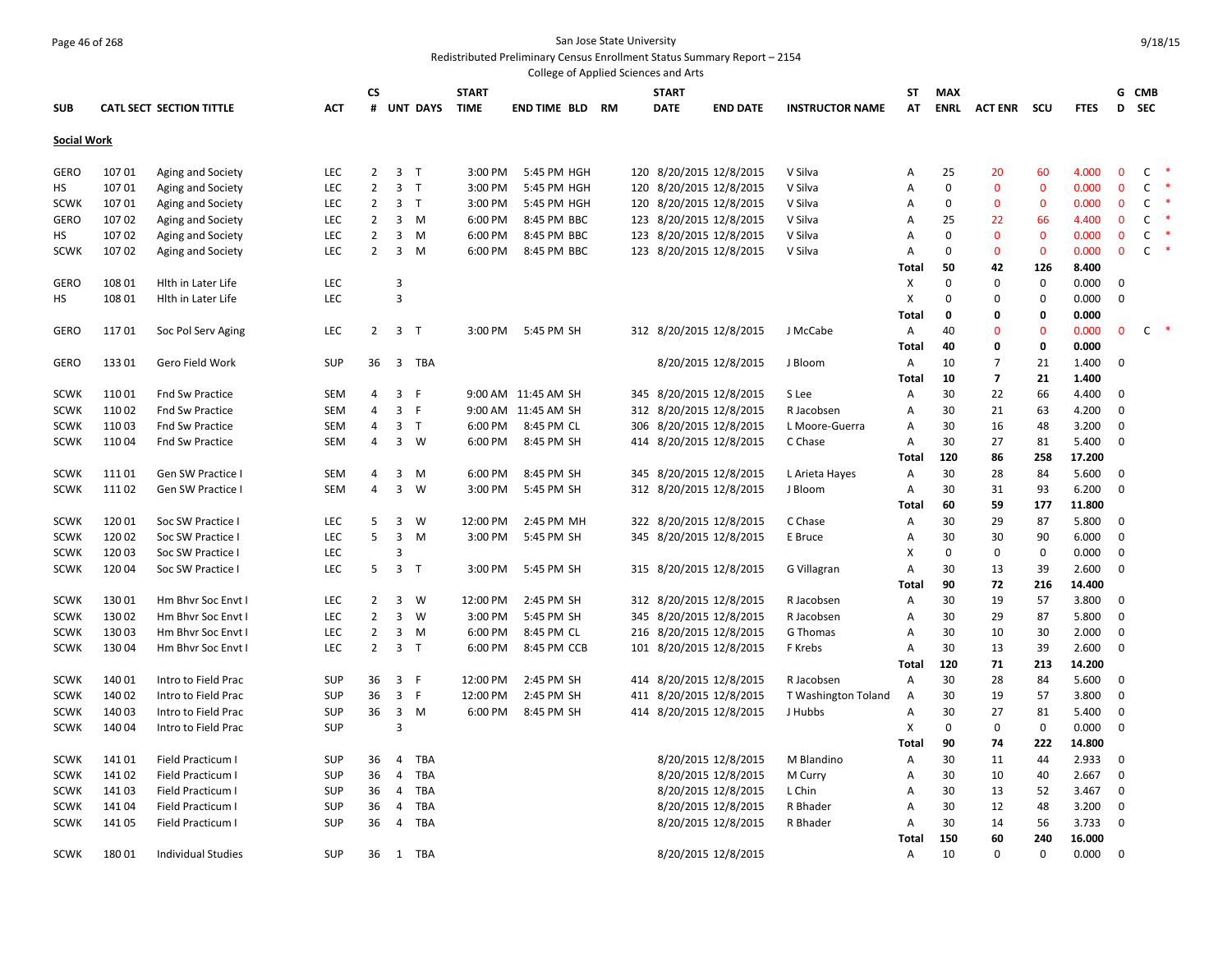San Jose State University
Redistributed Preliminary Census Enrollment Status Summary Report – 2154
College of Applied Sciences and Arts

| SUB | CATL SECT | SECTION TITTLE | ACT | CS # | UNT | DAYS | START TIME | END TIME | BLD | RM | START DATE | END DATE | INSTRUCTOR NAME | ST AT | MAX ENRL | ACT ENR | SCU | FTES | G D | CMB SEC | |
|---|---|---|---|---|---|---|---|---|---|---|---|---|---|---|---|---|---|---|---|---|---|
| **Social Work** | | | | | | | | | | | | | | | | | | | | | |
| GERO | 107 01 | Aging and Society | LEC | 2 | 3 | T | 3:00 PM | 5:45 PM | HGH | 120 | 8/20/2015 | 12/8/2015 | V Silva | A | 25 | 20 | 60 | 4.000 | 0 | C | * |
| HS | 107 01 | Aging and Society | LEC | 2 | 3 | T | 3:00 PM | 5:45 PM | HGH | 120 | 8/20/2015 | 12/8/2015 | V Silva | A | 0 | 0 | 0 | 0.000 | 0 | C | * |
| SCWK | 107 01 | Aging and Society | LEC | 2 | 3 | T | 3:00 PM | 5:45 PM | HGH | 120 | 8/20/2015 | 12/8/2015 | V Silva | A | 0 | 0 | 0 | 0.000 | 0 | C | * |
| GERO | 107 02 | Aging and Society | LEC | 2 | 3 | M | 6:00 PM | 8:45 PM | BBC | 123 | 8/20/2015 | 12/8/2015 | V Silva | A | 25 | 22 | 66 | 4.400 | 0 | C | * |
| HS | 107 02 | Aging and Society | LEC | 2 | 3 | M | 6:00 PM | 8:45 PM | BBC | 123 | 8/20/2015 | 12/8/2015 | V Silva | A | 0 | 0 | 0 | 0.000 | 0 | C | * |
| SCWK | 107 02 | Aging and Society | LEC | 2 | 3 | M | 6:00 PM | 8:45 PM | BBC | 123 | 8/20/2015 | 12/8/2015 | V Silva | A | 0 | 0 | 0 | 0.000 | 0 | C | * |
| | | | | | | | | | | | | | | **Total** | **50** | **42** | **126** | **8.400** | | | |
| GERO | 108 01 | Hlth in Later Life | LEC | | 3 | | | | | | | | | X | 0 | 0 | 0 | 0.000 | 0 | | |
| HS | 108 01 | Hlth in Later Life | LEC | | 3 | | | | | | | | | X | 0 | 0 | 0 | 0.000 | 0 | | |
| | | | | | | | | | | | | | | **Total** | **0** | **0** | **0** | **0.000** | | | |
| GERO | 117 01 | Soc Pol Serv Aging | LEC | 2 | 3 | T | 3:00 PM | 5:45 PM | SH | 312 | 8/20/2015 | 12/8/2015 | J McCabe | A | 40 | 0 | 0 | 0.000 | 0 | C | * |
| | | | | | | | | | | | | | | **Total** | **40** | **0** | **0** | **0.000** | | | |
| GERO | 133 01 | Gero Field Work | SUP | 36 | 3 | TBA | | | | | 8/20/2015 | 12/8/2015 | J Bloom | A | 10 | 7 | 21 | 1.400 | 0 | | |
| | | | | | | | | | | | | | | **Total** | **10** | **7** | **21** | **1.400** | | | |
| SCWK | 110 01 | Fnd Sw Practice | SEM | 4 | 3 | F | 9:00 AM | 11:45 AM | SH | 345 | 8/20/2015 | 12/8/2015 | S Lee | A | 30 | 22 | 66 | 4.400 | 0 | | |
| SCWK | 110 02 | Fnd Sw Practice | SEM | 4 | 3 | F | 9:00 AM | 11:45 AM | SH | 312 | 8/20/2015 | 12/8/2015 | R Jacobsen | A | 30 | 21 | 63 | 4.200 | 0 | | |
| SCWK | 110 03 | Fnd Sw Practice | SEM | 4 | 3 | T | 6:00 PM | 8:45 PM | CL | 306 | 8/20/2015 | 12/8/2015 | L Moore-Guerra | A | 30 | 16 | 48 | 3.200 | 0 | | |
| SCWK | 110 04 | Fnd Sw Practice | SEM | 4 | 3 | W | 6:00 PM | 8:45 PM | SH | 414 | 8/20/2015 | 12/8/2015 | C Chase | A | 30 | 27 | 81 | 5.400 | 0 | | |
| | | | | | | | | | | | | | | **Total** | **120** | **86** | **258** | **17.200** | | | |
| SCWK | 111 01 | Gen SW Practice I | SEM | 4 | 3 | M | 6:00 PM | 8:45 PM | SH | 345 | 8/20/2015 | 12/8/2015 | L Arieta Hayes | A | 30 | 28 | 84 | 5.600 | 0 | | |
| SCWK | 111 02 | Gen SW Practice I | SEM | 4 | 3 | W | 3:00 PM | 5:45 PM | SH | 312 | 8/20/2015 | 12/8/2015 | J Bloom | A | 30 | 31 | 93 | 6.200 | 0 | | |
| | | | | | | | | | | | | | | **Total** | **60** | **59** | **177** | **11.800** | | | |
| SCWK | 120 01 | Soc SW Practice I | LEC | 5 | 3 | W | 12:00 PM | 2:45 PM | MH | 322 | 8/20/2015 | 12/8/2015 | C Chase | A | 30 | 29 | 87 | 5.800 | 0 | | |
| SCWK | 120 02 | Soc SW Practice I | LEC | 5 | 3 | M | 3:00 PM | 5:45 PM | SH | 345 | 8/20/2015 | 12/8/2015 | E Bruce | A | 30 | 30 | 90 | 6.000 | 0 | | |
| SCWK | 120 03 | Soc SW Practice I | LEC | | 3 | | | | | | | | | X | 0 | 0 | 0 | 0.000 | 0 | | |
| SCWK | 120 04 | Soc SW Practice I | LEC | 5 | 3 | T | 3:00 PM | 5:45 PM | SH | 315 | 8/20/2015 | 12/8/2015 | G Villagran | A | 30 | 13 | 39 | 2.600 | 0 | | |
| | | | | | | | | | | | | | | **Total** | **90** | **72** | **216** | **14.400** | | | |
| SCWK | 130 01 | Hm Bhvr Soc Envt I | LEC | 2 | 3 | W | 12:00 PM | 2:45 PM | SH | 312 | 8/20/2015 | 12/8/2015 | R Jacobsen | A | 30 | 19 | 57 | 3.800 | 0 | | |
| SCWK | 130 02 | Hm Bhvr Soc Envt I | LEC | 2 | 3 | W | 3:00 PM | 5:45 PM | SH | 345 | 8/20/2015 | 12/8/2015 | R Jacobsen | A | 30 | 29 | 87 | 5.800 | 0 | | |
| SCWK | 130 03 | Hm Bhvr Soc Envt I | LEC | 2 | 3 | M | 6:00 PM | 8:45 PM | CL | 216 | 8/20/2015 | 12/8/2015 | G Thomas | A | 30 | 10 | 30 | 2.000 | 0 | | |
| SCWK | 130 04 | Hm Bhvr Soc Envt I | LEC | 2 | 3 | T | 6:00 PM | 8:45 PM | CCB | 101 | 8/20/2015 | 12/8/2015 | F Krebs | A | 30 | 13 | 39 | 2.600 | 0 | | |
| | | | | | | | | | | | | | | **Total** | **120** | **71** | **213** | **14.200** | | | |
| SCWK | 140 01 | Intro to Field Prac | SUP | 36 | 3 | F | 12:00 PM | 2:45 PM | SH | 414 | 8/20/2015 | 12/8/2015 | R Jacobsen | A | 30 | 28 | 84 | 5.600 | 0 | | |
| SCWK | 140 02 | Intro to Field Prac | SUP | 36 | 3 | F | 12:00 PM | 2:45 PM | SH | 411 | 8/20/2015 | 12/8/2015 | T Washington Toland | A | 30 | 19 | 57 | 3.800 | 0 | | |
| SCWK | 140 03 | Intro to Field Prac | SUP | 36 | 3 | M | 6:00 PM | 8:45 PM | SH | 414 | 8/20/2015 | 12/8/2015 | J Hubbs | A | 30 | 27 | 81 | 5.400 | 0 | | |
| SCWK | 140 04 | Intro to Field Prac | SUP | | 3 | | | | | | | | | X | 0 | 0 | 0 | 0.000 | 0 | | |
| | | | | | | | | | | | | | | **Total** | **90** | **74** | **222** | **14.800** | | | |
| SCWK | 141 01 | Field Practicum I | SUP | 36 | 4 | TBA | | | | | 8/20/2015 | 12/8/2015 | M Blandino | A | 30 | 11 | 44 | 2.933 | 0 | | |
| SCWK | 141 02 | Field Practicum I | SUP | 36 | 4 | TBA | | | | | 8/20/2015 | 12/8/2015 | M Curry | A | 30 | 10 | 40 | 2.667 | 0 | | |
| SCWK | 141 03 | Field Practicum I | SUP | 36 | 4 | TBA | | | | | 8/20/2015 | 12/8/2015 | L Chin | A | 30 | 13 | 52 | 3.467 | 0 | | |
| SCWK | 141 04 | Field Practicum I | SUP | 36 | 4 | TBA | | | | | 8/20/2015 | 12/8/2015 | R Bhader | A | 30 | 12 | 48 | 3.200 | 0 | | |
| SCWK | 141 05 | Field Practicum I | SUP | 36 | 4 | TBA | | | | | 8/20/2015 | 12/8/2015 | R Bhader | A | 30 | 14 | 56 | 3.733 | 0 | | |
| | | | | | | | | | | | | | | **Total** | **150** | **60** | **240** | **16.000** | | | |
| SCWK | 180 01 | Individual Studies | SUP | 36 | 1 | TBA | | | | | 8/20/2015 | 12/8/2015 | | A | 10 | 0 | 0 | 0.000 | 0 | | |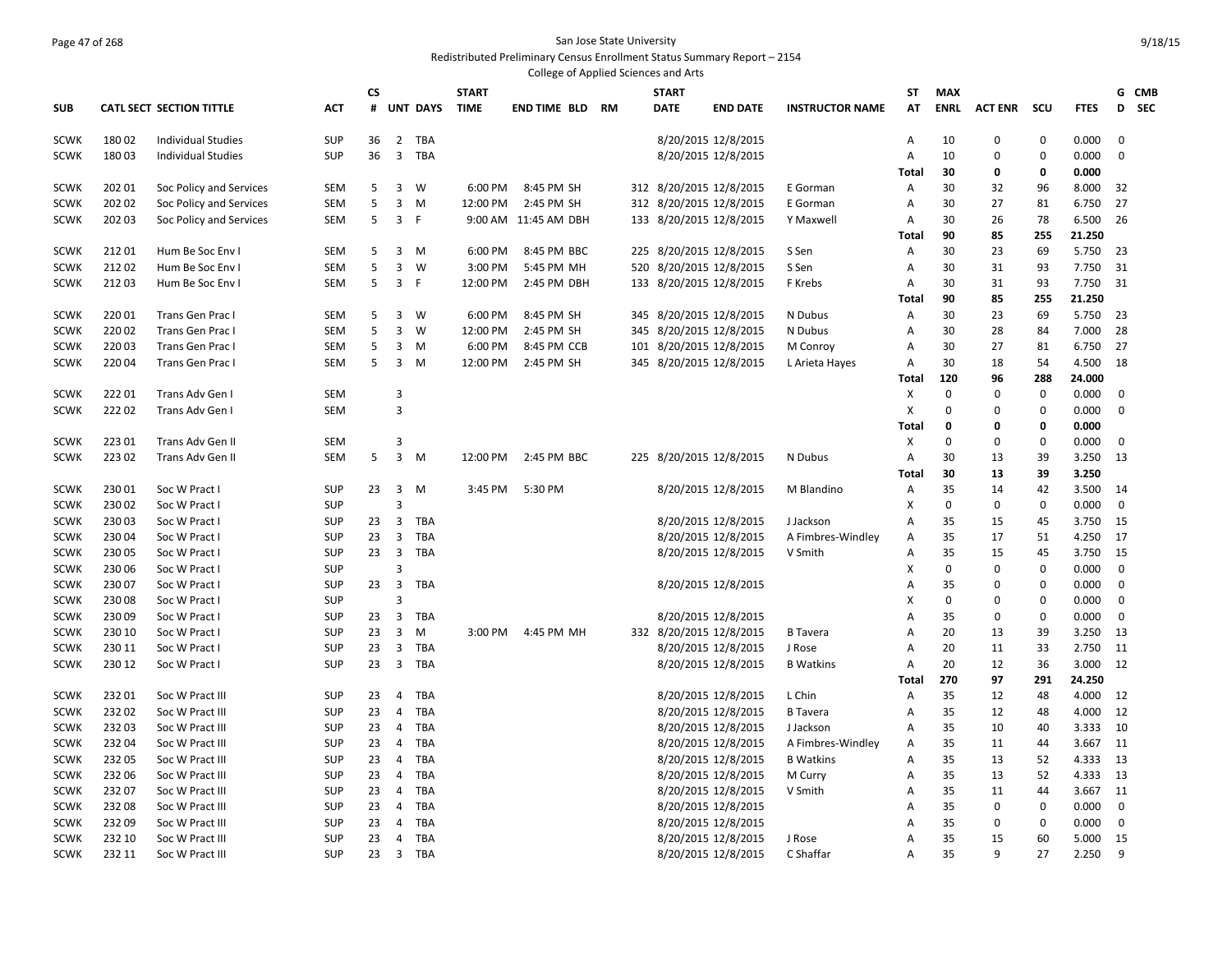San Jose State University

Redistributed Preliminary Census Enrollment Status Summary Report – 2154

College of Applied Sciences and Arts

| SUB | CATL SECT | SECTION TITTLE | ACT | CS # | UNT | DAYS | START TIME | END TIME | BLD | RM | START DATE | END DATE | INSTRUCTOR NAME | ST AT | MAX ENRL | ACT ENR | SCU | FTES | G D | CMB SEC |
|---|---|---|---|---|---|---|---|---|---|---|---|---|---|---|---|---|---|---|---|---|
| SCWK | 180 02 | Individual Studies | SUP | 36 | 2 | TBA | | | | | 8/20/2015 | 12/8/2015 | | A | 10 | 0 | 0 | 0.000 | 0 | |
| SCWK | 180 03 | Individual Studies | SUP | 36 | 3 | TBA | | | | | 8/20/2015 | 12/8/2015 | | A | 10 | 0 | 0 | 0.000 | 0 | |
| | | | | | | | | | | | | | | Total | 30 | 0 | 0 | 0.000 | | |
| SCWK | 202 01 | Soc Policy and Services | SEM | 5 | 3 | W | 6:00 PM | 8:45 PM | SH | 312 | 8/20/2015 | 12/8/2015 | E Gorman | A | 30 | 32 | 96 | 8.000 | 32 | |
| SCWK | 202 02 | Soc Policy and Services | SEM | 5 | 3 | M | 12:00 PM | 2:45 PM | SH | 312 | 8/20/2015 | 12/8/2015 | E Gorman | A | 30 | 27 | 81 | 6.750 | 27 | |
| SCWK | 202 03 | Soc Policy and Services | SEM | 5 | 3 | F | 9:00 AM | 11:45 AM | DBH | 133 | 8/20/2015 | 12/8/2015 | Y Maxwell | A | 30 | 26 | 78 | 6.500 | 26 | |
| | | | | | | | | | | | | | | Total | 90 | 85 | 255 | 21.250 | | |
| SCWK | 212 01 | Hum Be Soc Env I | SEM | 5 | 3 | M | 6:00 PM | 8:45 PM | BBC | 225 | 8/20/2015 | 12/8/2015 | S Sen | A | 30 | 23 | 69 | 5.750 | 23 | |
| SCWK | 212 02 | Hum Be Soc Env I | SEM | 5 | 3 | W | 3:00 PM | 5:45 PM | MH | 520 | 8/20/2015 | 12/8/2015 | S Sen | A | 30 | 31 | 93 | 7.750 | 31 | |
| SCWK | 212 03 | Hum Be Soc Env I | SEM | 5 | 3 | F | 12:00 PM | 2:45 PM | DBH | 133 | 8/20/2015 | 12/8/2015 | F Krebs | A | 30 | 31 | 93 | 7.750 | 31 | |
| | | | | | | | | | | | | | | Total | 90 | 85 | 255 | 21.250 | | |
| SCWK | 220 01 | Trans Gen Prac I | SEM | 5 | 3 | W | 6:00 PM | 8:45 PM | SH | 345 | 8/20/2015 | 12/8/2015 | N Dubus | A | 30 | 23 | 69 | 5.750 | 23 | |
| SCWK | 220 02 | Trans Gen Prac I | SEM | 5 | 3 | W | 12:00 PM | 2:45 PM | SH | 345 | 8/20/2015 | 12/8/2015 | N Dubus | A | 30 | 28 | 84 | 7.000 | 28 | |
| SCWK | 220 03 | Trans Gen Prac I | SEM | 5 | 3 | M | 6:00 PM | 8:45 PM | CCB | 101 | 8/20/2015 | 12/8/2015 | M Conroy | A | 30 | 27 | 81 | 6.750 | 27 | |
| SCWK | 220 04 | Trans Gen Prac I | SEM | 5 | 3 | M | 12:00 PM | 2:45 PM | SH | 345 | 8/20/2015 | 12/8/2015 | L Arieta Hayes | A | 30 | 18 | 54 | 4.500 | 18 | |
| | | | | | | | | | | | | | | Total | 120 | 96 | 288 | 24.000 | | |
| SCWK | 222 01 | Trans Adv Gen I | SEM | | 3 | | | | | | | | | X | 0 | 0 | 0 | 0.000 | 0 | |
| SCWK | 222 02 | Trans Adv Gen I | SEM | | 3 | | | | | | | | | X | 0 | 0 | 0 | 0.000 | 0 | |
| | | | | | | | | | | | | | | Total | 0 | 0 | 0 | 0.000 | | |
| SCWK | 223 01 | Trans Adv Gen II | SEM | | 3 | | | | | | | | | X | 0 | 0 | 0 | 0.000 | 0 | |
| SCWK | 223 02 | Trans Adv Gen II | SEM | 5 | 3 | M | 12:00 PM | 2:45 PM | BBC | 225 | 8/20/2015 | 12/8/2015 | N Dubus | A | 30 | 13 | 39 | 3.250 | 13 | |
| | | | | | | | | | | | | | | Total | 30 | 13 | 39 | 3.250 | | |
| SCWK | 230 01 | Soc W Pract I | SUP | 23 | 3 | M | 3:45 PM | 5:30 PM | | | 8/20/2015 | 12/8/2015 | M Blandino | A | 35 | 14 | 42 | 3.500 | 14 | |
| SCWK | 230 02 | Soc W Pract I | SUP | | 3 | | | | | | | | | X | 0 | 0 | 0 | 0.000 | 0 | |
| SCWK | 230 03 | Soc W Pract I | SUP | 23 | 3 | TBA | | | | | 8/20/2015 | 12/8/2015 | J Jackson | A | 35 | 15 | 45 | 3.750 | 15 | |
| SCWK | 230 04 | Soc W Pract I | SUP | 23 | 3 | TBA | | | | | 8/20/2015 | 12/8/2015 | A Fimbres-Windley | A | 35 | 17 | 51 | 4.250 | 17 | |
| SCWK | 230 05 | Soc W Pract I | SUP | 23 | 3 | TBA | | | | | 8/20/2015 | 12/8/2015 | V Smith | A | 35 | 15 | 45 | 3.750 | 15 | |
| SCWK | 230 06 | Soc W Pract I | SUP | | 3 | | | | | | | | | X | 0 | 0 | 0 | 0.000 | 0 | |
| SCWK | 230 07 | Soc W Pract I | SUP | 23 | 3 | TBA | | | | | 8/20/2015 | 12/8/2015 | | A | 35 | 0 | 0 | 0.000 | 0 | |
| SCWK | 230 08 | Soc W Pract I | SUP | | 3 | | | | | | | | | X | 0 | 0 | 0 | 0.000 | 0 | |
| SCWK | 230 09 | Soc W Pract I | SUP | 23 | 3 | TBA | | | | | 8/20/2015 | 12/8/2015 | | A | 35 | 0 | 0 | 0.000 | 0 | |
| SCWK | 230 10 | Soc W Pract I | SUP | 23 | 3 | M | 3:00 PM | 4:45 PM | MH | 332 | 8/20/2015 | 12/8/2015 | B Tavera | A | 20 | 13 | 39 | 3.250 | 13 | |
| SCWK | 230 11 | Soc W Pract I | SUP | 23 | 3 | TBA | | | | | 8/20/2015 | 12/8/2015 | J Rose | A | 20 | 11 | 33 | 2.750 | 11 | |
| SCWK | 230 12 | Soc W Pract I | SUP | 23 | 3 | TBA | | | | | 8/20/2015 | 12/8/2015 | B Watkins | A | 20 | 12 | 36 | 3.000 | 12 | |
| | | | | | | | | | | | | | | Total | 270 | 97 | 291 | 24.250 | | |
| SCWK | 232 01 | Soc W Pract III | SUP | 23 | 4 | TBA | | | | | 8/20/2015 | 12/8/2015 | L Chin | A | 35 | 12 | 48 | 4.000 | 12 | |
| SCWK | 232 02 | Soc W Pract III | SUP | 23 | 4 | TBA | | | | | 8/20/2015 | 12/8/2015 | B Tavera | A | 35 | 12 | 48 | 4.000 | 12 | |
| SCWK | 232 03 | Soc W Pract III | SUP | 23 | 4 | TBA | | | | | 8/20/2015 | 12/8/2015 | J Jackson | A | 35 | 10 | 40 | 3.333 | 10 | |
| SCWK | 232 04 | Soc W Pract III | SUP | 23 | 4 | TBA | | | | | 8/20/2015 | 12/8/2015 | A Fimbres-Windley | A | 35 | 11 | 44 | 3.667 | 11 | |
| SCWK | 232 05 | Soc W Pract III | SUP | 23 | 4 | TBA | | | | | 8/20/2015 | 12/8/2015 | B Watkins | A | 35 | 13 | 52 | 4.333 | 13 | |
| SCWK | 232 06 | Soc W Pract III | SUP | 23 | 4 | TBA | | | | | 8/20/2015 | 12/8/2015 | M Curry | A | 35 | 13 | 52 | 4.333 | 13 | |
| SCWK | 232 07 | Soc W Pract III | SUP | 23 | 4 | TBA | | | | | 8/20/2015 | 12/8/2015 | V Smith | A | 35 | 11 | 44 | 3.667 | 11 | |
| SCWK | 232 08 | Soc W Pract III | SUP | 23 | 4 | TBA | | | | | 8/20/2015 | 12/8/2015 | | A | 35 | 0 | 0 | 0.000 | 0 | |
| SCWK | 232 09 | Soc W Pract III | SUP | 23 | 4 | TBA | | | | | 8/20/2015 | 12/8/2015 | | A | 35 | 0 | 0 | 0.000 | 0 | |
| SCWK | 232 10 | Soc W Pract III | SUP | 23 | 4 | TBA | | | | | 8/20/2015 | 12/8/2015 | J Rose | A | 35 | 15 | 60 | 5.000 | 15 | |
| SCWK | 232 11 | Soc W Pract III | SUP | 23 | 3 | TBA | | | | | 8/20/2015 | 12/8/2015 | C Shaffar | A | 35 | 9 | 27 | 2.250 | 9 | |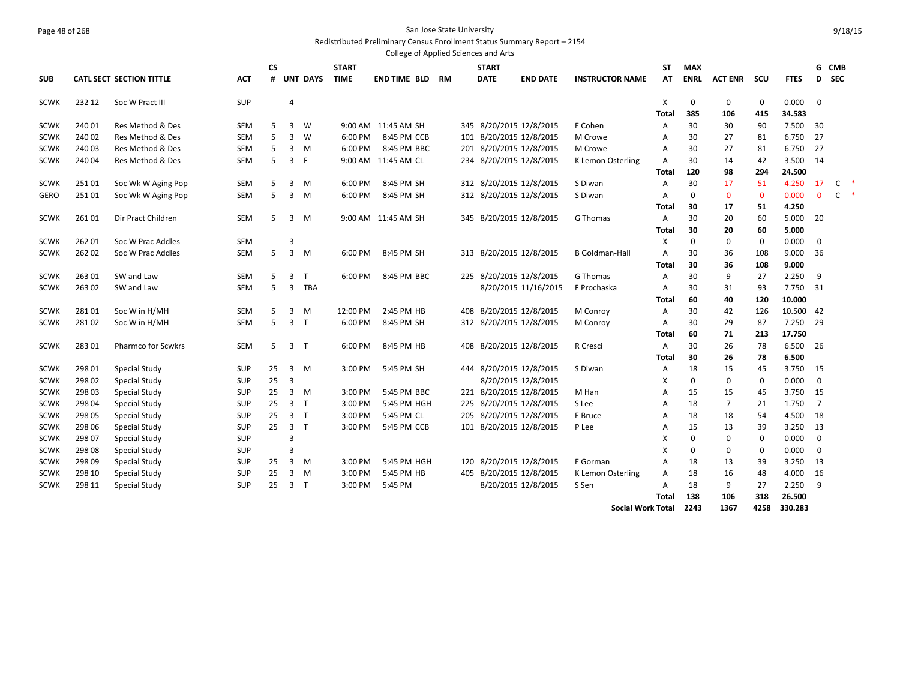San Jose State University

Redistributed Preliminary Census Enrollment Status Summary Report – 2154

College of Applied Sciences and Arts

| SUB | CATL SECT | SECTION TITTLE | ACT | CS # | UNT | DAYS | START TIME | END TIME | BLD | RM | START DATE | END DATE | INSTRUCTOR NAME | ST AT | MAX ENRL | ACT ENR | SCU | FTES | G D | CMB SEC |
|---|---|---|---|---|---|---|---|---|---|---|---|---|---|---|---|---|---|---|---|---|
| SCWK | 232 12 | Soc W Pract III | SUP | | 4 | | | | | | | | | X | 0 | 0 | 0 | 0.000 | 0 | |
| | | | | | | | | | | | | | | Total | 385 | 106 | 415 | 34.583 | | |
| SCWK | 240 01 | Res Method & Des | SEM | 5 | 3 | W | 9:00 AM | 11:45 AM | SH | 345 | 8/20/2015 | 12/8/2015 | E Cohen | A | 30 | 30 | 90 | 7.500 | 30 | |
| SCWK | 240 02 | Res Method & Des | SEM | 5 | 3 | W | 6:00 PM | 8:45 PM | CCB | 101 | 8/20/2015 | 12/8/2015 | M Crowe | A | 30 | 27 | 81 | 6.750 | 27 | |
| SCWK | 240 03 | Res Method & Des | SEM | 5 | 3 | M | 6:00 PM | 8:45 PM | BBC | 201 | 8/20/2015 | 12/8/2015 | M Crowe | A | 30 | 27 | 81 | 6.750 | 27 | |
| SCWK | 240 04 | Res Method & Des | SEM | 5 | 3 | F | 9:00 AM | 11:45 AM | CL | 234 | 8/20/2015 | 12/8/2015 | K Lemon Osterling | A | 30 | 14 | 42 | 3.500 | 14 | |
| | | | | | | | | | | | | | | Total | 120 | 98 | 294 | 24.500 | | |
| SCWK | 251 01 | Soc Wk W Aging Pop | SEM | 5 | 3 | M | 6:00 PM | 8:45 PM | SH | 312 | 8/20/2015 | 12/8/2015 | S Diwan | A | 30 | 17 | 51 | 4.250 | 17 | C * |
| GERO | 251 01 | Soc Wk W Aging Pop | SEM | 5 | 3 | M | 6:00 PM | 8:45 PM | SH | 312 | 8/20/2015 | 12/8/2015 | S Diwan | A | 0 | 0 | 0 | 0.000 | 0 | C * |
| | | | | | | | | | | | | | | Total | 30 | 17 | 51 | 4.250 | | |
| SCWK | 261 01 | Dir Pract Children | SEM | 5 | 3 | M | 9:00 AM | 11:45 AM | SH | 345 | 8/20/2015 | 12/8/2015 | G Thomas | A | 30 | 20 | 60 | 5.000 | 20 | |
| | | | | | | | | | | | | | | Total | 30 | 20 | 60 | 5.000 | | |
| SCWK | 262 01 | Soc W Prac Addles | SEM | | 3 | | | | | | | | | X | 0 | 0 | 0 | 0.000 | 0 | |
| SCWK | 262 02 | Soc W Prac Addles | SEM | 5 | 3 | M | 6:00 PM | 8:45 PM | SH | 313 | 8/20/2015 | 12/8/2015 | B Goldman-Hall | A | 30 | 36 | 108 | 9.000 | 36 | |
| | | | | | | | | | | | | | | Total | 30 | 36 | 108 | 9.000 | | |
| SCWK | 263 01 | SW and Law | SEM | 5 | 3 | T | 6:00 PM | 8:45 PM | BBC | 225 | 8/20/2015 | 12/8/2015 | G Thomas | A | 30 | 9 | 27 | 2.250 | 9 | |
| SCWK | 263 02 | SW and Law | SEM | 5 | 3 | TBA | | | | | 8/20/2015 | 11/16/2015 | F Prochaska | A | 30 | 31 | 93 | 7.750 | 31 | |
| | | | | | | | | | | | | | | Total | 60 | 40 | 120 | 10.000 | | |
| SCWK | 281 01 | Soc W in H/MH | SEM | 5 | 3 | M | 12:00 PM | 2:45 PM | HB | 408 | 8/20/2015 | 12/8/2015 | M Conroy | A | 30 | 42 | 126 | 10.500 | 42 | |
| SCWK | 281 02 | Soc W in H/MH | SEM | 5 | 3 | T | 6:00 PM | 8:45 PM | SH | 312 | 8/20/2015 | 12/8/2015 | M Conroy | A | 30 | 29 | 87 | 7.250 | 29 | |
| | | | | | | | | | | | | | | Total | 60 | 71 | 213 | 17.750 | | |
| SCWK | 283 01 | Pharmco for Scwkrs | SEM | 5 | 3 | T | 6:00 PM | 8:45 PM | HB | 408 | 8/20/2015 | 12/8/2015 | R Cresci | A | 30 | 26 | 78 | 6.500 | 26 | |
| | | | | | | | | | | | | | | Total | 30 | 26 | 78 | 6.500 | | |
| SCWK | 298 01 | Special Study | SUP | 25 | 3 | M | 3:00 PM | 5:45 PM | SH | 444 | 8/20/2015 | 12/8/2015 | S Diwan | A | 18 | 15 | 45 | 3.750 | 15 | |
| SCWK | 298 02 | Special Study | SUP | 25 | 3 | | | | | | 8/20/2015 | 12/8/2015 | | X | 0 | 0 | 0 | 0.000 | 0 | |
| SCWK | 298 03 | Special Study | SUP | 25 | 3 | M | 3:00 PM | 5:45 PM | BBC | 221 | 8/20/2015 | 12/8/2015 | M Han | A | 15 | 15 | 45 | 3.750 | 15 | |
| SCWK | 298 04 | Special Study | SUP | 25 | 3 | T | 3:00 PM | 5:45 PM | HGH | 225 | 8/20/2015 | 12/8/2015 | S Lee | A | 18 | 7 | 21 | 1.750 | 7 | |
| SCWK | 298 05 | Special Study | SUP | 25 | 3 | T | 3:00 PM | 5:45 PM | CL | 205 | 8/20/2015 | 12/8/2015 | E Bruce | A | 18 | 18 | 54 | 4.500 | 18 | |
| SCWK | 298 06 | Special Study | SUP | 25 | 3 | T | 3:00 PM | 5:45 PM | CCB | 101 | 8/20/2015 | 12/8/2015 | P Lee | A | 15 | 13 | 39 | 3.250 | 13 | |
| SCWK | 298 07 | Special Study | SUP | | 3 | | | | | | | | | X | 0 | 0 | 0 | 0.000 | 0 | |
| SCWK | 298 08 | Special Study | SUP | | 3 | | | | | | | | | X | 0 | 0 | 0 | 0.000 | 0 | |
| SCWK | 298 09 | Special Study | SUP | 25 | 3 | M | 3:00 PM | 5:45 PM | HGH | 120 | 8/20/2015 | 12/8/2015 | E Gorman | A | 18 | 13 | 39 | 3.250 | 13 | |
| SCWK | 298 10 | Special Study | SUP | 25 | 3 | M | 3:00 PM | 5:45 PM | HB | 405 | 8/20/2015 | 12/8/2015 | K Lemon Osterling | A | 18 | 16 | 48 | 4.000 | 16 | |
| SCWK | 298 11 | Special Study | SUP | 25 | 3 | T | 3:00 PM | 5:45 PM | | | 8/20/2015 | 12/8/2015 | S Sen | A | 18 | 9 | 27 | 2.250 | 9 | |
| | | | | | | | | | | | | | | Total | 138 | 106 | 318 | 26.500 | | |
| | | | | | | | | | | | | | Social Work Total | | 2243 | 1367 | 4258 | 330.283 | | |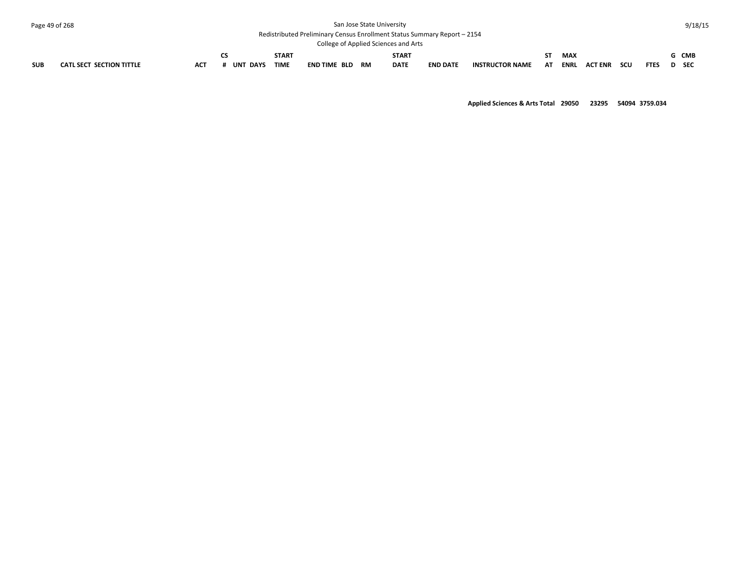| SUB | CATL | SECT | SECTION TITTLE | ACT | CS # | UNT | DAYS | START TIME | END TIME | BLD | RM | START DATE | END DATE | INSTRUCTOR NAME | ST AT | MAX ENRL | ACT ENR | SCU | FTES | G D | CMB SEC |
|---|---|---|---|---|---|---|---|---|---|---|---|---|---|---|---|---|---|---|---|---|---|
| | | | | | | | | | | | | | | **Applied Sciences & Arts Total** | | **29050** | **23295** | **54094** | **3759.034** | | |